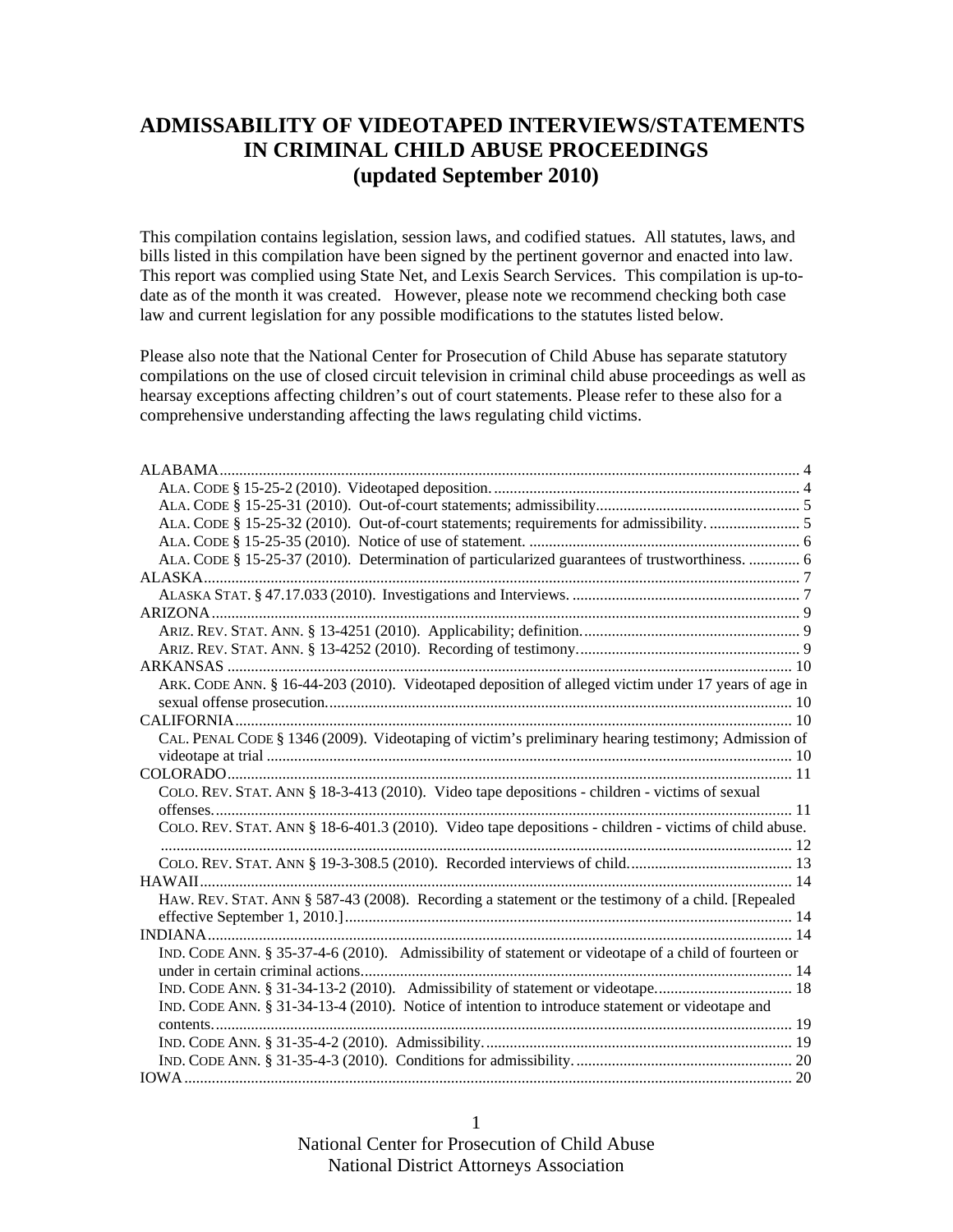# ADMISSABILITY OF VIDEOTAPED INTERVIEWS/STATEMENTS IN CRIMINAL CHILD ABUSE PROCEEDINGS (updated September 2010)

This compilation contains legislation, session laws, and codified statues. All statutes, laws, and bills listed in this compilation have been signed by the pertinent governor and enacted into law. This report was complied using State Net, and Lexis Search Services. This compilation is up-to-date as of the month it was created. However, please note we recommend checking both case law and current legislation for any possible modifications to the statutes listed below.

Please also note that the National Center for Prosecution of Child Abuse has separate statutory compilations on the use of closed circuit television in criminal child abuse proceedings as well as hearsay exceptions affecting children's out of court statements. Please refer to these also for a comprehensive understanding affecting the laws regulating child victims.

ALABAMA .......... 4
- ALA. CODE § 15-25-2 (2010). Videotaped deposition. .......... 4
- ALA. CODE § 15-25-31 (2010). Out-of-court statements; admissibility .......... 5
- ALA. CODE § 15-25-32 (2010). Out-of-court statements; requirements for admissibility. .......... 5
- ALA. CODE § 15-25-35 (2010). Notice of use of statement. .......... 6
- ALA. CODE § 15-25-37 (2010). Determination of particularized guarantees of trustworthiness. .......... 6

ALASKA .......... 7
- ALASKA STAT. § 47.17.033 (2010). Investigations and Interviews. .......... 7

ARIZONA .......... 9
- ARIZ. REV. STAT. ANN. § 13-4251 (2010). Applicability; definition. .......... 9
- ARIZ. REV. STAT. ANN. § 13-4252 (2010). Recording of testimony. .......... 9

ARKANSAS .......... 10
- ARK. CODE ANN. § 16-44-203 (2010). Videotaped deposition of alleged victim under 17 years of age in sexual offense prosecution. .......... 10

CALIFORNIA .......... 10
- CAL. PENAL CODE § 1346 (2009). Videotaping of victim's preliminary hearing testimony; Admission of videotape at trial .......... 10

COLORADO .......... 11
- COLO. REV. STAT. ANN § 18-3-413 (2010). Video tape depositions - children - victims of sexual offenses. .......... 11
- COLO. REV. STAT. ANN § 18-6-401.3 (2010). Video tape depositions - children - victims of child abuse. .......... 12
- COLO. REV. STAT. ANN § 19-3-308.5 (2010). Recorded interviews of child. .......... 13

HAWAII .......... 14
- HAW. REV. STAT. ANN § 587-43 (2008). Recording a statement or the testimony of a child. [Repealed effective September 1, 2010.] .......... 14

INDIANA .......... 14
- IND. CODE ANN. § 35-37-4-6 (2010). Admissibility of statement or videotape of a child of fourteen or under in certain criminal actions. .......... 14
- IND. CODE ANN. § 31-34-13-2 (2010). Admissibility of statement or videotape. .......... 18
- IND. CODE ANN. § 31-34-13-4 (2010). Notice of intention to introduce statement or videotape and contents. .......... 19
- IND. CODE ANN. § 31-35-4-2 (2010). Admissibility. .......... 19
- IND. CODE ANN. § 31-35-4-3 (2010). Conditions for admissibility. .......... 20

IOWA .......... 20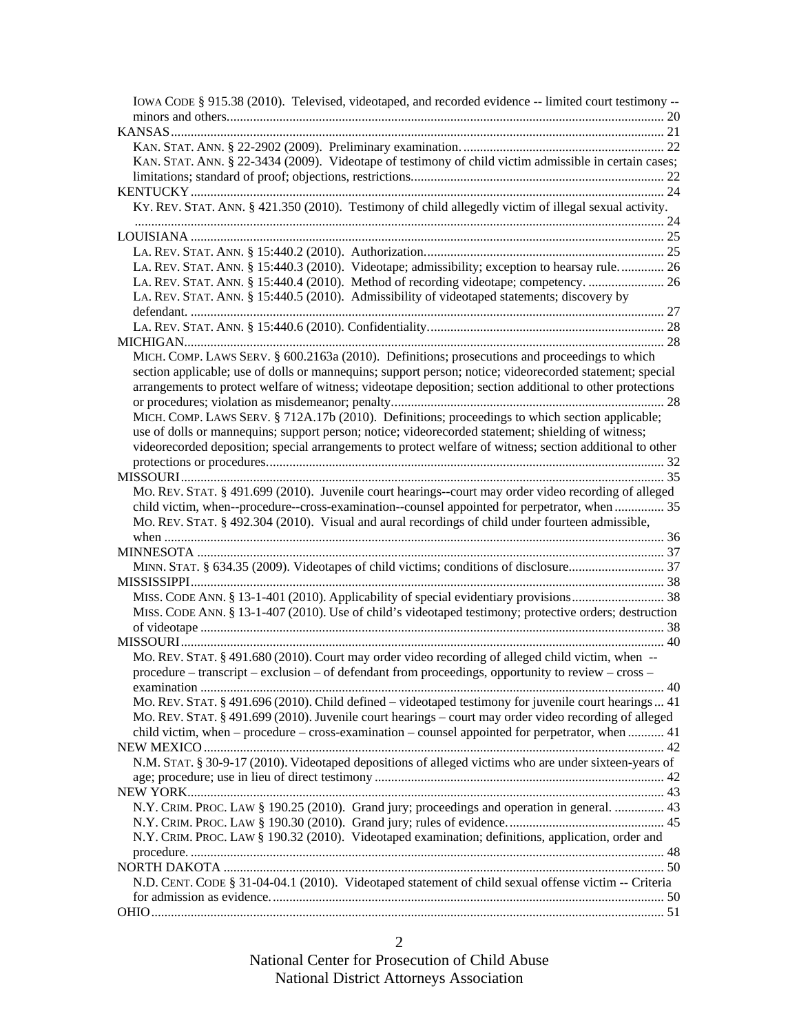IOWA CODE § 915.38 (2010). Televised, videotaped, and recorded evidence -- limited court testimony -- minors and others. .......... 20

KANSAS .......... 21

KAN. STAT. ANN. § 22-2902 (2009). Preliminary examination. .......... 22

KAN. STAT. ANN. § 22-3434 (2009). Videotape of testimony of child victim admissible in certain cases; limitations; standard of proof; objections, restrictions. .......... 22

KENTUCKY .......... 24

KY. REV. STAT. ANN. § 421.350 (2010). Testimony of child allegedly victim of illegal sexual activity. .......... 24

LOUISIANA .......... 25

LA. REV. STAT. ANN. § 15:440.2 (2010). Authorization. .......... 25

LA. REV. STAT. ANN. § 15:440.3 (2010). Videotape; admissibility; exception to hearsay rule. .......... 26

LA. REV. STAT. ANN. § 15:440.4 (2010). Method of recording videotape; competency. .......... 26

LA. REV. STAT. ANN. § 15:440.5 (2010). Admissibility of videotaped statements; discovery by defendant. .......... 27

LA. REV. STAT. ANN. § 15:440.6 (2010). Confidentiality. .......... 28

MICHIGAN .......... 28

MICH. COMP. LAWS SERV. § 600.2163a (2010). Definitions; prosecutions and proceedings to which section applicable; use of dolls or mannequins; support person; notice; videorecorded statement; special arrangements to protect welfare of witness; videotape deposition; section additional to other protections or procedures; violation as misdemeanor; penalty. .......... 28

MICH. COMP. LAWS SERV. § 712A.17b (2010). Definitions; proceedings to which section applicable; use of dolls or mannequins; support person; notice; videorecorded statement; shielding of witness; videorecorded deposition; special arrangements to protect welfare of witness; section additional to other protections or procedures. .......... 32

MISSOURI .......... 35

MO. REV. STAT. § 491.699 (2010). Juvenile court hearings--court may order video recording of alleged child victim, when--procedure--cross-examination--counsel appointed for perpetrator, when .......... 35

MO. REV. STAT. § 492.304 (2010). Visual and aural recordings of child under fourteen admissible, when .......... 36

MINNESOTA .......... 37

MINN. STAT. § 634.35 (2009). Videotapes of child victims; conditions of disclosure. .......... 37

MISSISSIPPI .......... 38

MISS. CODE ANN. § 13-1-401 (2010). Applicability of special evidentiary provisions .......... 38

MISS. CODE ANN. § 13-1-407 (2010). Use of child's videotaped testimony; protective orders; destruction of videotape .......... 38

MISSOURI .......... 40

MO. REV. STAT. § 491.680 (2010). Court may order video recording of alleged child victim, when -- procedure – transcript – exclusion – of defendant from proceedings, opportunity to review – cross – examination .......... 40

MO. REV. STAT. § 491.696 (2010). Child defined – videotaped testimony for juvenile court hearings .......... 41

MO. REV. STAT. § 491.699 (2010). Juvenile court hearings – court may order video recording of alleged child victim, when – procedure – cross-examination – counsel appointed for perpetrator, when .......... 41

NEW MEXICO .......... 42

N.M. STAT. § 30-9-17 (2010). Videotaped depositions of alleged victims who are under sixteen-years of age; procedure; use in lieu of direct testimony .......... 42

NEW YORK .......... 43

N.Y. CRIM. PROC. LAW § 190.25 (2010). Grand jury; proceedings and operation in general. .......... 43

N.Y. CRIM. PROC. LAW § 190.30 (2010). Grand jury; rules of evidence. .......... 45

N.Y. CRIM. PROC. LAW § 190.32 (2010). Videotaped examination; definitions, application, order and procedure. .......... 48

NORTH DAKOTA .......... 50

N.D. CENT. CODE § 31-04-04.1 (2010). Videotaped statement of child sexual offense victim -- Criteria for admission as evidence. .......... 50

OHIO .......... 51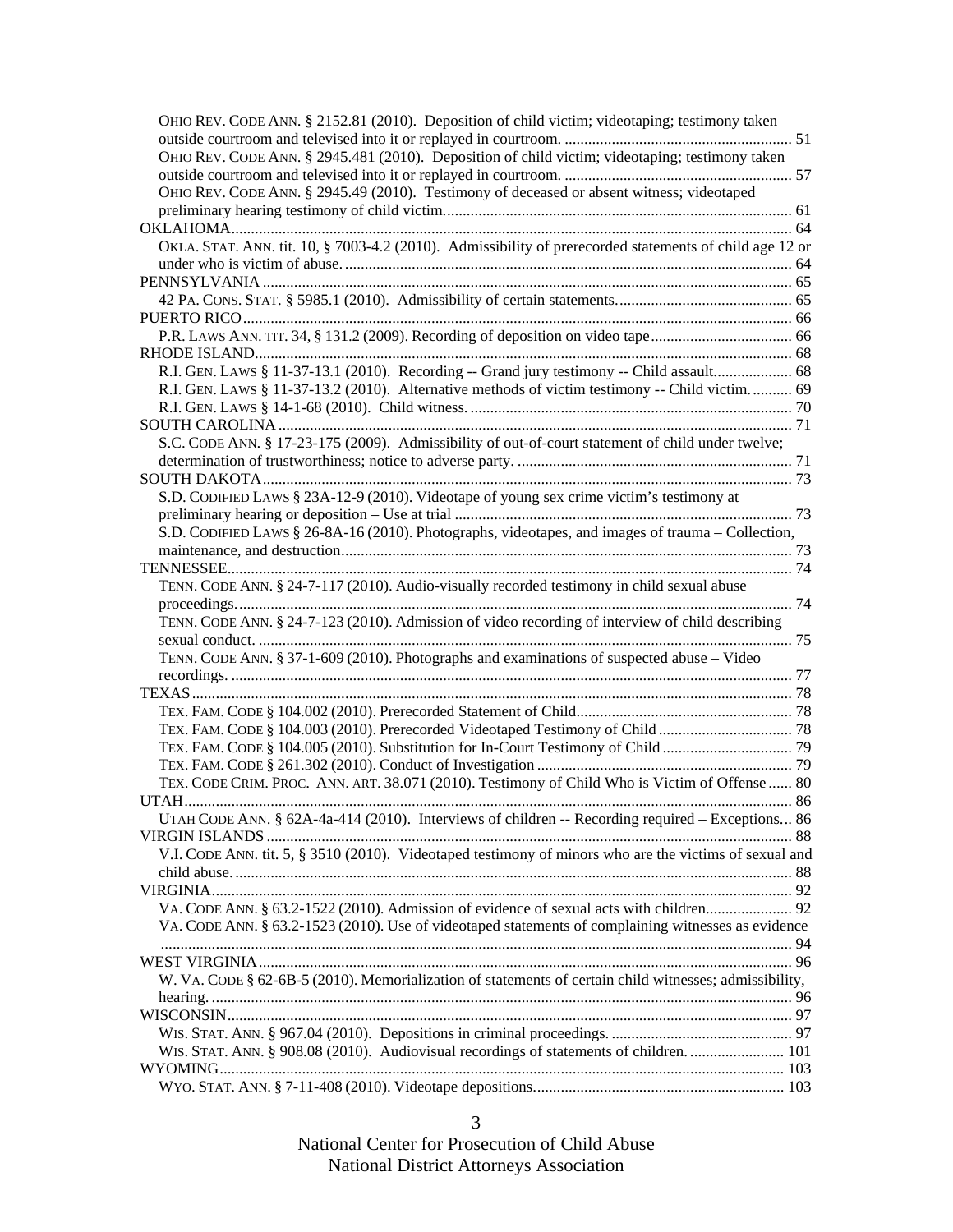OHIO REV. CODE ANN. § 2152.81 (2010). Deposition of child victim; videotaping; testimony taken outside courtroom and televised into it or replayed in courtroom. .......................................................... 51

OHIO REV. CODE ANN. § 2945.481 (2010). Deposition of child victim; videotaping; testimony taken outside courtroom and televised into it or replayed in courtroom. .......................................................... 57

OHIO REV. CODE ANN. § 2945.49 (2010). Testimony of deceased or absent witness; videotaped preliminary hearing testimony of child victim......................................................................................... 61

OKLAHOMA.............................................................................................................................................. 64

OKLA. STAT. ANN. tit. 10, § 7003-4.2 (2010). Admissibility of prerecorded statements of child age 12 or under who is victim of abuse. ................................................................................................................. 64

PENNSYLVANIA ...................................................................................................................................... 65

42 PA. CONS. STAT. § 5985.1 (2010). Admissibility of certain statements............................................. 65

PUERTO RICO........................................................................................................................................... 66

P.R. LAWS ANN. TIT. 34, § 131.2 (2009). Recording of deposition on video tape.................................... 66

RHODE ISLAND........................................................................................................................................ 68

R.I. GEN. LAWS § 11-37-13.1 (2010). Recording -- Grand jury testimony -- Child assault.................... 68

R.I. GEN. LAWS § 11-37-13.2 (2010). Alternative methods of victim testimony -- Child victim. .......... 69

R.I. GEN. LAWS § 14-1-68 (2010). Child witness. .................................................................................. 70

SOUTH CAROLINA .................................................................................................................................. 71

S.C. CODE ANN. § 17-23-175 (2009). Admissibility of out-of-court statement of child under twelve; determination of trustworthiness; notice to adverse party. ...................................................................... 71

SOUTH DAKOTA....................................................................................................................................... 73

S.D. CODIFIED LAWS § 23A-12-9 (2010). Videotape of young sex crime victim's testimony at preliminary hearing or deposition – Use at trial ...................................................................................... 73

S.D. CODIFIED LAWS § 26-8A-16 (2010). Photographs, videotapes, and images of trauma – Collection, maintenance, and destruction.................................................................................................................. 73

TENNESSEE............................................................................................................................................... 74

TENN. CODE ANN. § 24-7-117 (2010). Audio-visually recorded testimony in child sexual abuse proceedings.............................................................................................................................................. 74

TENN. CODE ANN. § 24-7-123 (2010). Admission of video recording of interview of child describing sexual conduct. ........................................................................................................................................ 75

TENN. CODE ANN. § 37-1-609 (2010). Photographs and examinations of suspected abuse – Video recordings. .............................................................................................................................................. 77

TEXAS........................................................................................................................................................ 78

TEX. FAM. CODE § 104.002 (2010). Prerecorded Statement of Child....................................................... 78

TEX. FAM. CODE § 104.003 (2010). Prerecorded Videotaped Testimony of Child .................................. 78

TEX. FAM. CODE § 104.005 (2010). Substitution for In-Court Testimony of Child ................................. 79

TEX. FAM. CODE § 261.302 (2010). Conduct of Investigation ................................................................. 79

TEX. CODE CRIM. PROC. ANN. ART. 38.071 (2010). Testimony of Child Who is Victim of Offense ...... 80

UTAH.......................................................................................................................................................... 86

UTAH CODE ANN. § 62A-4a-414 (2010). Interviews of children -- Recording required – Exceptions... 86

VIRGIN ISLANDS ..................................................................................................................................... 88

V.I. CODE ANN. tit. 5, § 3510 (2010). Videotaped testimony of minors who are the victims of sexual and child abuse. ............................................................................................................................................ 88

VIRGINIA................................................................................................................................................... 92

VA. CODE ANN. § 63.2-1522 (2010). Admission of evidence of sexual acts with children...................... 92

VA. CODE ANN. § 63.2-1523 (2010). Use of videotaped statements of complaining witnesses as evidence ................................................................................................................................................................ 94

WEST VIRGINIA....................................................................................................................................... 96

W. VA. CODE § 62-6B-5 (2010). Memorialization of statements of certain child witnesses; admissibility, hearing. ................................................................................................................................................... 96

WISCONSIN.............................................................................................................................................. 97

WIS. STAT. ANN. § 967.04 (2010). Depositions in criminal proceedings. .............................................. 97

WIS. STAT. ANN. § 908.08 (2010). Audiovisual recordings of statements of children. ......................... 101

WYOMING.............................................................................................................................................. 103

WYO. STAT. ANN. § 7-11-408 (2010). Videotape depositions................................................................ 103

National Center for Prosecution of Child Abuse
National District Attorneys Association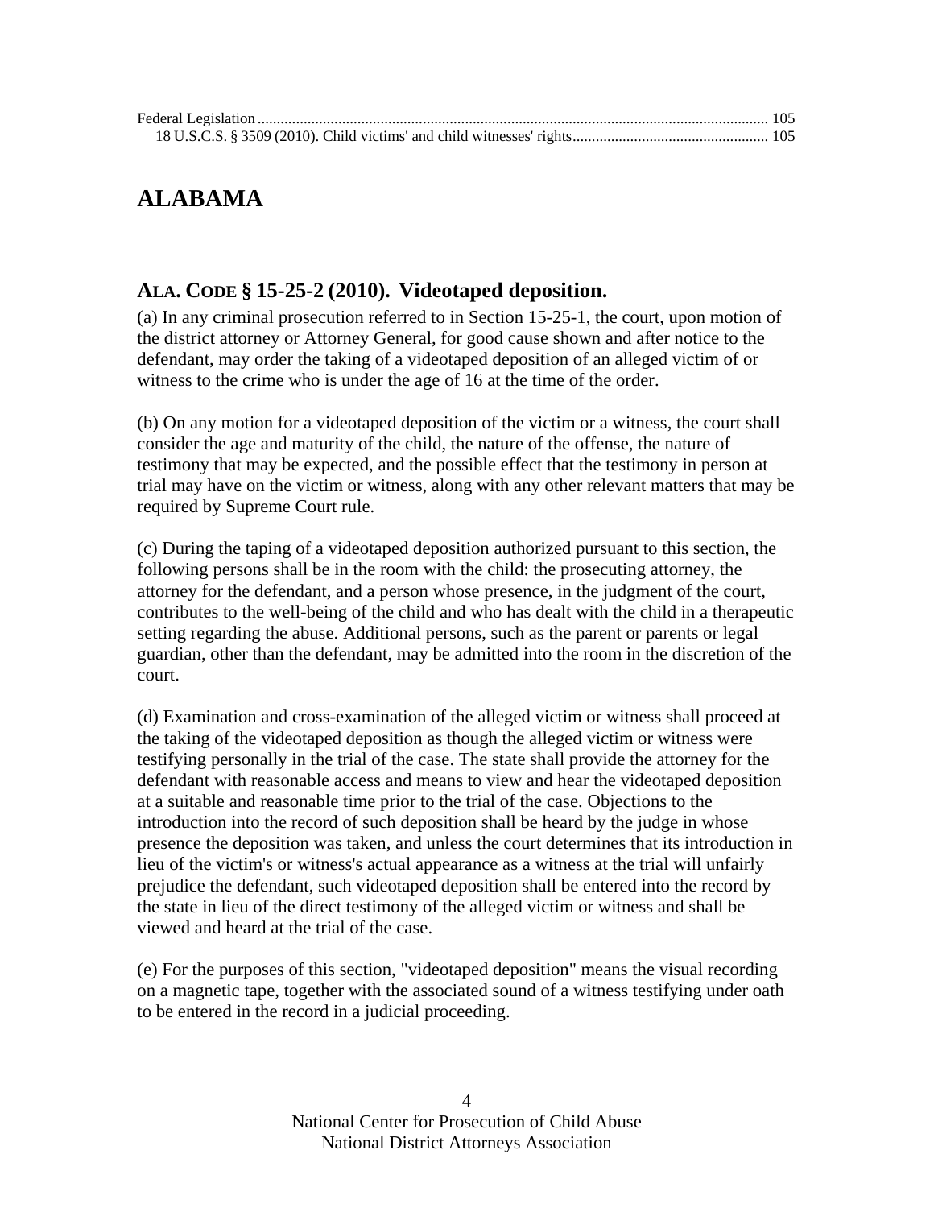Federal Legislation ..................................................................................................................................... 105
18 U.S.C.S. § 3509 (2010). Child victims' and child witnesses' rights .................................................. 105

# ALABAMA

## ALA. CODE § 15-25-2 (2010). Videotaped deposition.

(a) In any criminal prosecution referred to in Section 15-25-1, the court, upon motion of the district attorney or Attorney General, for good cause shown and after notice to the defendant, may order the taking of a videotaped deposition of an alleged victim of or witness to the crime who is under the age of 16 at the time of the order.

(b) On any motion for a videotaped deposition of the victim or a witness, the court shall consider the age and maturity of the child, the nature of the offense, the nature of testimony that may be expected, and the possible effect that the testimony in person at trial may have on the victim or witness, along with any other relevant matters that may be required by Supreme Court rule.

(c) During the taping of a videotaped deposition authorized pursuant to this section, the following persons shall be in the room with the child: the prosecuting attorney, the attorney for the defendant, and a person whose presence, in the judgment of the court, contributes to the well-being of the child and who has dealt with the child in a therapeutic setting regarding the abuse. Additional persons, such as the parent or parents or legal guardian, other than the defendant, may be admitted into the room in the discretion of the court.

(d) Examination and cross-examination of the alleged victim or witness shall proceed at the taking of the videotaped deposition as though the alleged victim or witness were testifying personally in the trial of the case. The state shall provide the attorney for the defendant with reasonable access and means to view and hear the videotaped deposition at a suitable and reasonable time prior to the trial of the case. Objections to the introduction into the record of such deposition shall be heard by the judge in whose presence the deposition was taken, and unless the court determines that its introduction in lieu of the victim's or witness's actual appearance as a witness at the trial will unfairly prejudice the defendant, such videotaped deposition shall be entered into the record by the state in lieu of the direct testimony of the alleged victim or witness and shall be viewed and heard at the trial of the case.

(e) For the purposes of this section, "videotaped deposition" means the visual recording on a magnetic tape, together with the associated sound of a witness testifying under oath to be entered in the record in a judicial proceeding.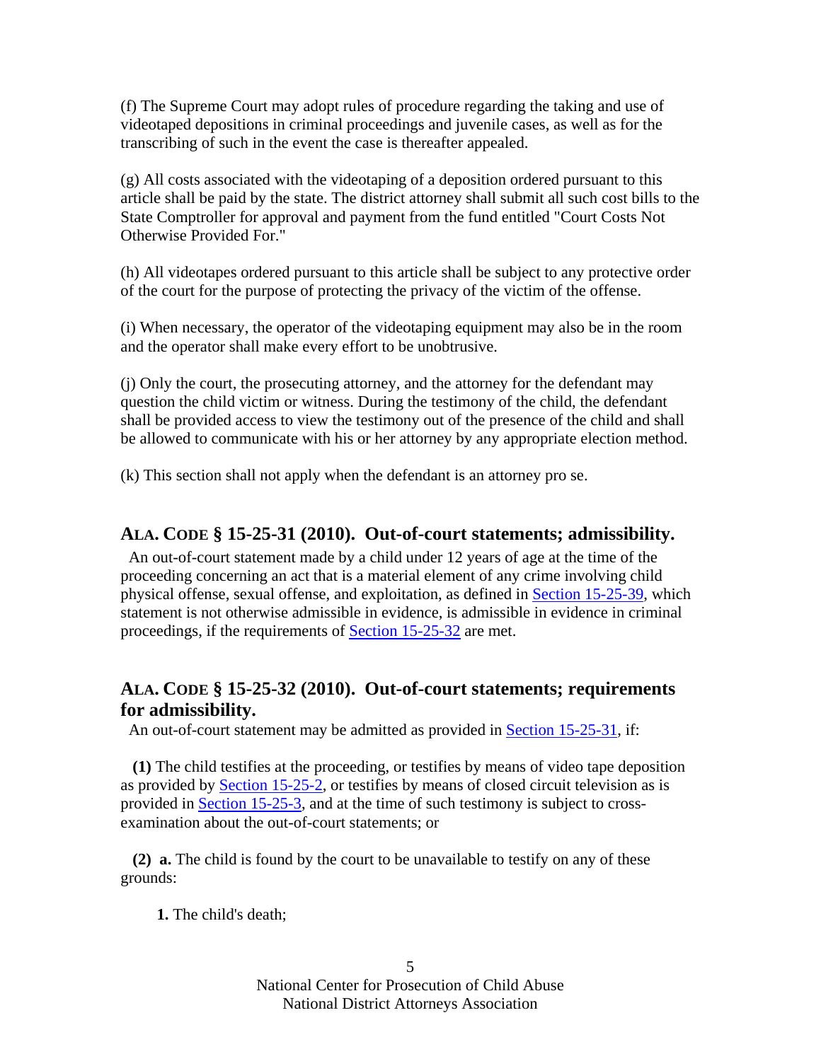(f) The Supreme Court may adopt rules of procedure regarding the taking and use of videotaped depositions in criminal proceedings and juvenile cases, as well as for the transcribing of such in the event the case is thereafter appealed.

(g) All costs associated with the videotaping of a deposition ordered pursuant to this article shall be paid by the state. The district attorney shall submit all such cost bills to the State Comptroller for approval and payment from the fund entitled "Court Costs Not Otherwise Provided For."

(h) All videotapes ordered pursuant to this article shall be subject to any protective order of the court for the purpose of protecting the privacy of the victim of the offense.

(i) When necessary, the operator of the videotaping equipment may also be in the room and the operator shall make every effort to be unobtrusive.

(j) Only the court, the prosecuting attorney, and the attorney for the defendant may question the child victim or witness. During the testimony of the child, the defendant shall be provided access to view the testimony out of the presence of the child and shall be allowed to communicate with his or her attorney by any appropriate election method.

(k) This section shall not apply when the defendant is an attorney pro se.

## ALA. CODE § 15-25-31 (2010). Out-of-court statements; admissibility.

An out-of-court statement made by a child under 12 years of age at the time of the proceeding concerning an act that is a material element of any crime involving child physical offense, sexual offense, and exploitation, as defined in Section 15-25-39, which statement is not otherwise admissible in evidence, is admissible in evidence in criminal proceedings, if the requirements of Section 15-25-32 are met.

## ALA. CODE § 15-25-32 (2010). Out-of-court statements; requirements for admissibility.

An out-of-court statement may be admitted as provided in Section 15-25-31, if:

**(1)** The child testifies at the proceeding, or testifies by means of video tape deposition as provided by Section 15-25-2, or testifies by means of closed circuit television as is provided in Section 15-25-3, and at the time of such testimony is subject to cross-examination about the out-of-court statements; or

**(2) a.** The child is found by the court to be unavailable to testify on any of these grounds:

**1.** The child's death;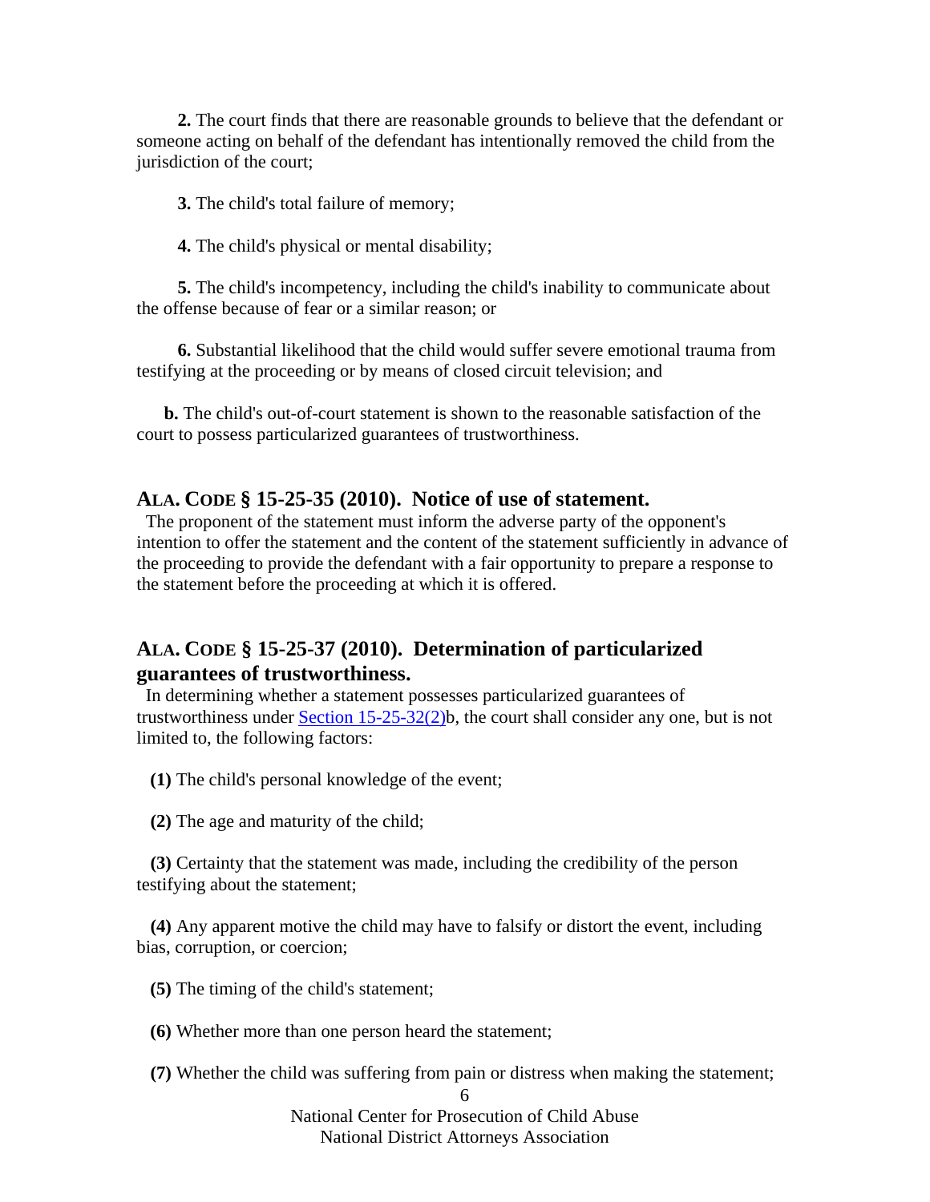**2.** The court finds that there are reasonable grounds to believe that the defendant or someone acting on behalf of the defendant has intentionally removed the child from the jurisdiction of the court;

**3.** The child's total failure of memory;

**4.** The child's physical or mental disability;

**5.** The child's incompetency, including the child's inability to communicate about the offense because of fear or a similar reason; or

**6.** Substantial likelihood that the child would suffer severe emotional trauma from testifying at the proceeding or by means of closed circuit television; and

**b.** The child's out-of-court statement is shown to the reasonable satisfaction of the court to possess particularized guarantees of trustworthiness.

## ALA. CODE § 15-25-35 (2010). Notice of use of statement.

The proponent of the statement must inform the adverse party of the opponent's intention to offer the statement and the content of the statement sufficiently in advance of the proceeding to provide the defendant with a fair opportunity to prepare a response to the statement before the proceeding at which it is offered.

## ALA. CODE § 15-25-37 (2010). Determination of particularized guarantees of trustworthiness.

In determining whether a statement possesses particularized guarantees of trustworthiness under Section 15-25-32(2)b, the court shall consider any one, but is not limited to, the following factors:

**(1)** The child's personal knowledge of the event;

**(2)** The age and maturity of the child;

**(3)** Certainty that the statement was made, including the credibility of the person testifying about the statement;

**(4)** Any apparent motive the child may have to falsify or distort the event, including bias, corruption, or coercion;

**(5)** The timing of the child's statement;

**(6)** Whether more than one person heard the statement;

**(7)** Whether the child was suffering from pain or distress when making the statement;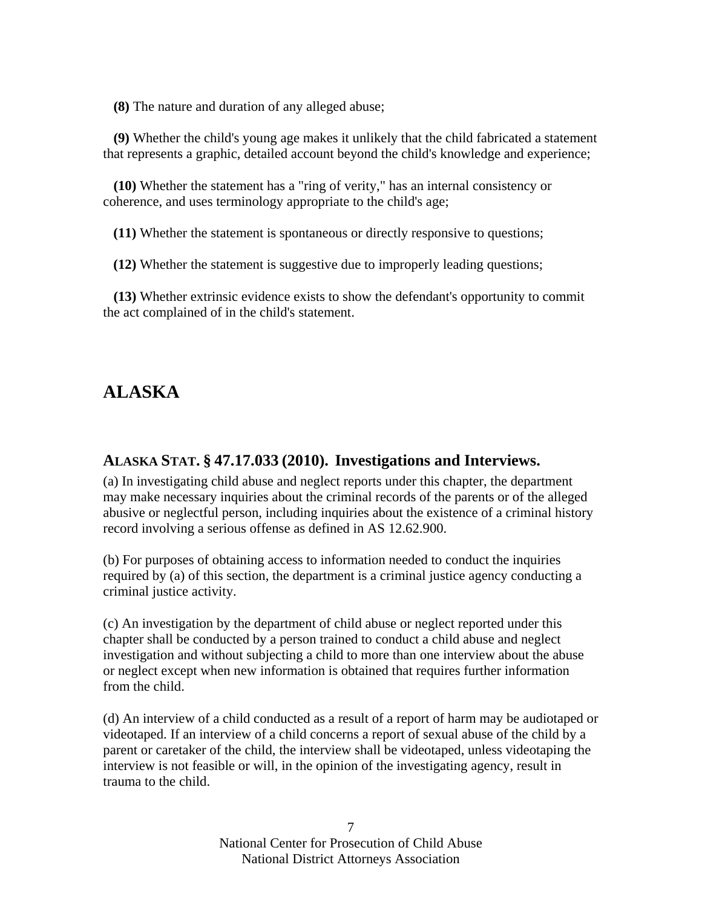**(8)** The nature and duration of any alleged abuse;

**(9)** Whether the child's young age makes it unlikely that the child fabricated a statement that represents a graphic, detailed account beyond the child's knowledge and experience;

**(10)** Whether the statement has a "ring of verity," has an internal consistency or coherence, and uses terminology appropriate to the child's age;

**(11)** Whether the statement is spontaneous or directly responsive to questions;

**(12)** Whether the statement is suggestive due to improperly leading questions;

**(13)** Whether extrinsic evidence exists to show the defendant's opportunity to commit the act complained of in the child's statement.

# ALASKA

## ALASKA STAT. § 47.17.033 (2010). Investigations and Interviews.

(a) In investigating child abuse and neglect reports under this chapter, the department may make necessary inquiries about the criminal records of the parents or of the alleged abusive or neglectful person, including inquiries about the existence of a criminal history record involving a serious offense as defined in AS 12.62.900.

(b) For purposes of obtaining access to information needed to conduct the inquiries required by (a) of this section, the department is a criminal justice agency conducting a criminal justice activity.

(c) An investigation by the department of child abuse or neglect reported under this chapter shall be conducted by a person trained to conduct a child abuse and neglect investigation and without subjecting a child to more than one interview about the abuse or neglect except when new information is obtained that requires further information from the child.

(d) An interview of a child conducted as a result of a report of harm may be audiotaped or videotaped. If an interview of a child concerns a report of sexual abuse of the child by a parent or caretaker of the child, the interview shall be videotaped, unless videotaping the interview is not feasible or will, in the opinion of the investigating agency, result in trauma to the child.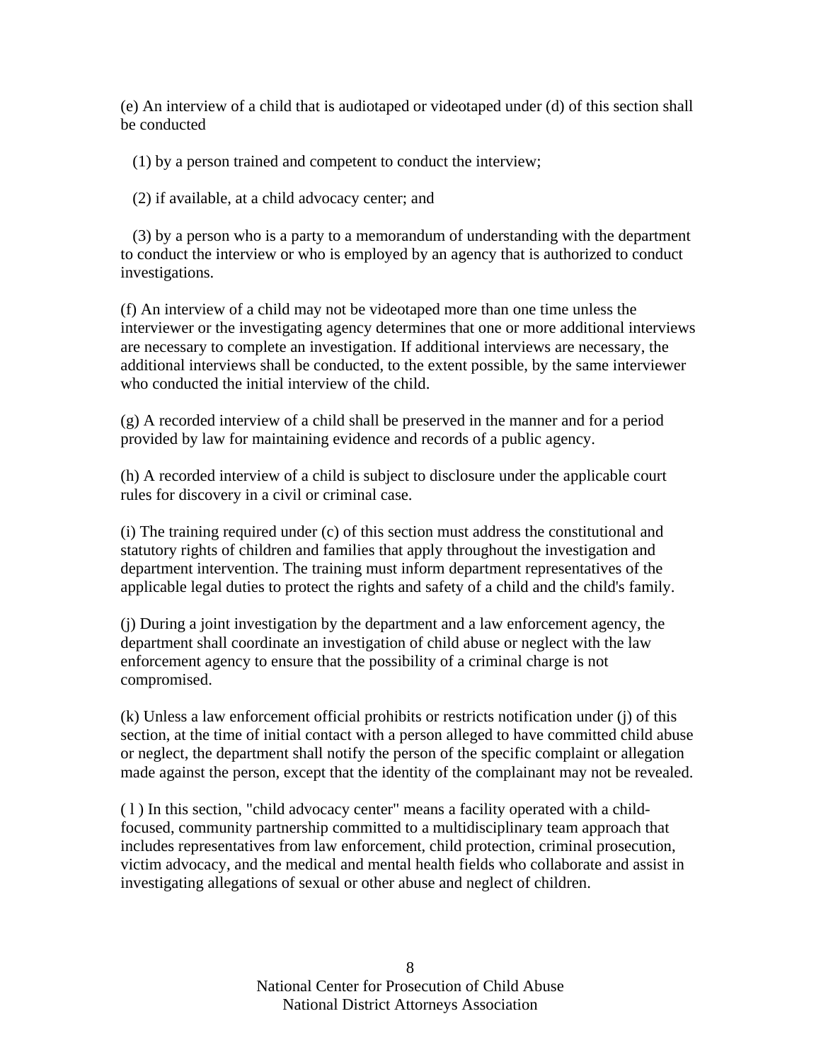(e) An interview of a child that is audiotaped or videotaped under (d) of this section shall be conducted

(1) by a person trained and competent to conduct the interview;

(2) if available, at a child advocacy center; and

(3) by a person who is a party to a memorandum of understanding with the department to conduct the interview or who is employed by an agency that is authorized to conduct investigations.

(f) An interview of a child may not be videotaped more than one time unless the interviewer or the investigating agency determines that one or more additional interviews are necessary to complete an investigation. If additional interviews are necessary, the additional interviews shall be conducted, to the extent possible, by the same interviewer who conducted the initial interview of the child.

(g) A recorded interview of a child shall be preserved in the manner and for a period provided by law for maintaining evidence and records of a public agency.

(h) A recorded interview of a child is subject to disclosure under the applicable court rules for discovery in a civil or criminal case.

(i) The training required under (c) of this section must address the constitutional and statutory rights of children and families that apply throughout the investigation and department intervention. The training must inform department representatives of the applicable legal duties to protect the rights and safety of a child and the child's family.

(j) During a joint investigation by the department and a law enforcement agency, the department shall coordinate an investigation of child abuse or neglect with the law enforcement agency to ensure that the possibility of a criminal charge is not compromised.

(k) Unless a law enforcement official prohibits or restricts notification under (j) of this section, at the time of initial contact with a person alleged to have committed child abuse or neglect, the department shall notify the person of the specific complaint or allegation made against the person, except that the identity of the complainant may not be revealed.

( l ) In this section, "child advocacy center" means a facility operated with a child-focused, community partnership committed to a multidisciplinary team approach that includes representatives from law enforcement, child protection, criminal prosecution, victim advocacy, and the medical and mental health fields who collaborate and assist in investigating allegations of sexual or other abuse and neglect of children.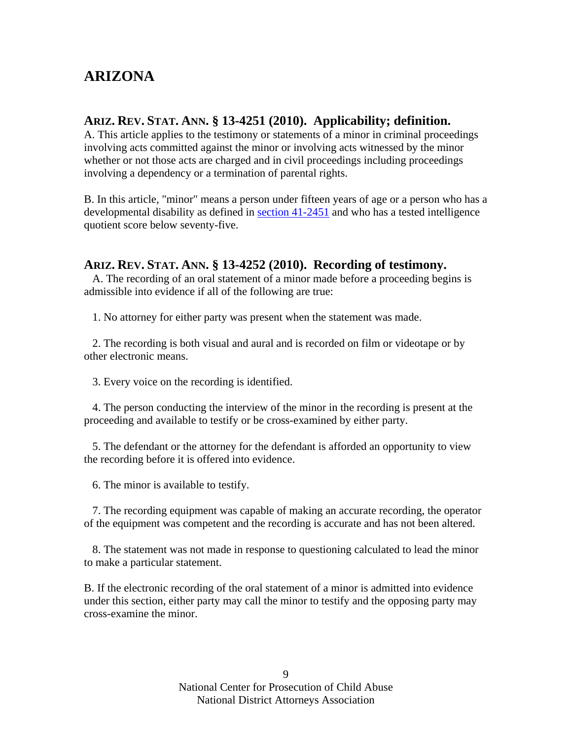# ARIZONA

## ARIZ. REV. STAT. ANN. § 13-4251 (2010). Applicability; definition.

A. This article applies to the testimony or statements of a minor in criminal proceedings involving acts committed against the minor or involving acts witnessed by the minor whether or not those acts are charged and in civil proceedings including proceedings involving a dependency or a termination of parental rights.

B. In this article, "minor" means a person under fifteen years of age or a person who has a developmental disability as defined in section 41-2451 and who has a tested intelligence quotient score below seventy-five.

## ARIZ. REV. STAT. ANN. § 13-4252 (2010). Recording of testimony.

A. The recording of an oral statement of a minor made before a proceeding begins is admissible into evidence if all of the following are true:

1. No attorney for either party was present when the statement was made.

2. The recording is both visual and aural and is recorded on film or videotape or by other electronic means.

3. Every voice on the recording is identified.

4. The person conducting the interview of the minor in the recording is present at the proceeding and available to testify or be cross-examined by either party.

5. The defendant or the attorney for the defendant is afforded an opportunity to view the recording before it is offered into evidence.

6. The minor is available to testify.

7. The recording equipment was capable of making an accurate recording, the operator of the equipment was competent and the recording is accurate and has not been altered.

8. The statement was not made in response to questioning calculated to lead the minor to make a particular statement.

B. If the electronic recording of the oral statement of a minor is admitted into evidence under this section, either party may call the minor to testify and the opposing party may cross-examine the minor.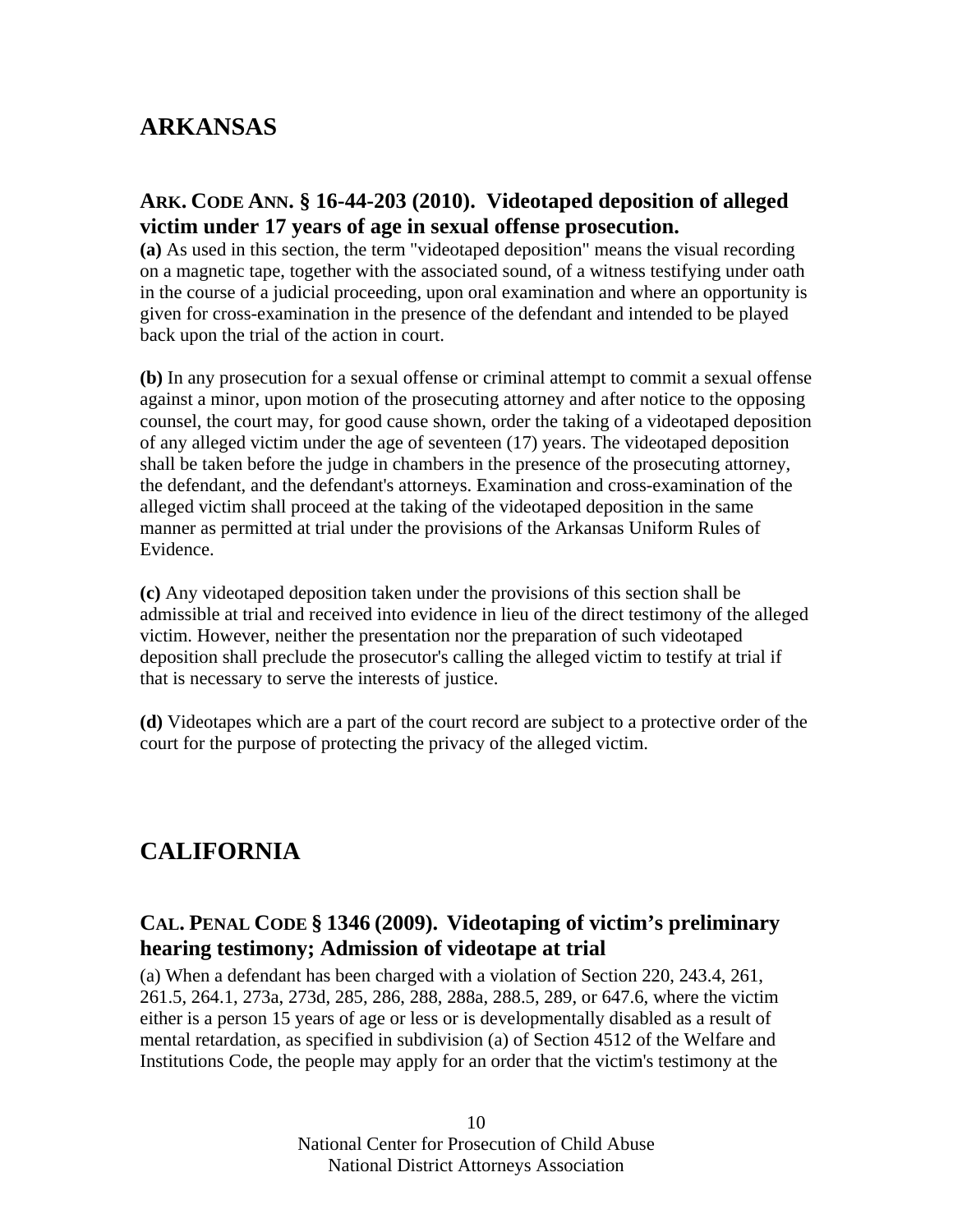# ARKANSAS

## ARK. CODE ANN. § 16-44-203 (2010). Videotaped deposition of alleged victim under 17 years of age in sexual offense prosecution.

**(a)** As used in this section, the term "videotaped deposition" means the visual recording on a magnetic tape, together with the associated sound, of a witness testifying under oath in the course of a judicial proceeding, upon oral examination and where an opportunity is given for cross-examination in the presence of the defendant and intended to be played back upon the trial of the action in court.

**(b)** In any prosecution for a sexual offense or criminal attempt to commit a sexual offense against a minor, upon motion of the prosecuting attorney and after notice to the opposing counsel, the court may, for good cause shown, order the taking of a videotaped deposition of any alleged victim under the age of seventeen (17) years. The videotaped deposition shall be taken before the judge in chambers in the presence of the prosecuting attorney, the defendant, and the defendant's attorneys. Examination and cross-examination of the alleged victim shall proceed at the taking of the videotaped deposition in the same manner as permitted at trial under the provisions of the Arkansas Uniform Rules of Evidence.

**(c)** Any videotaped deposition taken under the provisions of this section shall be admissible at trial and received into evidence in lieu of the direct testimony of the alleged victim. However, neither the presentation nor the preparation of such videotaped deposition shall preclude the prosecutor's calling the alleged victim to testify at trial if that is necessary to serve the interests of justice.

**(d)** Videotapes which are a part of the court record are subject to a protective order of the court for the purpose of protecting the privacy of the alleged victim.

# CALIFORNIA

## CAL. PENAL CODE § 1346 (2009). Videotaping of victim's preliminary hearing testimony; Admission of videotape at trial

(a) When a defendant has been charged with a violation of Section 220, 243.4, 261, 261.5, 264.1, 273a, 273d, 285, 286, 288, 288a, 288.5, 289, or 647.6, where the victim either is a person 15 years of age or less or is developmentally disabled as a result of mental retardation, as specified in subdivision (a) of Section 4512 of the Welfare and Institutions Code, the people may apply for an order that the victim's testimony at the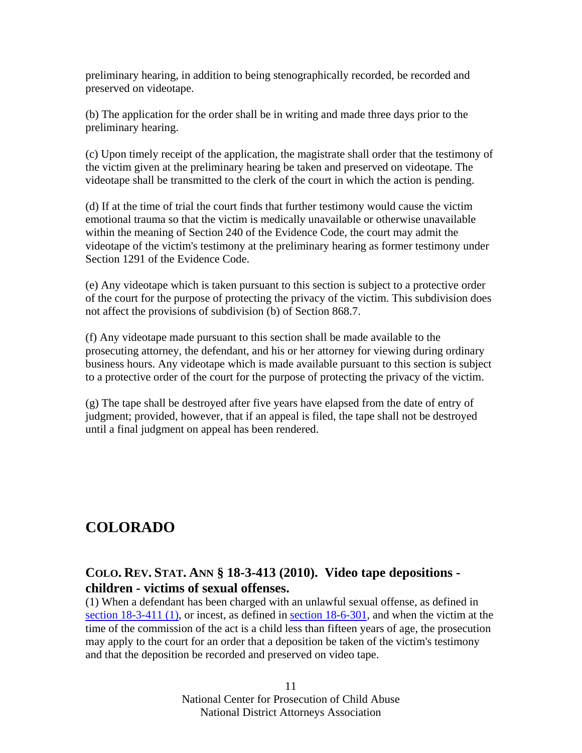preliminary hearing, in addition to being stenographically recorded, be recorded and preserved on videotape.

(b) The application for the order shall be in writing and made three days prior to the preliminary hearing.

(c) Upon timely receipt of the application, the magistrate shall order that the testimony of the victim given at the preliminary hearing be taken and preserved on videotape. The videotape shall be transmitted to the clerk of the court in which the action is pending.

(d) If at the time of trial the court finds that further testimony would cause the victim emotional trauma so that the victim is medically unavailable or otherwise unavailable within the meaning of Section 240 of the Evidence Code, the court may admit the videotape of the victim's testimony at the preliminary hearing as former testimony under Section 1291 of the Evidence Code.

(e) Any videotape which is taken pursuant to this section is subject to a protective order of the court for the purpose of protecting the privacy of the victim. This subdivision does not affect the provisions of subdivision (b) of Section 868.7.

(f) Any videotape made pursuant to this section shall be made available to the prosecuting attorney, the defendant, and his or her attorney for viewing during ordinary business hours. Any videotape which is made available pursuant to this section is subject to a protective order of the court for the purpose of protecting the privacy of the victim.

(g) The tape shall be destroyed after five years have elapsed from the date of entry of judgment; provided, however, that if an appeal is filed, the tape shall not be destroyed until a final judgment on appeal has been rendered.

## COLORADO

### COLO. REV. STAT. ANN § 18-3-413 (2010). Video tape depositions - children - victims of sexual offenses.

(1) When a defendant has been charged with an unlawful sexual offense, as defined in section 18-3-411 (1), or incest, as defined in section 18-6-301, and when the victim at the time of the commission of the act is a child less than fifteen years of age, the prosecution may apply to the court for an order that a deposition be taken of the victim's testimony and that the deposition be recorded and preserved on video tape.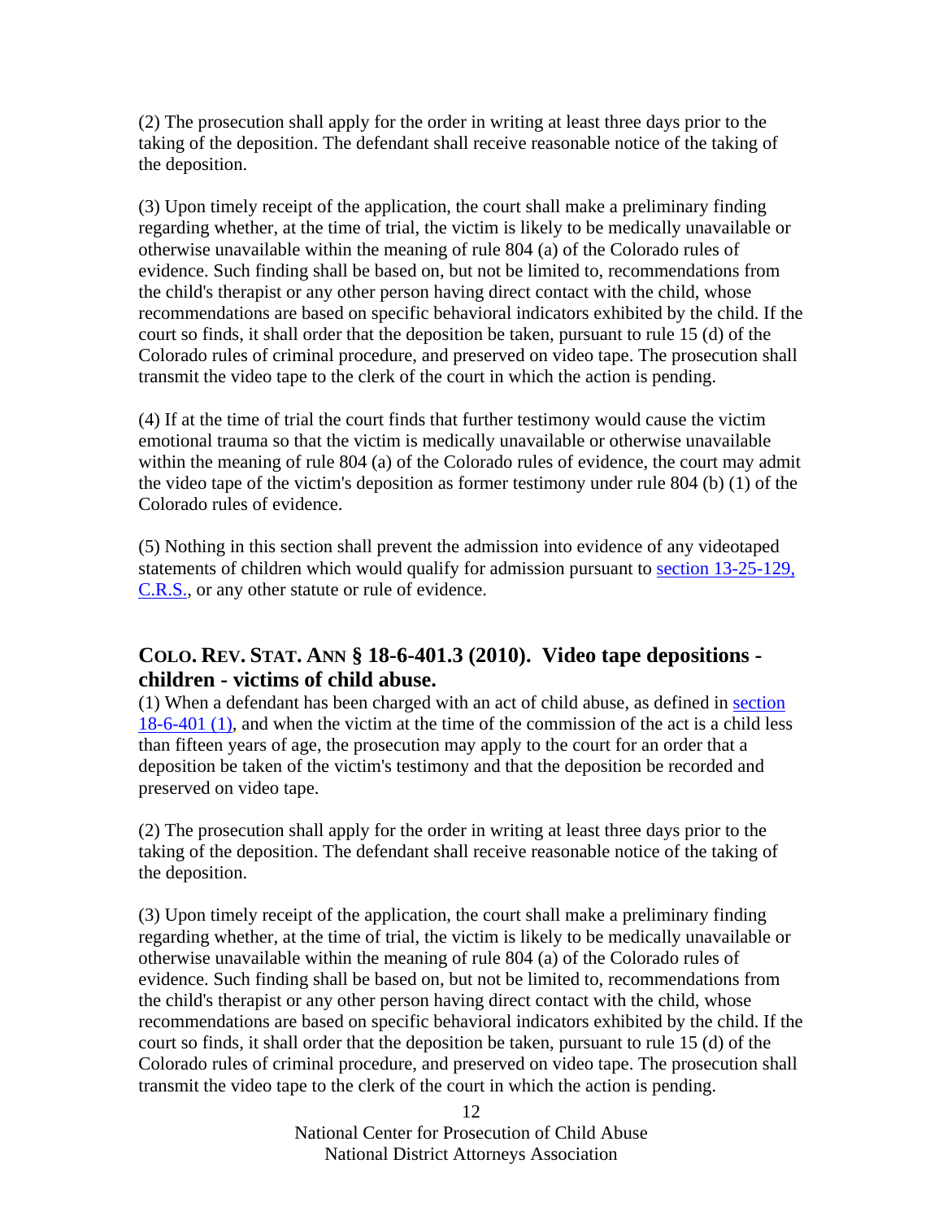(2) The prosecution shall apply for the order in writing at least three days prior to the taking of the deposition. The defendant shall receive reasonable notice of the taking of the deposition.

(3) Upon timely receipt of the application, the court shall make a preliminary finding regarding whether, at the time of trial, the victim is likely to be medically unavailable or otherwise unavailable within the meaning of rule 804 (a) of the Colorado rules of evidence. Such finding shall be based on, but not be limited to, recommendations from the child's therapist or any other person having direct contact with the child, whose recommendations are based on specific behavioral indicators exhibited by the child. If the court so finds, it shall order that the deposition be taken, pursuant to rule 15 (d) of the Colorado rules of criminal procedure, and preserved on video tape. The prosecution shall transmit the video tape to the clerk of the court in which the action is pending.

(4) If at the time of trial the court finds that further testimony would cause the victim emotional trauma so that the victim is medically unavailable or otherwise unavailable within the meaning of rule 804 (a) of the Colorado rules of evidence, the court may admit the video tape of the victim's deposition as former testimony under rule 804 (b) (1) of the Colorado rules of evidence.

(5) Nothing in this section shall prevent the admission into evidence of any videotaped statements of children which would qualify for admission pursuant to section 13-25-129, C.R.S., or any other statute or rule of evidence.

## COLO. REV. STAT. ANN § 18-6-401.3 (2010). Video tape depositions - children - victims of child abuse.

(1) When a defendant has been charged with an act of child abuse, as defined in section 18-6-401 (1), and when the victim at the time of the commission of the act is a child less than fifteen years of age, the prosecution may apply to the court for an order that a deposition be taken of the victim's testimony and that the deposition be recorded and preserved on video tape.

(2) The prosecution shall apply for the order in writing at least three days prior to the taking of the deposition. The defendant shall receive reasonable notice of the taking of the deposition.

(3) Upon timely receipt of the application, the court shall make a preliminary finding regarding whether, at the time of trial, the victim is likely to be medically unavailable or otherwise unavailable within the meaning of rule 804 (a) of the Colorado rules of evidence. Such finding shall be based on, but not be limited to, recommendations from the child's therapist or any other person having direct contact with the child, whose recommendations are based on specific behavioral indicators exhibited by the child. If the court so finds, it shall order that the deposition be taken, pursuant to rule 15 (d) of the Colorado rules of criminal procedure, and preserved on video tape. The prosecution shall transmit the video tape to the clerk of the court in which the action is pending.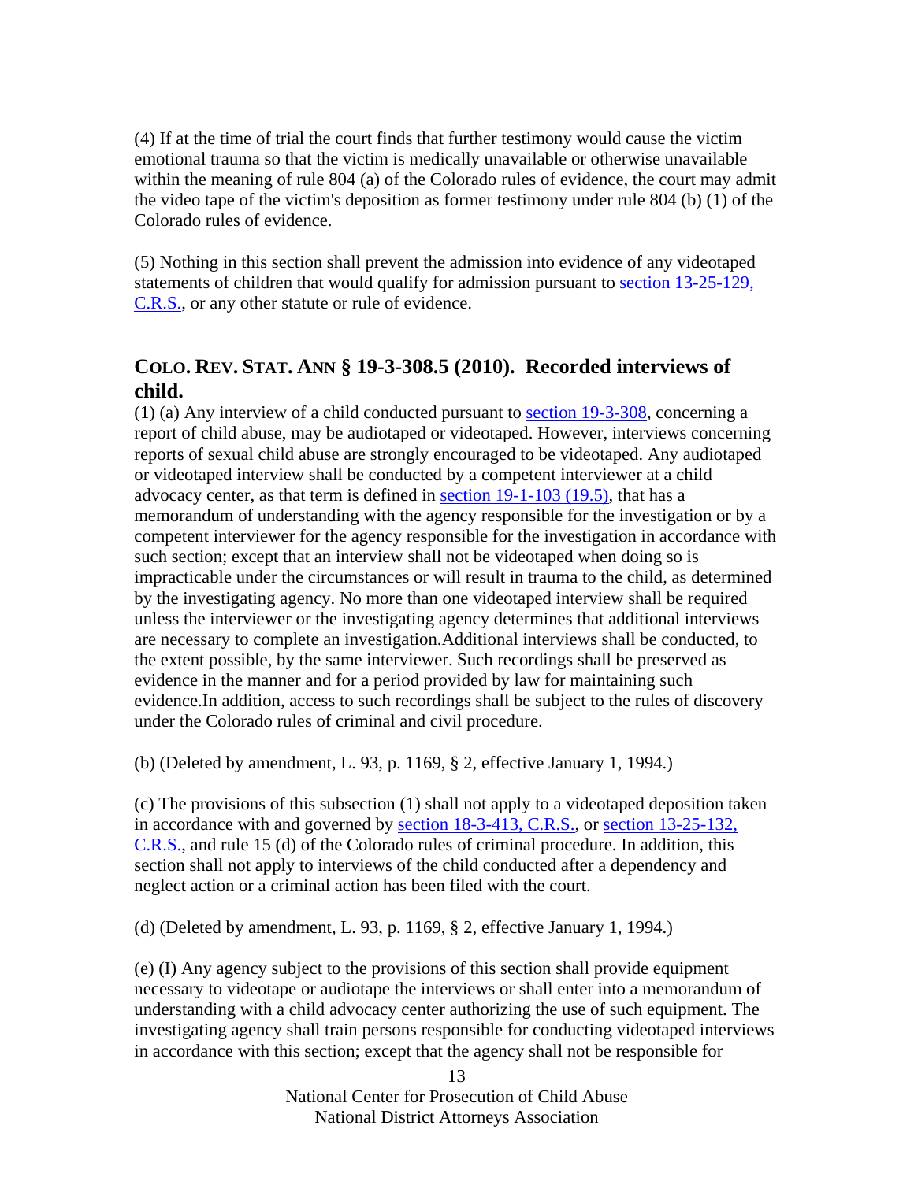(4) If at the time of trial the court finds that further testimony would cause the victim emotional trauma so that the victim is medically unavailable or otherwise unavailable within the meaning of rule 804 (a) of the Colorado rules of evidence, the court may admit the video tape of the victim's deposition as former testimony under rule 804 (b) (1) of the Colorado rules of evidence.

(5) Nothing in this section shall prevent the admission into evidence of any videotaped statements of children that would qualify for admission pursuant to section 13-25-129, C.R.S., or any other statute or rule of evidence.

## COLO. REV. STAT. ANN § 19-3-308.5 (2010). Recorded interviews of child.

(1) (a) Any interview of a child conducted pursuant to section 19-3-308, concerning a report of child abuse, may be audiotaped or videotaped. However, interviews concerning reports of sexual child abuse are strongly encouraged to be videotaped. Any audiotaped or videotaped interview shall be conducted by a competent interviewer at a child advocacy center, as that term is defined in section 19-1-103 (19.5), that has a memorandum of understanding with the agency responsible for the investigation or by a competent interviewer for the agency responsible for the investigation in accordance with such section; except that an interview shall not be videotaped when doing so is impracticable under the circumstances or will result in trauma to the child, as determined by the investigating agency. No more than one videotaped interview shall be required unless the interviewer or the investigating agency determines that additional interviews are necessary to complete an investigation.Additional interviews shall be conducted, to the extent possible, by the same interviewer. Such recordings shall be preserved as evidence in the manner and for a period provided by law for maintaining such evidence.In addition, access to such recordings shall be subject to the rules of discovery under the Colorado rules of criminal and civil procedure.

(b) (Deleted by amendment, L. 93, p. 1169, § 2, effective January 1, 1994.)

(c) The provisions of this subsection (1) shall not apply to a videotaped deposition taken in accordance with and governed by section 18-3-413, C.R.S., or section 13-25-132, C.R.S., and rule 15 (d) of the Colorado rules of criminal procedure. In addition, this section shall not apply to interviews of the child conducted after a dependency and neglect action or a criminal action has been filed with the court.

(d) (Deleted by amendment, L. 93, p. 1169, § 2, effective January 1, 1994.)

(e) (I) Any agency subject to the provisions of this section shall provide equipment necessary to videotape or audiotape the interviews or shall enter into a memorandum of understanding with a child advocacy center authorizing the use of such equipment. The investigating agency shall train persons responsible for conducting videotaped interviews in accordance with this section; except that the agency shall not be responsible for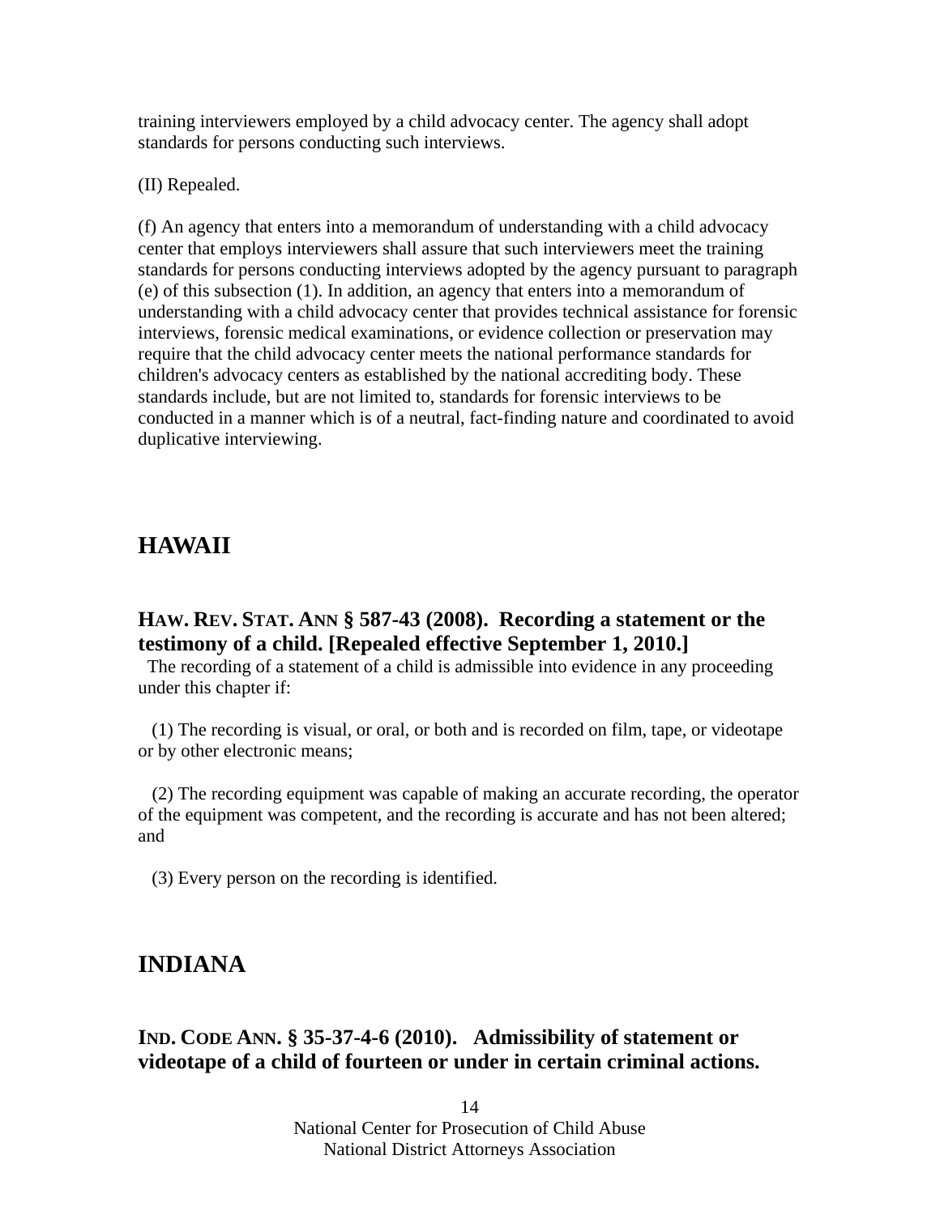training interviewers employed by a child advocacy center. The agency shall adopt standards for persons conducting such interviews.

(II) Repealed.

(f) An agency that enters into a memorandum of understanding with a child advocacy center that employs interviewers shall assure that such interviewers meet the training standards for persons conducting interviews adopted by the agency pursuant to paragraph (e) of this subsection (1). In addition, an agency that enters into a memorandum of understanding with a child advocacy center that provides technical assistance for forensic interviews, forensic medical examinations, or evidence collection or preservation may require that the child advocacy center meets the national performance standards for children's advocacy centers as established by the national accrediting body. These standards include, but are not limited to, standards for forensic interviews to be conducted in a manner which is of a neutral, fact-finding nature and coordinated to avoid duplicative interviewing.

## HAWAII

### HAW. REV. STAT. ANN § 587-43 (2008). Recording a statement or the testimony of a child. [Repealed effective September 1, 2010.]

The recording of a statement of a child is admissible into evidence in any proceeding under this chapter if:

(1) The recording is visual, or oral, or both and is recorded on film, tape, or videotape or by other electronic means;

(2) The recording equipment was capable of making an accurate recording, the operator of the equipment was competent, and the recording is accurate and has not been altered; and

(3) Every person on the recording is identified.

## INDIANA

### IND. CODE ANN. § 35-37-4-6 (2010). Admissibility of statement or videotape of a child of fourteen or under in certain criminal actions.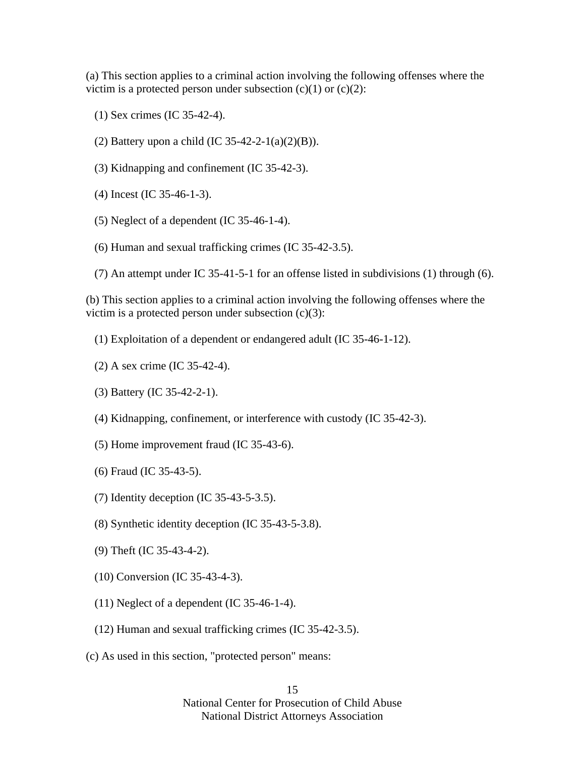(a) This section applies to a criminal action involving the following offenses where the victim is a protected person under subsection (c)(1) or (c)(2):

(1) Sex crimes (IC 35-42-4).

(2) Battery upon a child (IC 35-42-2-1(a)(2)(B)).

(3) Kidnapping and confinement (IC 35-42-3).

(4) Incest (IC 35-46-1-3).

(5) Neglect of a dependent (IC 35-46-1-4).

(6) Human and sexual trafficking crimes (IC 35-42-3.5).

(7) An attempt under IC 35-41-5-1 for an offense listed in subdivisions (1) through (6).

(b) This section applies to a criminal action involving the following offenses where the victim is a protected person under subsection (c)(3):

(1) Exploitation of a dependent or endangered adult (IC 35-46-1-12).

(2) A sex crime (IC 35-42-4).

(3) Battery (IC 35-42-2-1).

(4) Kidnapping, confinement, or interference with custody (IC 35-42-3).

(5) Home improvement fraud (IC 35-43-6).

(6) Fraud (IC 35-43-5).

(7) Identity deception (IC 35-43-5-3.5).

(8) Synthetic identity deception (IC 35-43-5-3.8).

(9) Theft (IC 35-43-4-2).

(10) Conversion (IC 35-43-4-3).

(11) Neglect of a dependent (IC 35-46-1-4).

(12) Human and sexual trafficking crimes (IC 35-42-3.5).

(c) As used in this section, "protected person" means: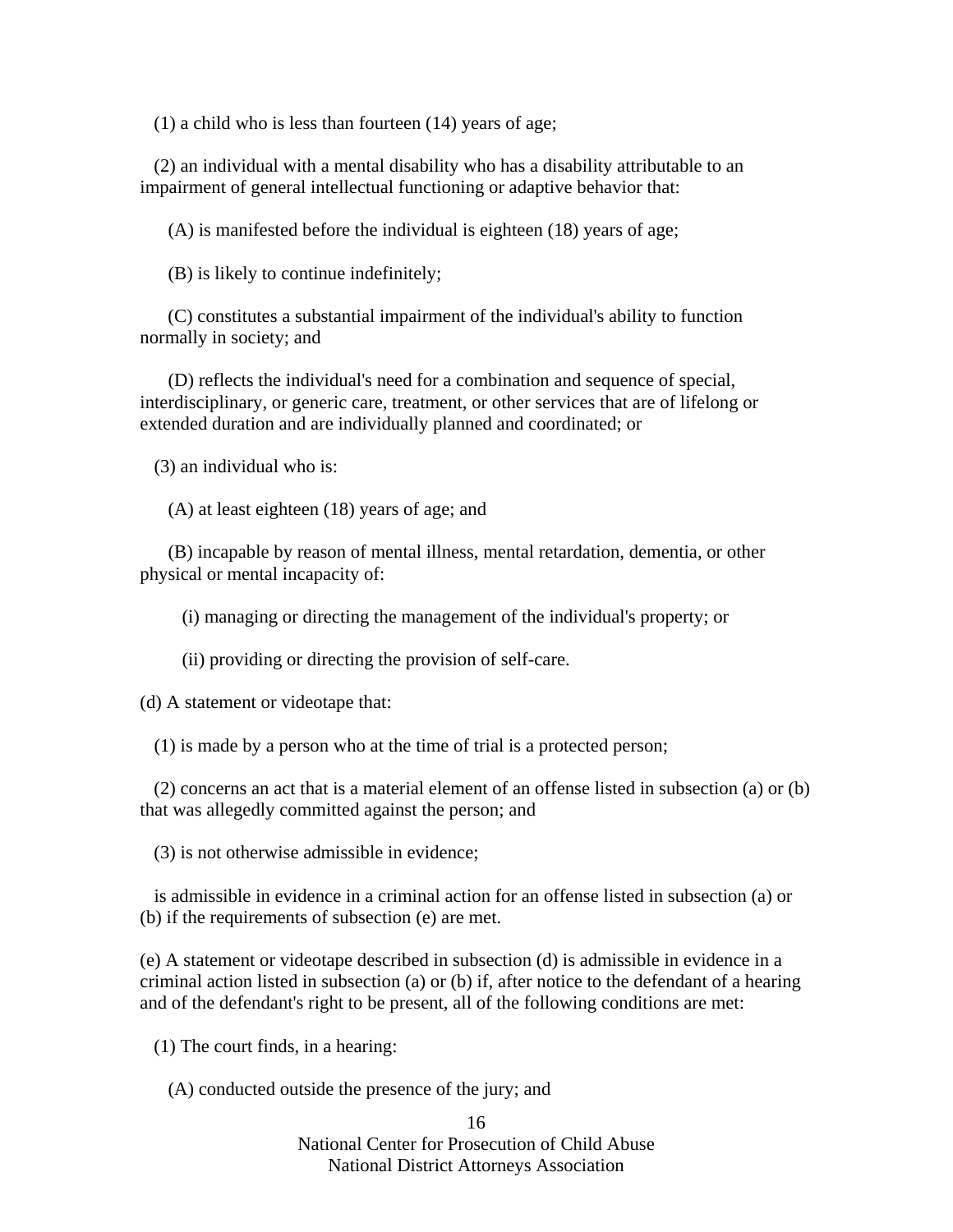(1) a child who is less than fourteen (14) years of age;

(2) an individual with a mental disability who has a disability attributable to an impairment of general intellectual functioning or adaptive behavior that:

(A) is manifested before the individual is eighteen (18) years of age;

(B) is likely to continue indefinitely;

(C) constitutes a substantial impairment of the individual's ability to function normally in society; and

(D) reflects the individual's need for a combination and sequence of special, interdisciplinary, or generic care, treatment, or other services that are of lifelong or extended duration and are individually planned and coordinated; or

(3) an individual who is:

(A) at least eighteen (18) years of age; and

(B) incapable by reason of mental illness, mental retardation, dementia, or other physical or mental incapacity of:

(i) managing or directing the management of the individual's property; or

(ii) providing or directing the provision of self-care.

(d) A statement or videotape that:

(1) is made by a person who at the time of trial is a protected person;

(2) concerns an act that is a material element of an offense listed in subsection (a) or (b) that was allegedly committed against the person; and

(3) is not otherwise admissible in evidence;

is admissible in evidence in a criminal action for an offense listed in subsection (a) or (b) if the requirements of subsection (e) are met.

(e) A statement or videotape described in subsection (d) is admissible in evidence in a criminal action listed in subsection (a) or (b) if, after notice to the defendant of a hearing and of the defendant's right to be present, all of the following conditions are met:

(1) The court finds, in a hearing:

(A) conducted outside the presence of the jury; and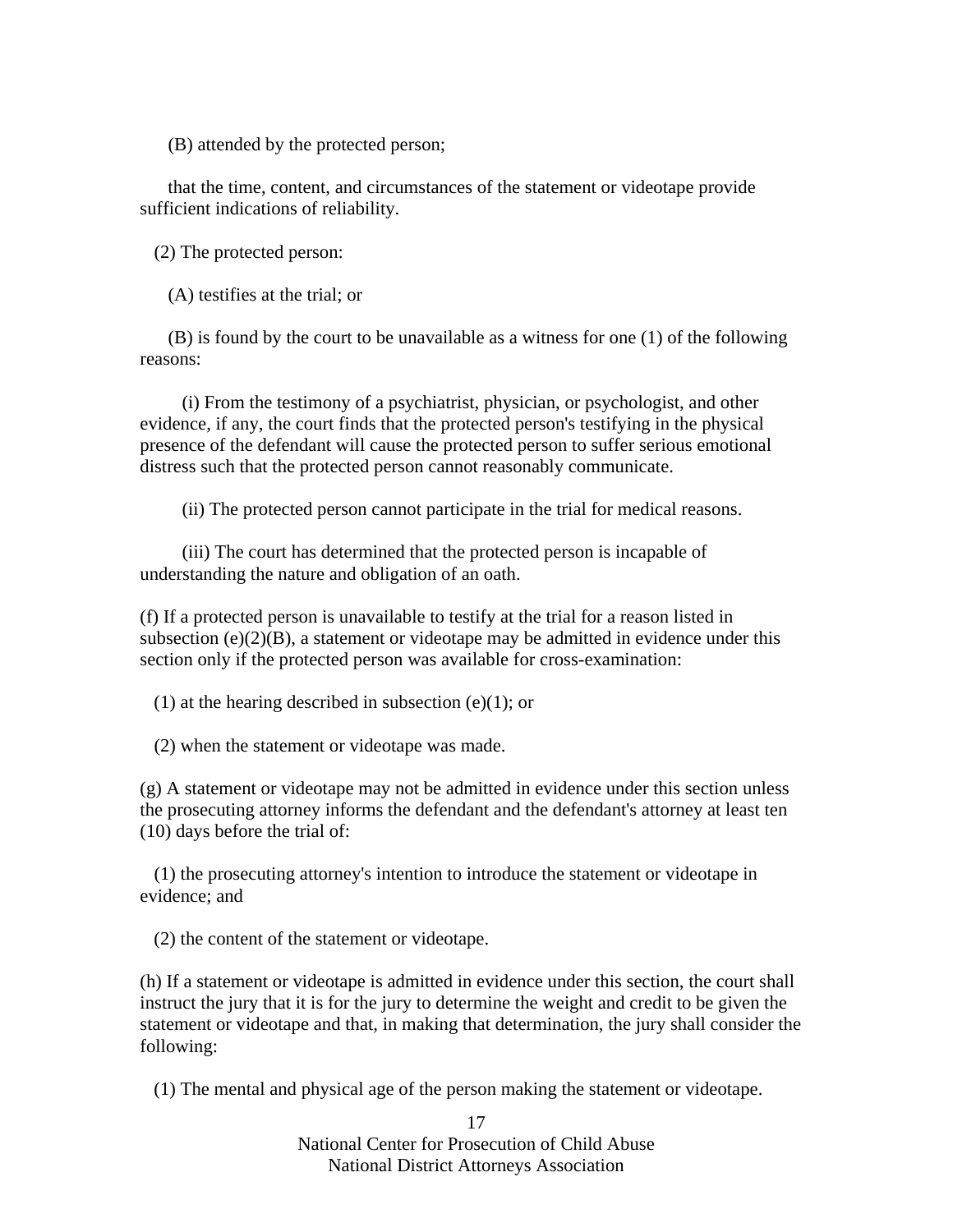(B) attended by the protected person;

that the time, content, and circumstances of the statement or videotape provide sufficient indications of reliability.

(2) The protected person:

(A) testifies at the trial; or

(B) is found by the court to be unavailable as a witness for one (1) of the following reasons:

(i) From the testimony of a psychiatrist, physician, or psychologist, and other evidence, if any, the court finds that the protected person's testifying in the physical presence of the defendant will cause the protected person to suffer serious emotional distress such that the protected person cannot reasonably communicate.

(ii) The protected person cannot participate in the trial for medical reasons.

(iii) The court has determined that the protected person is incapable of understanding the nature and obligation of an oath.

(f) If a protected person is unavailable to testify at the trial for a reason listed in subsection (e)(2)(B), a statement or videotape may be admitted in evidence under this section only if the protected person was available for cross-examination:

(1) at the hearing described in subsection (e)(1); or

(2) when the statement or videotape was made.

(g) A statement or videotape may not be admitted in evidence under this section unless the prosecuting attorney informs the defendant and the defendant's attorney at least ten (10) days before the trial of:

(1) the prosecuting attorney's intention to introduce the statement or videotape in evidence; and

(2) the content of the statement or videotape.

(h) If a statement or videotape is admitted in evidence under this section, the court shall instruct the jury that it is for the jury to determine the weight and credit to be given the statement or videotape and that, in making that determination, the jury shall consider the following:

(1) The mental and physical age of the person making the statement or videotape.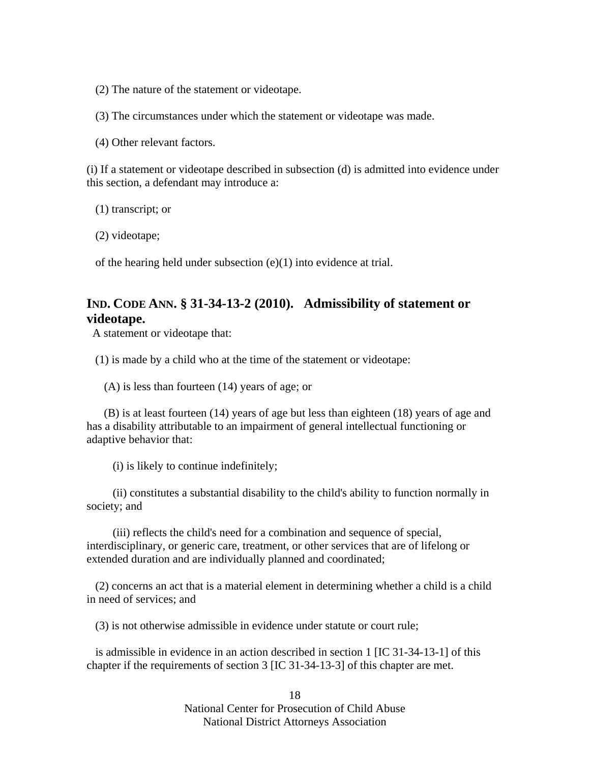(2) The nature of the statement or videotape.

(3) The circumstances under which the statement or videotape was made.

(4) Other relevant factors.

(i) If a statement or videotape described in subsection (d) is admitted into evidence under this section, a defendant may introduce a:

(1) transcript; or

(2) videotape;

of the hearing held under subsection (e)(1) into evidence at trial.

### IND. CODE ANN. § 31-34-13-2 (2010). Admissibility of statement or videotape.

A statement or videotape that:

(1) is made by a child who at the time of the statement or videotape:

(A) is less than fourteen (14) years of age; or

(B) is at least fourteen (14) years of age but less than eighteen (18) years of age and has a disability attributable to an impairment of general intellectual functioning or adaptive behavior that:

(i) is likely to continue indefinitely;

(ii) constitutes a substantial disability to the child's ability to function normally in society; and

(iii) reflects the child's need for a combination and sequence of special, interdisciplinary, or generic care, treatment, or other services that are of lifelong or extended duration and are individually planned and coordinated;

(2) concerns an act that is a material element in determining whether a child is a child in need of services; and

(3) is not otherwise admissible in evidence under statute or court rule;

is admissible in evidence in an action described in section 1 [IC 31-34-13-1] of this chapter if the requirements of section 3 [IC 31-34-13-3] of this chapter are met.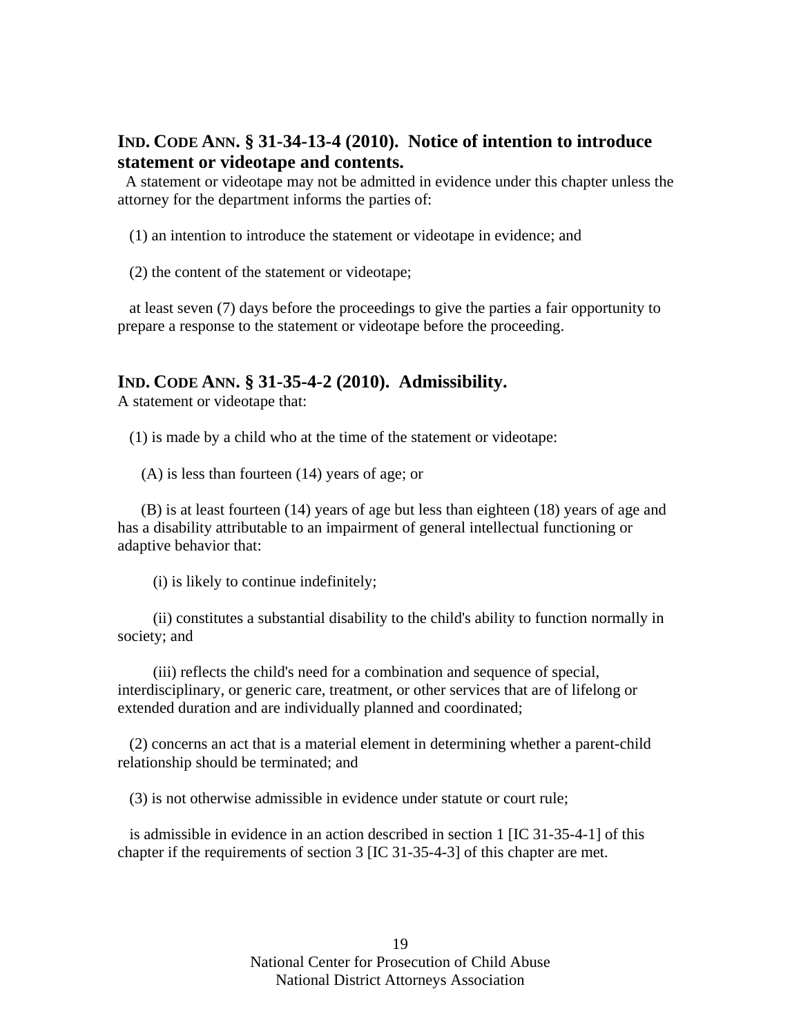## IND. CODE ANN. § 31-34-13-4 (2010). Notice of intention to introduce statement or videotape and contents.

A statement or videotape may not be admitted in evidence under this chapter unless the attorney for the department informs the parties of:

(1) an intention to introduce the statement or videotape in evidence; and

(2) the content of the statement or videotape;

at least seven (7) days before the proceedings to give the parties a fair opportunity to prepare a response to the statement or videotape before the proceeding.

## IND. CODE ANN. § 31-35-4-2 (2010). Admissibility.

A statement or videotape that:

(1) is made by a child who at the time of the statement or videotape:

(A) is less than fourteen (14) years of age; or

(B) is at least fourteen (14) years of age but less than eighteen (18) years of age and has a disability attributable to an impairment of general intellectual functioning or adaptive behavior that:

(i) is likely to continue indefinitely;

(ii) constitutes a substantial disability to the child's ability to function normally in society; and

(iii) reflects the child's need for a combination and sequence of special, interdisciplinary, or generic care, treatment, or other services that are of lifelong or extended duration and are individually planned and coordinated;

(2) concerns an act that is a material element in determining whether a parent-child relationship should be terminated; and

(3) is not otherwise admissible in evidence under statute or court rule;

is admissible in evidence in an action described in section 1 [IC 31-35-4-1] of this chapter if the requirements of section 3 [IC 31-35-4-3] of this chapter are met.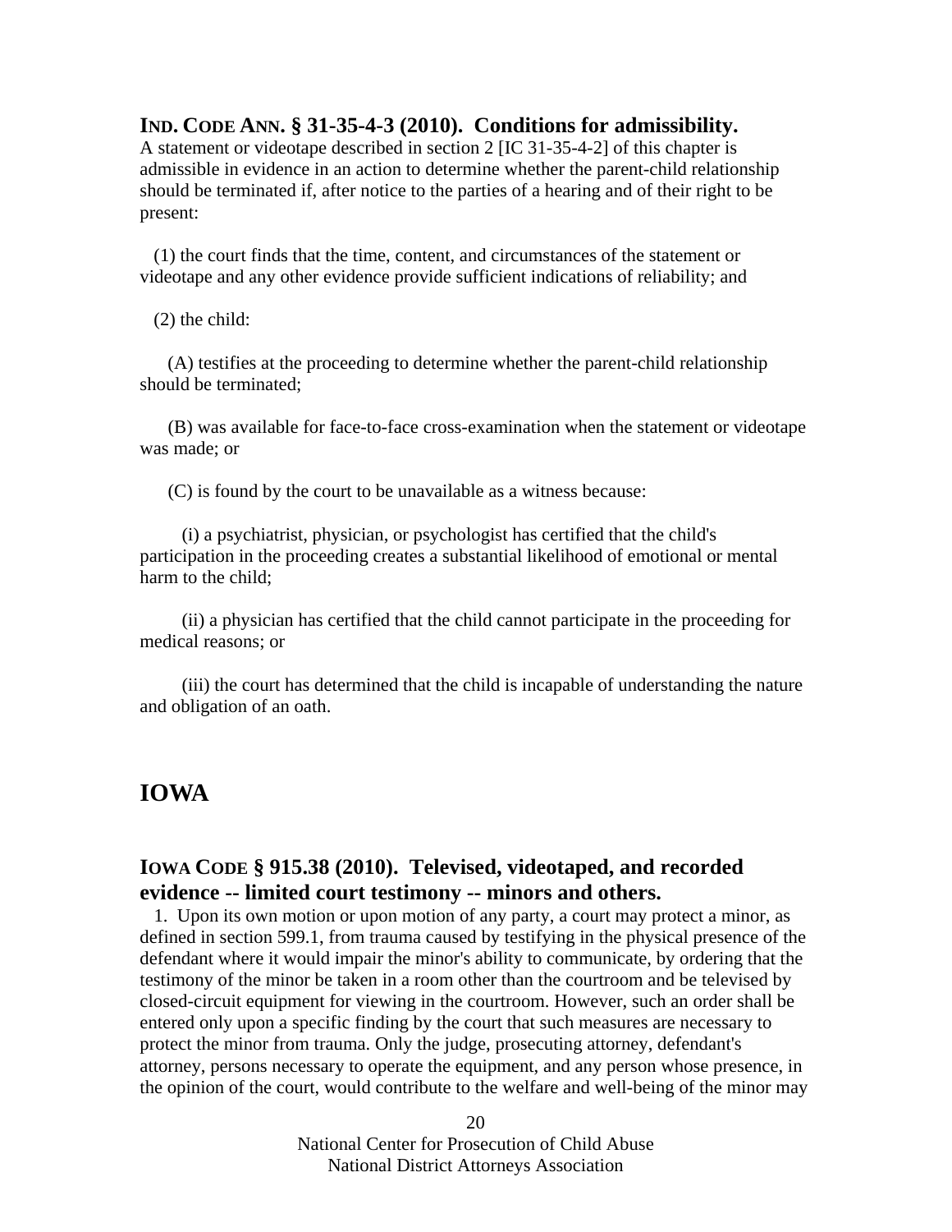### IND. CODE ANN. § 31-35-4-3 (2010). Conditions for admissibility.

A statement or videotape described in section 2 [IC 31-35-4-2] of this chapter is admissible in evidence in an action to determine whether the parent-child relationship should be terminated if, after notice to the parties of a hearing and of their right to be present:

(1) the court finds that the time, content, and circumstances of the statement or videotape and any other evidence provide sufficient indications of reliability; and

(2) the child:

(A) testifies at the proceeding to determine whether the parent-child relationship should be terminated;

(B) was available for face-to-face cross-examination when the statement or videotape was made; or

(C) is found by the court to be unavailable as a witness because:

(i) a psychiatrist, physician, or psychologist has certified that the child's participation in the proceeding creates a substantial likelihood of emotional or mental harm to the child;

(ii) a physician has certified that the child cannot participate in the proceeding for medical reasons; or

(iii) the court has determined that the child is incapable of understanding the nature and obligation of an oath.

## IOWA

### IOWA CODE § 915.38 (2010). Televised, videotaped, and recorded evidence -- limited court testimony -- minors and others.

1. Upon its own motion or upon motion of any party, a court may protect a minor, as defined in section 599.1, from trauma caused by testifying in the physical presence of the defendant where it would impair the minor's ability to communicate, by ordering that the testimony of the minor be taken in a room other than the courtroom and be televised by closed-circuit equipment for viewing in the courtroom. However, such an order shall be entered only upon a specific finding by the court that such measures are necessary to protect the minor from trauma. Only the judge, prosecuting attorney, defendant's attorney, persons necessary to operate the equipment, and any person whose presence, in the opinion of the court, would contribute to the welfare and well-being of the minor may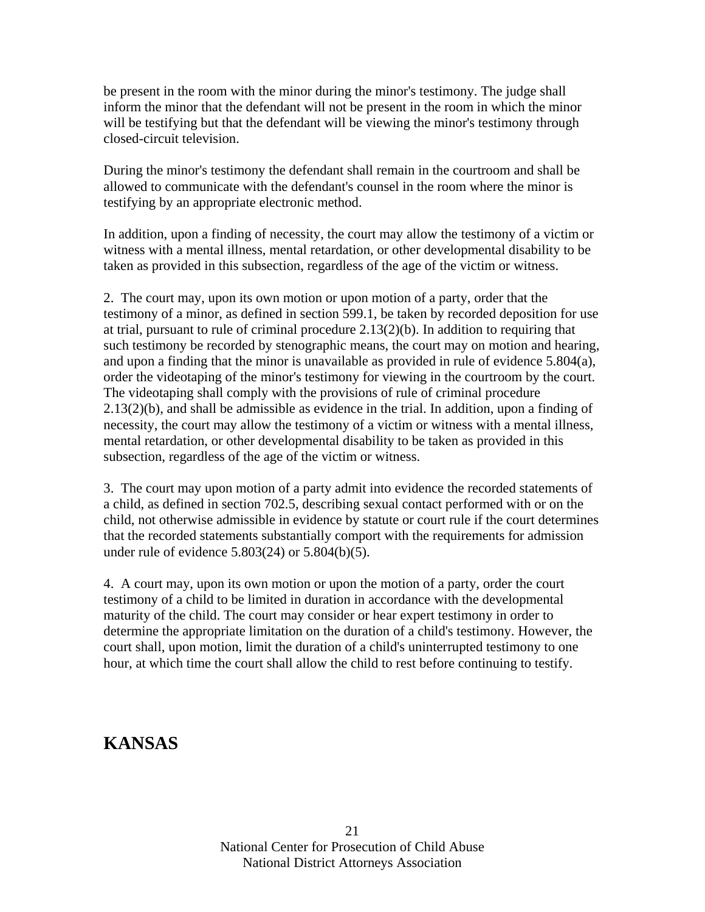be present in the room with the minor during the minor's testimony. The judge shall inform the minor that the defendant will not be present in the room in which the minor will be testifying but that the defendant will be viewing the minor's testimony through closed-circuit television.

During the minor's testimony the defendant shall remain in the courtroom and shall be allowed to communicate with the defendant's counsel in the room where the minor is testifying by an appropriate electronic method.

In addition, upon a finding of necessity, the court may allow the testimony of a victim or witness with a mental illness, mental retardation, or other developmental disability to be taken as provided in this subsection, regardless of the age of the victim or witness.

2. The court may, upon its own motion or upon motion of a party, order that the testimony of a minor, as defined in section 599.1, be taken by recorded deposition for use at trial, pursuant to rule of criminal procedure 2.13(2)(b). In addition to requiring that such testimony be recorded by stenographic means, the court may on motion and hearing, and upon a finding that the minor is unavailable as provided in rule of evidence 5.804(a), order the videotaping of the minor's testimony for viewing in the courtroom by the court. The videotaping shall comply with the provisions of rule of criminal procedure 2.13(2)(b), and shall be admissible as evidence in the trial. In addition, upon a finding of necessity, the court may allow the testimony of a victim or witness with a mental illness, mental retardation, or other developmental disability to be taken as provided in this subsection, regardless of the age of the victim or witness.

3. The court may upon motion of a party admit into evidence the recorded statements of a child, as defined in section 702.5, describing sexual contact performed with or on the child, not otherwise admissible in evidence by statute or court rule if the court determines that the recorded statements substantially comport with the requirements for admission under rule of evidence 5.803(24) or 5.804(b)(5).

4. A court may, upon its own motion or upon the motion of a party, order the court testimony of a child to be limited in duration in accordance with the developmental maturity of the child. The court may consider or hear expert testimony in order to determine the appropriate limitation on the duration of a child's testimony. However, the court shall, upon motion, limit the duration of a child's uninterrupted testimony to one hour, at which time the court shall allow the child to rest before continuing to testify.

## KANSAS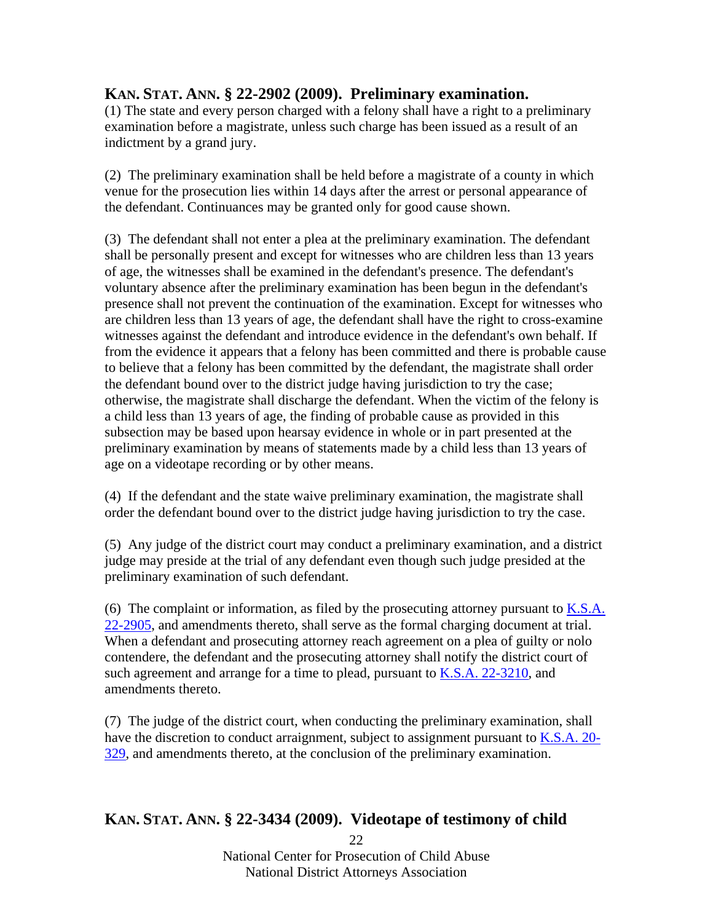## KAN. STAT. ANN. § 22-2902 (2009). Preliminary examination.

(1) The state and every person charged with a felony shall have a right to a preliminary examination before a magistrate, unless such charge has been issued as a result of an indictment by a grand jury.

(2) The preliminary examination shall be held before a magistrate of a county in which venue for the prosecution lies within 14 days after the arrest or personal appearance of the defendant. Continuances may be granted only for good cause shown.

(3) The defendant shall not enter a plea at the preliminary examination. The defendant shall be personally present and except for witnesses who are children less than 13 years of age, the witnesses shall be examined in the defendant's presence. The defendant's voluntary absence after the preliminary examination has been begun in the defendant's presence shall not prevent the continuation of the examination. Except for witnesses who are children less than 13 years of age, the defendant shall have the right to cross-examine witnesses against the defendant and introduce evidence in the defendant's own behalf. If from the evidence it appears that a felony has been committed and there is probable cause to believe that a felony has been committed by the defendant, the magistrate shall order the defendant bound over to the district judge having jurisdiction to try the case; otherwise, the magistrate shall discharge the defendant. When the victim of the felony is a child less than 13 years of age, the finding of probable cause as provided in this subsection may be based upon hearsay evidence in whole or in part presented at the preliminary examination by means of statements made by a child less than 13 years of age on a videotape recording or by other means.

(4) If the defendant and the state waive preliminary examination, the magistrate shall order the defendant bound over to the district judge having jurisdiction to try the case.

(5) Any judge of the district court may conduct a preliminary examination, and a district judge may preside at the trial of any defendant even though such judge presided at the preliminary examination of such defendant.

(6) The complaint or information, as filed by the prosecuting attorney pursuant to K.S.A. 22-2905, and amendments thereto, shall serve as the formal charging document at trial. When a defendant and prosecuting attorney reach agreement on a plea of guilty or nolo contendere, the defendant and the prosecuting attorney shall notify the district court of such agreement and arrange for a time to plead, pursuant to K.S.A. 22-3210, and amendments thereto.

(7) The judge of the district court, when conducting the preliminary examination, shall have the discretion to conduct arraignment, subject to assignment pursuant to K.S.A. 20-329, and amendments thereto, at the conclusion of the preliminary examination.

## KAN. STAT. ANN. § 22-3434 (2009). Videotape of testimony of child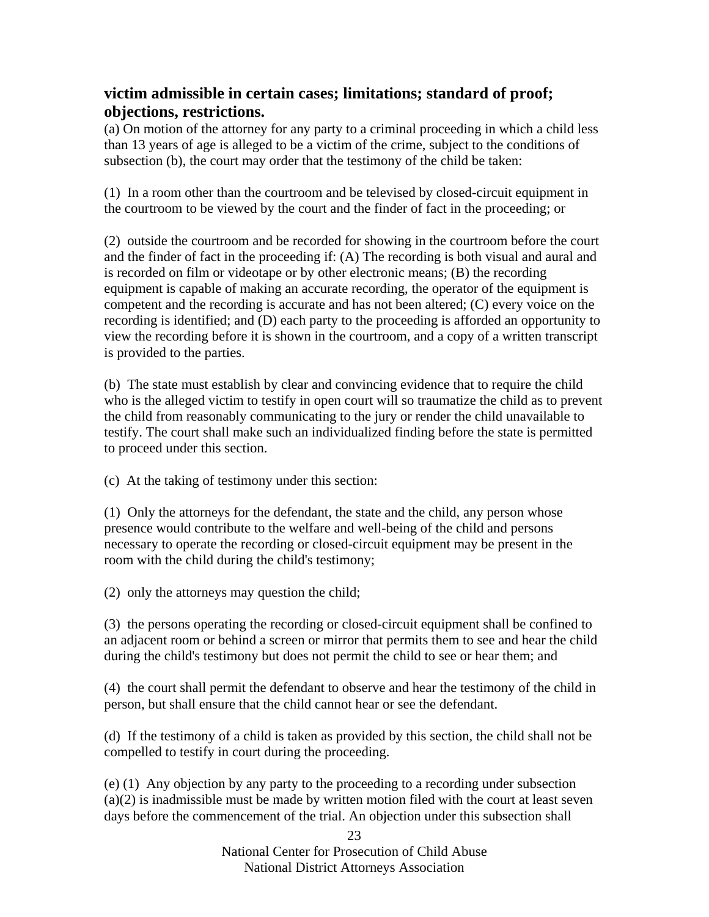### victim admissible in certain cases; limitations; standard of proof; objections, restrictions.

(a) On motion of the attorney for any party to a criminal proceeding in which a child less than 13 years of age is alleged to be a victim of the crime, subject to the conditions of subsection (b), the court may order that the testimony of the child be taken:

(1) In a room other than the courtroom and be televised by closed-circuit equipment in the courtroom to be viewed by the court and the finder of fact in the proceeding; or

(2) outside the courtroom and be recorded for showing in the courtroom before the court and the finder of fact in the proceeding if: (A) The recording is both visual and aural and is recorded on film or videotape or by other electronic means; (B) the recording equipment is capable of making an accurate recording, the operator of the equipment is competent and the recording is accurate and has not been altered; (C) every voice on the recording is identified; and (D) each party to the proceeding is afforded an opportunity to view the recording before it is shown in the courtroom, and a copy of a written transcript is provided to the parties.

(b) The state must establish by clear and convincing evidence that to require the child who is the alleged victim to testify in open court will so traumatize the child as to prevent the child from reasonably communicating to the jury or render the child unavailable to testify. The court shall make such an individualized finding before the state is permitted to proceed under this section.

(c) At the taking of testimony under this section:

(1) Only the attorneys for the defendant, the state and the child, any person whose presence would contribute to the welfare and well-being of the child and persons necessary to operate the recording or closed-circuit equipment may be present in the room with the child during the child's testimony;

(2) only the attorneys may question the child;

(3) the persons operating the recording or closed-circuit equipment shall be confined to an adjacent room or behind a screen or mirror that permits them to see and hear the child during the child's testimony but does not permit the child to see or hear them; and

(4) the court shall permit the defendant to observe and hear the testimony of the child in person, but shall ensure that the child cannot hear or see the defendant.

(d) If the testimony of a child is taken as provided by this section, the child shall not be compelled to testify in court during the proceeding.

(e) (1) Any objection by any party to the proceeding to a recording under subsection (a)(2) is inadmissible must be made by written motion filed with the court at least seven days before the commencement of the trial. An objection under this subsection shall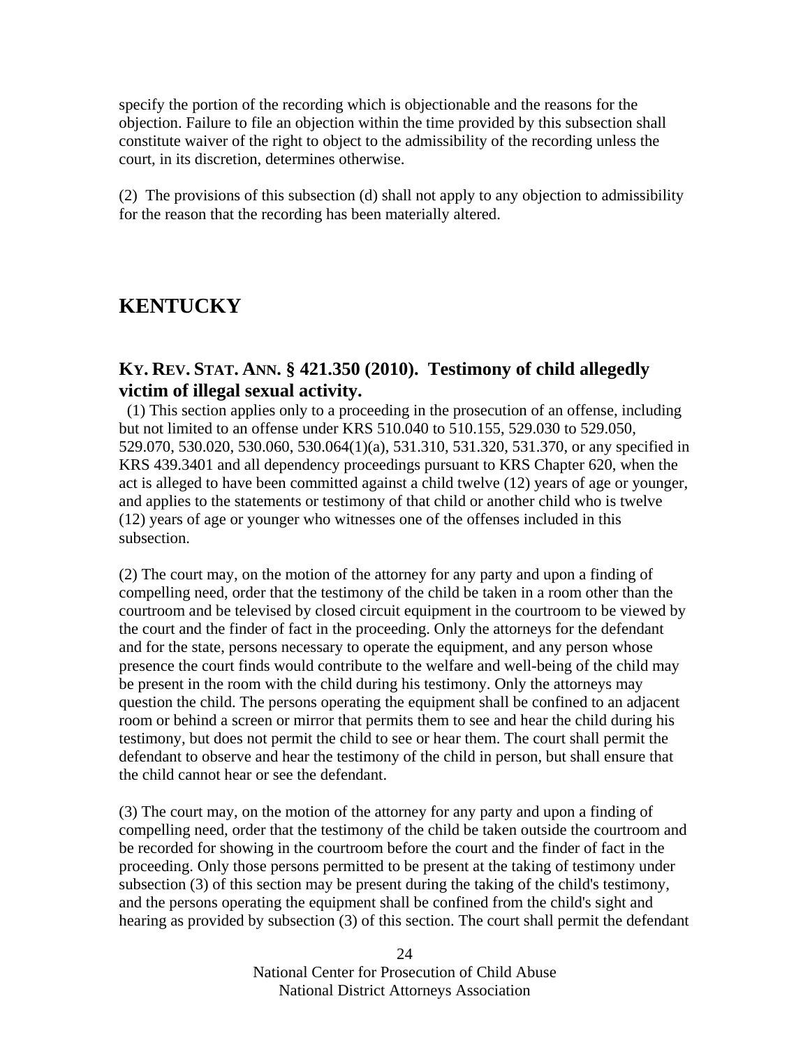specify the portion of the recording which is objectionable and the reasons for the objection. Failure to file an objection within the time provided by this subsection shall constitute waiver of the right to object to the admissibility of the recording unless the court, in its discretion, determines otherwise.

(2) The provisions of this subsection (d) shall not apply to any objection to admissibility for the reason that the recording has been materially altered.

## KENTUCKY

### KY. REV. STAT. ANN. § 421.350 (2010). Testimony of child allegedly victim of illegal sexual activity.

(1) This section applies only to a proceeding in the prosecution of an offense, including but not limited to an offense under KRS 510.040 to 510.155, 529.030 to 529.050, 529.070, 530.020, 530.060, 530.064(1)(a), 531.310, 531.320, 531.370, or any specified in KRS 439.3401 and all dependency proceedings pursuant to KRS Chapter 620, when the act is alleged to have been committed against a child twelve (12) years of age or younger, and applies to the statements or testimony of that child or another child who is twelve (12) years of age or younger who witnesses one of the offenses included in this subsection.

(2) The court may, on the motion of the attorney for any party and upon a finding of compelling need, order that the testimony of the child be taken in a room other than the courtroom and be televised by closed circuit equipment in the courtroom to be viewed by the court and the finder of fact in the proceeding. Only the attorneys for the defendant and for the state, persons necessary to operate the equipment, and any person whose presence the court finds would contribute to the welfare and well-being of the child may be present in the room with the child during his testimony. Only the attorneys may question the child. The persons operating the equipment shall be confined to an adjacent room or behind a screen or mirror that permits them to see and hear the child during his testimony, but does not permit the child to see or hear them. The court shall permit the defendant to observe and hear the testimony of the child in person, but shall ensure that the child cannot hear or see the defendant.

(3) The court may, on the motion of the attorney for any party and upon a finding of compelling need, order that the testimony of the child be taken outside the courtroom and be recorded for showing in the courtroom before the court and the finder of fact in the proceeding. Only those persons permitted to be present at the taking of testimony under subsection (3) of this section may be present during the taking of the child's testimony, and the persons operating the equipment shall be confined from the child's sight and hearing as provided by subsection (3) of this section. The court shall permit the defendant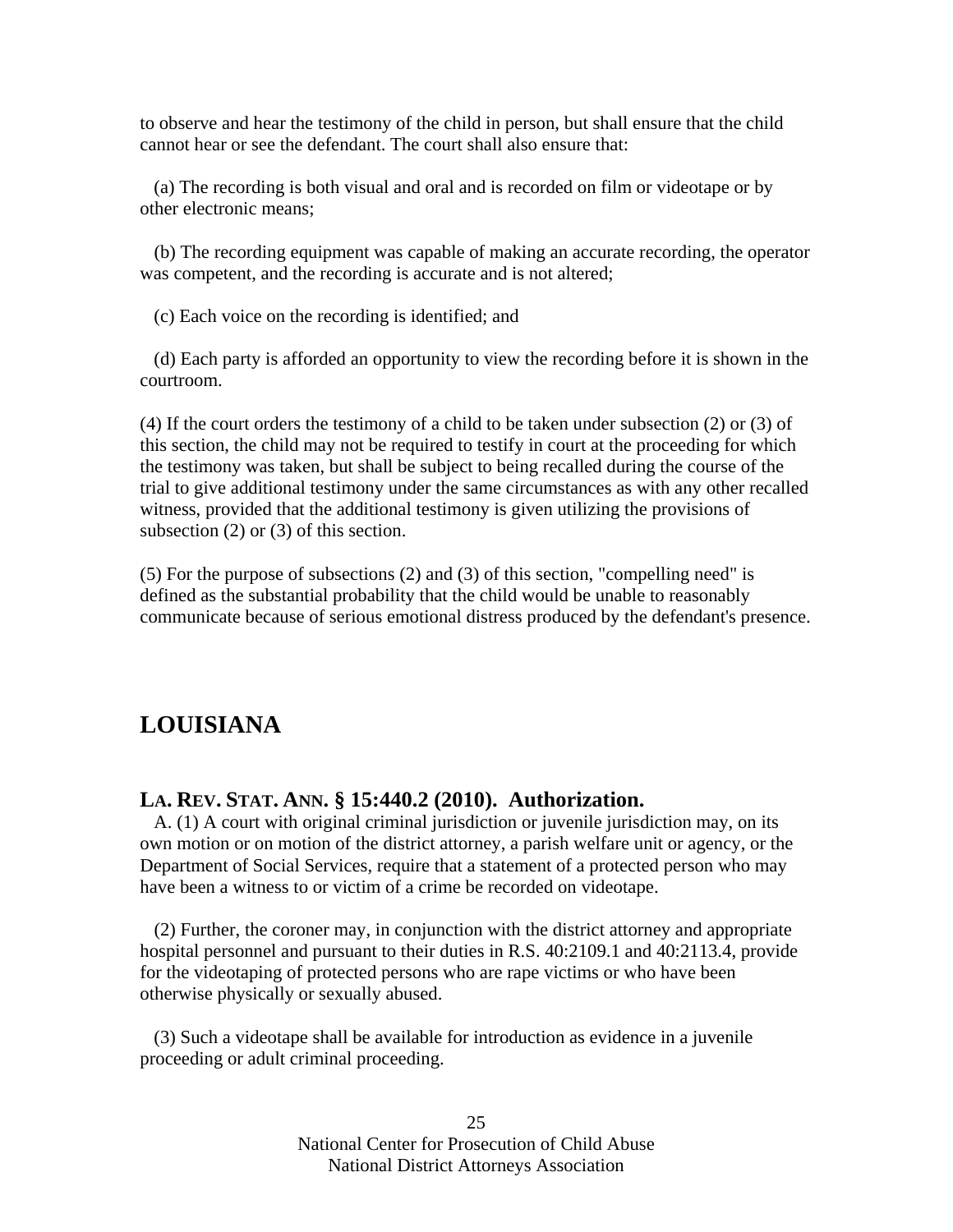to observe and hear the testimony of the child in person, but shall ensure that the child cannot hear or see the defendant. The court shall also ensure that:

(a) The recording is both visual and oral and is recorded on film or videotape or by other electronic means;

(b) The recording equipment was capable of making an accurate recording, the operator was competent, and the recording is accurate and is not altered;

(c) Each voice on the recording is identified; and

(d) Each party is afforded an opportunity to view the recording before it is shown in the courtroom.

(4) If the court orders the testimony of a child to be taken under subsection (2) or (3) of this section, the child may not be required to testify in court at the proceeding for which the testimony was taken, but shall be subject to being recalled during the course of the trial to give additional testimony under the same circumstances as with any other recalled witness, provided that the additional testimony is given utilizing the provisions of subsection (2) or (3) of this section.

(5) For the purpose of subsections (2) and (3) of this section, "compelling need" is defined as the substantial probability that the child would be unable to reasonably communicate because of serious emotional distress produced by the defendant's presence.

## LOUISIANA

### LA. REV. STAT. ANN. § 15:440.2 (2010). Authorization.

A. (1) A court with original criminal jurisdiction or juvenile jurisdiction may, on its own motion or on motion of the district attorney, a parish welfare unit or agency, or the Department of Social Services, require that a statement of a protected person who may have been a witness to or victim of a crime be recorded on videotape.

(2) Further, the coroner may, in conjunction with the district attorney and appropriate hospital personnel and pursuant to their duties in R.S. 40:2109.1 and 40:2113.4, provide for the videotaping of protected persons who are rape victims or who have been otherwise physically or sexually abused.

(3) Such a videotape shall be available for introduction as evidence in a juvenile proceeding or adult criminal proceeding.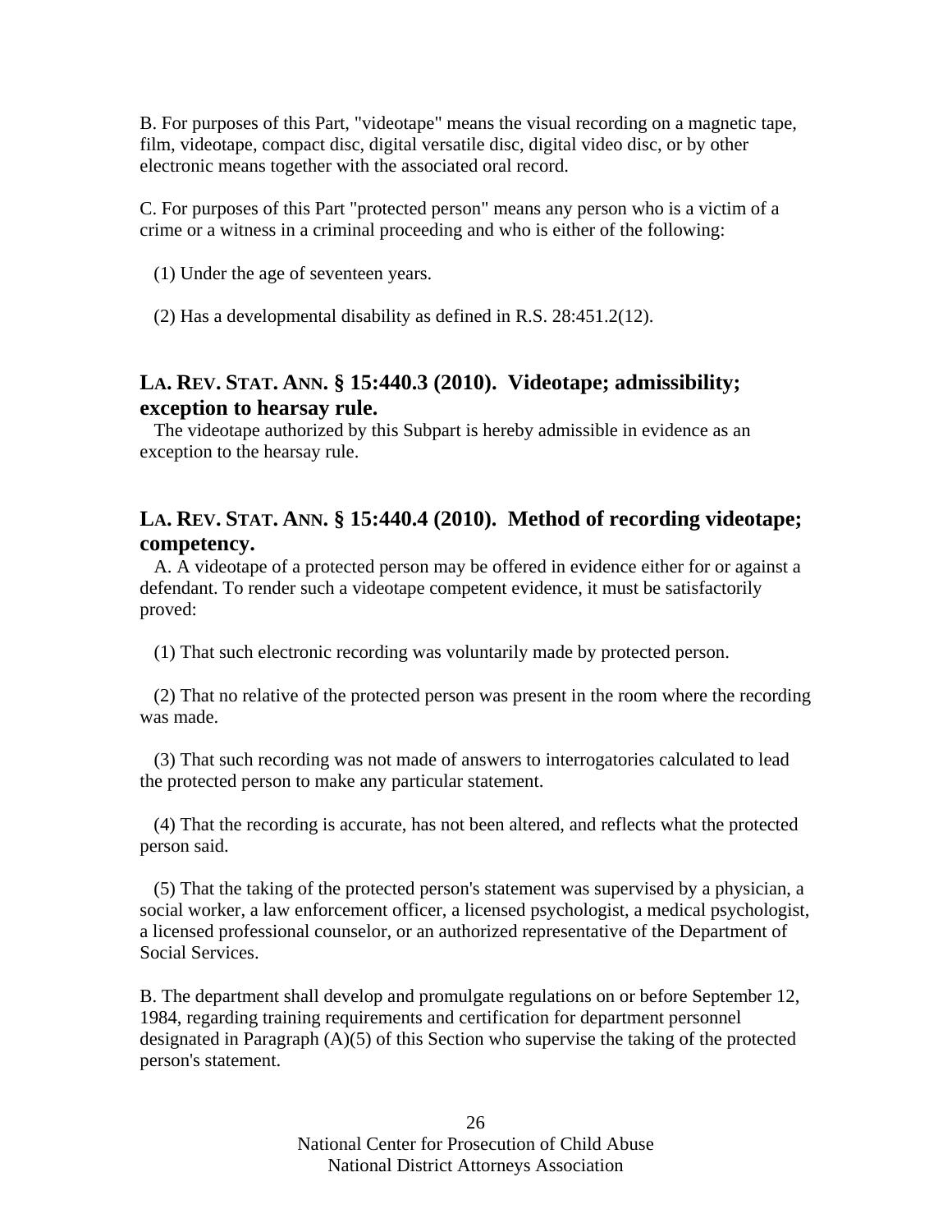B. For purposes of this Part, "videotape" means the visual recording on a magnetic tape, film, videotape, compact disc, digital versatile disc, digital video disc, or by other electronic means together with the associated oral record.

C. For purposes of this Part "protected person" means any person who is a victim of a crime or a witness in a criminal proceeding and who is either of the following:

(1) Under the age of seventeen years.

(2) Has a developmental disability as defined in R.S. 28:451.2(12).

## LA. REV. STAT. ANN. § 15:440.3 (2010). Videotape; admissibility; exception to hearsay rule.

The videotape authorized by this Subpart is hereby admissible in evidence as an exception to the hearsay rule.

## LA. REV. STAT. ANN. § 15:440.4 (2010). Method of recording videotape; competency.

A. A videotape of a protected person may be offered in evidence either for or against a defendant. To render such a videotape competent evidence, it must be satisfactorily proved:

(1) That such electronic recording was voluntarily made by protected person.

(2) That no relative of the protected person was present in the room where the recording was made.

(3) That such recording was not made of answers to interrogatories calculated to lead the protected person to make any particular statement.

(4) That the recording is accurate, has not been altered, and reflects what the protected person said.

(5) That the taking of the protected person's statement was supervised by a physician, a social worker, a law enforcement officer, a licensed psychologist, a medical psychologist, a licensed professional counselor, or an authorized representative of the Department of Social Services.

B. The department shall develop and promulgate regulations on or before September 12, 1984, regarding training requirements and certification for department personnel designated in Paragraph (A)(5) of this Section who supervise the taking of the protected person's statement.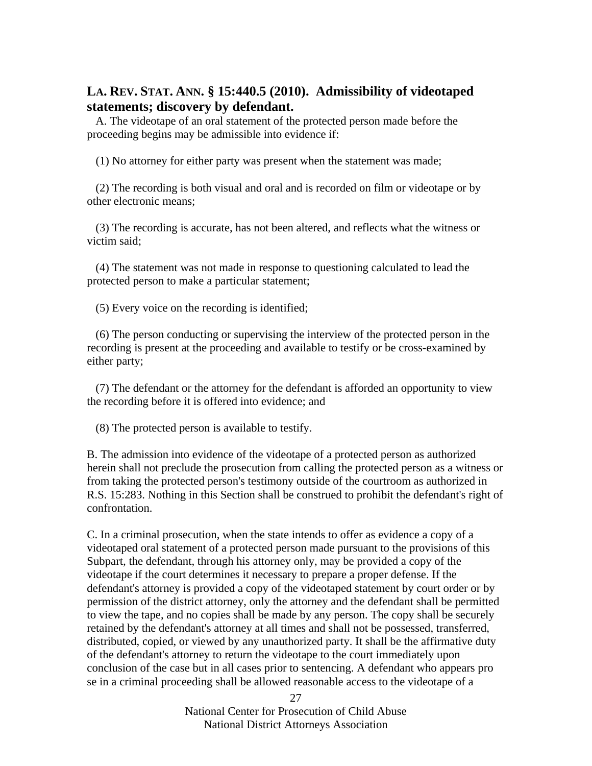### LA. REV. STAT. ANN. § 15:440.5 (2010). Admissibility of videotaped statements; discovery by defendant.

A. The videotape of an oral statement of the protected person made before the proceeding begins may be admissible into evidence if:

(1) No attorney for either party was present when the statement was made;

(2) The recording is both visual and oral and is recorded on film or videotape or by other electronic means;

(3) The recording is accurate, has not been altered, and reflects what the witness or victim said;

(4) The statement was not made in response to questioning calculated to lead the protected person to make a particular statement;

(5) Every voice on the recording is identified;

(6) The person conducting or supervising the interview of the protected person in the recording is present at the proceeding and available to testify or be cross-examined by either party;

(7) The defendant or the attorney for the defendant is afforded an opportunity to view the recording before it is offered into evidence; and

(8) The protected person is available to testify.

B. The admission into evidence of the videotape of a protected person as authorized herein shall not preclude the prosecution from calling the protected person as a witness or from taking the protected person's testimony outside of the courtroom as authorized in R.S. 15:283. Nothing in this Section shall be construed to prohibit the defendant's right of confrontation.

C. In a criminal prosecution, when the state intends to offer as evidence a copy of a videotaped oral statement of a protected person made pursuant to the provisions of this Subpart, the defendant, through his attorney only, may be provided a copy of the videotape if the court determines it necessary to prepare a proper defense. If the defendant's attorney is provided a copy of the videotaped statement by court order or by permission of the district attorney, only the attorney and the defendant shall be permitted to view the tape, and no copies shall be made by any person. The copy shall be securely retained by the defendant's attorney at all times and shall not be possessed, transferred, distributed, copied, or viewed by any unauthorized party. It shall be the affirmative duty of the defendant's attorney to return the videotape to the court immediately upon conclusion of the case but in all cases prior to sentencing. A defendant who appears pro se in a criminal proceeding shall be allowed reasonable access to the videotape of a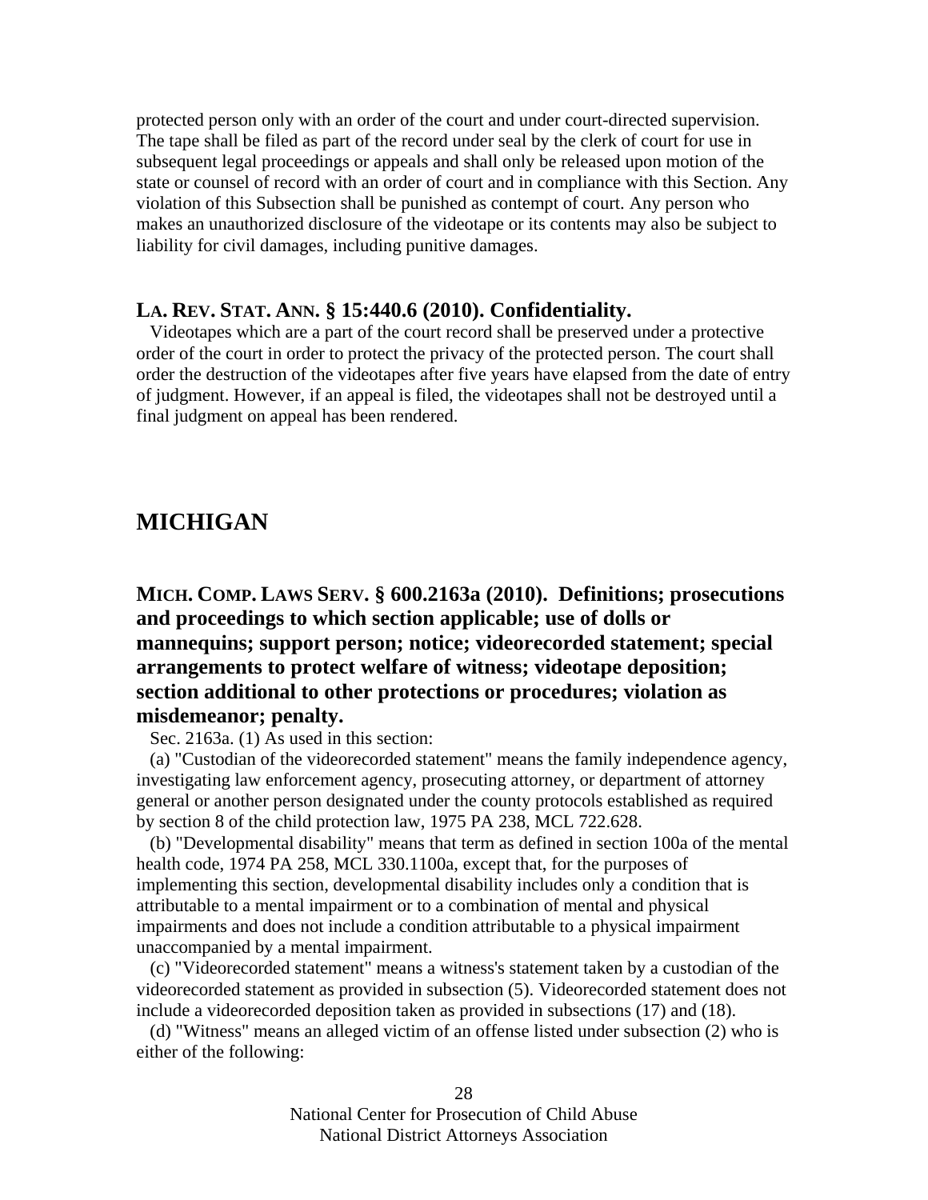protected person only with an order of the court and under court-directed supervision. The tape shall be filed as part of the record under seal by the clerk of court for use in subsequent legal proceedings or appeals and shall only be released upon motion of the state or counsel of record with an order of court and in compliance with this Section. Any violation of this Subsection shall be punished as contempt of court. Any person who makes an unauthorized disclosure of the videotape or its contents may also be subject to liability for civil damages, including punitive damages.

### LA. REV. STAT. ANN. § 15:440.6 (2010). Confidentiality.

Videotapes which are a part of the court record shall be preserved under a protective order of the court in order to protect the privacy of the protected person. The court shall order the destruction of the videotapes after five years have elapsed from the date of entry of judgment. However, if an appeal is filed, the videotapes shall not be destroyed until a final judgment on appeal has been rendered.

## MICHIGAN

### MICH. COMP. LAWS SERV. § 600.2163a (2010). Definitions; prosecutions and proceedings to which section applicable; use of dolls or mannequins; support person; notice; videorecorded statement; special arrangements to protect welfare of witness; videotape deposition; section additional to other protections or procedures; violation as misdemeanor; penalty.

Sec. 2163a. (1) As used in this section:

(a) "Custodian of the videorecorded statement" means the family independence agency, investigating law enforcement agency, prosecuting attorney, or department of attorney general or another person designated under the county protocols established as required by section 8 of the child protection law, 1975 PA 238, MCL 722.628.

(b) "Developmental disability" means that term as defined in section 100a of the mental health code, 1974 PA 258, MCL 330.1100a, except that, for the purposes of implementing this section, developmental disability includes only a condition that is attributable to a mental impairment or to a combination of mental and physical impairments and does not include a condition attributable to a physical impairment unaccompanied by a mental impairment.

(c) "Videorecorded statement" means a witness's statement taken by a custodian of the videorecorded statement as provided in subsection (5). Videorecorded statement does not include a videorecorded deposition taken as provided in subsections (17) and (18).

(d) "Witness" means an alleged victim of an offense listed under subsection (2) who is either of the following: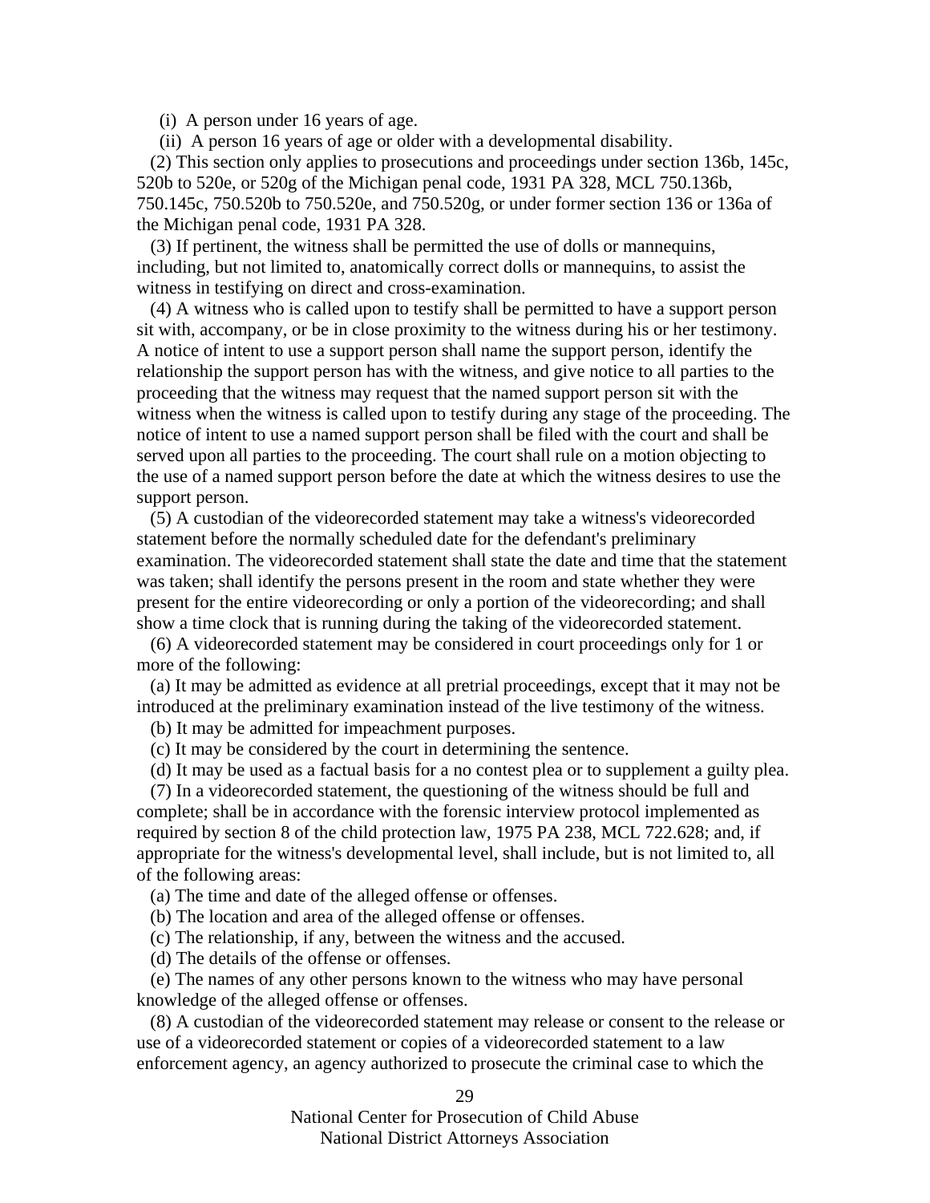(i) A person under 16 years of age.

(ii) A person 16 years of age or older with a developmental disability.

(2) This section only applies to prosecutions and proceedings under section 136b, 145c, 520b to 520e, or 520g of the Michigan penal code, 1931 PA 328, MCL 750.136b, 750.145c, 750.520b to 750.520e, and 750.520g, or under former section 136 or 136a of the Michigan penal code, 1931 PA 328.

(3) If pertinent, the witness shall be permitted the use of dolls or mannequins, including, but not limited to, anatomically correct dolls or mannequins, to assist the witness in testifying on direct and cross-examination.

(4) A witness who is called upon to testify shall be permitted to have a support person sit with, accompany, or be in close proximity to the witness during his or her testimony. A notice of intent to use a support person shall name the support person, identify the relationship the support person has with the witness, and give notice to all parties to the proceeding that the witness may request that the named support person sit with the witness when the witness is called upon to testify during any stage of the proceeding. The notice of intent to use a named support person shall be filed with the court and shall be served upon all parties to the proceeding. The court shall rule on a motion objecting to the use of a named support person before the date at which the witness desires to use the support person.

(5) A custodian of the videorecorded statement may take a witness's videorecorded statement before the normally scheduled date for the defendant's preliminary examination. The videorecorded statement shall state the date and time that the statement was taken; shall identify the persons present in the room and state whether they were present for the entire videorecording or only a portion of the videorecording; and shall show a time clock that is running during the taking of the videorecorded statement.

(6) A videorecorded statement may be considered in court proceedings only for 1 or more of the following:

(a) It may be admitted as evidence at all pretrial proceedings, except that it may not be introduced at the preliminary examination instead of the live testimony of the witness.

(b) It may be admitted for impeachment purposes.

(c) It may be considered by the court in determining the sentence.

(d) It may be used as a factual basis for a no contest plea or to supplement a guilty plea.

(7) In a videorecorded statement, the questioning of the witness should be full and complete; shall be in accordance with the forensic interview protocol implemented as required by section 8 of the child protection law, 1975 PA 238, MCL 722.628; and, if appropriate for the witness's developmental level, shall include, but is not limited to, all of the following areas:

(a) The time and date of the alleged offense or offenses.

(b) The location and area of the alleged offense or offenses.

(c) The relationship, if any, between the witness and the accused.

(d) The details of the offense or offenses.

(e) The names of any other persons known to the witness who may have personal knowledge of the alleged offense or offenses.

(8) A custodian of the videorecorded statement may release or consent to the release or use of a videorecorded statement or copies of a videorecorded statement to a law enforcement agency, an agency authorized to prosecute the criminal case to which the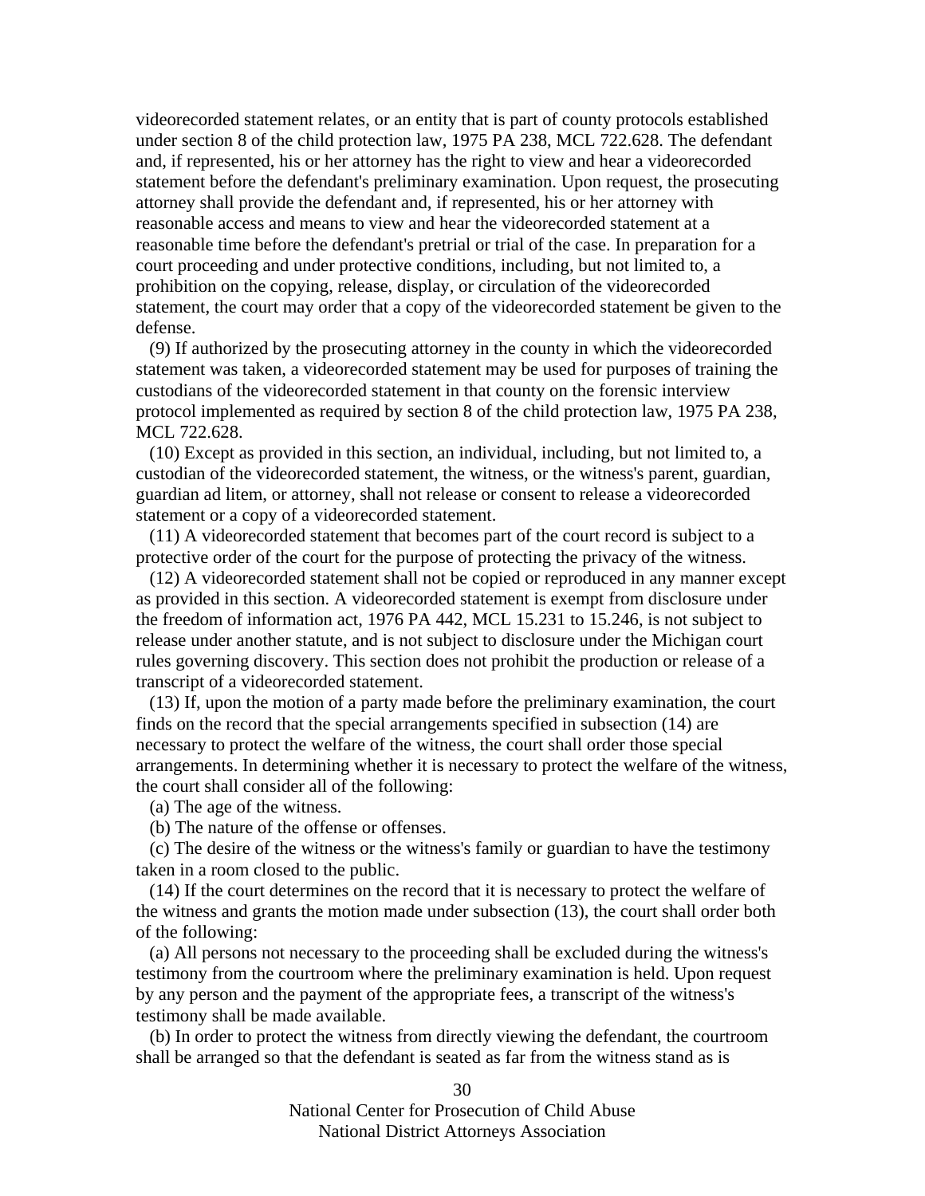videorecorded statement relates, or an entity that is part of county protocols established under section 8 of the child protection law, 1975 PA 238, MCL 722.628. The defendant and, if represented, his or her attorney has the right to view and hear a videorecorded statement before the defendant's preliminary examination. Upon request, the prosecuting attorney shall provide the defendant and, if represented, his or her attorney with reasonable access and means to view and hear the videorecorded statement at a reasonable time before the defendant's pretrial or trial of the case. In preparation for a court proceeding and under protective conditions, including, but not limited to, a prohibition on the copying, release, display, or circulation of the videorecorded statement, the court may order that a copy of the videorecorded statement be given to the defense.

(9) If authorized by the prosecuting attorney in the county in which the videorecorded statement was taken, a videorecorded statement may be used for purposes of training the custodians of the videorecorded statement in that county on the forensic interview protocol implemented as required by section 8 of the child protection law, 1975 PA 238, MCL 722.628.

(10) Except as provided in this section, an individual, including, but not limited to, a custodian of the videorecorded statement, the witness, or the witness's parent, guardian, guardian ad litem, or attorney, shall not release or consent to release a videorecorded statement or a copy of a videorecorded statement.

(11) A videorecorded statement that becomes part of the court record is subject to a protective order of the court for the purpose of protecting the privacy of the witness.

(12) A videorecorded statement shall not be copied or reproduced in any manner except as provided in this section. A videorecorded statement is exempt from disclosure under the freedom of information act, 1976 PA 442, MCL 15.231 to 15.246, is not subject to release under another statute, and is not subject to disclosure under the Michigan court rules governing discovery. This section does not prohibit the production or release of a transcript of a videorecorded statement.

(13) If, upon the motion of a party made before the preliminary examination, the court finds on the record that the special arrangements specified in subsection (14) are necessary to protect the welfare of the witness, the court shall order those special arrangements. In determining whether it is necessary to protect the welfare of the witness, the court shall consider all of the following:

(a) The age of the witness.

(b) The nature of the offense or offenses.

(c) The desire of the witness or the witness's family or guardian to have the testimony taken in a room closed to the public.

(14) If the court determines on the record that it is necessary to protect the welfare of the witness and grants the motion made under subsection (13), the court shall order both of the following:

(a) All persons not necessary to the proceeding shall be excluded during the witness's testimony from the courtroom where the preliminary examination is held. Upon request by any person and the payment of the appropriate fees, a transcript of the witness's testimony shall be made available.

(b) In order to protect the witness from directly viewing the defendant, the courtroom shall be arranged so that the defendant is seated as far from the witness stand as is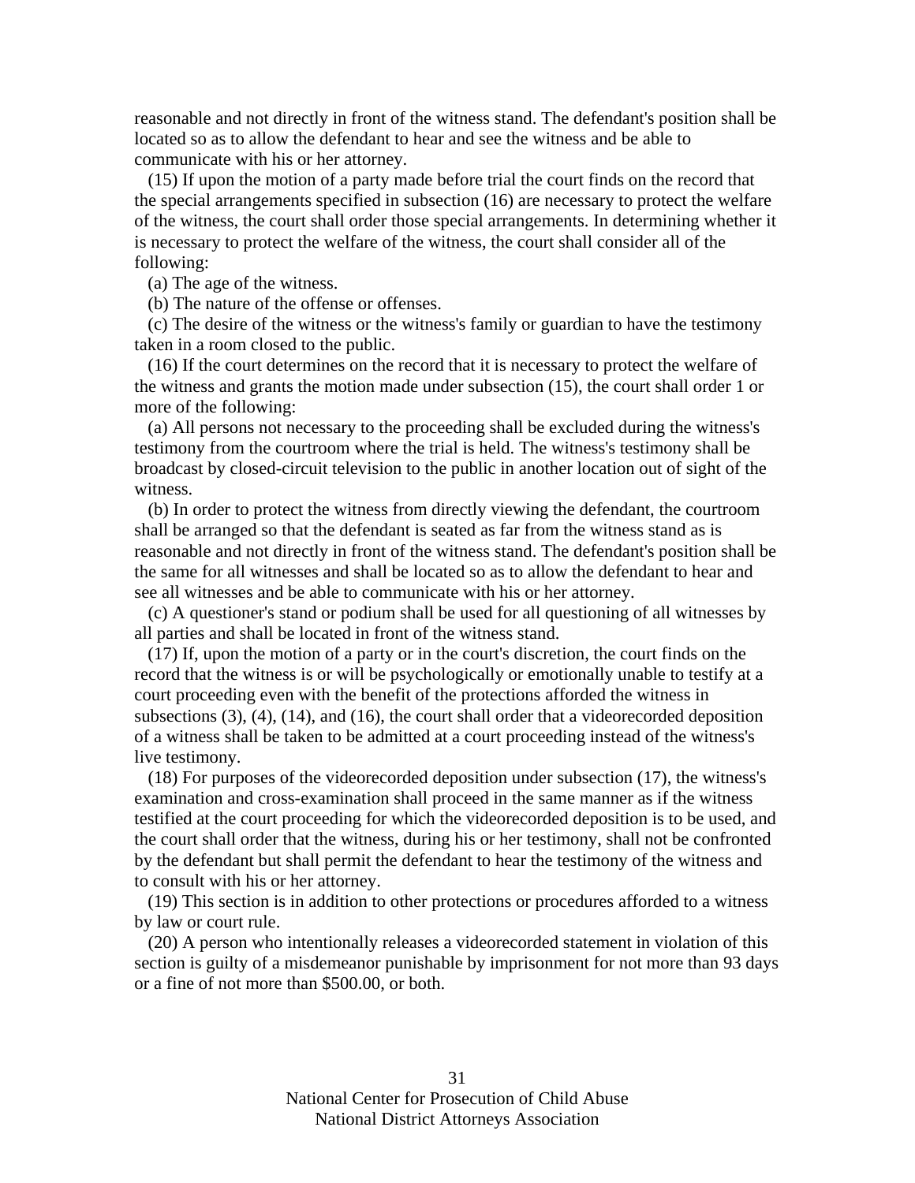reasonable and not directly in front of the witness stand. The defendant's position shall be located so as to allow the defendant to hear and see the witness and be able to communicate with his or her attorney.

(15) If upon the motion of a party made before trial the court finds on the record that the special arrangements specified in subsection (16) are necessary to protect the welfare of the witness, the court shall order those special arrangements. In determining whether it is necessary to protect the welfare of the witness, the court shall consider all of the following:

(a) The age of the witness.

(b) The nature of the offense or offenses.

(c) The desire of the witness or the witness's family or guardian to have the testimony taken in a room closed to the public.

(16) If the court determines on the record that it is necessary to protect the welfare of the witness and grants the motion made under subsection (15), the court shall order 1 or more of the following:

(a) All persons not necessary to the proceeding shall be excluded during the witness's testimony from the courtroom where the trial is held. The witness's testimony shall be broadcast by closed-circuit television to the public in another location out of sight of the witness.

(b) In order to protect the witness from directly viewing the defendant, the courtroom shall be arranged so that the defendant is seated as far from the witness stand as is reasonable and not directly in front of the witness stand. The defendant's position shall be the same for all witnesses and shall be located so as to allow the defendant to hear and see all witnesses and be able to communicate with his or her attorney.

(c) A questioner's stand or podium shall be used for all questioning of all witnesses by all parties and shall be located in front of the witness stand.

(17) If, upon the motion of a party or in the court's discretion, the court finds on the record that the witness is or will be psychologically or emotionally unable to testify at a court proceeding even with the benefit of the protections afforded the witness in subsections (3), (4), (14), and (16), the court shall order that a videorecorded deposition of a witness shall be taken to be admitted at a court proceeding instead of the witness's live testimony.

(18) For purposes of the videorecorded deposition under subsection (17), the witness's examination and cross-examination shall proceed in the same manner as if the witness testified at the court proceeding for which the videorecorded deposition is to be used, and the court shall order that the witness, during his or her testimony, shall not be confronted by the defendant but shall permit the defendant to hear the testimony of the witness and to consult with his or her attorney.

(19) This section is in addition to other protections or procedures afforded to a witness by law or court rule.

(20) A person who intentionally releases a videorecorded statement in violation of this section is guilty of a misdemeanor punishable by imprisonment for not more than 93 days or a fine of not more than $500.00, or both.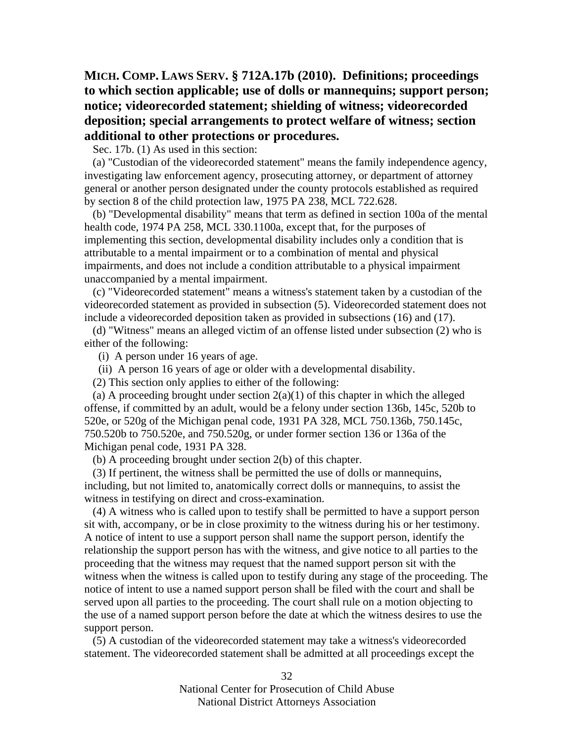### MICH. COMP. LAWS SERV. § 712A.17b (2010). Definitions; proceedings to which section applicable; use of dolls or mannequins; support person; notice; videorecorded statement; shielding of witness; videorecorded deposition; special arrangements to protect welfare of witness; section additional to other protections or procedures.

Sec. 17b. (1) As used in this section:

(a) "Custodian of the videorecorded statement" means the family independence agency, investigating law enforcement agency, prosecuting attorney, or department of attorney general or another person designated under the county protocols established as required by section 8 of the child protection law, 1975 PA 238, MCL 722.628.

(b) "Developmental disability" means that term as defined in section 100a of the mental health code, 1974 PA 258, MCL 330.1100a, except that, for the purposes of implementing this section, developmental disability includes only a condition that is attributable to a mental impairment or to a combination of mental and physical impairments, and does not include a condition attributable to a physical impairment unaccompanied by a mental impairment.

(c) "Videorecorded statement" means a witness's statement taken by a custodian of the videorecorded statement as provided in subsection (5). Videorecorded statement does not include a videorecorded deposition taken as provided in subsections (16) and (17).

(d) "Witness" means an alleged victim of an offense listed under subsection (2) who is either of the following:

(i) A person under 16 years of age.

(ii) A person 16 years of age or older with a developmental disability.

(2) This section only applies to either of the following:

(a) A proceeding brought under section 2(a)(1) of this chapter in which the alleged offense, if committed by an adult, would be a felony under section 136b, 145c, 520b to 520e, or 520g of the Michigan penal code, 1931 PA 328, MCL 750.136b, 750.145c, 750.520b to 750.520e, and 750.520g, or under former section 136 or 136a of the Michigan penal code, 1931 PA 328.

(b) A proceeding brought under section 2(b) of this chapter.

(3) If pertinent, the witness shall be permitted the use of dolls or mannequins, including, but not limited to, anatomically correct dolls or mannequins, to assist the witness in testifying on direct and cross-examination.

(4) A witness who is called upon to testify shall be permitted to have a support person sit with, accompany, or be in close proximity to the witness during his or her testimony. A notice of intent to use a support person shall name the support person, identify the relationship the support person has with the witness, and give notice to all parties to the proceeding that the witness may request that the named support person sit with the witness when the witness is called upon to testify during any stage of the proceeding. The notice of intent to use a named support person shall be filed with the court and shall be served upon all parties to the proceeding. The court shall rule on a motion objecting to the use of a named support person before the date at which the witness desires to use the support person.

(5) A custodian of the videorecorded statement may take a witness's videorecorded statement. The videorecorded statement shall be admitted at all proceedings except the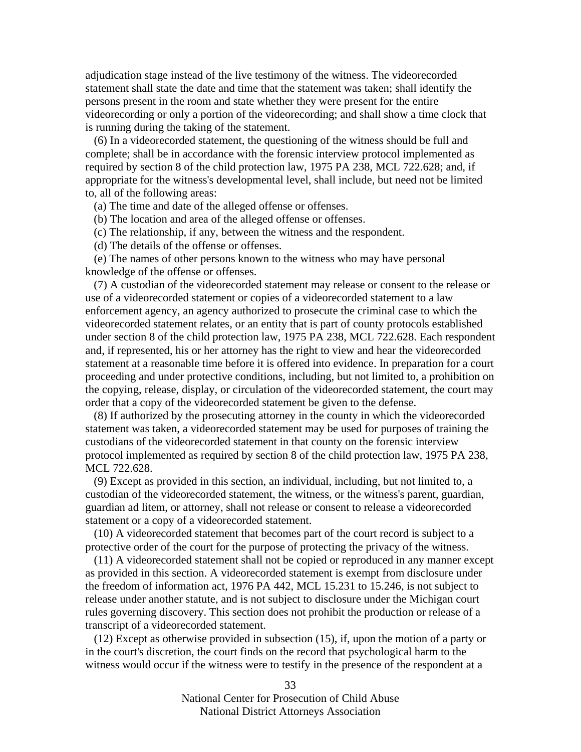adjudication stage instead of the live testimony of the witness. The videorecorded statement shall state the date and time that the statement was taken; shall identify the persons present in the room and state whether they were present for the entire videorecording or only a portion of the videorecording; and shall show a time clock that is running during the taking of the statement.

(6) In a videorecorded statement, the questioning of the witness should be full and complete; shall be in accordance with the forensic interview protocol implemented as required by section 8 of the child protection law, 1975 PA 238, MCL 722.628; and, if appropriate for the witness's developmental level, shall include, but need not be limited to, all of the following areas:

(a) The time and date of the alleged offense or offenses.

(b) The location and area of the alleged offense or offenses.

(c) The relationship, if any, between the witness and the respondent.

(d) The details of the offense or offenses.

(e) The names of other persons known to the witness who may have personal knowledge of the offense or offenses.

(7) A custodian of the videorecorded statement may release or consent to the release or use of a videorecorded statement or copies of a videorecorded statement to a law enforcement agency, an agency authorized to prosecute the criminal case to which the videorecorded statement relates, or an entity that is part of county protocols established under section 8 of the child protection law, 1975 PA 238, MCL 722.628. Each respondent and, if represented, his or her attorney has the right to view and hear the videorecorded statement at a reasonable time before it is offered into evidence. In preparation for a court proceeding and under protective conditions, including, but not limited to, a prohibition on the copying, release, display, or circulation of the videorecorded statement, the court may order that a copy of the videorecorded statement be given to the defense.

(8) If authorized by the prosecuting attorney in the county in which the videorecorded statement was taken, a videorecorded statement may be used for purposes of training the custodians of the videorecorded statement in that county on the forensic interview protocol implemented as required by section 8 of the child protection law, 1975 PA 238, MCL 722.628.

(9) Except as provided in this section, an individual, including, but not limited to, a custodian of the videorecorded statement, the witness, or the witness's parent, guardian, guardian ad litem, or attorney, shall not release or consent to release a videorecorded statement or a copy of a videorecorded statement.

(10) A videorecorded statement that becomes part of the court record is subject to a protective order of the court for the purpose of protecting the privacy of the witness.

(11) A videorecorded statement shall not be copied or reproduced in any manner except as provided in this section. A videorecorded statement is exempt from disclosure under the freedom of information act, 1976 PA 442, MCL 15.231 to 15.246, is not subject to release under another statute, and is not subject to disclosure under the Michigan court rules governing discovery. This section does not prohibit the production or release of a transcript of a videorecorded statement.

(12) Except as otherwise provided in subsection (15), if, upon the motion of a party or in the court's discretion, the court finds on the record that psychological harm to the witness would occur if the witness were to testify in the presence of the respondent at a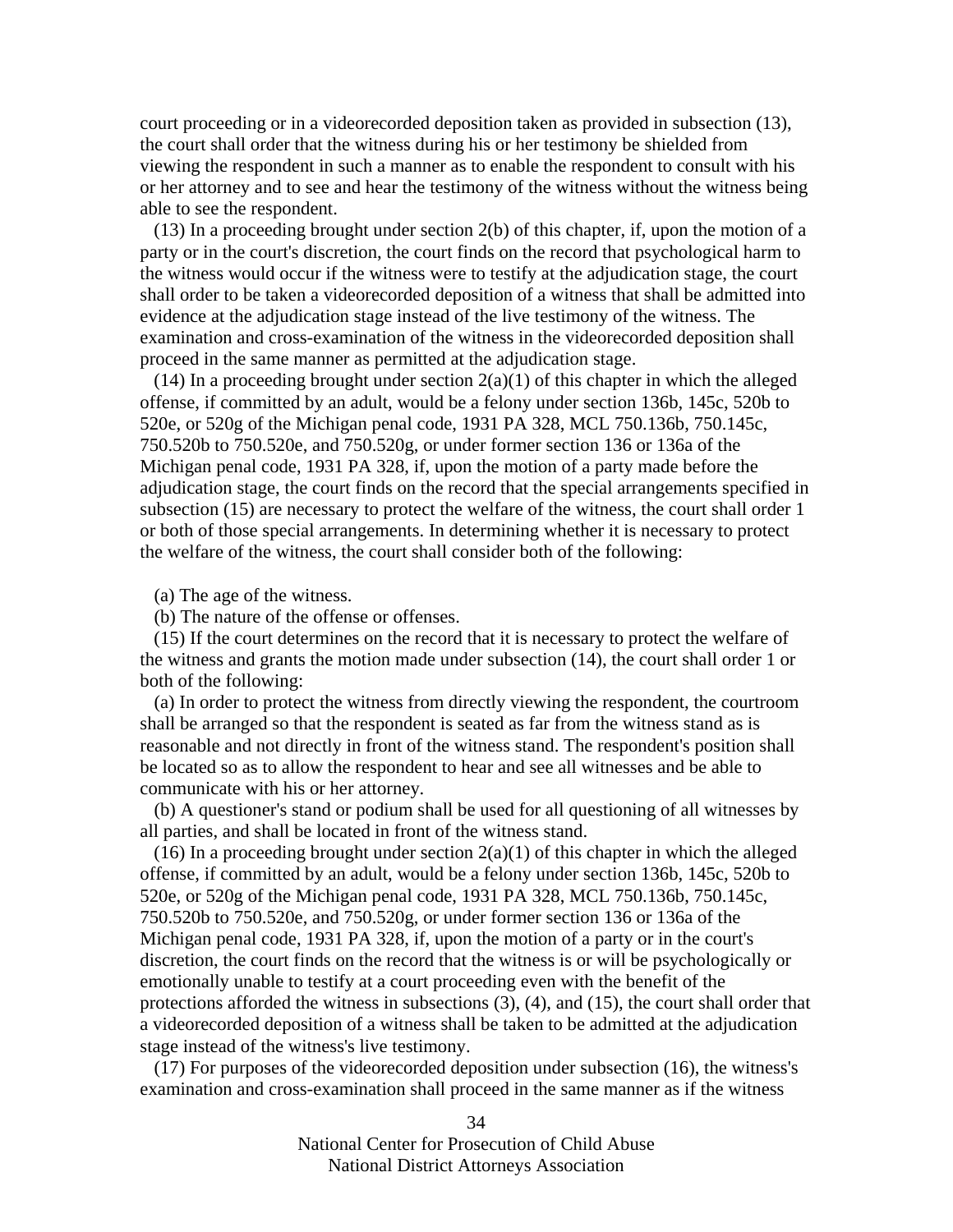court proceeding or in a videorecorded deposition taken as provided in subsection (13), the court shall order that the witness during his or her testimony be shielded from viewing the respondent in such a manner as to enable the respondent to consult with his or her attorney and to see and hear the testimony of the witness without the witness being able to see the respondent.

(13) In a proceeding brought under section 2(b) of this chapter, if, upon the motion of a party or in the court's discretion, the court finds on the record that psychological harm to the witness would occur if the witness were to testify at the adjudication stage, the court shall order to be taken a videorecorded deposition of a witness that shall be admitted into evidence at the adjudication stage instead of the live testimony of the witness. The examination and cross-examination of the witness in the videorecorded deposition shall proceed in the same manner as permitted at the adjudication stage.

(14) In a proceeding brought under section 2(a)(1) of this chapter in which the alleged offense, if committed by an adult, would be a felony under section 136b, 145c, 520b to 520e, or 520g of the Michigan penal code, 1931 PA 328, MCL 750.136b, 750.145c, 750.520b to 750.520e, and 750.520g, or under former section 136 or 136a of the Michigan penal code, 1931 PA 328, if, upon the motion of a party made before the adjudication stage, the court finds on the record that the special arrangements specified in subsection (15) are necessary to protect the welfare of the witness, the court shall order 1 or both of those special arrangements. In determining whether it is necessary to protect the welfare of the witness, the court shall consider both of the following:

(a) The age of the witness.

(b) The nature of the offense or offenses.

(15) If the court determines on the record that it is necessary to protect the welfare of the witness and grants the motion made under subsection (14), the court shall order 1 or both of the following:

(a) In order to protect the witness from directly viewing the respondent, the courtroom shall be arranged so that the respondent is seated as far from the witness stand as is reasonable and not directly in front of the witness stand. The respondent's position shall be located so as to allow the respondent to hear and see all witnesses and be able to communicate with his or her attorney.

(b) A questioner's stand or podium shall be used for all questioning of all witnesses by all parties, and shall be located in front of the witness stand.

(16) In a proceeding brought under section 2(a)(1) of this chapter in which the alleged offense, if committed by an adult, would be a felony under section 136b, 145c, 520b to 520e, or 520g of the Michigan penal code, 1931 PA 328, MCL 750.136b, 750.145c, 750.520b to 750.520e, and 750.520g, or under former section 136 or 136a of the Michigan penal code, 1931 PA 328, if, upon the motion of a party or in the court's discretion, the court finds on the record that the witness is or will be psychologically or emotionally unable to testify at a court proceeding even with the benefit of the protections afforded the witness in subsections (3), (4), and (15), the court shall order that a videorecorded deposition of a witness shall be taken to be admitted at the adjudication stage instead of the witness's live testimony.

(17) For purposes of the videorecorded deposition under subsection (16), the witness's examination and cross-examination shall proceed in the same manner as if the witness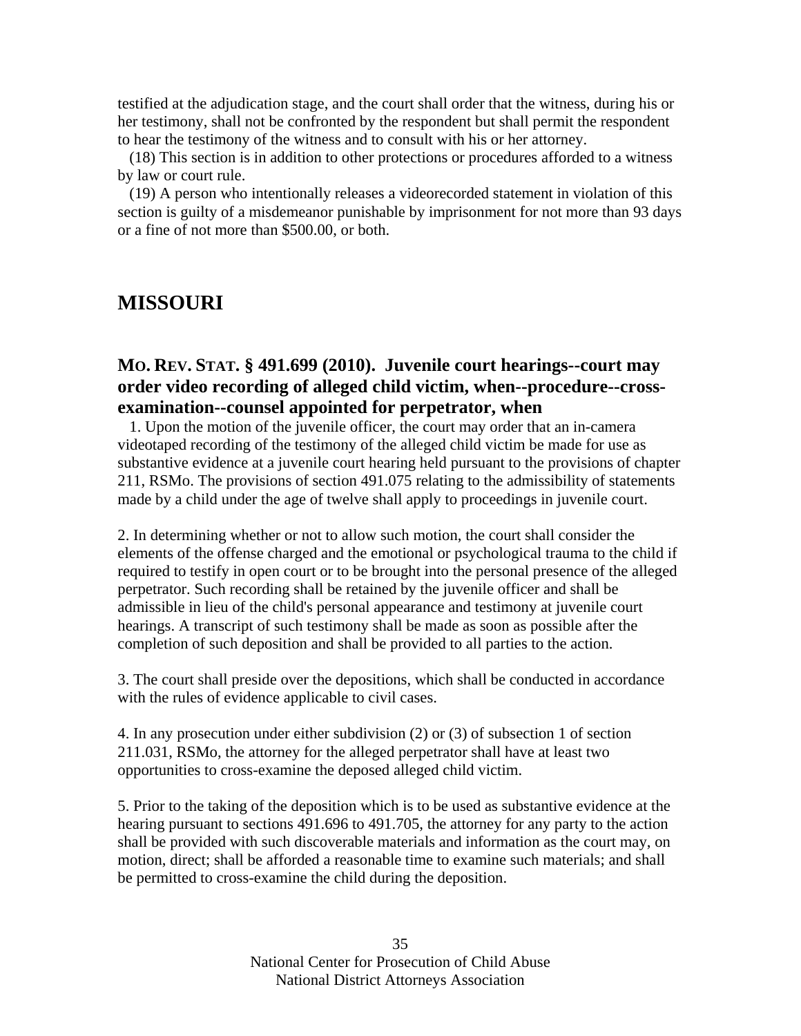testified at the adjudication stage, and the court shall order that the witness, during his or her testimony, shall not be confronted by the respondent but shall permit the respondent to hear the testimony of the witness and to consult with his or her attorney.

(18) This section is in addition to other protections or procedures afforded to a witness by law or court rule.

(19) A person who intentionally releases a videorecorded statement in violation of this section is guilty of a misdemeanor punishable by imprisonment for not more than 93 days or a fine of not more than $500.00, or both.

# MISSOURI

## MO. REV. STAT. § 491.699 (2010). Juvenile court hearings--court may order video recording of alleged child victim, when--procedure--cross-examination--counsel appointed for perpetrator, when

1. Upon the motion of the juvenile officer, the court may order that an in-camera videotaped recording of the testimony of the alleged child victim be made for use as substantive evidence at a juvenile court hearing held pursuant to the provisions of chapter 211, RSMo. The provisions of section 491.075 relating to the admissibility of statements made by a child under the age of twelve shall apply to proceedings in juvenile court.

2. In determining whether or not to allow such motion, the court shall consider the elements of the offense charged and the emotional or psychological trauma to the child if required to testify in open court or to be brought into the personal presence of the alleged perpetrator. Such recording shall be retained by the juvenile officer and shall be admissible in lieu of the child's personal appearance and testimony at juvenile court hearings. A transcript of such testimony shall be made as soon as possible after the completion of such deposition and shall be provided to all parties to the action.

3. The court shall preside over the depositions, which shall be conducted in accordance with the rules of evidence applicable to civil cases.

4. In any prosecution under either subdivision (2) or (3) of subsection 1 of section 211.031, RSMo, the attorney for the alleged perpetrator shall have at least two opportunities to cross-examine the deposed alleged child victim.

5. Prior to the taking of the deposition which is to be used as substantive evidence at the hearing pursuant to sections 491.696 to 491.705, the attorney for any party to the action shall be provided with such discoverable materials and information as the court may, on motion, direct; shall be afforded a reasonable time to examine such materials; and shall be permitted to cross-examine the child during the deposition.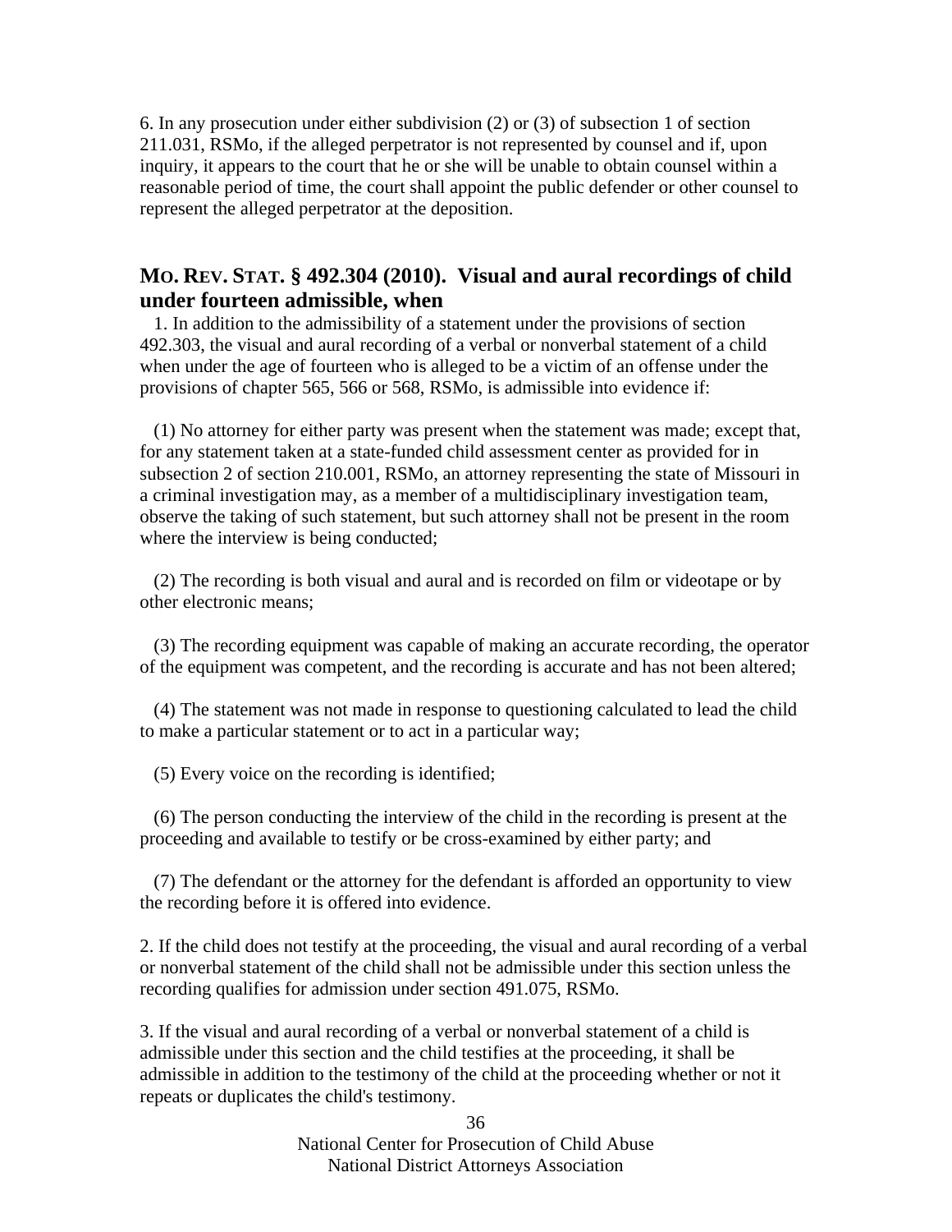6. In any prosecution under either subdivision (2) or (3) of subsection 1 of section 211.031, RSMo, if the alleged perpetrator is not represented by counsel and if, upon inquiry, it appears to the court that he or she will be unable to obtain counsel within a reasonable period of time, the court shall appoint the public defender or other counsel to represent the alleged perpetrator at the deposition.

## MO. REV. STAT. § 492.304 (2010). Visual and aural recordings of child under fourteen admissible, when

1. In addition to the admissibility of a statement under the provisions of section 492.303, the visual and aural recording of a verbal or nonverbal statement of a child when under the age of fourteen who is alleged to be a victim of an offense under the provisions of chapter 565, 566 or 568, RSMo, is admissible into evidence if:

(1) No attorney for either party was present when the statement was made; except that, for any statement taken at a state-funded child assessment center as provided for in subsection 2 of section 210.001, RSMo, an attorney representing the state of Missouri in a criminal investigation may, as a member of a multidisciplinary investigation team, observe the taking of such statement, but such attorney shall not be present in the room where the interview is being conducted;

(2) The recording is both visual and aural and is recorded on film or videotape or by other electronic means;

(3) The recording equipment was capable of making an accurate recording, the operator of the equipment was competent, and the recording is accurate and has not been altered;

(4) The statement was not made in response to questioning calculated to lead the child to make a particular statement or to act in a particular way;

(5) Every voice on the recording is identified;

(6) The person conducting the interview of the child in the recording is present at the proceeding and available to testify or be cross-examined by either party; and

(7) The defendant or the attorney for the defendant is afforded an opportunity to view the recording before it is offered into evidence.

2. If the child does not testify at the proceeding, the visual and aural recording of a verbal or nonverbal statement of the child shall not be admissible under this section unless the recording qualifies for admission under section 491.075, RSMo.

3. If the visual and aural recording of a verbal or nonverbal statement of a child is admissible under this section and the child testifies at the proceeding, it shall be admissible in addition to the testimony of the child at the proceeding whether or not it repeats or duplicates the child's testimony.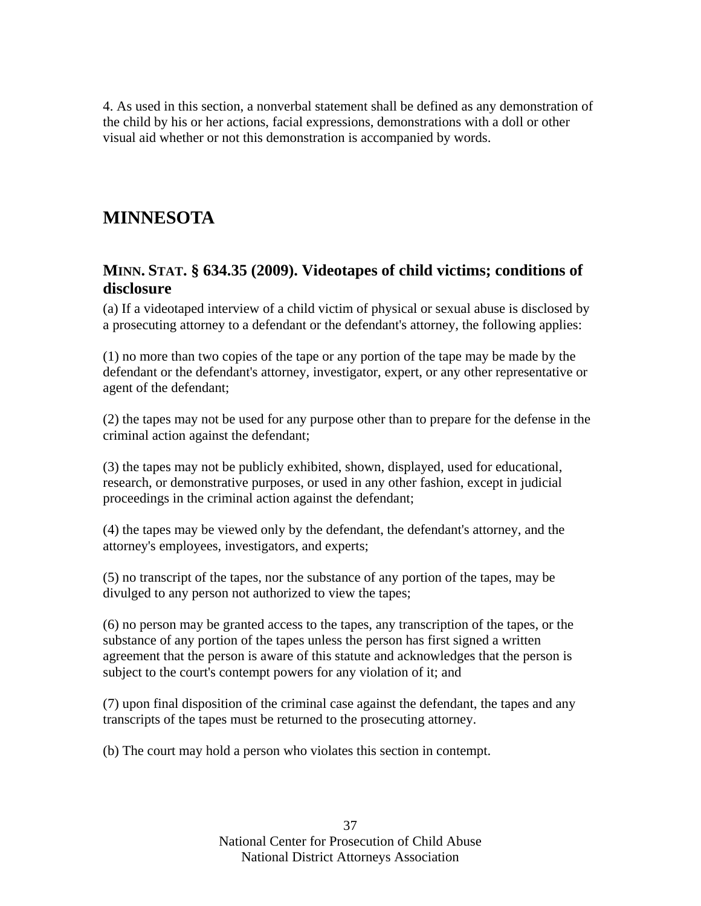4. As used in this section, a nonverbal statement shall be defined as any demonstration of the child by his or her actions, facial expressions, demonstrations with a doll or other visual aid whether or not this demonstration is accompanied by words.

## MINNESOTA

### MINN. STAT. § 634.35 (2009). Videotapes of child victims; conditions of disclosure

(a) If a videotaped interview of a child victim of physical or sexual abuse is disclosed by a prosecuting attorney to a defendant or the defendant's attorney, the following applies:

(1) no more than two copies of the tape or any portion of the tape may be made by the defendant or the defendant's attorney, investigator, expert, or any other representative or agent of the defendant;

(2) the tapes may not be used for any purpose other than to prepare for the defense in the criminal action against the defendant;

(3) the tapes may not be publicly exhibited, shown, displayed, used for educational, research, or demonstrative purposes, or used in any other fashion, except in judicial proceedings in the criminal action against the defendant;

(4) the tapes may be viewed only by the defendant, the defendant's attorney, and the attorney's employees, investigators, and experts;

(5) no transcript of the tapes, nor the substance of any portion of the tapes, may be divulged to any person not authorized to view the tapes;

(6) no person may be granted access to the tapes, any transcription of the tapes, or the substance of any portion of the tapes unless the person has first signed a written agreement that the person is aware of this statute and acknowledges that the person is subject to the court's contempt powers for any violation of it; and

(7) upon final disposition of the criminal case against the defendant, the tapes and any transcripts of the tapes must be returned to the prosecuting attorney.

(b) The court may hold a person who violates this section in contempt.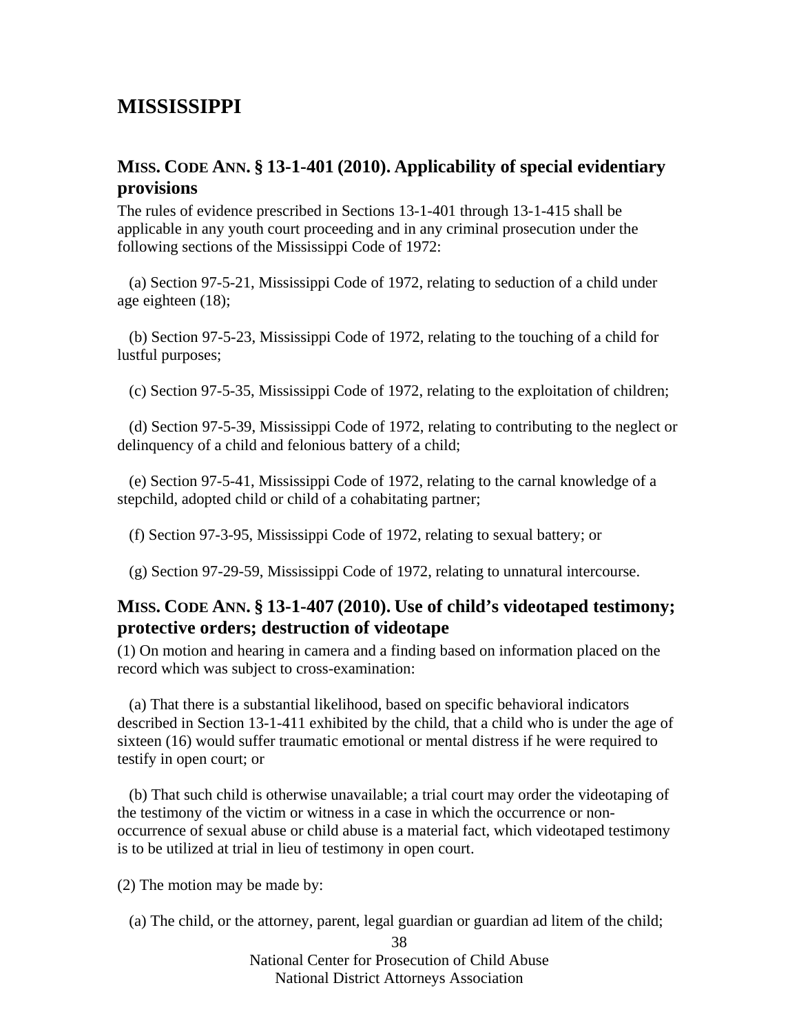# MISSISSIPPI

## MISS. CODE ANN. § 13-1-401 (2010). Applicability of special evidentiary provisions

The rules of evidence prescribed in Sections 13-1-401 through 13-1-415 shall be applicable in any youth court proceeding and in any criminal prosecution under the following sections of the Mississippi Code of 1972:

(a) Section 97-5-21, Mississippi Code of 1972, relating to seduction of a child under age eighteen (18);

(b) Section 97-5-23, Mississippi Code of 1972, relating to the touching of a child for lustful purposes;

(c) Section 97-5-35, Mississippi Code of 1972, relating to the exploitation of children;

(d) Section 97-5-39, Mississippi Code of 1972, relating to contributing to the neglect or delinquency of a child and felonious battery of a child;

(e) Section 97-5-41, Mississippi Code of 1972, relating to the carnal knowledge of a stepchild, adopted child or child of a cohabitating partner;

(f) Section 97-3-95, Mississippi Code of 1972, relating to sexual battery; or

(g) Section 97-29-59, Mississippi Code of 1972, relating to unnatural intercourse.

## MISS. CODE ANN. § 13-1-407 (2010). Use of child's videotaped testimony; protective orders; destruction of videotape

(1) On motion and hearing in camera and a finding based on information placed on the record which was subject to cross-examination:

(a) That there is a substantial likelihood, based on specific behavioral indicators described in Section 13-1-411 exhibited by the child, that a child who is under the age of sixteen (16) would suffer traumatic emotional or mental distress if he were required to testify in open court; or

(b) That such child is otherwise unavailable; a trial court may order the videotaping of the testimony of the victim or witness in a case in which the occurrence or non-occurrence of sexual abuse or child abuse is a material fact, which videotaped testimony is to be utilized at trial in lieu of testimony in open court.

(2) The motion may be made by:

(a) The child, or the attorney, parent, legal guardian or guardian ad litem of the child;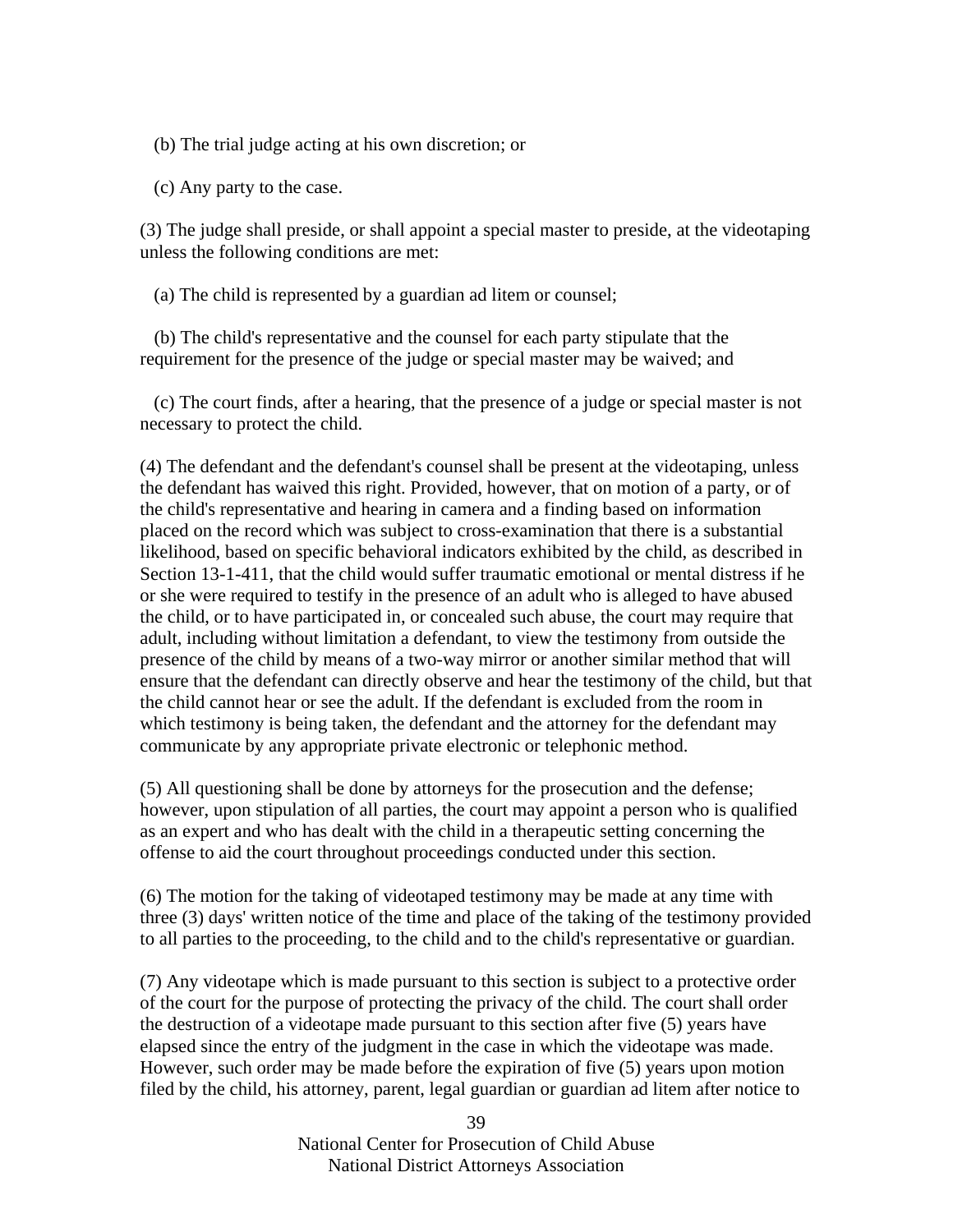(b) The trial judge acting at his own discretion; or

(c) Any party to the case.

(3) The judge shall preside, or shall appoint a special master to preside, at the videotaping unless the following conditions are met:

(a) The child is represented by a guardian ad litem or counsel;

(b) The child's representative and the counsel for each party stipulate that the requirement for the presence of the judge or special master may be waived; and

(c) The court finds, after a hearing, that the presence of a judge or special master is not necessary to protect the child.

(4) The defendant and the defendant's counsel shall be present at the videotaping, unless the defendant has waived this right. Provided, however, that on motion of a party, or of the child's representative and hearing in camera and a finding based on information placed on the record which was subject to cross-examination that there is a substantial likelihood, based on specific behavioral indicators exhibited by the child, as described in Section 13-1-411, that the child would suffer traumatic emotional or mental distress if he or she were required to testify in the presence of an adult who is alleged to have abused the child, or to have participated in, or concealed such abuse, the court may require that adult, including without limitation a defendant, to view the testimony from outside the presence of the child by means of a two-way mirror or another similar method that will ensure that the defendant can directly observe and hear the testimony of the child, but that the child cannot hear or see the adult. If the defendant is excluded from the room in which testimony is being taken, the defendant and the attorney for the defendant may communicate by any appropriate private electronic or telephonic method.

(5) All questioning shall be done by attorneys for the prosecution and the defense; however, upon stipulation of all parties, the court may appoint a person who is qualified as an expert and who has dealt with the child in a therapeutic setting concerning the offense to aid the court throughout proceedings conducted under this section.

(6) The motion for the taking of videotaped testimony may be made at any time with three (3) days' written notice of the time and place of the taking of the testimony provided to all parties to the proceeding, to the child and to the child's representative or guardian.

(7) Any videotape which is made pursuant to this section is subject to a protective order of the court for the purpose of protecting the privacy of the child. The court shall order the destruction of a videotape made pursuant to this section after five (5) years have elapsed since the entry of the judgment in the case in which the videotape was made. However, such order may be made before the expiration of five (5) years upon motion filed by the child, his attorney, parent, legal guardian or guardian ad litem after notice to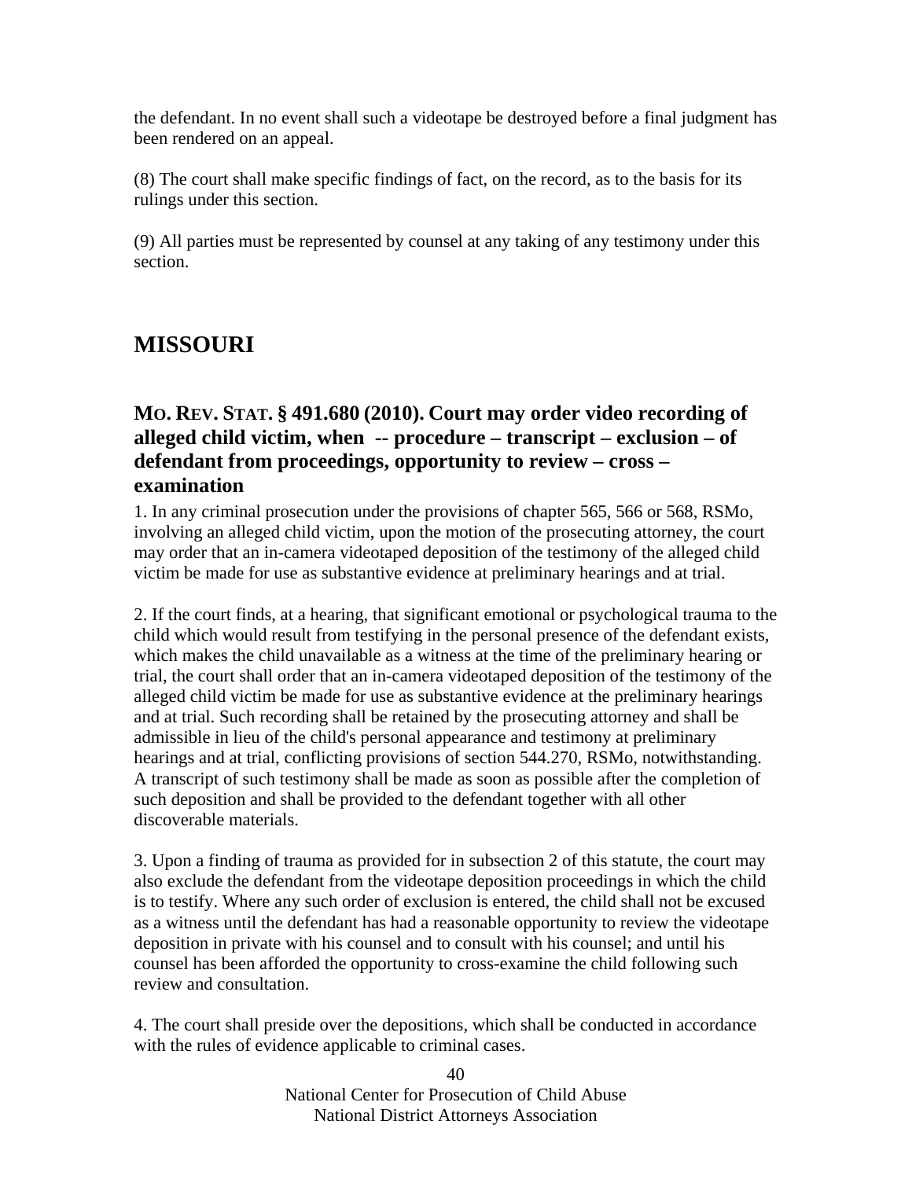the defendant. In no event shall such a videotape be destroyed before a final judgment has been rendered on an appeal.

(8) The court shall make specific findings of fact, on the record, as to the basis for its rulings under this section.

(9) All parties must be represented by counsel at any taking of any testimony under this section.

## MISSOURI

### MO. REV. STAT. § 491.680 (2010). Court may order video recording of alleged child victim, when -- procedure – transcript – exclusion – of defendant from proceedings, opportunity to review – cross – examination

1. In any criminal prosecution under the provisions of chapter 565, 566 or 568, RSMo, involving an alleged child victim, upon the motion of the prosecuting attorney, the court may order that an in-camera videotaped deposition of the testimony of the alleged child victim be made for use as substantive evidence at preliminary hearings and at trial.

2. If the court finds, at a hearing, that significant emotional or psychological trauma to the child which would result from testifying in the personal presence of the defendant exists, which makes the child unavailable as a witness at the time of the preliminary hearing or trial, the court shall order that an in-camera videotaped deposition of the testimony of the alleged child victim be made for use as substantive evidence at the preliminary hearings and at trial. Such recording shall be retained by the prosecuting attorney and shall be admissible in lieu of the child's personal appearance and testimony at preliminary hearings and at trial, conflicting provisions of section 544.270, RSMo, notwithstanding. A transcript of such testimony shall be made as soon as possible after the completion of such deposition and shall be provided to the defendant together with all other discoverable materials.

3. Upon a finding of trauma as provided for in subsection 2 of this statute, the court may also exclude the defendant from the videotape deposition proceedings in which the child is to testify. Where any such order of exclusion is entered, the child shall not be excused as a witness until the defendant has had a reasonable opportunity to review the videotape deposition in private with his counsel and to consult with his counsel; and until his counsel has been afforded the opportunity to cross-examine the child following such review and consultation.

4. The court shall preside over the depositions, which shall be conducted in accordance with the rules of evidence applicable to criminal cases.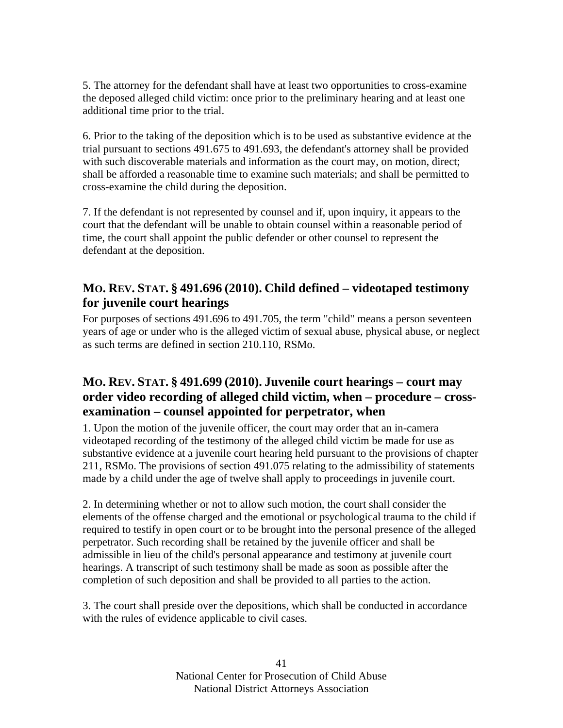5. The attorney for the defendant shall have at least two opportunities to cross-examine the deposed alleged child victim: once prior to the preliminary hearing and at least one additional time prior to the trial.

6. Prior to the taking of the deposition which is to be used as substantive evidence at the trial pursuant to sections 491.675 to 491.693, the defendant's attorney shall be provided with such discoverable materials and information as the court may, on motion, direct; shall be afforded a reasonable time to examine such materials; and shall be permitted to cross-examine the child during the deposition.

7. If the defendant is not represented by counsel and if, upon inquiry, it appears to the court that the defendant will be unable to obtain counsel within a reasonable period of time, the court shall appoint the public defender or other counsel to represent the defendant at the deposition.

## MO. REV. STAT. § 491.696 (2010). Child defined – videotaped testimony for juvenile court hearings

For purposes of sections 491.696 to 491.705, the term "child" means a person seventeen years of age or under who is the alleged victim of sexual abuse, physical abuse, or neglect as such terms are defined in section 210.110, RSMo.

## MO. REV. STAT. § 491.699 (2010). Juvenile court hearings – court may order video recording of alleged child victim, when – procedure – cross-examination – counsel appointed for perpetrator, when

1. Upon the motion of the juvenile officer, the court may order that an in-camera videotaped recording of the testimony of the alleged child victim be made for use as substantive evidence at a juvenile court hearing held pursuant to the provisions of chapter 211, RSMo. The provisions of section 491.075 relating to the admissibility of statements made by a child under the age of twelve shall apply to proceedings in juvenile court.

2. In determining whether or not to allow such motion, the court shall consider the elements of the offense charged and the emotional or psychological trauma to the child if required to testify in open court or to be brought into the personal presence of the alleged perpetrator. Such recording shall be retained by the juvenile officer and shall be admissible in lieu of the child's personal appearance and testimony at juvenile court hearings. A transcript of such testimony shall be made as soon as possible after the completion of such deposition and shall be provided to all parties to the action.

3. The court shall preside over the depositions, which shall be conducted in accordance with the rules of evidence applicable to civil cases.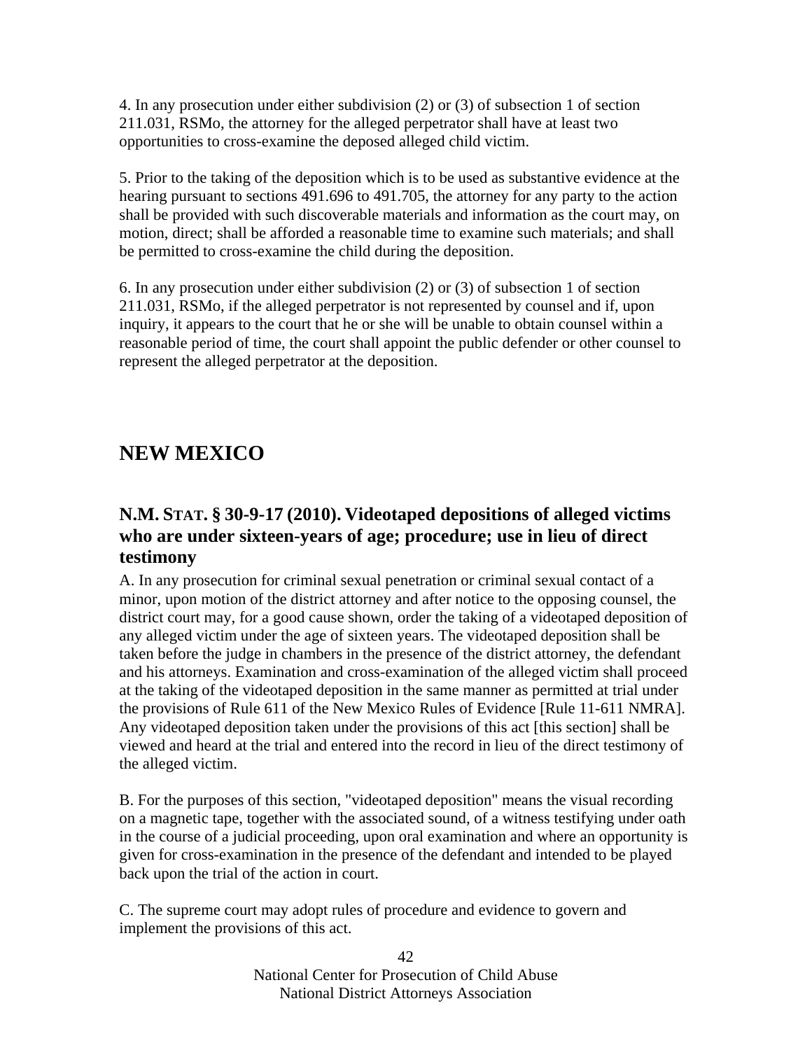4. In any prosecution under either subdivision (2) or (3) of subsection 1 of section 211.031, RSMo, the attorney for the alleged perpetrator shall have at least two opportunities to cross-examine the deposed alleged child victim.

5. Prior to the taking of the deposition which is to be used as substantive evidence at the hearing pursuant to sections 491.696 to 491.705, the attorney for any party to the action shall be provided with such discoverable materials and information as the court may, on motion, direct; shall be afforded a reasonable time to examine such materials; and shall be permitted to cross-examine the child during the deposition.

6. In any prosecution under either subdivision (2) or (3) of subsection 1 of section 211.031, RSMo, if the alleged perpetrator is not represented by counsel and if, upon inquiry, it appears to the court that he or she will be unable to obtain counsel within a reasonable period of time, the court shall appoint the public defender or other counsel to represent the alleged perpetrator at the deposition.

# NEW MEXICO

## N.M. STAT. § 30-9-17 (2010). Videotaped depositions of alleged victims who are under sixteen-years of age; procedure; use in lieu of direct testimony

A. In any prosecution for criminal sexual penetration or criminal sexual contact of a minor, upon motion of the district attorney and after notice to the opposing counsel, the district court may, for a good cause shown, order the taking of a videotaped deposition of any alleged victim under the age of sixteen years. The videotaped deposition shall be taken before the judge in chambers in the presence of the district attorney, the defendant and his attorneys. Examination and cross-examination of the alleged victim shall proceed at the taking of the videotaped deposition in the same manner as permitted at trial under the provisions of Rule 611 of the New Mexico Rules of Evidence [Rule 11-611 NMRA]. Any videotaped deposition taken under the provisions of this act [this section] shall be viewed and heard at the trial and entered into the record in lieu of the direct testimony of the alleged victim.

B. For the purposes of this section, "videotaped deposition" means the visual recording on a magnetic tape, together with the associated sound, of a witness testifying under oath in the course of a judicial proceeding, upon oral examination and where an opportunity is given for cross-examination in the presence of the defendant and intended to be played back upon the trial of the action in court.

C. The supreme court may adopt rules of procedure and evidence to govern and implement the provisions of this act.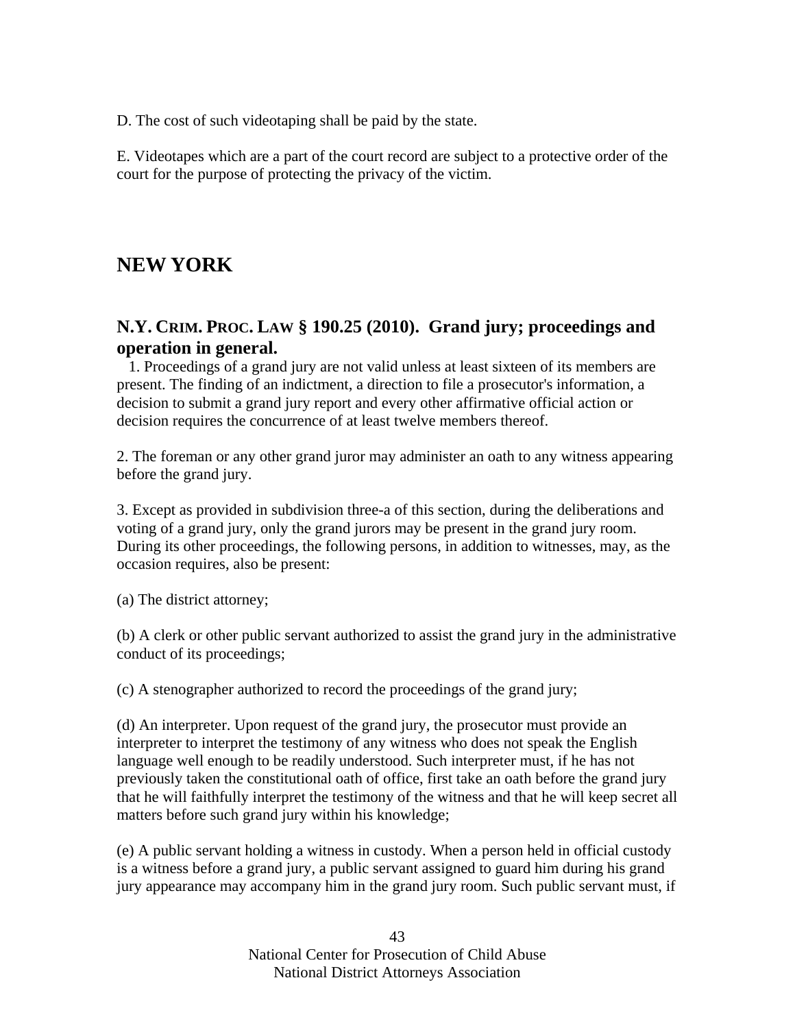D. The cost of such videotaping shall be paid by the state.

E. Videotapes which are a part of the court record are subject to a protective order of the court for the purpose of protecting the privacy of the victim.

## NEW YORK

### N.Y. CRIM. PROC. LAW § 190.25 (2010). Grand jury; proceedings and operation in general.

1. Proceedings of a grand jury are not valid unless at least sixteen of its members are present. The finding of an indictment, a direction to file a prosecutor's information, a decision to submit a grand jury report and every other affirmative official action or decision requires the concurrence of at least twelve members thereof.

2. The foreman or any other grand juror may administer an oath to any witness appearing before the grand jury.

3. Except as provided in subdivision three-a of this section, during the deliberations and voting of a grand jury, only the grand jurors may be present in the grand jury room. During its other proceedings, the following persons, in addition to witnesses, may, as the occasion requires, also be present:

(a) The district attorney;

(b) A clerk or other public servant authorized to assist the grand jury in the administrative conduct of its proceedings;

(c) A stenographer authorized to record the proceedings of the grand jury;

(d) An interpreter. Upon request of the grand jury, the prosecutor must provide an interpreter to interpret the testimony of any witness who does not speak the English language well enough to be readily understood. Such interpreter must, if he has not previously taken the constitutional oath of office, first take an oath before the grand jury that he will faithfully interpret the testimony of the witness and that he will keep secret all matters before such grand jury within his knowledge;

(e) A public servant holding a witness in custody. When a person held in official custody is a witness before a grand jury, a public servant assigned to guard him during his grand jury appearance may accompany him in the grand jury room. Such public servant must, if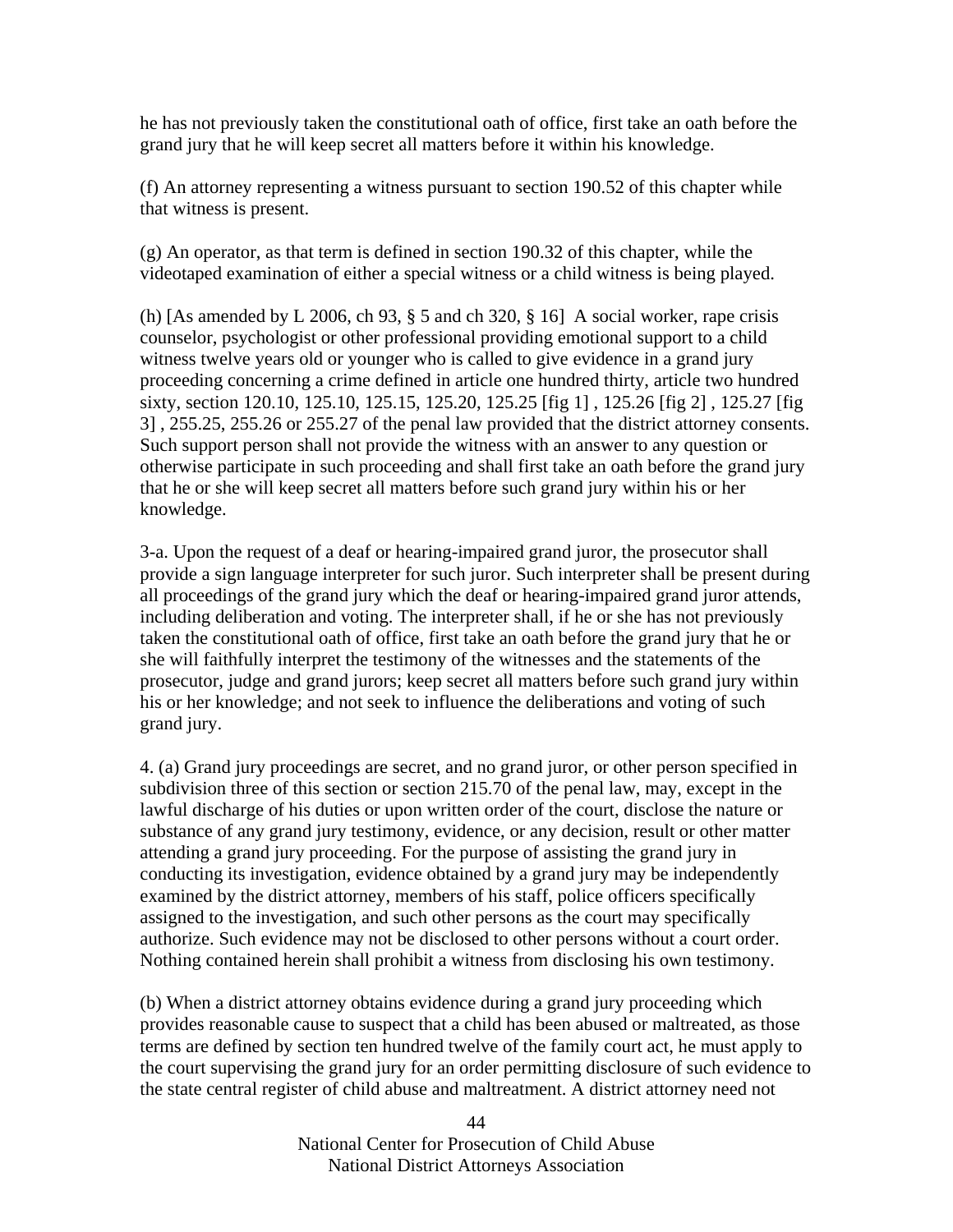he has not previously taken the constitutional oath of office, first take an oath before the grand jury that he will keep secret all matters before it within his knowledge.

(f) An attorney representing a witness pursuant to section 190.52 of this chapter while that witness is present.

(g) An operator, as that term is defined in section 190.32 of this chapter, while the videotaped examination of either a special witness or a child witness is being played.

(h) [As amended by L 2006, ch 93, § 5 and ch 320, § 16] A social worker, rape crisis counselor, psychologist or other professional providing emotional support to a child witness twelve years old or younger who is called to give evidence in a grand jury proceeding concerning a crime defined in article one hundred thirty, article two hundred sixty, section 120.10, 125.10, 125.15, 125.20, 125.25 [fig 1] , 125.26 [fig 2] , 125.27 [fig 3] , 255.25, 255.26 or 255.27 of the penal law provided that the district attorney consents. Such support person shall not provide the witness with an answer to any question or otherwise participate in such proceeding and shall first take an oath before the grand jury that he or she will keep secret all matters before such grand jury within his or her knowledge.

3-a. Upon the request of a deaf or hearing-impaired grand juror, the prosecutor shall provide a sign language interpreter for such juror. Such interpreter shall be present during all proceedings of the grand jury which the deaf or hearing-impaired grand juror attends, including deliberation and voting. The interpreter shall, if he or she has not previously taken the constitutional oath of office, first take an oath before the grand jury that he or she will faithfully interpret the testimony of the witnesses and the statements of the prosecutor, judge and grand jurors; keep secret all matters before such grand jury within his or her knowledge; and not seek to influence the deliberations and voting of such grand jury.

4. (a) Grand jury proceedings are secret, and no grand juror, or other person specified in subdivision three of this section or section 215.70 of the penal law, may, except in the lawful discharge of his duties or upon written order of the court, disclose the nature or substance of any grand jury testimony, evidence, or any decision, result or other matter attending a grand jury proceeding. For the purpose of assisting the grand jury in conducting its investigation, evidence obtained by a grand jury may be independently examined by the district attorney, members of his staff, police officers specifically assigned to the investigation, and such other persons as the court may specifically authorize. Such evidence may not be disclosed to other persons without a court order. Nothing contained herein shall prohibit a witness from disclosing his own testimony.

(b) When a district attorney obtains evidence during a grand jury proceeding which provides reasonable cause to suspect that a child has been abused or maltreated, as those terms are defined by section ten hundred twelve of the family court act, he must apply to the court supervising the grand jury for an order permitting disclosure of such evidence to the state central register of child abuse and maltreatment. A district attorney need not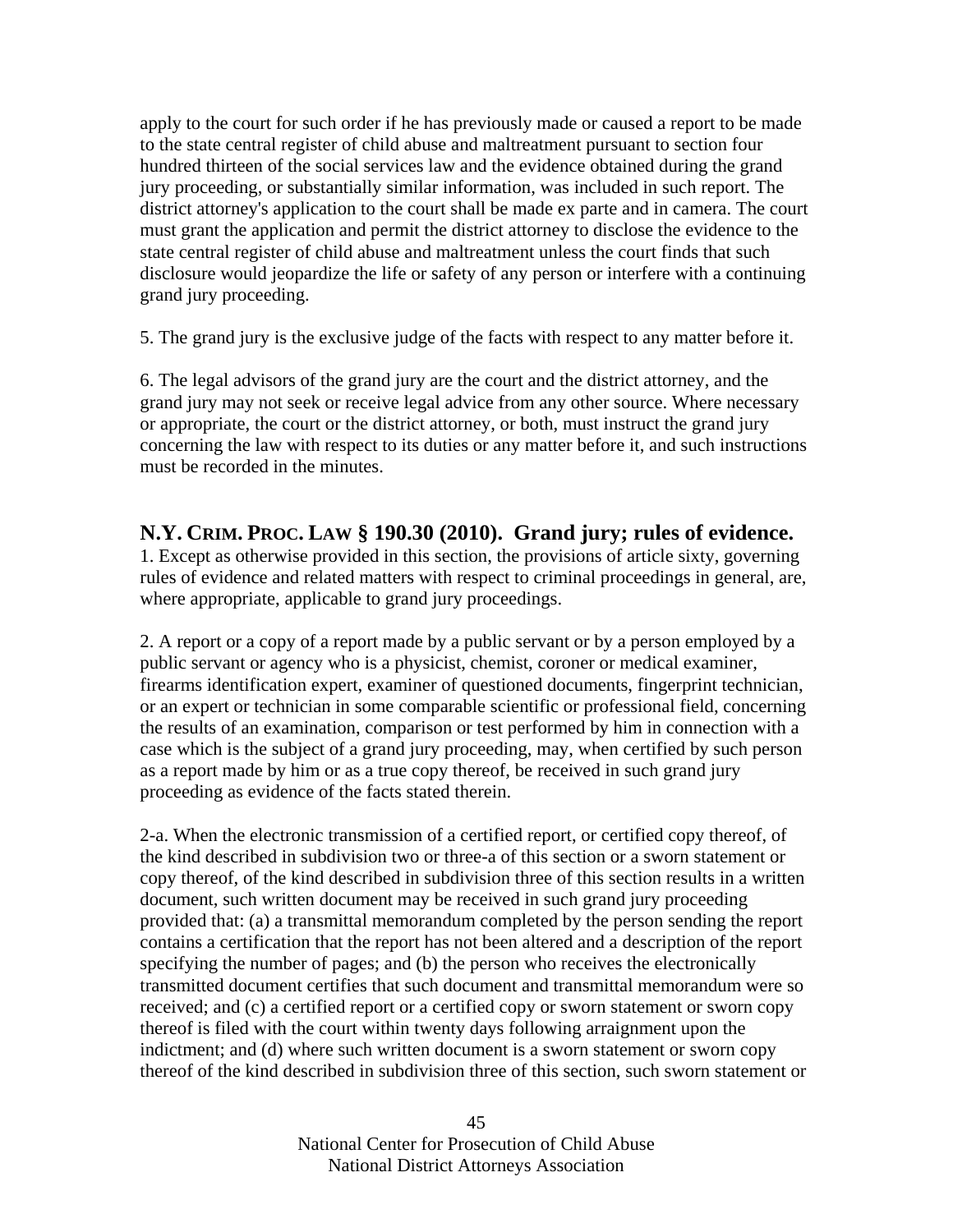apply to the court for such order if he has previously made or caused a report to be made to the state central register of child abuse and maltreatment pursuant to section four hundred thirteen of the social services law and the evidence obtained during the grand jury proceeding, or substantially similar information, was included in such report. The district attorney's application to the court shall be made ex parte and in camera. The court must grant the application and permit the district attorney to disclose the evidence to the state central register of child abuse and maltreatment unless the court finds that such disclosure would jeopardize the life or safety of any person or interfere with a continuing grand jury proceeding.

5. The grand jury is the exclusive judge of the facts with respect to any matter before it.

6. The legal advisors of the grand jury are the court and the district attorney, and the grand jury may not seek or receive legal advice from any other source. Where necessary or appropriate, the court or the district attorney, or both, must instruct the grand jury concerning the law with respect to its duties or any matter before it, and such instructions must be recorded in the minutes.

## N.Y. CRIM. PROC. LAW § 190.30 (2010). Grand jury; rules of evidence.

1. Except as otherwise provided in this section, the provisions of article sixty, governing rules of evidence and related matters with respect to criminal proceedings in general, are, where appropriate, applicable to grand jury proceedings.

2. A report or a copy of a report made by a public servant or by a person employed by a public servant or agency who is a physicist, chemist, coroner or medical examiner, firearms identification expert, examiner of questioned documents, fingerprint technician, or an expert or technician in some comparable scientific or professional field, concerning the results of an examination, comparison or test performed by him in connection with a case which is the subject of a grand jury proceeding, may, when certified by such person as a report made by him or as a true copy thereof, be received in such grand jury proceeding as evidence of the facts stated therein.

2-a. When the electronic transmission of a certified report, or certified copy thereof, of the kind described in subdivision two or three-a of this section or a sworn statement or copy thereof, of the kind described in subdivision three of this section results in a written document, such written document may be received in such grand jury proceeding provided that: (a) a transmittal memorandum completed by the person sending the report contains a certification that the report has not been altered and a description of the report specifying the number of pages; and (b) the person who receives the electronically transmitted document certifies that such document and transmittal memorandum were so received; and (c) a certified report or a certified copy or sworn statement or sworn copy thereof is filed with the court within twenty days following arraignment upon the indictment; and (d) where such written document is a sworn statement or sworn copy thereof of the kind described in subdivision three of this section, such sworn statement or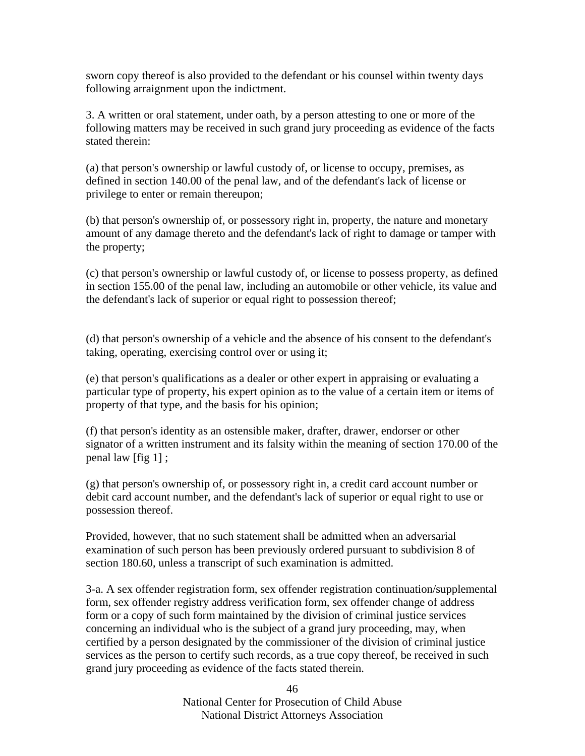sworn copy thereof is also provided to the defendant or his counsel within twenty days following arraignment upon the indictment.

3. A written or oral statement, under oath, by a person attesting to one or more of the following matters may be received in such grand jury proceeding as evidence of the facts stated therein:

(a) that person's ownership or lawful custody of, or license to occupy, premises, as defined in section 140.00 of the penal law, and of the defendant's lack of license or privilege to enter or remain thereupon;

(b) that person's ownership of, or possessory right in, property, the nature and monetary amount of any damage thereto and the defendant's lack of right to damage or tamper with the property;

(c) that person's ownership or lawful custody of, or license to possess property, as defined in section 155.00 of the penal law, including an automobile or other vehicle, its value and the defendant's lack of superior or equal right to possession thereof;

(d) that person's ownership of a vehicle and the absence of his consent to the defendant's taking, operating, exercising control over or using it;

(e) that person's qualifications as a dealer or other expert in appraising or evaluating a particular type of property, his expert opinion as to the value of a certain item or items of property of that type, and the basis for his opinion;

(f) that person's identity as an ostensible maker, drafter, drawer, endorser or other signator of a written instrument and its falsity within the meaning of section 170.00 of the penal law [fig 1] ;

(g) that person's ownership of, or possessory right in, a credit card account number or debit card account number, and the defendant's lack of superior or equal right to use or possession thereof.

Provided, however, that no such statement shall be admitted when an adversarial examination of such person has been previously ordered pursuant to subdivision 8 of section 180.60, unless a transcript of such examination is admitted.

3-a. A sex offender registration form, sex offender registration continuation/supplemental form, sex offender registry address verification form, sex offender change of address form or a copy of such form maintained by the division of criminal justice services concerning an individual who is the subject of a grand jury proceeding, may, when certified by a person designated by the commissioner of the division of criminal justice services as the person to certify such records, as a true copy thereof, be received in such grand jury proceeding as evidence of the facts stated therein.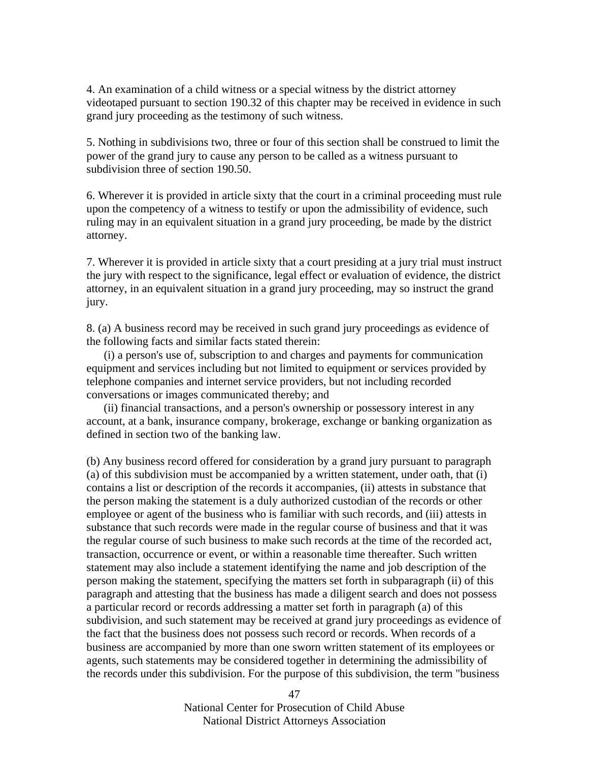4. An examination of a child witness or a special witness by the district attorney videotaped pursuant to section 190.32 of this chapter may be received in evidence in such grand jury proceeding as the testimony of such witness.

5. Nothing in subdivisions two, three or four of this section shall be construed to limit the power of the grand jury to cause any person to be called as a witness pursuant to subdivision three of section 190.50.

6. Wherever it is provided in article sixty that the court in a criminal proceeding must rule upon the competency of a witness to testify or upon the admissibility of evidence, such ruling may in an equivalent situation in a grand jury proceeding, be made by the district attorney.

7. Wherever it is provided in article sixty that a court presiding at a jury trial must instruct the jury with respect to the significance, legal effect or evaluation of evidence, the district attorney, in an equivalent situation in a grand jury proceeding, may so instruct the grand jury.

8. (a) A business record may be received in such grand jury proceedings as evidence of the following facts and similar facts stated therein:

(i) a person's use of, subscription to and charges and payments for communication equipment and services including but not limited to equipment or services provided by telephone companies and internet service providers, but not including recorded conversations or images communicated thereby; and

(ii) financial transactions, and a person's ownership or possessory interest in any account, at a bank, insurance company, brokerage, exchange or banking organization as defined in section two of the banking law.

(b) Any business record offered for consideration by a grand jury pursuant to paragraph (a) of this subdivision must be accompanied by a written statement, under oath, that (i) contains a list or description of the records it accompanies, (ii) attests in substance that the person making the statement is a duly authorized custodian of the records or other employee or agent of the business who is familiar with such records, and (iii) attests in substance that such records were made in the regular course of business and that it was the regular course of such business to make such records at the time of the recorded act, transaction, occurrence or event, or within a reasonable time thereafter. Such written statement may also include a statement identifying the name and job description of the person making the statement, specifying the matters set forth in subparagraph (ii) of this paragraph and attesting that the business has made a diligent search and does not possess a particular record or records addressing a matter set forth in paragraph (a) of this subdivision, and such statement may be received at grand jury proceedings as evidence of the fact that the business does not possess such record or records. When records of a business are accompanied by more than one sworn written statement of its employees or agents, such statements may be considered together in determining the admissibility of the records under this subdivision. For the purpose of this subdivision, the term "business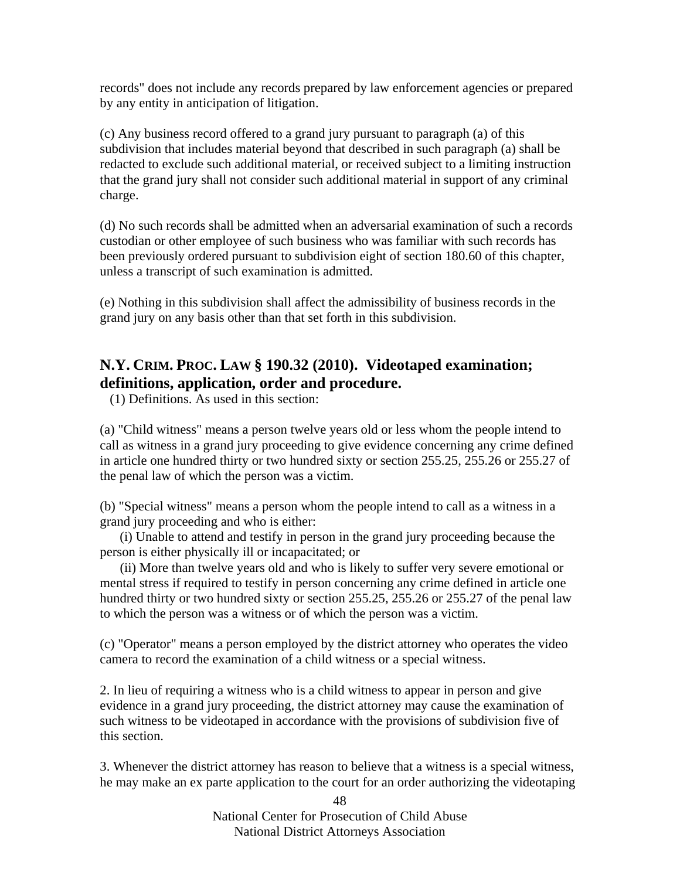records" does not include any records prepared by law enforcement agencies or prepared by any entity in anticipation of litigation.

(c) Any business record offered to a grand jury pursuant to paragraph (a) of this subdivision that includes material beyond that described in such paragraph (a) shall be redacted to exclude such additional material, or received subject to a limiting instruction that the grand jury shall not consider such additional material in support of any criminal charge.

(d) No such records shall be admitted when an adversarial examination of such a records custodian or other employee of such business who was familiar with such records has been previously ordered pursuant to subdivision eight of section 180.60 of this chapter, unless a transcript of such examination is admitted.

(e) Nothing in this subdivision shall affect the admissibility of business records in the grand jury on any basis other than that set forth in this subdivision.

## N.Y. CRIM. PROC. LAW § 190.32 (2010). Videotaped examination; definitions, application, order and procedure.

(1) Definitions. As used in this section:

(a) "Child witness" means a person twelve years old or less whom the people intend to call as witness in a grand jury proceeding to give evidence concerning any crime defined in article one hundred thirty or two hundred sixty or section 255.25, 255.26 or 255.27 of the penal law of which the person was a victim.

(b) "Special witness" means a person whom the people intend to call as a witness in a grand jury proceeding and who is either:

(i) Unable to attend and testify in person in the grand jury proceeding because the person is either physically ill or incapacitated; or

(ii) More than twelve years old and who is likely to suffer very severe emotional or mental stress if required to testify in person concerning any crime defined in article one hundred thirty or two hundred sixty or section 255.25, 255.26 or 255.27 of the penal law to which the person was a witness or of which the person was a victim.

(c) "Operator" means a person employed by the district attorney who operates the video camera to record the examination of a child witness or a special witness.

2. In lieu of requiring a witness who is a child witness to appear in person and give evidence in a grand jury proceeding, the district attorney may cause the examination of such witness to be videotaped in accordance with the provisions of subdivision five of this section.

3. Whenever the district attorney has reason to believe that a witness is a special witness, he may make an ex parte application to the court for an order authorizing the videotaping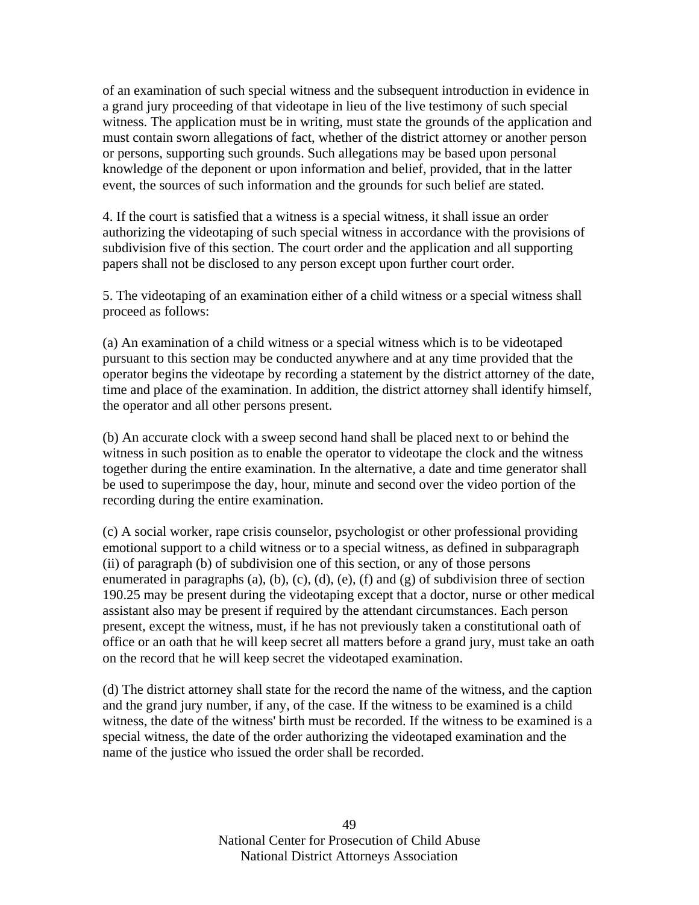of an examination of such special witness and the subsequent introduction in evidence in a grand jury proceeding of that videotape in lieu of the live testimony of such special witness. The application must be in writing, must state the grounds of the application and must contain sworn allegations of fact, whether of the district attorney or another person or persons, supporting such grounds. Such allegations may be based upon personal knowledge of the deponent or upon information and belief, provided, that in the latter event, the sources of such information and the grounds for such belief are stated.

4. If the court is satisfied that a witness is a special witness, it shall issue an order authorizing the videotaping of such special witness in accordance with the provisions of subdivision five of this section. The court order and the application and all supporting papers shall not be disclosed to any person except upon further court order.

5. The videotaping of an examination either of a child witness or a special witness shall proceed as follows:

(a) An examination of a child witness or a special witness which is to be videotaped pursuant to this section may be conducted anywhere and at any time provided that the operator begins the videotape by recording a statement by the district attorney of the date, time and place of the examination. In addition, the district attorney shall identify himself, the operator and all other persons present.

(b) An accurate clock with a sweep second hand shall be placed next to or behind the witness in such position as to enable the operator to videotape the clock and the witness together during the entire examination. In the alternative, a date and time generator shall be used to superimpose the day, hour, minute and second over the video portion of the recording during the entire examination.

(c) A social worker, rape crisis counselor, psychologist or other professional providing emotional support to a child witness or to a special witness, as defined in subparagraph (ii) of paragraph (b) of subdivision one of this section, or any of those persons enumerated in paragraphs (a), (b), (c), (d), (e), (f) and (g) of subdivision three of section 190.25 may be present during the videotaping except that a doctor, nurse or other medical assistant also may be present if required by the attendant circumstances. Each person present, except the witness, must, if he has not previously taken a constitutional oath of office or an oath that he will keep secret all matters before a grand jury, must take an oath on the record that he will keep secret the videotaped examination.

(d) The district attorney shall state for the record the name of the witness, and the caption and the grand jury number, if any, of the case. If the witness to be examined is a child witness, the date of the witness' birth must be recorded. If the witness to be examined is a special witness, the date of the order authorizing the videotaped examination and the name of the justice who issued the order shall be recorded.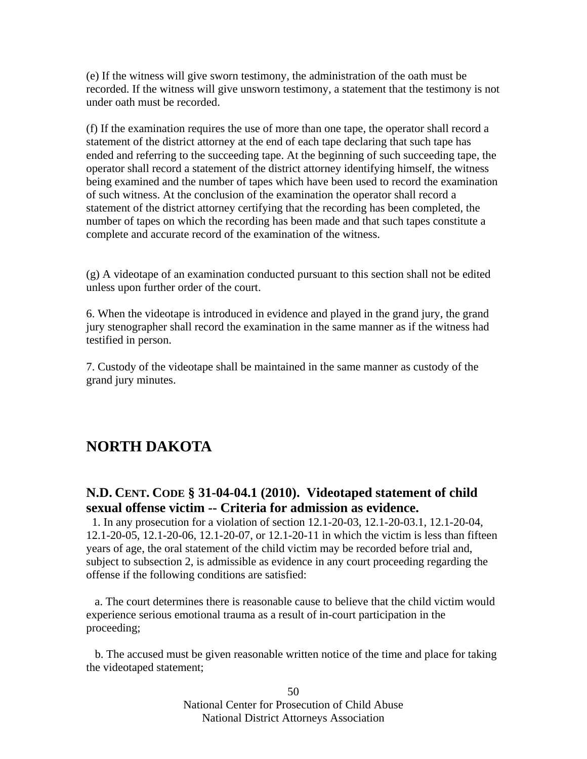(e) If the witness will give sworn testimony, the administration of the oath must be recorded. If the witness will give unsworn testimony, a statement that the testimony is not under oath must be recorded.

(f) If the examination requires the use of more than one tape, the operator shall record a statement of the district attorney at the end of each tape declaring that such tape has ended and referring to the succeeding tape. At the beginning of such succeeding tape, the operator shall record a statement of the district attorney identifying himself, the witness being examined and the number of tapes which have been used to record the examination of such witness. At the conclusion of the examination the operator shall record a statement of the district attorney certifying that the recording has been completed, the number of tapes on which the recording has been made and that such tapes constitute a complete and accurate record of the examination of the witness.

(g) A videotape of an examination conducted pursuant to this section shall not be edited unless upon further order of the court.

6. When the videotape is introduced in evidence and played in the grand jury, the grand jury stenographer shall record the examination in the same manner as if the witness had testified in person.

7. Custody of the videotape shall be maintained in the same manner as custody of the grand jury minutes.

## NORTH DAKOTA

### N.D. CENT. CODE § 31-04-04.1 (2010). Videotaped statement of child sexual offense victim -- Criteria for admission as evidence.

1. In any prosecution for a violation of section 12.1-20-03, 12.1-20-03.1, 12.1-20-04, 12.1-20-05, 12.1-20-06, 12.1-20-07, or 12.1-20-11 in which the victim is less than fifteen years of age, the oral statement of the child victim may be recorded before trial and, subject to subsection 2, is admissible as evidence in any court proceeding regarding the offense if the following conditions are satisfied:

a. The court determines there is reasonable cause to believe that the child victim would experience serious emotional trauma as a result of in-court participation in the proceeding;

b. The accused must be given reasonable written notice of the time and place for taking the videotaped statement;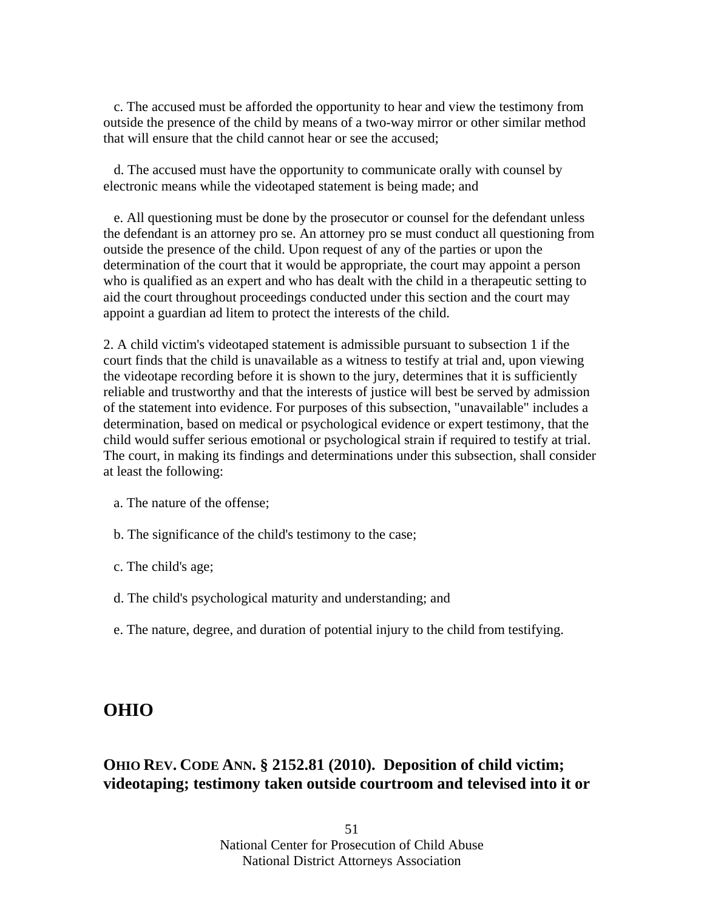c. The accused must be afforded the opportunity to hear and view the testimony from outside the presence of the child by means of a two-way mirror or other similar method that will ensure that the child cannot hear or see the accused;

d. The accused must have the opportunity to communicate orally with counsel by electronic means while the videotaped statement is being made; and

e. All questioning must be done by the prosecutor or counsel for the defendant unless the defendant is an attorney pro se. An attorney pro se must conduct all questioning from outside the presence of the child. Upon request of any of the parties or upon the determination of the court that it would be appropriate, the court may appoint a person who is qualified as an expert and who has dealt with the child in a therapeutic setting to aid the court throughout proceedings conducted under this section and the court may appoint a guardian ad litem to protect the interests of the child.

2. A child victim's videotaped statement is admissible pursuant to subsection 1 if the court finds that the child is unavailable as a witness to testify at trial and, upon viewing the videotape recording before it is shown to the jury, determines that it is sufficiently reliable and trustworthy and that the interests of justice will best be served by admission of the statement into evidence. For purposes of this subsection, "unavailable" includes a determination, based on medical or psychological evidence or expert testimony, that the child would suffer serious emotional or psychological strain if required to testify at trial. The court, in making its findings and determinations under this subsection, shall consider at least the following:

a. The nature of the offense;

b. The significance of the child's testimony to the case;

c. The child's age;

d. The child's psychological maturity and understanding; and

e. The nature, degree, and duration of potential injury to the child from testifying.

## OHIO

### OHIO REV. CODE ANN. § 2152.81 (2010). Deposition of child victim; videotaping; testimony taken outside courtroom and televised into it or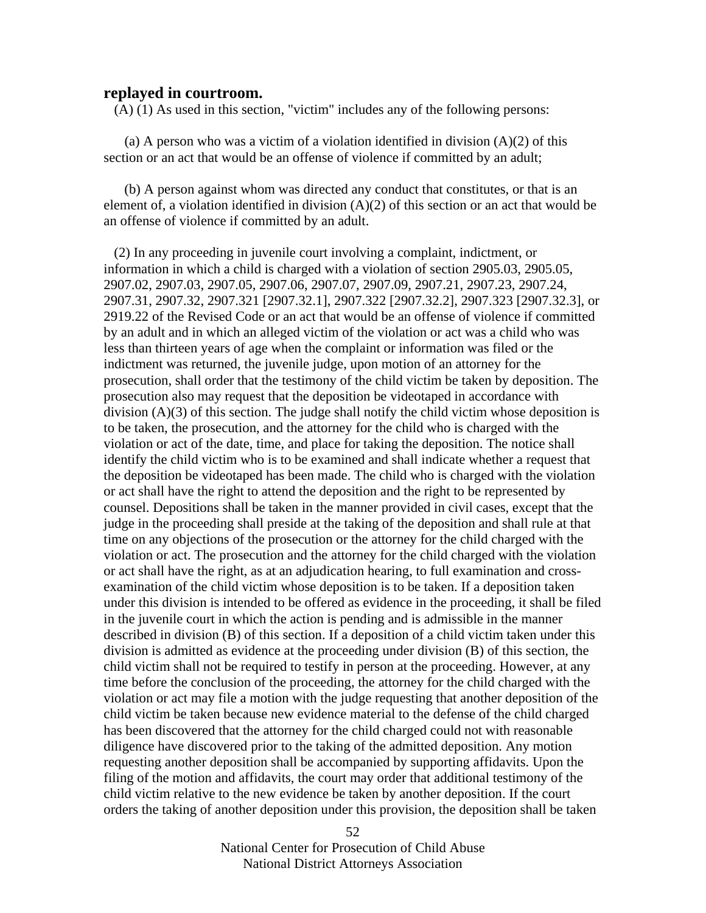**replayed in courtroom.**

(A) (1) As used in this section, "victim" includes any of the following persons:

(a) A person who was a victim of a violation identified in division (A)(2) of this section or an act that would be an offense of violence if committed by an adult;

(b) A person against whom was directed any conduct that constitutes, or that is an element of, a violation identified in division (A)(2) of this section or an act that would be an offense of violence if committed by an adult.

(2) In any proceeding in juvenile court involving a complaint, indictment, or information in which a child is charged with a violation of section 2905.03, 2905.05, 2907.02, 2907.03, 2907.05, 2907.06, 2907.07, 2907.09, 2907.21, 2907.23, 2907.24, 2907.31, 2907.32, 2907.321 [2907.32.1], 2907.322 [2907.32.2], 2907.323 [2907.32.3], or 2919.22 of the Revised Code or an act that would be an offense of violence if committed by an adult and in which an alleged victim of the violation or act was a child who was less than thirteen years of age when the complaint or information was filed or the indictment was returned, the juvenile judge, upon motion of an attorney for the prosecution, shall order that the testimony of the child victim be taken by deposition. The prosecution also may request that the deposition be videotaped in accordance with division (A)(3) of this section. The judge shall notify the child victim whose deposition is to be taken, the prosecution, and the attorney for the child who is charged with the violation or act of the date, time, and place for taking the deposition. The notice shall identify the child victim who is to be examined and shall indicate whether a request that the deposition be videotaped has been made. The child who is charged with the violation or act shall have the right to attend the deposition and the right to be represented by counsel. Depositions shall be taken in the manner provided in civil cases, except that the judge in the proceeding shall preside at the taking of the deposition and shall rule at that time on any objections of the prosecution or the attorney for the child charged with the violation or act. The prosecution and the attorney for the child charged with the violation or act shall have the right, as at an adjudication hearing, to full examination and cross-examination of the child victim whose deposition is to be taken. If a deposition taken under this division is intended to be offered as evidence in the proceeding, it shall be filed in the juvenile court in which the action is pending and is admissible in the manner described in division (B) of this section. If a deposition of a child victim taken under this division is admitted as evidence at the proceeding under division (B) of this section, the child victim shall not be required to testify in person at the proceeding. However, at any time before the conclusion of the proceeding, the attorney for the child charged with the violation or act may file a motion with the judge requesting that another deposition of the child victim be taken because new evidence material to the defense of the child charged has been discovered that the attorney for the child charged could not with reasonable diligence have discovered prior to the taking of the admitted deposition. Any motion requesting another deposition shall be accompanied by supporting affidavits. Upon the filing of the motion and affidavits, the court may order that additional testimony of the child victim relative to the new evidence be taken by another deposition. If the court orders the taking of another deposition under this provision, the deposition shall be taken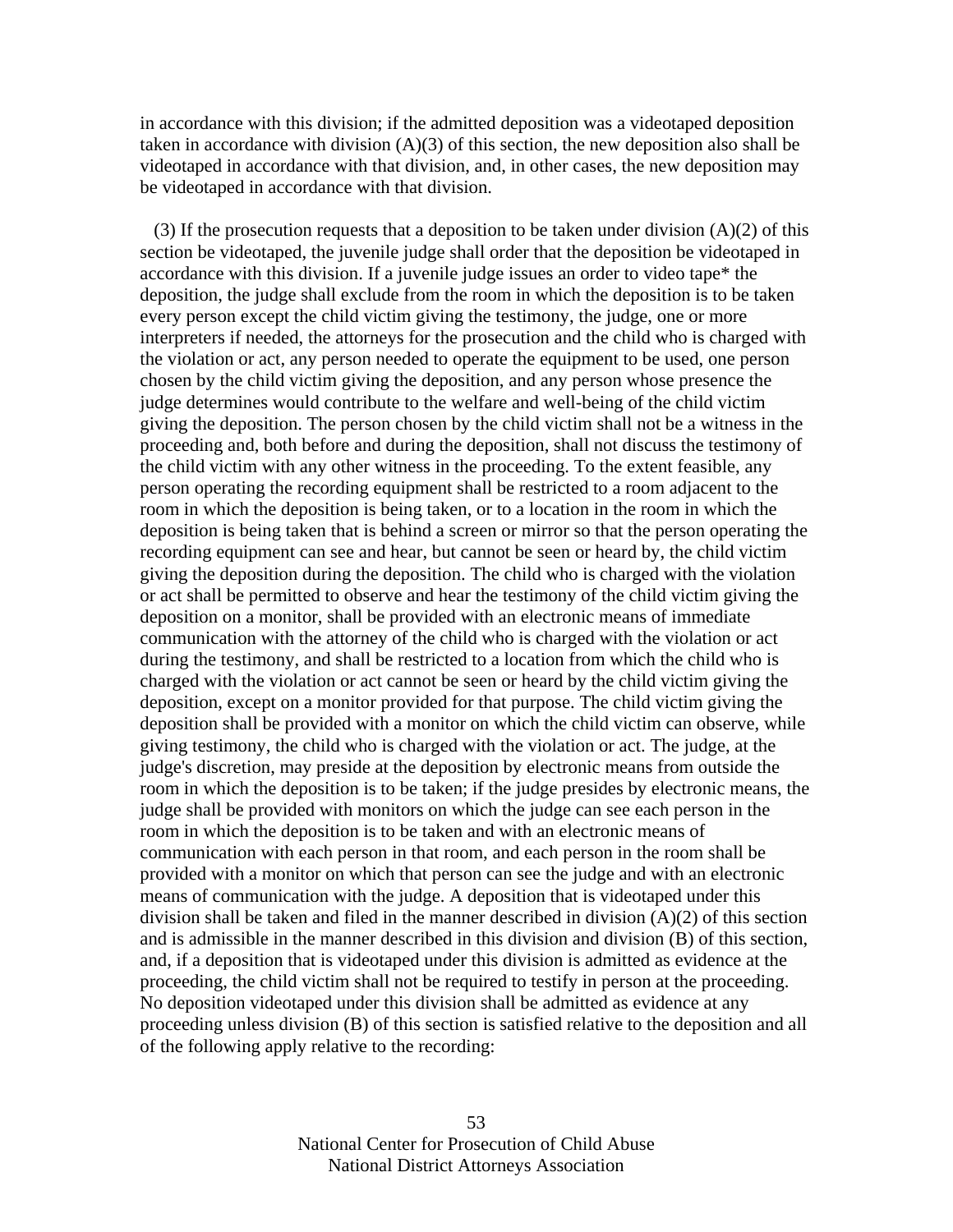in accordance with this division; if the admitted deposition was a videotaped deposition taken in accordance with division (A)(3) of this section, the new deposition also shall be videotaped in accordance with that division, and, in other cases, the new deposition may be videotaped in accordance with that division.

(3) If the prosecution requests that a deposition to be taken under division (A)(2) of this section be videotaped, the juvenile judge shall order that the deposition be videotaped in accordance with this division. If a juvenile judge issues an order to video tape* the deposition, the judge shall exclude from the room in which the deposition is to be taken every person except the child victim giving the testimony, the judge, one or more interpreters if needed, the attorneys for the prosecution and the child who is charged with the violation or act, any person needed to operate the equipment to be used, one person chosen by the child victim giving the deposition, and any person whose presence the judge determines would contribute to the welfare and well-being of the child victim giving the deposition. The person chosen by the child victim shall not be a witness in the proceeding and, both before and during the deposition, shall not discuss the testimony of the child victim with any other witness in the proceeding. To the extent feasible, any person operating the recording equipment shall be restricted to a room adjacent to the room in which the deposition is being taken, or to a location in the room in which the deposition is being taken that is behind a screen or mirror so that the person operating the recording equipment can see and hear, but cannot be seen or heard by, the child victim giving the deposition during the deposition. The child who is charged with the violation or act shall be permitted to observe and hear the testimony of the child victim giving the deposition on a monitor, shall be provided with an electronic means of immediate communication with the attorney of the child who is charged with the violation or act during the testimony, and shall be restricted to a location from which the child who is charged with the violation or act cannot be seen or heard by the child victim giving the deposition, except on a monitor provided for that purpose. The child victim giving the deposition shall be provided with a monitor on which the child victim can observe, while giving testimony, the child who is charged with the violation or act. The judge, at the judge's discretion, may preside at the deposition by electronic means from outside the room in which the deposition is to be taken; if the judge presides by electronic means, the judge shall be provided with monitors on which the judge can see each person in the room in which the deposition is to be taken and with an electronic means of communication with each person in that room, and each person in the room shall be provided with a monitor on which that person can see the judge and with an electronic means of communication with the judge. A deposition that is videotaped under this division shall be taken and filed in the manner described in division (A)(2) of this section and is admissible in the manner described in this division and division (B) of this section, and, if a deposition that is videotaped under this division is admitted as evidence at the proceeding, the child victim shall not be required to testify in person at the proceeding. No deposition videotaped under this division shall be admitted as evidence at any proceeding unless division (B) of this section is satisfied relative to the deposition and all of the following apply relative to the recording: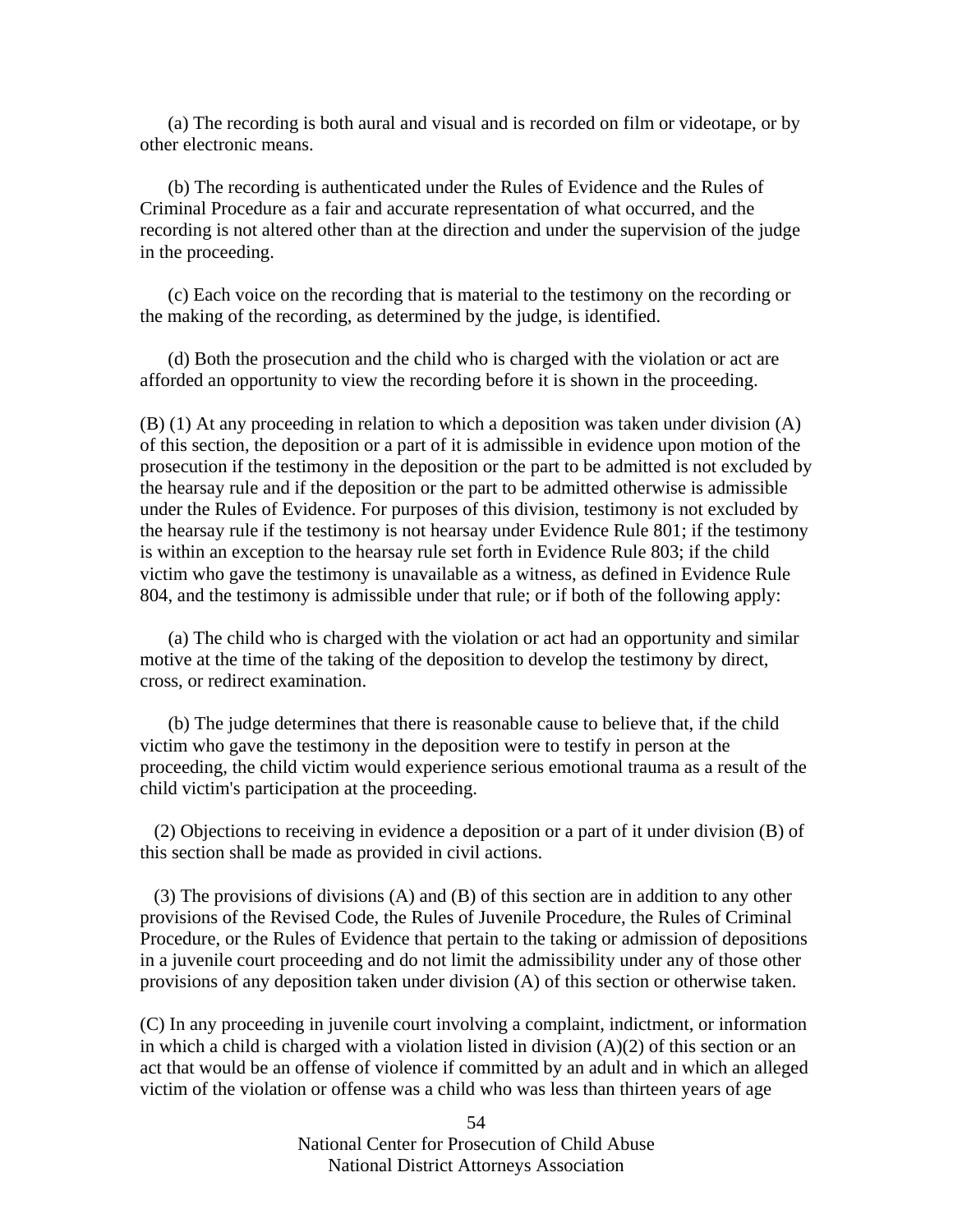(a) The recording is both aural and visual and is recorded on film or videotape, or by other electronic means.

(b) The recording is authenticated under the Rules of Evidence and the Rules of Criminal Procedure as a fair and accurate representation of what occurred, and the recording is not altered other than at the direction and under the supervision of the judge in the proceeding.

(c) Each voice on the recording that is material to the testimony on the recording or the making of the recording, as determined by the judge, is identified.

(d) Both the prosecution and the child who is charged with the violation or act are afforded an opportunity to view the recording before it is shown in the proceeding.

(B) (1) At any proceeding in relation to which a deposition was taken under division (A) of this section, the deposition or a part of it is admissible in evidence upon motion of the prosecution if the testimony in the deposition or the part to be admitted is not excluded by the hearsay rule and if the deposition or the part to be admitted otherwise is admissible under the Rules of Evidence. For purposes of this division, testimony is not excluded by the hearsay rule if the testimony is not hearsay under Evidence Rule 801; if the testimony is within an exception to the hearsay rule set forth in Evidence Rule 803; if the child victim who gave the testimony is unavailable as a witness, as defined in Evidence Rule 804, and the testimony is admissible under that rule; or if both of the following apply:

(a) The child who is charged with the violation or act had an opportunity and similar motive at the time of the taking of the deposition to develop the testimony by direct, cross, or redirect examination.

(b) The judge determines that there is reasonable cause to believe that, if the child victim who gave the testimony in the deposition were to testify in person at the proceeding, the child victim would experience serious emotional trauma as a result of the child victim's participation at the proceeding.

(2) Objections to receiving in evidence a deposition or a part of it under division (B) of this section shall be made as provided in civil actions.

(3) The provisions of divisions (A) and (B) of this section are in addition to any other provisions of the Revised Code, the Rules of Juvenile Procedure, the Rules of Criminal Procedure, or the Rules of Evidence that pertain to the taking or admission of depositions in a juvenile court proceeding and do not limit the admissibility under any of those other provisions of any deposition taken under division (A) of this section or otherwise taken.

(C) In any proceeding in juvenile court involving a complaint, indictment, or information in which a child is charged with a violation listed in division (A)(2) of this section or an act that would be an offense of violence if committed by an adult and in which an alleged victim of the violation or offense was a child who was less than thirteen years of age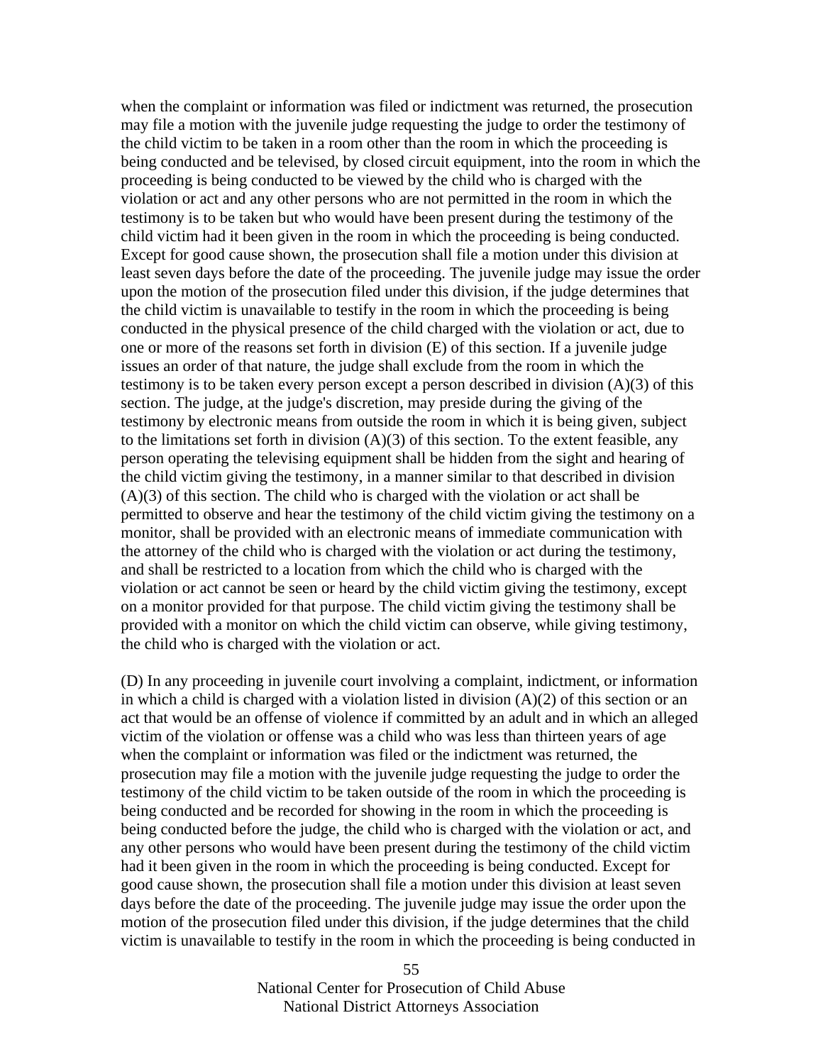when the complaint or information was filed or indictment was returned, the prosecution may file a motion with the juvenile judge requesting the judge to order the testimony of the child victim to be taken in a room other than the room in which the proceeding is being conducted and be televised, by closed circuit equipment, into the room in which the proceeding is being conducted to be viewed by the child who is charged with the violation or act and any other persons who are not permitted in the room in which the testimony is to be taken but who would have been present during the testimony of the child victim had it been given in the room in which the proceeding is being conducted. Except for good cause shown, the prosecution shall file a motion under this division at least seven days before the date of the proceeding. The juvenile judge may issue the order upon the motion of the prosecution filed under this division, if the judge determines that the child victim is unavailable to testify in the room in which the proceeding is being conducted in the physical presence of the child charged with the violation or act, due to one or more of the reasons set forth in division (E) of this section. If a juvenile judge issues an order of that nature, the judge shall exclude from the room in which the testimony is to be taken every person except a person described in division (A)(3) of this section. The judge, at the judge's discretion, may preside during the giving of the testimony by electronic means from outside the room in which it is being given, subject to the limitations set forth in division (A)(3) of this section. To the extent feasible, any person operating the televising equipment shall be hidden from the sight and hearing of the child victim giving the testimony, in a manner similar to that described in division (A)(3) of this section. The child who is charged with the violation or act shall be permitted to observe and hear the testimony of the child victim giving the testimony on a monitor, shall be provided with an electronic means of immediate communication with the attorney of the child who is charged with the violation or act during the testimony, and shall be restricted to a location from which the child who is charged with the violation or act cannot be seen or heard by the child victim giving the testimony, except on a monitor provided for that purpose. The child victim giving the testimony shall be provided with a monitor on which the child victim can observe, while giving testimony, the child who is charged with the violation or act.

(D) In any proceeding in juvenile court involving a complaint, indictment, or information in which a child is charged with a violation listed in division (A)(2) of this section or an act that would be an offense of violence if committed by an adult and in which an alleged victim of the violation or offense was a child who was less than thirteen years of age when the complaint or information was filed or the indictment was returned, the prosecution may file a motion with the juvenile judge requesting the judge to order the testimony of the child victim to be taken outside of the room in which the proceeding is being conducted and be recorded for showing in the room in which the proceeding is being conducted before the judge, the child who is charged with the violation or act, and any other persons who would have been present during the testimony of the child victim had it been given in the room in which the proceeding is being conducted. Except for good cause shown, the prosecution shall file a motion under this division at least seven days before the date of the proceeding. The juvenile judge may issue the order upon the motion of the prosecution filed under this division, if the judge determines that the child victim is unavailable to testify in the room in which the proceeding is being conducted in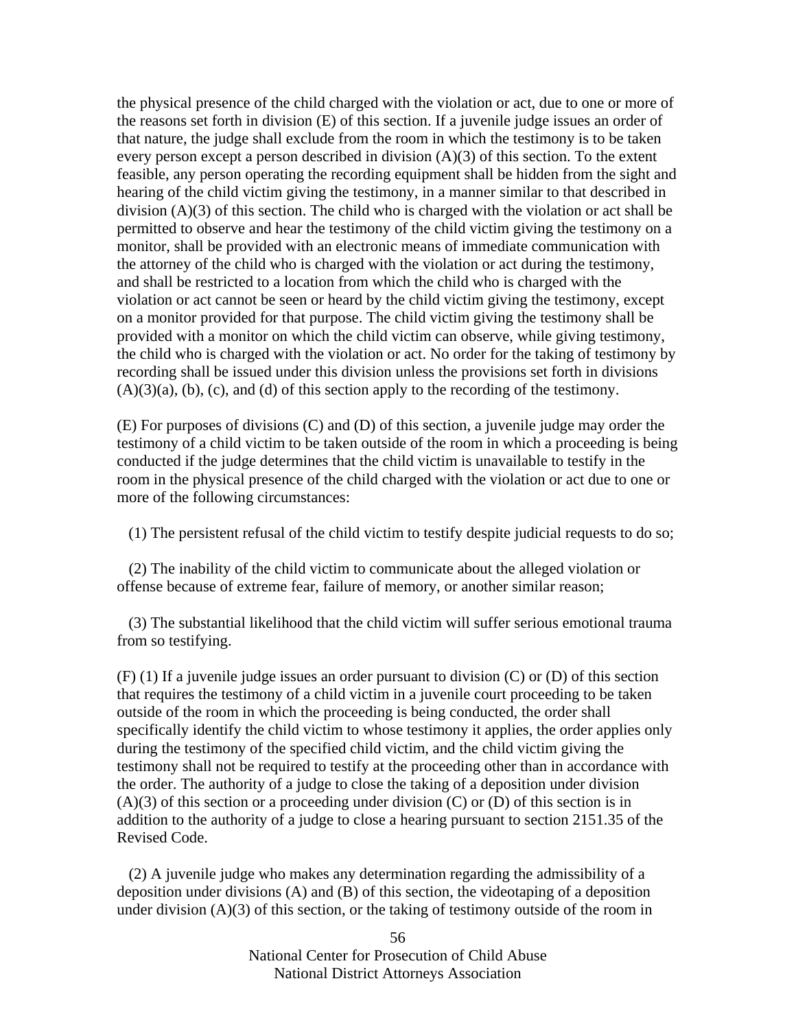the physical presence of the child charged with the violation or act, due to one or more of the reasons set forth in division (E) of this section. If a juvenile judge issues an order of that nature, the judge shall exclude from the room in which the testimony is to be taken every person except a person described in division (A)(3) of this section. To the extent feasible, any person operating the recording equipment shall be hidden from the sight and hearing of the child victim giving the testimony, in a manner similar to that described in division (A)(3) of this section. The child who is charged with the violation or act shall be permitted to observe and hear the testimony of the child victim giving the testimony on a monitor, shall be provided with an electronic means of immediate communication with the attorney of the child who is charged with the violation or act during the testimony, and shall be restricted to a location from which the child who is charged with the violation or act cannot be seen or heard by the child victim giving the testimony, except on a monitor provided for that purpose. The child victim giving the testimony shall be provided with a monitor on which the child victim can observe, while giving testimony, the child who is charged with the violation or act. No order for the taking of testimony by recording shall be issued under this division unless the provisions set forth in divisions (A)(3)(a), (b), (c), and (d) of this section apply to the recording of the testimony.

(E) For purposes of divisions (C) and (D) of this section, a juvenile judge may order the testimony of a child victim to be taken outside of the room in which a proceeding is being conducted if the judge determines that the child victim is unavailable to testify in the room in the physical presence of the child charged with the violation or act due to one or more of the following circumstances:

(1) The persistent refusal of the child victim to testify despite judicial requests to do so;

(2) The inability of the child victim to communicate about the alleged violation or offense because of extreme fear, failure of memory, or another similar reason;

(3) The substantial likelihood that the child victim will suffer serious emotional trauma from so testifying.

(F) (1) If a juvenile judge issues an order pursuant to division (C) or (D) of this section that requires the testimony of a child victim in a juvenile court proceeding to be taken outside of the room in which the proceeding is being conducted, the order shall specifically identify the child victim to whose testimony it applies, the order applies only during the testimony of the specified child victim, and the child victim giving the testimony shall not be required to testify at the proceeding other than in accordance with the order. The authority of a judge to close the taking of a deposition under division (A)(3) of this section or a proceeding under division (C) or (D) of this section is in addition to the authority of a judge to close a hearing pursuant to section 2151.35 of the Revised Code.

(2) A juvenile judge who makes any determination regarding the admissibility of a deposition under divisions (A) and (B) of this section, the videotaping of a deposition under division (A)(3) of this section, or the taking of testimony outside of the room in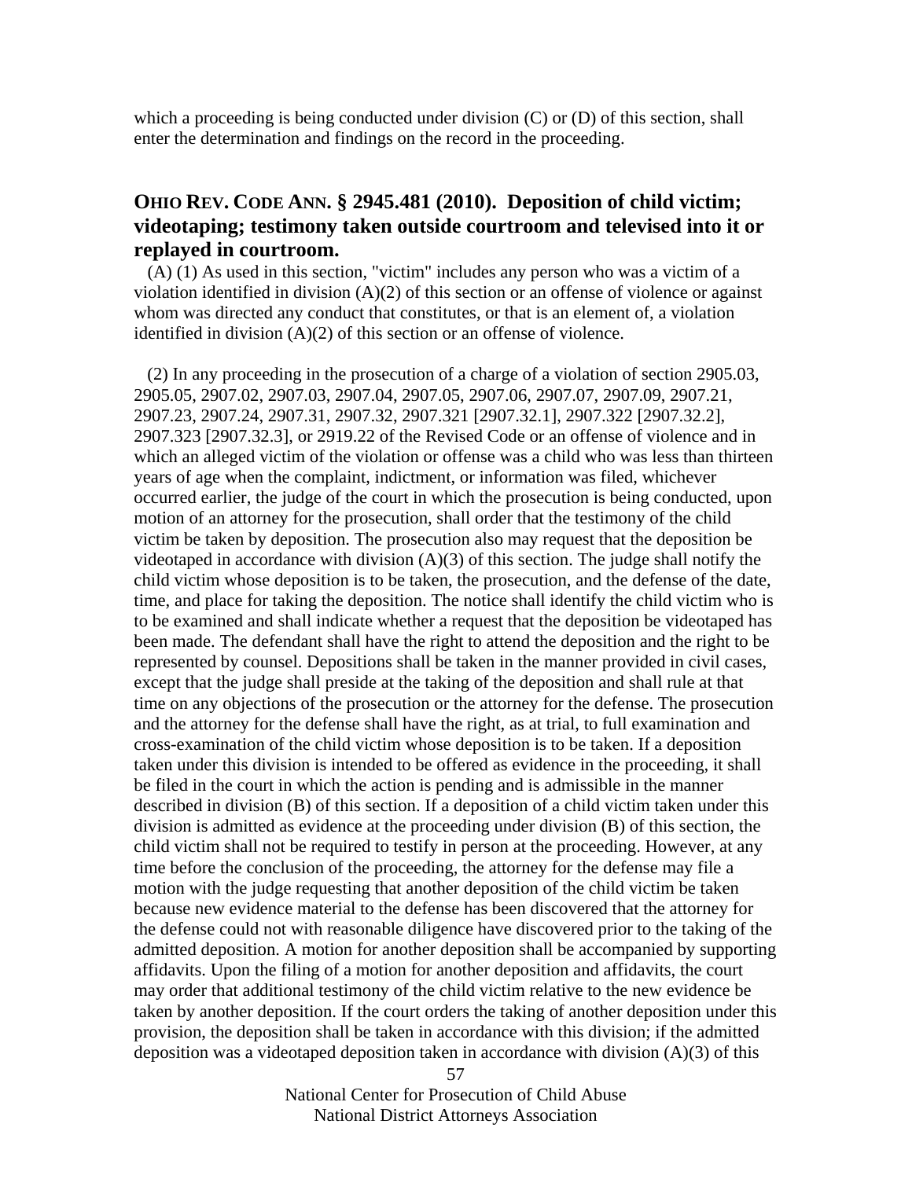which a proceeding is being conducted under division (C) or (D) of this section, shall enter the determination and findings on the record in the proceeding.

## OHIO REV. CODE ANN. § 2945.481 (2010). Deposition of child victim; videotaping; testimony taken outside courtroom and televised into it or replayed in courtroom.

(A) (1) As used in this section, "victim" includes any person who was a victim of a violation identified in division (A)(2) of this section or an offense of violence or against whom was directed any conduct that constitutes, or that is an element of, a violation identified in division (A)(2) of this section or an offense of violence.

(2) In any proceeding in the prosecution of a charge of a violation of section 2905.03, 2905.05, 2907.02, 2907.03, 2907.04, 2907.05, 2907.06, 2907.07, 2907.09, 2907.21, 2907.23, 2907.24, 2907.31, 2907.32, 2907.321 [2907.32.1], 2907.322 [2907.32.2], 2907.323 [2907.32.3], or 2919.22 of the Revised Code or an offense of violence and in which an alleged victim of the violation or offense was a child who was less than thirteen years of age when the complaint, indictment, or information was filed, whichever occurred earlier, the judge of the court in which the prosecution is being conducted, upon motion of an attorney for the prosecution, shall order that the testimony of the child victim be taken by deposition. The prosecution also may request that the deposition be videotaped in accordance with division (A)(3) of this section. The judge shall notify the child victim whose deposition is to be taken, the prosecution, and the defense of the date, time, and place for taking the deposition. The notice shall identify the child victim who is to be examined and shall indicate whether a request that the deposition be videotaped has been made. The defendant shall have the right to attend the deposition and the right to be represented by counsel. Depositions shall be taken in the manner provided in civil cases, except that the judge shall preside at the taking of the deposition and shall rule at that time on any objections of the prosecution or the attorney for the defense. The prosecution and the attorney for the defense shall have the right, as at trial, to full examination and cross-examination of the child victim whose deposition is to be taken. If a deposition taken under this division is intended to be offered as evidence in the proceeding, it shall be filed in the court in which the action is pending and is admissible in the manner described in division (B) of this section. If a deposition of a child victim taken under this division is admitted as evidence at the proceeding under division (B) of this section, the child victim shall not be required to testify in person at the proceeding. However, at any time before the conclusion of the proceeding, the attorney for the defense may file a motion with the judge requesting that another deposition of the child victim be taken because new evidence material to the defense has been discovered that the attorney for the defense could not with reasonable diligence have discovered prior to the taking of the admitted deposition. A motion for another deposition shall be accompanied by supporting affidavits. Upon the filing of a motion for another deposition and affidavits, the court may order that additional testimony of the child victim relative to the new evidence be taken by another deposition. If the court orders the taking of another deposition under this provision, the deposition shall be taken in accordance with this division; if the admitted deposition was a videotaped deposition taken in accordance with division (A)(3) of this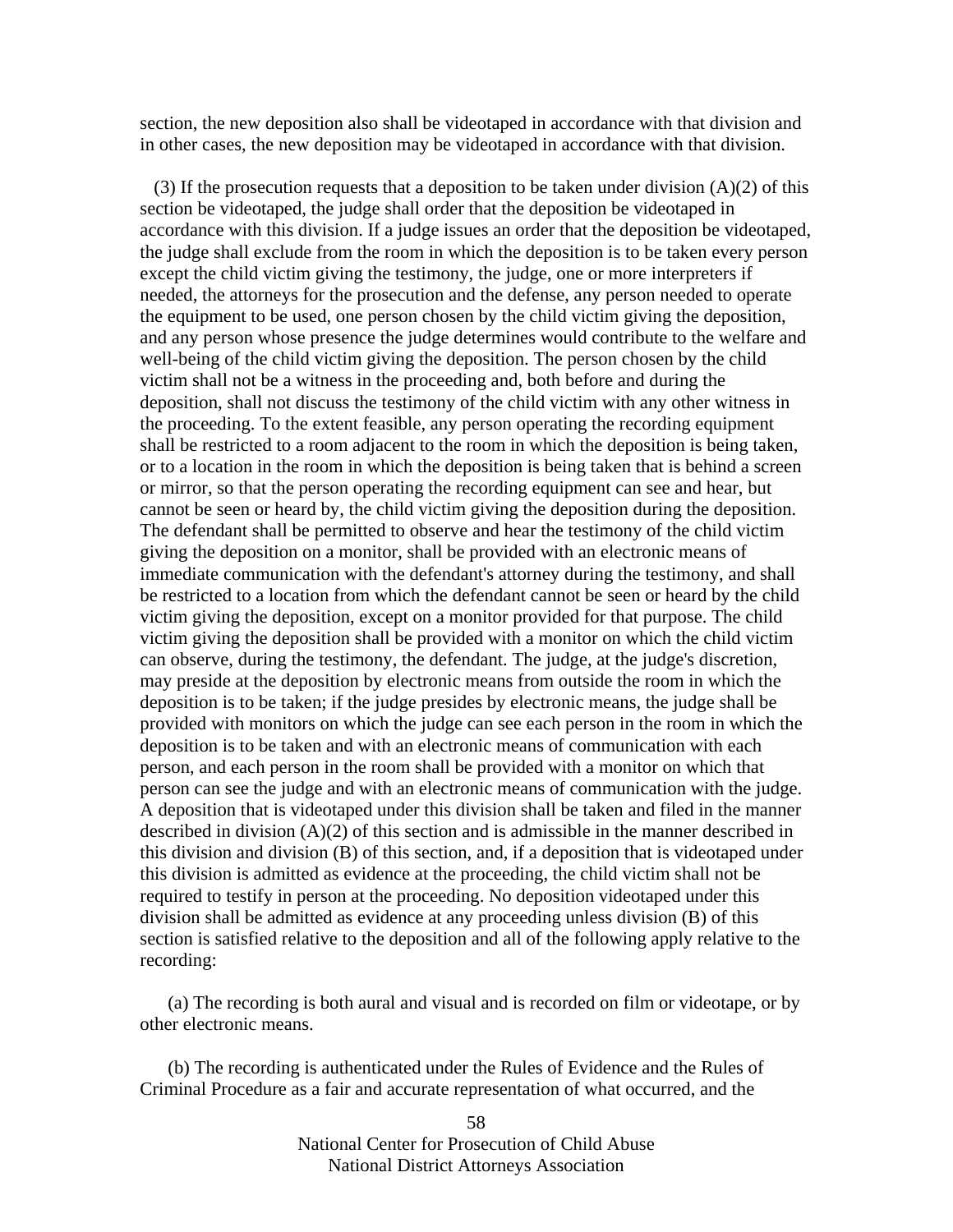section, the new deposition also shall be videotaped in accordance with that division and in other cases, the new deposition may be videotaped in accordance with that division.

(3) If the prosecution requests that a deposition to be taken under division (A)(2) of this section be videotaped, the judge shall order that the deposition be videotaped in accordance with this division. If a judge issues an order that the deposition be videotaped, the judge shall exclude from the room in which the deposition is to be taken every person except the child victim giving the testimony, the judge, one or more interpreters if needed, the attorneys for the prosecution and the defense, any person needed to operate the equipment to be used, one person chosen by the child victim giving the deposition, and any person whose presence the judge determines would contribute to the welfare and well-being of the child victim giving the deposition. The person chosen by the child victim shall not be a witness in the proceeding and, both before and during the deposition, shall not discuss the testimony of the child victim with any other witness in the proceeding. To the extent feasible, any person operating the recording equipment shall be restricted to a room adjacent to the room in which the deposition is being taken, or to a location in the room in which the deposition is being taken that is behind a screen or mirror, so that the person operating the recording equipment can see and hear, but cannot be seen or heard by, the child victim giving the deposition during the deposition. The defendant shall be permitted to observe and hear the testimony of the child victim giving the deposition on a monitor, shall be provided with an electronic means of immediate communication with the defendant's attorney during the testimony, and shall be restricted to a location from which the defendant cannot be seen or heard by the child victim giving the deposition, except on a monitor provided for that purpose. The child victim giving the deposition shall be provided with a monitor on which the child victim can observe, during the testimony, the defendant. The judge, at the judge's discretion, may preside at the deposition by electronic means from outside the room in which the deposition is to be taken; if the judge presides by electronic means, the judge shall be provided with monitors on which the judge can see each person in the room in which the deposition is to be taken and with an electronic means of communication with each person, and each person in the room shall be provided with a monitor on which that person can see the judge and with an electronic means of communication with the judge. A deposition that is videotaped under this division shall be taken and filed in the manner described in division (A)(2) of this section and is admissible in the manner described in this division and division (B) of this section, and, if a deposition that is videotaped under this division is admitted as evidence at the proceeding, the child victim shall not be required to testify in person at the proceeding. No deposition videotaped under this division shall be admitted as evidence at any proceeding unless division (B) of this section is satisfied relative to the deposition and all of the following apply relative to the recording:

(a) The recording is both aural and visual and is recorded on film or videotape, or by other electronic means.

(b) The recording is authenticated under the Rules of Evidence and the Rules of Criminal Procedure as a fair and accurate representation of what occurred, and the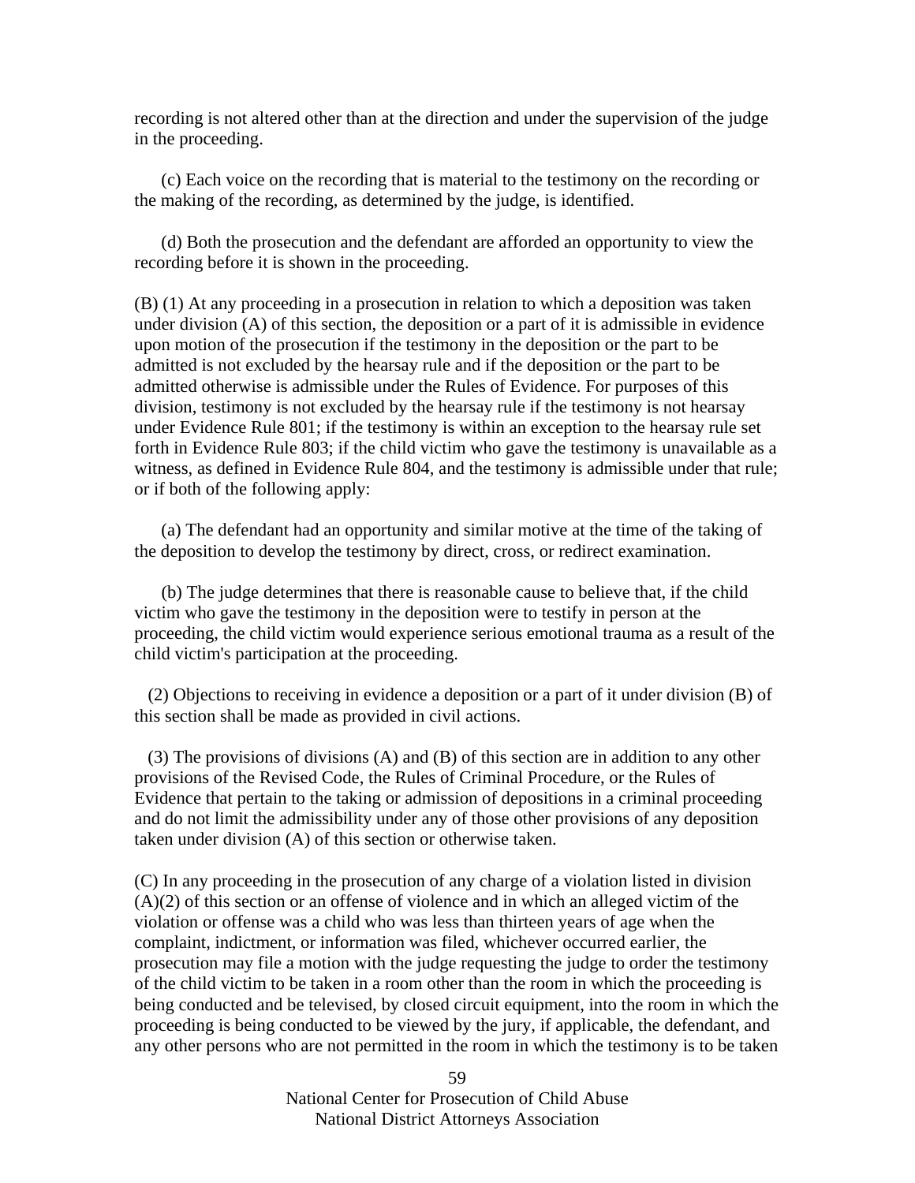recording is not altered other than at the direction and under the supervision of the judge in the proceeding.

(c) Each voice on the recording that is material to the testimony on the recording or the making of the recording, as determined by the judge, is identified.

(d) Both the prosecution and the defendant are afforded an opportunity to view the recording before it is shown in the proceeding.

(B) (1) At any proceeding in a prosecution in relation to which a deposition was taken under division (A) of this section, the deposition or a part of it is admissible in evidence upon motion of the prosecution if the testimony in the deposition or the part to be admitted is not excluded by the hearsay rule and if the deposition or the part to be admitted otherwise is admissible under the Rules of Evidence. For purposes of this division, testimony is not excluded by the hearsay rule if the testimony is not hearsay under Evidence Rule 801; if the testimony is within an exception to the hearsay rule set forth in Evidence Rule 803; if the child victim who gave the testimony is unavailable as a witness, as defined in Evidence Rule 804, and the testimony is admissible under that rule; or if both of the following apply:

(a) The defendant had an opportunity and similar motive at the time of the taking of the deposition to develop the testimony by direct, cross, or redirect examination.

(b) The judge determines that there is reasonable cause to believe that, if the child victim who gave the testimony in the deposition were to testify in person at the proceeding, the child victim would experience serious emotional trauma as a result of the child victim's participation at the proceeding.

(2) Objections to receiving in evidence a deposition or a part of it under division (B) of this section shall be made as provided in civil actions.

(3) The provisions of divisions (A) and (B) of this section are in addition to any other provisions of the Revised Code, the Rules of Criminal Procedure, or the Rules of Evidence that pertain to the taking or admission of depositions in a criminal proceeding and do not limit the admissibility under any of those other provisions of any deposition taken under division (A) of this section or otherwise taken.

(C) In any proceeding in the prosecution of any charge of a violation listed in division (A)(2) of this section or an offense of violence and in which an alleged victim of the violation or offense was a child who was less than thirteen years of age when the complaint, indictment, or information was filed, whichever occurred earlier, the prosecution may file a motion with the judge requesting the judge to order the testimony of the child victim to be taken in a room other than the room in which the proceeding is being conducted and be televised, by closed circuit equipment, into the room in which the proceeding is being conducted to be viewed by the jury, if applicable, the defendant, and any other persons who are not permitted in the room in which the testimony is to be taken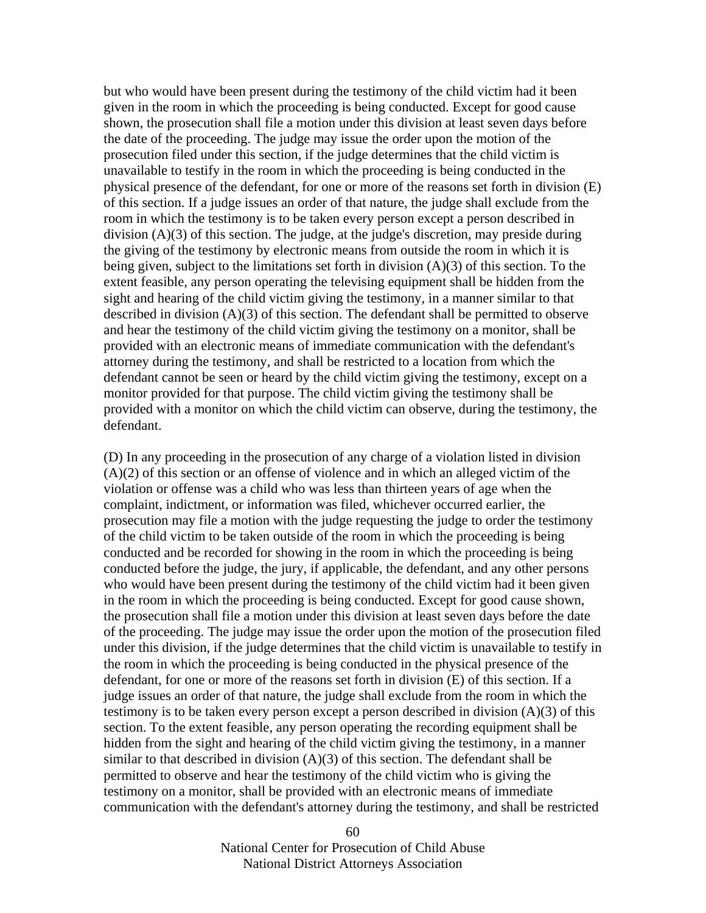but who would have been present during the testimony of the child victim had it been given in the room in which the proceeding is being conducted. Except for good cause shown, the prosecution shall file a motion under this division at least seven days before the date of the proceeding. The judge may issue the order upon the motion of the prosecution filed under this section, if the judge determines that the child victim is unavailable to testify in the room in which the proceeding is being conducted in the physical presence of the defendant, for one or more of the reasons set forth in division (E) of this section. If a judge issues an order of that nature, the judge shall exclude from the room in which the testimony is to be taken every person except a person described in division (A)(3) of this section. The judge, at the judge's discretion, may preside during the giving of the testimony by electronic means from outside the room in which it is being given, subject to the limitations set forth in division (A)(3) of this section. To the extent feasible, any person operating the televising equipment shall be hidden from the sight and hearing of the child victim giving the testimony, in a manner similar to that described in division (A)(3) of this section. The defendant shall be permitted to observe and hear the testimony of the child victim giving the testimony on a monitor, shall be provided with an electronic means of immediate communication with the defendant's attorney during the testimony, and shall be restricted to a location from which the defendant cannot be seen or heard by the child victim giving the testimony, except on a monitor provided for that purpose. The child victim giving the testimony shall be provided with a monitor on which the child victim can observe, during the testimony, the defendant.

(D) In any proceeding in the prosecution of any charge of a violation listed in division (A)(2) of this section or an offense of violence and in which an alleged victim of the violation or offense was a child who was less than thirteen years of age when the complaint, indictment, or information was filed, whichever occurred earlier, the prosecution may file a motion with the judge requesting the judge to order the testimony of the child victim to be taken outside of the room in which the proceeding is being conducted and be recorded for showing in the room in which the proceeding is being conducted before the judge, the jury, if applicable, the defendant, and any other persons who would have been present during the testimony of the child victim had it been given in the room in which the proceeding is being conducted. Except for good cause shown, the prosecution shall file a motion under this division at least seven days before the date of the proceeding. The judge may issue the order upon the motion of the prosecution filed under this division, if the judge determines that the child victim is unavailable to testify in the room in which the proceeding is being conducted in the physical presence of the defendant, for one or more of the reasons set forth in division (E) of this section. If a judge issues an order of that nature, the judge shall exclude from the room in which the testimony is to be taken every person except a person described in division (A)(3) of this section. To the extent feasible, any person operating the recording equipment shall be hidden from the sight and hearing of the child victim giving the testimony, in a manner similar to that described in division (A)(3) of this section. The defendant shall be permitted to observe and hear the testimony of the child victim who is giving the testimony on a monitor, shall be provided with an electronic means of immediate communication with the defendant's attorney during the testimony, and shall be restricted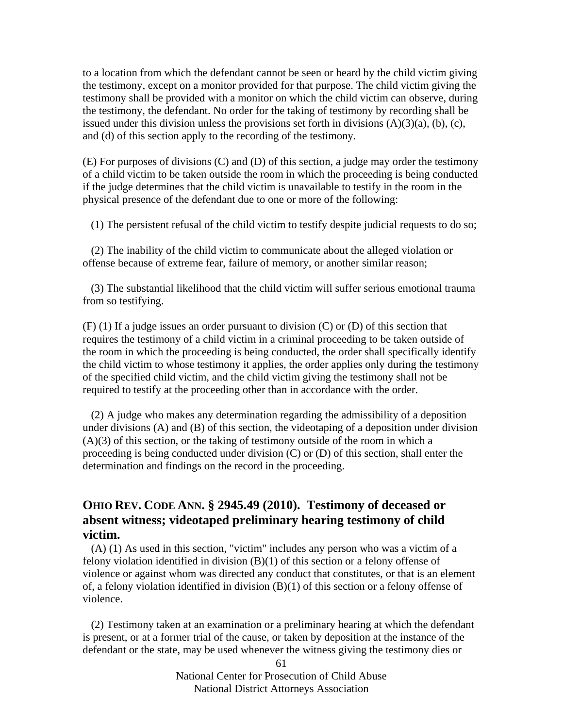to a location from which the defendant cannot be seen or heard by the child victim giving the testimony, except on a monitor provided for that purpose. The child victim giving the testimony shall be provided with a monitor on which the child victim can observe, during the testimony, the defendant. No order for the taking of testimony by recording shall be issued under this division unless the provisions set forth in divisions (A)(3)(a), (b), (c), and (d) of this section apply to the recording of the testimony.

(E) For purposes of divisions (C) and (D) of this section, a judge may order the testimony of a child victim to be taken outside the room in which the proceeding is being conducted if the judge determines that the child victim is unavailable to testify in the room in the physical presence of the defendant due to one or more of the following:

(1) The persistent refusal of the child victim to testify despite judicial requests to do so;

(2) The inability of the child victim to communicate about the alleged violation or offense because of extreme fear, failure of memory, or another similar reason;

(3) The substantial likelihood that the child victim will suffer serious emotional trauma from so testifying.

(F) (1) If a judge issues an order pursuant to division (C) or (D) of this section that requires the testimony of a child victim in a criminal proceeding to be taken outside of the room in which the proceeding is being conducted, the order shall specifically identify the child victim to whose testimony it applies, the order applies only during the testimony of the specified child victim, and the child victim giving the testimony shall not be required to testify at the proceeding other than in accordance with the order.

(2) A judge who makes any determination regarding the admissibility of a deposition under divisions (A) and (B) of this section, the videotaping of a deposition under division (A)(3) of this section, or the taking of testimony outside of the room in which a proceeding is being conducted under division (C) or (D) of this section, shall enter the determination and findings on the record in the proceeding.

## OHIO REV. CODE ANN. § 2945.49 (2010). Testimony of deceased or absent witness; videotaped preliminary hearing testimony of child victim.

(A) (1) As used in this section, "victim" includes any person who was a victim of a felony violation identified in division (B)(1) of this section or a felony offense of violence or against whom was directed any conduct that constitutes, or that is an element of, a felony violation identified in division (B)(1) of this section or a felony offense of violence.

(2) Testimony taken at an examination or a preliminary hearing at which the defendant is present, or at a former trial of the cause, or taken by deposition at the instance of the defendant or the state, may be used whenever the witness giving the testimony dies or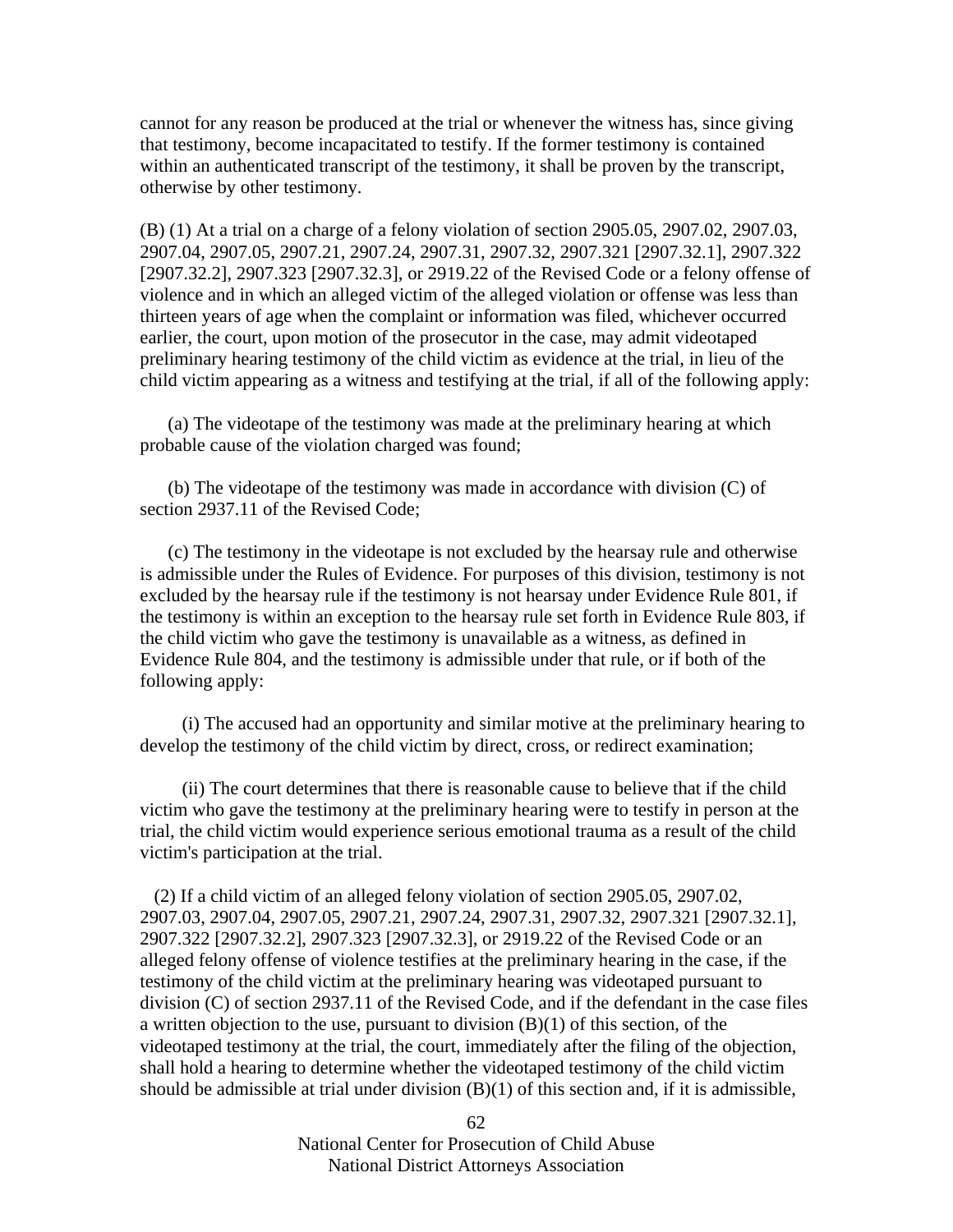cannot for any reason be produced at the trial or whenever the witness has, since giving that testimony, become incapacitated to testify. If the former testimony is contained within an authenticated transcript of the testimony, it shall be proven by the transcript, otherwise by other testimony.

(B) (1) At a trial on a charge of a felony violation of section 2905.05, 2907.02, 2907.03, 2907.04, 2907.05, 2907.21, 2907.24, 2907.31, 2907.32, 2907.321 [2907.32.1], 2907.322 [2907.32.2], 2907.323 [2907.32.3], or 2919.22 of the Revised Code or a felony offense of violence and in which an alleged victim of the alleged violation or offense was less than thirteen years of age when the complaint or information was filed, whichever occurred earlier, the court, upon motion of the prosecutor in the case, may admit videotaped preliminary hearing testimony of the child victim as evidence at the trial, in lieu of the child victim appearing as a witness and testifying at the trial, if all of the following apply:

(a) The videotape of the testimony was made at the preliminary hearing at which probable cause of the violation charged was found;

(b) The videotape of the testimony was made in accordance with division (C) of section 2937.11 of the Revised Code;

(c) The testimony in the videotape is not excluded by the hearsay rule and otherwise is admissible under the Rules of Evidence. For purposes of this division, testimony is not excluded by the hearsay rule if the testimony is not hearsay under Evidence Rule 801, if the testimony is within an exception to the hearsay rule set forth in Evidence Rule 803, if the child victim who gave the testimony is unavailable as a witness, as defined in Evidence Rule 804, and the testimony is admissible under that rule, or if both of the following apply:

(i) The accused had an opportunity and similar motive at the preliminary hearing to develop the testimony of the child victim by direct, cross, or redirect examination;

(ii) The court determines that there is reasonable cause to believe that if the child victim who gave the testimony at the preliminary hearing were to testify in person at the trial, the child victim would experience serious emotional trauma as a result of the child victim's participation at the trial.

(2) If a child victim of an alleged felony violation of section 2905.05, 2907.02, 2907.03, 2907.04, 2907.05, 2907.21, 2907.24, 2907.31, 2907.32, 2907.321 [2907.32.1], 2907.322 [2907.32.2], 2907.323 [2907.32.3], or 2919.22 of the Revised Code or an alleged felony offense of violence testifies at the preliminary hearing in the case, if the testimony of the child victim at the preliminary hearing was videotaped pursuant to division (C) of section 2937.11 of the Revised Code, and if the defendant in the case files a written objection to the use, pursuant to division (B)(1) of this section, of the videotaped testimony at the trial, the court, immediately after the filing of the objection, shall hold a hearing to determine whether the videotaped testimony of the child victim should be admissible at trial under division (B)(1) of this section and, if it is admissible,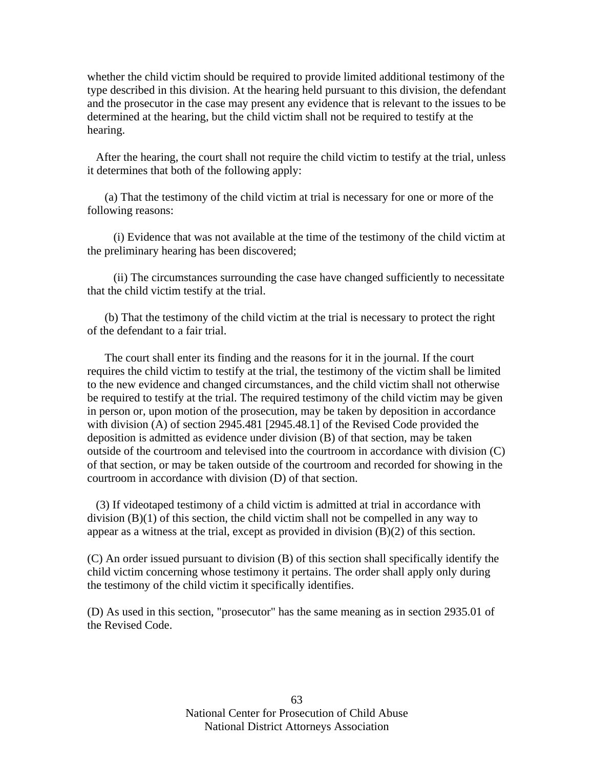whether the child victim should be required to provide limited additional testimony of the type described in this division. At the hearing held pursuant to this division, the defendant and the prosecutor in the case may present any evidence that is relevant to the issues to be determined at the hearing, but the child victim shall not be required to testify at the hearing.

After the hearing, the court shall not require the child victim to testify at the trial, unless it determines that both of the following apply:

(a) That the testimony of the child victim at trial is necessary for one or more of the following reasons:

(i) Evidence that was not available at the time of the testimony of the child victim at the preliminary hearing has been discovered;

(ii) The circumstances surrounding the case have changed sufficiently to necessitate that the child victim testify at the trial.

(b) That the testimony of the child victim at the trial is necessary to protect the right of the defendant to a fair trial.

The court shall enter its finding and the reasons for it in the journal. If the court requires the child victim to testify at the trial, the testimony of the victim shall be limited to the new evidence and changed circumstances, and the child victim shall not otherwise be required to testify at the trial. The required testimony of the child victim may be given in person or, upon motion of the prosecution, may be taken by deposition in accordance with division (A) of section 2945.481 [2945.48.1] of the Revised Code provided the deposition is admitted as evidence under division (B) of that section, may be taken outside of the courtroom and televised into the courtroom in accordance with division (C) of that section, or may be taken outside of the courtroom and recorded for showing in the courtroom in accordance with division (D) of that section.

(3) If videotaped testimony of a child victim is admitted at trial in accordance with division (B)(1) of this section, the child victim shall not be compelled in any way to appear as a witness at the trial, except as provided in division (B)(2) of this section.

(C) An order issued pursuant to division (B) of this section shall specifically identify the child victim concerning whose testimony it pertains. The order shall apply only during the testimony of the child victim it specifically identifies.

(D) As used in this section, "prosecutor" has the same meaning as in section 2935.01 of the Revised Code.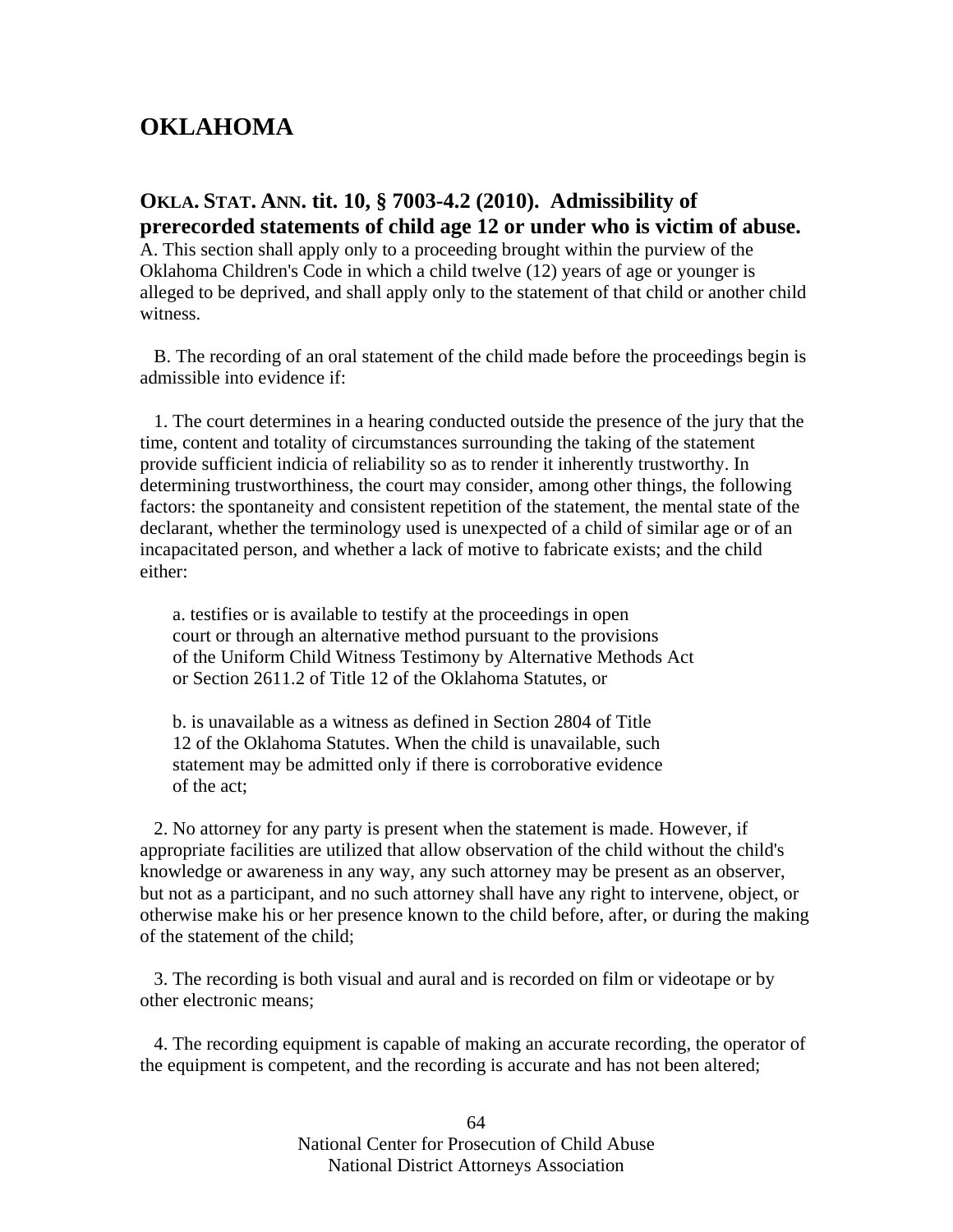## OKLAHOMA

### OKLA. STAT. ANN. tit. 10, § 7003-4.2 (2010). Admissibility of prerecorded statements of child age 12 or under who is victim of abuse.

A. This section shall apply only to a proceeding brought within the purview of the Oklahoma Children's Code in which a child twelve (12) years of age or younger is alleged to be deprived, and shall apply only to the statement of that child or another child witness.

B. The recording of an oral statement of the child made before the proceedings begin is admissible into evidence if:

1. The court determines in a hearing conducted outside the presence of the jury that the time, content and totality of circumstances surrounding the taking of the statement provide sufficient indicia of reliability so as to render it inherently trustworthy. In determining trustworthiness, the court may consider, among other things, the following factors: the spontaneity and consistent repetition of the statement, the mental state of the declarant, whether the terminology used is unexpected of a child of similar age or of an incapacitated person, and whether a lack of motive to fabricate exists; and the child either:

   a. testifies or is available to testify at the proceedings in open court or through an alternative method pursuant to the provisions of the Uniform Child Witness Testimony by Alternative Methods Act or Section 2611.2 of Title 12 of the Oklahoma Statutes, or

   b. is unavailable as a witness as defined in Section 2804 of Title 12 of the Oklahoma Statutes. When the child is unavailable, such statement may be admitted only if there is corroborative evidence of the act;

2. No attorney for any party is present when the statement is made. However, if appropriate facilities are utilized that allow observation of the child without the child's knowledge or awareness in any way, any such attorney may be present as an observer, but not as a participant, and no such attorney shall have any right to intervene, object, or otherwise make his or her presence known to the child before, after, or during the making of the statement of the child;

3. The recording is both visual and aural and is recorded on film or videotape or by other electronic means;

4. The recording equipment is capable of making an accurate recording, the operator of the equipment is competent, and the recording is accurate and has not been altered;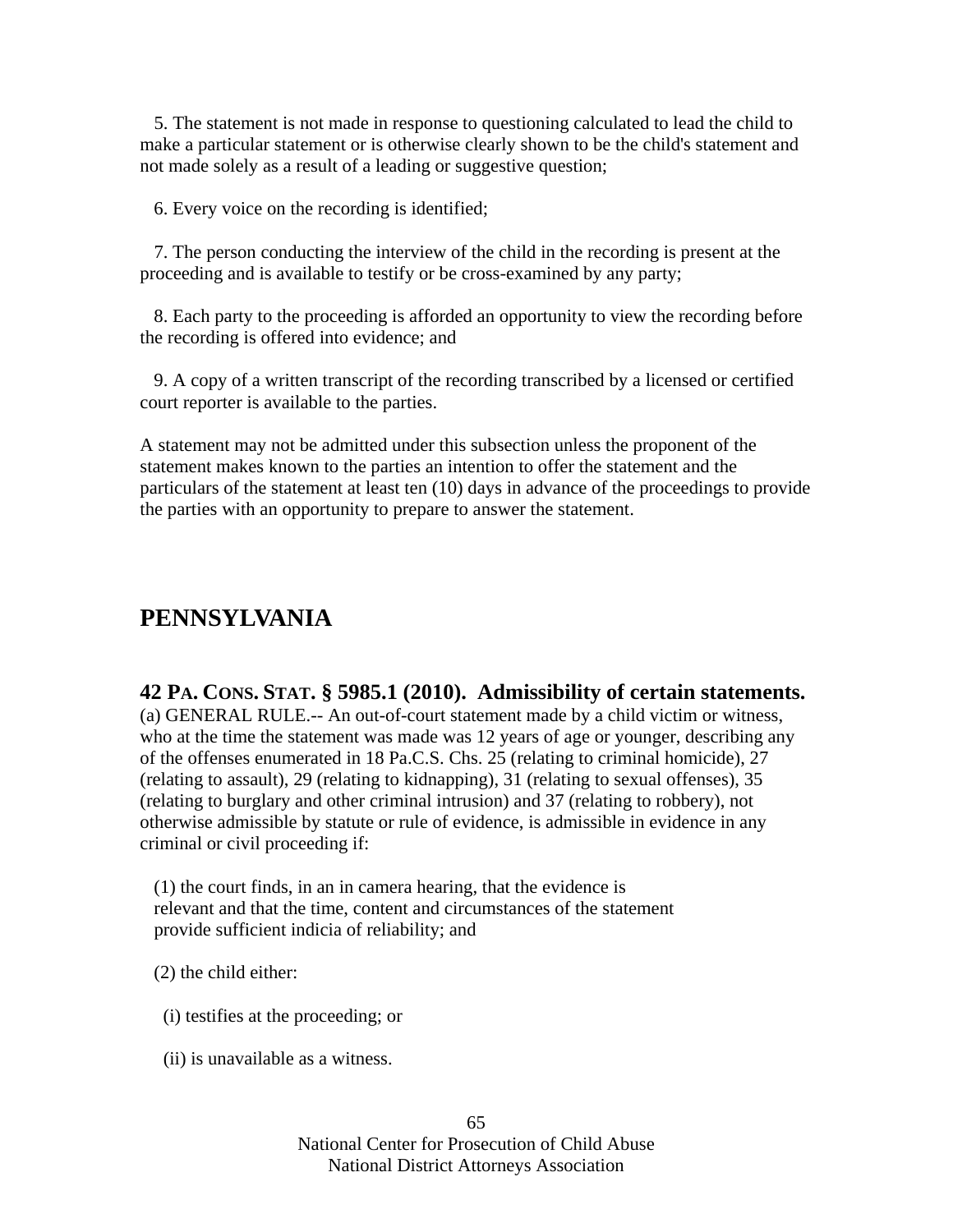5. The statement is not made in response to questioning calculated to lead the child to make a particular statement or is otherwise clearly shown to be the child's statement and not made solely as a result of a leading or suggestive question;

6. Every voice on the recording is identified;

7. The person conducting the interview of the child in the recording is present at the proceeding and is available to testify or be cross-examined by any party;

8. Each party to the proceeding is afforded an opportunity to view the recording before the recording is offered into evidence; and

9. A copy of a written transcript of the recording transcribed by a licensed or certified court reporter is available to the parties.

A statement may not be admitted under this subsection unless the proponent of the statement makes known to the parties an intention to offer the statement and the particulars of the statement at least ten (10) days in advance of the proceedings to provide the parties with an opportunity to prepare to answer the statement.

## PENNSYLVANIA

### 42 PA. CONS. STAT. § 5985.1 (2010). Admissibility of certain statements.

(a) GENERAL RULE.-- An out-of-court statement made by a child victim or witness, who at the time the statement was made was 12 years of age or younger, describing any of the offenses enumerated in 18 Pa.C.S. Chs. 25 (relating to criminal homicide), 27 (relating to assault), 29 (relating to kidnapping), 31 (relating to sexual offenses), 35 (relating to burglary and other criminal intrusion) and 37 (relating to robbery), not otherwise admissible by statute or rule of evidence, is admissible in evidence in any criminal or civil proceeding if:

(1) the court finds, in an in camera hearing, that the evidence is relevant and that the time, content and circumstances of the statement provide sufficient indicia of reliability; and

(2) the child either:

(i) testifies at the proceeding; or

(ii) is unavailable as a witness.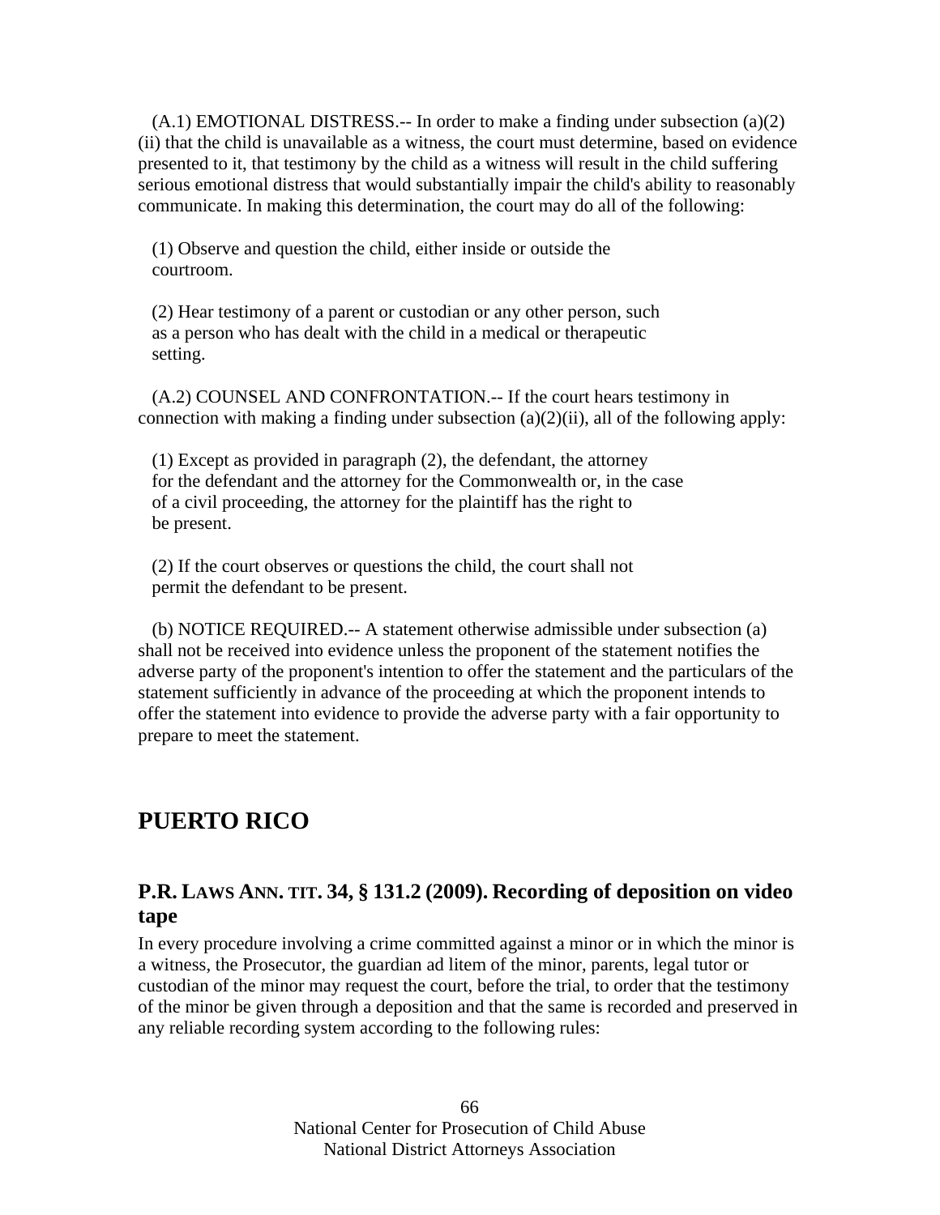(A.1) EMOTIONAL DISTRESS.-- In order to make a finding under subsection (a)(2)(ii) that the child is unavailable as a witness, the court must determine, based on evidence presented to it, that testimony by the child as a witness will result in the child suffering serious emotional distress that would substantially impair the child's ability to reasonably communicate. In making this determination, the court may do all of the following:

(1) Observe and question the child, either inside or outside the courtroom.

(2) Hear testimony of a parent or custodian or any other person, such as a person who has dealt with the child in a medical or therapeutic setting.

(A.2) COUNSEL AND CONFRONTATION.-- If the court hears testimony in connection with making a finding under subsection (a)(2)(ii), all of the following apply:

(1) Except as provided in paragraph (2), the defendant, the attorney for the defendant and the attorney for the Commonwealth or, in the case of a civil proceeding, the attorney for the plaintiff has the right to be present.

(2) If the court observes or questions the child, the court shall not permit the defendant to be present.

(b) NOTICE REQUIRED.-- A statement otherwise admissible under subsection (a) shall not be received into evidence unless the proponent of the statement notifies the adverse party of the proponent's intention to offer the statement and the particulars of the statement sufficiently in advance of the proceeding at which the proponent intends to offer the statement into evidence to provide the adverse party with a fair opportunity to prepare to meet the statement.

## PUERTO RICO

### P.R. LAWS ANN. TIT. 34, § 131.2 (2009). Recording of deposition on video tape

In every procedure involving a crime committed against a minor or in which the minor is a witness, the Prosecutor, the guardian ad litem of the minor, parents, legal tutor or custodian of the minor may request the court, before the trial, to order that the testimony of the minor be given through a deposition and that the same is recorded and preserved in any reliable recording system according to the following rules: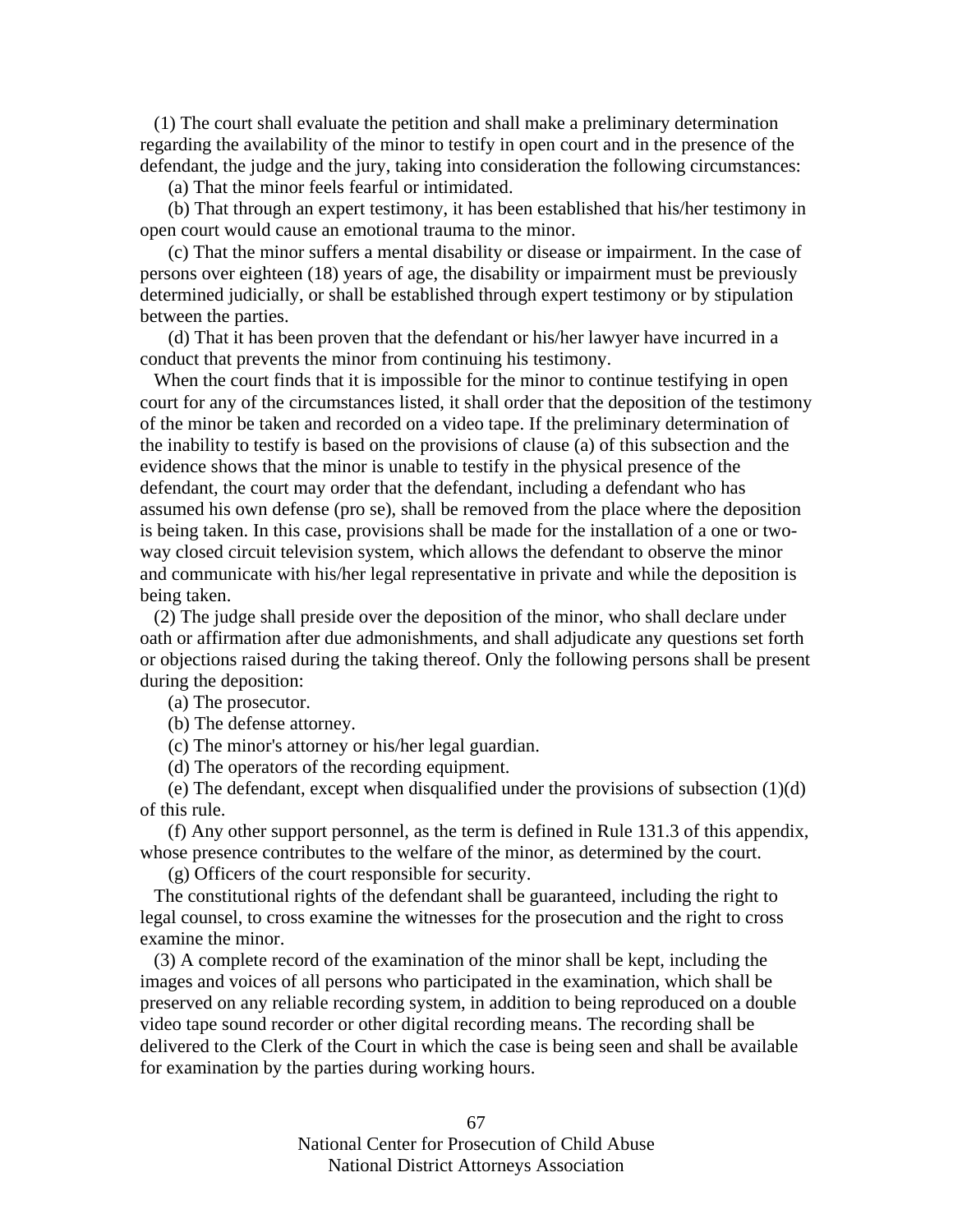(1) The court shall evaluate the petition and shall make a preliminary determination regarding the availability of the minor to testify in open court and in the presence of the defendant, the judge and the jury, taking into consideration the following circumstances:

(a) That the minor feels fearful or intimidated.

(b) That through an expert testimony, it has been established that his/her testimony in open court would cause an emotional trauma to the minor.

(c) That the minor suffers a mental disability or disease or impairment. In the case of persons over eighteen (18) years of age, the disability or impairment must be previously determined judicially, or shall be established through expert testimony or by stipulation between the parties.

(d) That it has been proven that the defendant or his/her lawyer have incurred in a conduct that prevents the minor from continuing his testimony.

When the court finds that it is impossible for the minor to continue testifying in open court for any of the circumstances listed, it shall order that the deposition of the testimony of the minor be taken and recorded on a video tape. If the preliminary determination of the inability to testify is based on the provisions of clause (a) of this subsection and the evidence shows that the minor is unable to testify in the physical presence of the defendant, the court may order that the defendant, including a defendant who has assumed his own defense (pro se), shall be removed from the place where the deposition is being taken. In this case, provisions shall be made for the installation of a one or two-way closed circuit television system, which allows the defendant to observe the minor and communicate with his/her legal representative in private and while the deposition is being taken.

(2) The judge shall preside over the deposition of the minor, who shall declare under oath or affirmation after due admonishments, and shall adjudicate any questions set forth or objections raised during the taking thereof. Only the following persons shall be present during the deposition:

(a) The prosecutor.

(b) The defense attorney.

(c) The minor's attorney or his/her legal guardian.

(d) The operators of the recording equipment.

(e) The defendant, except when disqualified under the provisions of subsection (1)(d) of this rule.

(f) Any other support personnel, as the term is defined in Rule 131.3 of this appendix, whose presence contributes to the welfare of the minor, as determined by the court.

(g) Officers of the court responsible for security.

The constitutional rights of the defendant shall be guaranteed, including the right to legal counsel, to cross examine the witnesses for the prosecution and the right to cross examine the minor.

(3) A complete record of the examination of the minor shall be kept, including the images and voices of all persons who participated in the examination, which shall be preserved on any reliable recording system, in addition to being reproduced on a double video tape sound recorder or other digital recording means. The recording shall be delivered to the Clerk of the Court in which the case is being seen and shall be available for examination by the parties during working hours.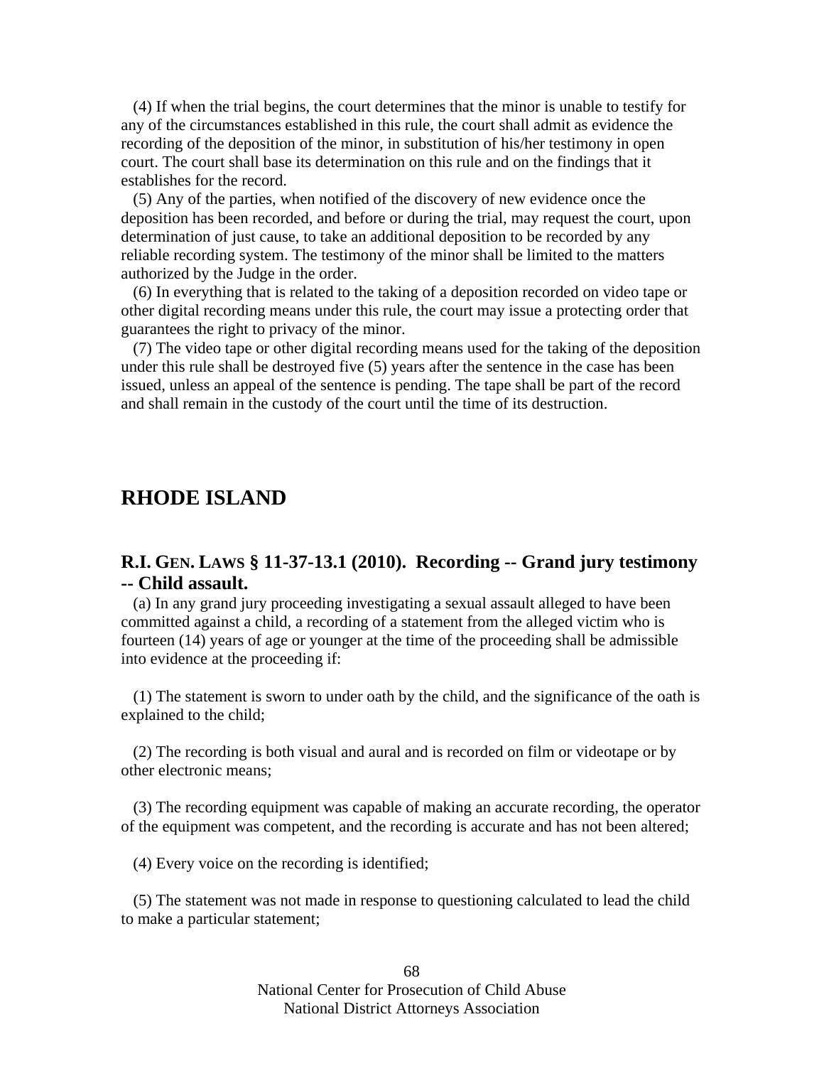(4) If when the trial begins, the court determines that the minor is unable to testify for any of the circumstances established in this rule, the court shall admit as evidence the recording of the deposition of the minor, in substitution of his/her testimony in open court. The court shall base its determination on this rule and on the findings that it establishes for the record.

(5) Any of the parties, when notified of the discovery of new evidence once the deposition has been recorded, and before or during the trial, may request the court, upon determination of just cause, to take an additional deposition to be recorded by any reliable recording system. The testimony of the minor shall be limited to the matters authorized by the Judge in the order.

(6) In everything that is related to the taking of a deposition recorded on video tape or other digital recording means under this rule, the court may issue a protecting order that guarantees the right to privacy of the minor.

(7) The video tape or other digital recording means used for the taking of the deposition under this rule shall be destroyed five (5) years after the sentence in the case has been issued, unless an appeal of the sentence is pending. The tape shall be part of the record and shall remain in the custody of the court until the time of its destruction.

## RHODE ISLAND

### R.I. GEN. LAWS § 11-37-13.1 (2010). Recording -- Grand jury testimony -- Child assault.

(a) In any grand jury proceeding investigating a sexual assault alleged to have been committed against a child, a recording of a statement from the alleged victim who is fourteen (14) years of age or younger at the time of the proceeding shall be admissible into evidence at the proceeding if:

(1) The statement is sworn to under oath by the child, and the significance of the oath is explained to the child;

(2) The recording is both visual and aural and is recorded on film or videotape or by other electronic means;

(3) The recording equipment was capable of making an accurate recording, the operator of the equipment was competent, and the recording is accurate and has not been altered;

(4) Every voice on the recording is identified;

(5) The statement was not made in response to questioning calculated to lead the child to make a particular statement;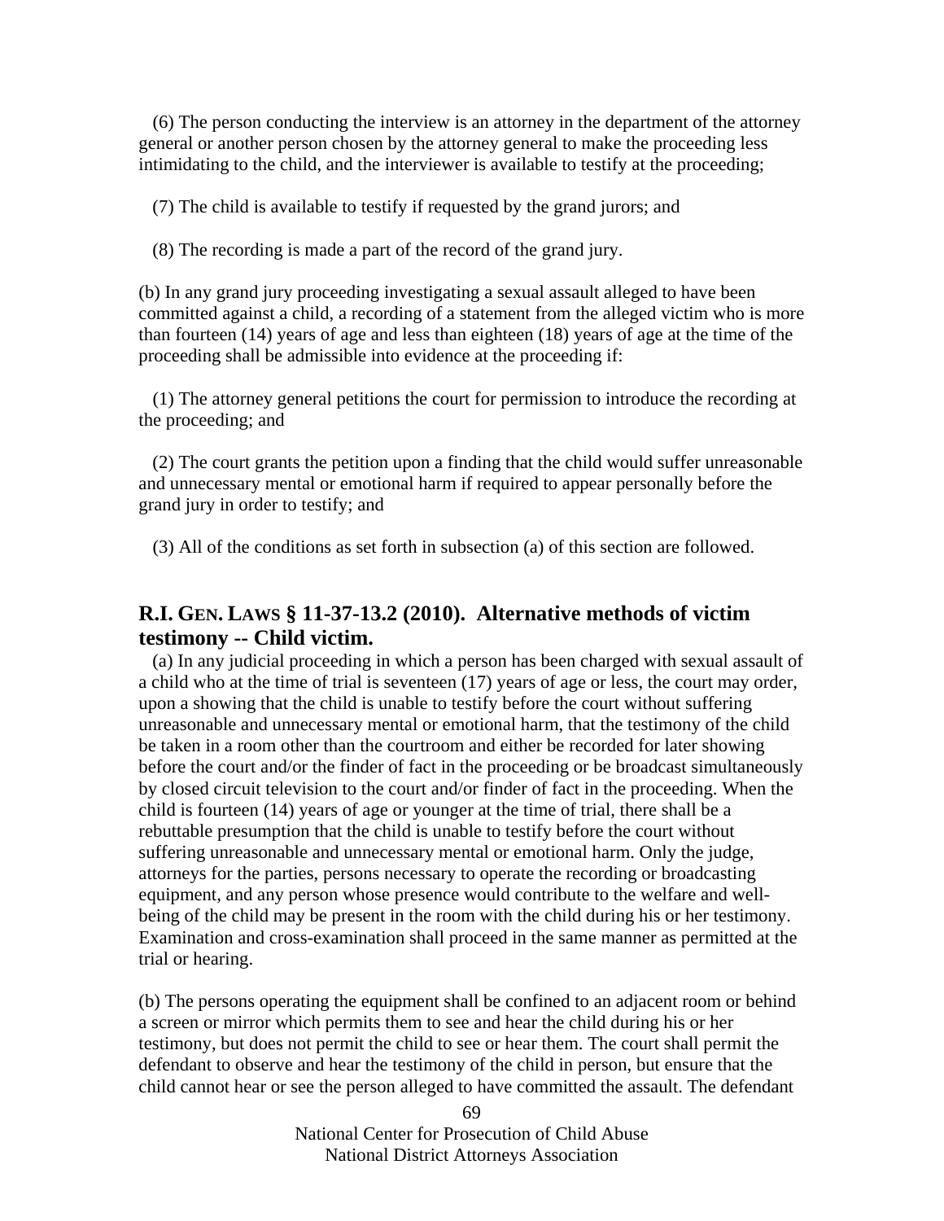(6) The person conducting the interview is an attorney in the department of the attorney general or another person chosen by the attorney general to make the proceeding less intimidating to the child, and the interviewer is available to testify at the proceeding;

(7) The child is available to testify if requested by the grand jurors; and

(8) The recording is made a part of the record of the grand jury.

(b) In any grand jury proceeding investigating a sexual assault alleged to have been committed against a child, a recording of a statement from the alleged victim who is more than fourteen (14) years of age and less than eighteen (18) years of age at the time of the proceeding shall be admissible into evidence at the proceeding if:

(1) The attorney general petitions the court for permission to introduce the recording at the proceeding; and

(2) The court grants the petition upon a finding that the child would suffer unreasonable and unnecessary mental or emotional harm if required to appear personally before the grand jury in order to testify; and

(3) All of the conditions as set forth in subsection (a) of this section are followed.

## R.I. GEN. LAWS § 11-37-13.2 (2010). Alternative methods of victim testimony -- Child victim.

(a) In any judicial proceeding in which a person has been charged with sexual assault of a child who at the time of trial is seventeen (17) years of age or less, the court may order, upon a showing that the child is unable to testify before the court without suffering unreasonable and unnecessary mental or emotional harm, that the testimony of the child be taken in a room other than the courtroom and either be recorded for later showing before the court and/or the finder of fact in the proceeding or be broadcast simultaneously by closed circuit television to the court and/or finder of fact in the proceeding. When the child is fourteen (14) years of age or younger at the time of trial, there shall be a rebuttable presumption that the child is unable to testify before the court without suffering unreasonable and unnecessary mental or emotional harm. Only the judge, attorneys for the parties, persons necessary to operate the recording or broadcasting equipment, and any person whose presence would contribute to the welfare and well-being of the child may be present in the room with the child during his or her testimony. Examination and cross-examination shall proceed in the same manner as permitted at the trial or hearing.

(b) The persons operating the equipment shall be confined to an adjacent room or behind a screen or mirror which permits them to see and hear the child during his or her testimony, but does not permit the child to see or hear them. The court shall permit the defendant to observe and hear the testimony of the child in person, but ensure that the child cannot hear or see the person alleged to have committed the assault. The defendant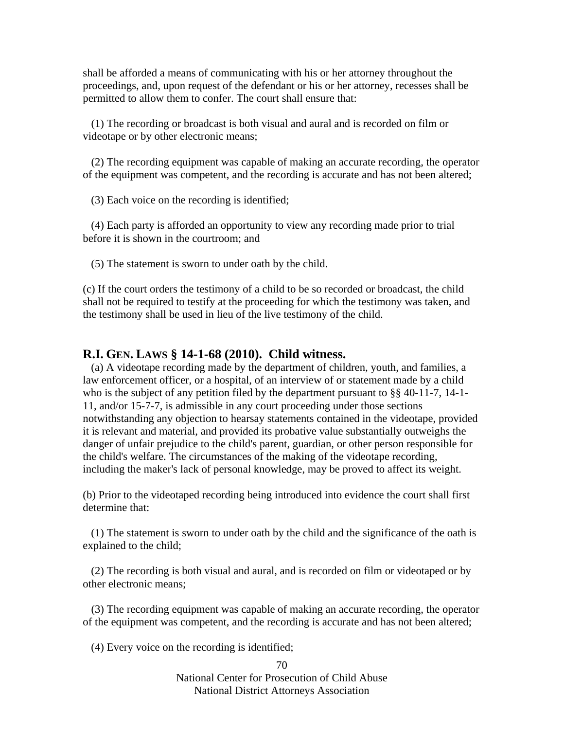shall be afforded a means of communicating with his or her attorney throughout the proceedings, and, upon request of the defendant or his or her attorney, recesses shall be permitted to allow them to confer. The court shall ensure that:

(1) The recording or broadcast is both visual and aural and is recorded on film or videotape or by other electronic means;

(2) The recording equipment was capable of making an accurate recording, the operator of the equipment was competent, and the recording is accurate and has not been altered;

(3) Each voice on the recording is identified;

(4) Each party is afforded an opportunity to view any recording made prior to trial before it is shown in the courtroom; and

(5) The statement is sworn to under oath by the child.

(c) If the court orders the testimony of a child to be so recorded or broadcast, the child shall not be required to testify at the proceeding for which the testimony was taken, and the testimony shall be used in lieu of the live testimony of the child.

## R.I. GEN. LAWS § 14-1-68 (2010). Child witness.

(a) A videotape recording made by the department of children, youth, and families, a law enforcement officer, or a hospital, of an interview of or statement made by a child who is the subject of any petition filed by the department pursuant to §§ 40-11-7, 14-1-11, and/or 15-7-7, is admissible in any court proceeding under those sections notwithstanding any objection to hearsay statements contained in the videotape, provided it is relevant and material, and provided its probative value substantially outweighs the danger of unfair prejudice to the child's parent, guardian, or other person responsible for the child's welfare. The circumstances of the making of the videotape recording, including the maker's lack of personal knowledge, may be proved to affect its weight.

(b) Prior to the videotaped recording being introduced into evidence the court shall first determine that:

(1) The statement is sworn to under oath by the child and the significance of the oath is explained to the child;

(2) The recording is both visual and aural, and is recorded on film or videotaped or by other electronic means;

(3) The recording equipment was capable of making an accurate recording, the operator of the equipment was competent, and the recording is accurate and has not been altered;

(4) Every voice on the recording is identified;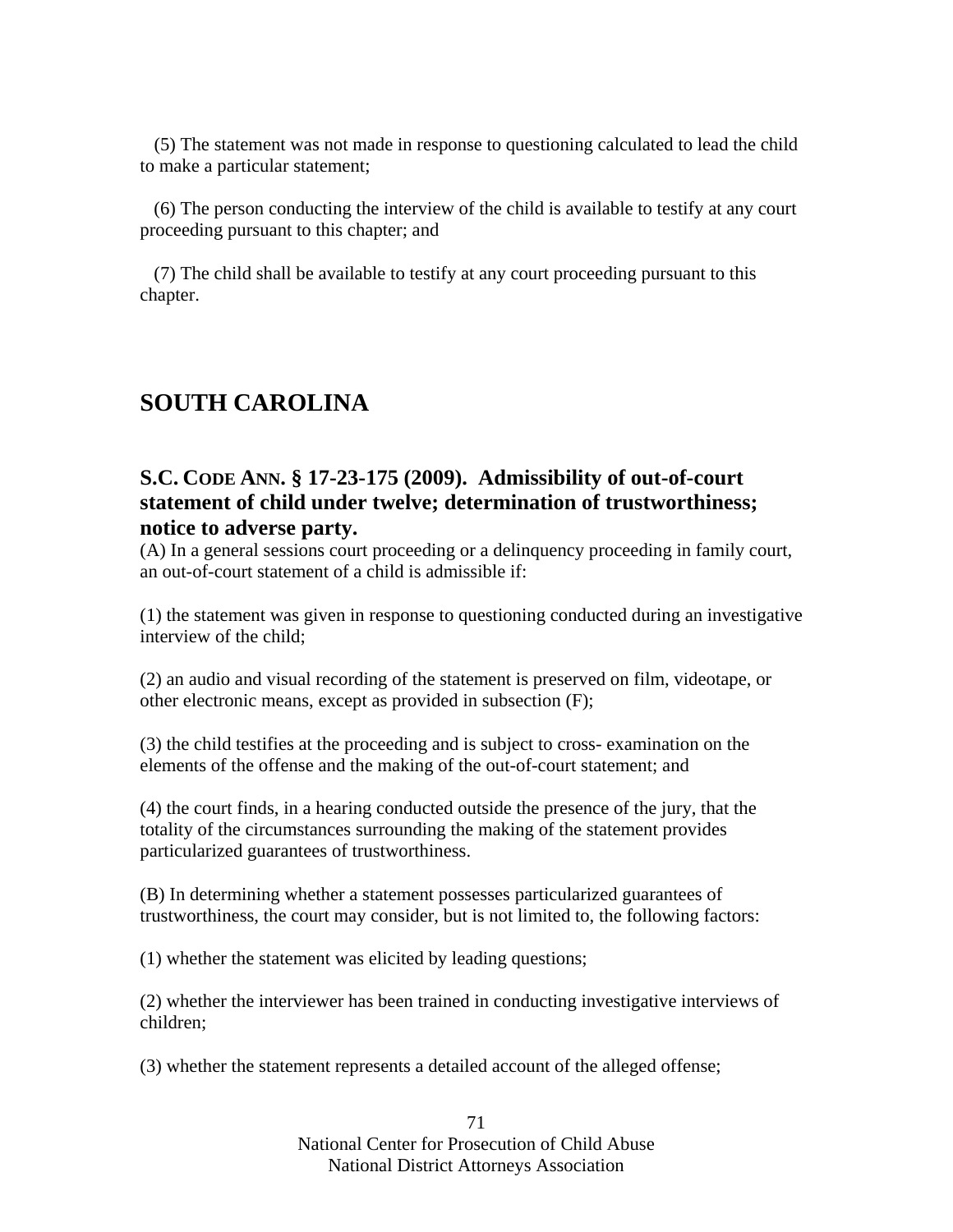(5) The statement was not made in response to questioning calculated to lead the child to make a particular statement;

(6) The person conducting the interview of the child is available to testify at any court proceeding pursuant to this chapter; and

(7) The child shall be available to testify at any court proceeding pursuant to this chapter.

## SOUTH CAROLINA

### S.C. CODE ANN. § 17-23-175 (2009). Admissibility of out-of-court statement of child under twelve; determination of trustworthiness; notice to adverse party.

(A) In a general sessions court proceeding or a delinquency proceeding in family court, an out-of-court statement of a child is admissible if:

(1) the statement was given in response to questioning conducted during an investigative interview of the child;

(2) an audio and visual recording of the statement is preserved on film, videotape, or other electronic means, except as provided in subsection (F);

(3) the child testifies at the proceeding and is subject to cross- examination on the elements of the offense and the making of the out-of-court statement; and

(4) the court finds, in a hearing conducted outside the presence of the jury, that the totality of the circumstances surrounding the making of the statement provides particularized guarantees of trustworthiness.

(B) In determining whether a statement possesses particularized guarantees of trustworthiness, the court may consider, but is not limited to, the following factors:

(1) whether the statement was elicited by leading questions;

(2) whether the interviewer has been trained in conducting investigative interviews of children;

(3) whether the statement represents a detailed account of the alleged offense;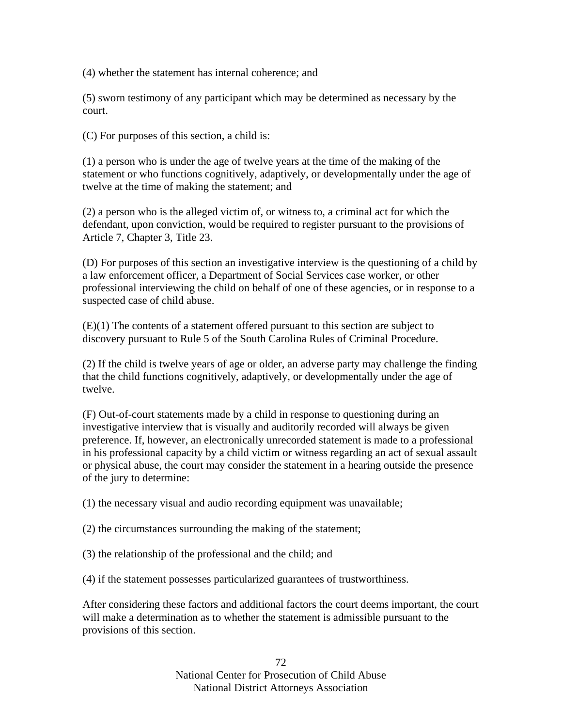(4) whether the statement has internal coherence; and

(5) sworn testimony of any participant which may be determined as necessary by the court.

(C) For purposes of this section, a child is:

(1) a person who is under the age of twelve years at the time of the making of the statement or who functions cognitively, adaptively, or developmentally under the age of twelve at the time of making the statement; and

(2) a person who is the alleged victim of, or witness to, a criminal act for which the defendant, upon conviction, would be required to register pursuant to the provisions of Article 7, Chapter 3, Title 23.

(D) For purposes of this section an investigative interview is the questioning of a child by a law enforcement officer, a Department of Social Services case worker, or other professional interviewing the child on behalf of one of these agencies, or in response to a suspected case of child abuse.

(E)(1) The contents of a statement offered pursuant to this section are subject to discovery pursuant to Rule 5 of the South Carolina Rules of Criminal Procedure.

(2) If the child is twelve years of age or older, an adverse party may challenge the finding that the child functions cognitively, adaptively, or developmentally under the age of twelve.

(F) Out-of-court statements made by a child in response to questioning during an investigative interview that is visually and auditorily recorded will always be given preference. If, however, an electronically unrecorded statement is made to a professional in his professional capacity by a child victim or witness regarding an act of sexual assault or physical abuse, the court may consider the statement in a hearing outside the presence of the jury to determine:

(1) the necessary visual and audio recording equipment was unavailable;

(2) the circumstances surrounding the making of the statement;

(3) the relationship of the professional and the child; and

(4) if the statement possesses particularized guarantees of trustworthiness.

After considering these factors and additional factors the court deems important, the court will make a determination as to whether the statement is admissible pursuant to the provisions of this section.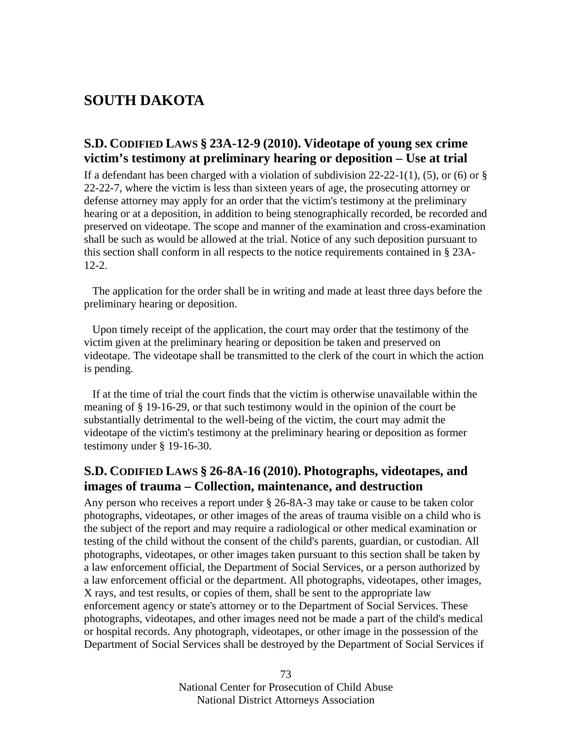# SOUTH DAKOTA

## S.D. CODIFIED LAWS § 23A-12-9 (2010). Videotape of young sex crime victim's testimony at preliminary hearing or deposition – Use at trial

If a defendant has been charged with a violation of subdivision 22-22-1(1), (5), or (6) or § 22-22-7, where the victim is less than sixteen years of age, the prosecuting attorney or defense attorney may apply for an order that the victim's testimony at the preliminary hearing or at a deposition, in addition to being stenographically recorded, be recorded and preserved on videotape. The scope and manner of the examination and cross-examination shall be such as would be allowed at the trial. Notice of any such deposition pursuant to this section shall conform in all respects to the notice requirements contained in § 23A-12-2.

The application for the order shall be in writing and made at least three days before the preliminary hearing or deposition.

Upon timely receipt of the application, the court may order that the testimony of the victim given at the preliminary hearing or deposition be taken and preserved on videotape. The videotape shall be transmitted to the clerk of the court in which the action is pending.

If at the time of trial the court finds that the victim is otherwise unavailable within the meaning of § 19-16-29, or that such testimony would in the opinion of the court be substantially detrimental to the well-being of the victim, the court may admit the videotape of the victim's testimony at the preliminary hearing or deposition as former testimony under § 19-16-30.

## S.D. CODIFIED LAWS § 26-8A-16 (2010). Photographs, videotapes, and images of trauma – Collection, maintenance, and destruction

Any person who receives a report under § 26-8A-3 may take or cause to be taken color photographs, videotapes, or other images of the areas of trauma visible on a child who is the subject of the report and may require a radiological or other medical examination or testing of the child without the consent of the child's parents, guardian, or custodian. All photographs, videotapes, or other images taken pursuant to this section shall be taken by a law enforcement official, the Department of Social Services, or a person authorized by a law enforcement official or the department. All photographs, videotapes, other images, X rays, and test results, or copies of them, shall be sent to the appropriate law enforcement agency or state's attorney or to the Department of Social Services. These photographs, videotapes, and other images need not be made a part of the child's medical or hospital records. Any photograph, videotapes, or other image in the possession of the Department of Social Services shall be destroyed by the Department of Social Services if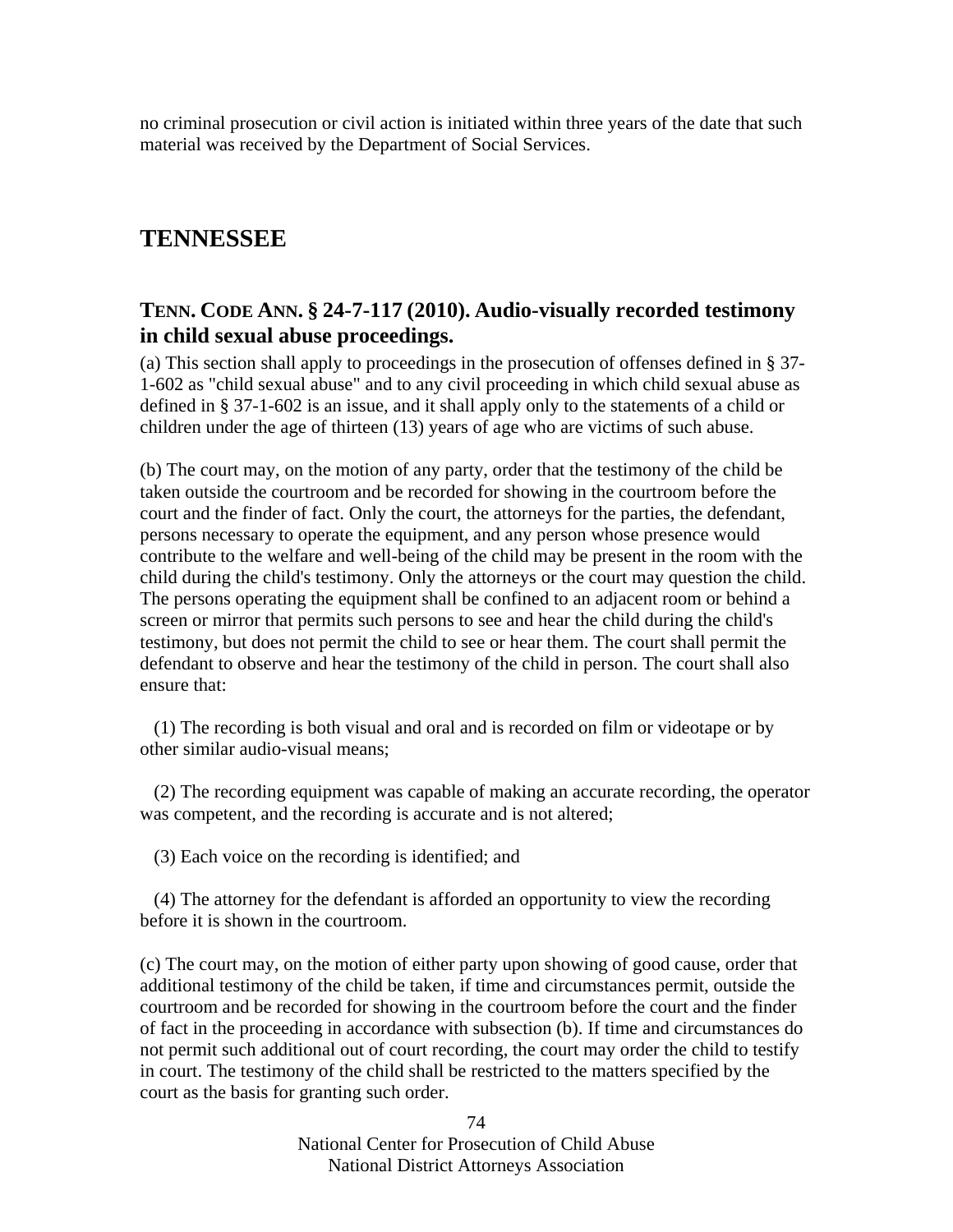no criminal prosecution or civil action is initiated within three years of the date that such material was received by the Department of Social Services.

## TENNESSEE

### TENN. CODE ANN. § 24-7-117 (2010). Audio-visually recorded testimony in child sexual abuse proceedings.

(a) This section shall apply to proceedings in the prosecution of offenses defined in § 37-1-602 as "child sexual abuse" and to any civil proceeding in which child sexual abuse as defined in § 37-1-602 is an issue, and it shall apply only to the statements of a child or children under the age of thirteen (13) years of age who are victims of such abuse.

(b) The court may, on the motion of any party, order that the testimony of the child be taken outside the courtroom and be recorded for showing in the courtroom before the court and the finder of fact. Only the court, the attorneys for the parties, the defendant, persons necessary to operate the equipment, and any person whose presence would contribute to the welfare and well-being of the child may be present in the room with the child during the child's testimony. Only the attorneys or the court may question the child. The persons operating the equipment shall be confined to an adjacent room or behind a screen or mirror that permits such persons to see and hear the child during the child's testimony, but does not permit the child to see or hear them. The court shall permit the defendant to observe and hear the testimony of the child in person. The court shall also ensure that:

(1) The recording is both visual and oral and is recorded on film or videotape or by other similar audio-visual means;

(2) The recording equipment was capable of making an accurate recording, the operator was competent, and the recording is accurate and is not altered;

(3) Each voice on the recording is identified; and

(4) The attorney for the defendant is afforded an opportunity to view the recording before it is shown in the courtroom.

(c) The court may, on the motion of either party upon showing of good cause, order that additional testimony of the child be taken, if time and circumstances permit, outside the courtroom and be recorded for showing in the courtroom before the court and the finder of fact in the proceeding in accordance with subsection (b). If time and circumstances do not permit such additional out of court recording, the court may order the child to testify in court. The testimony of the child shall be restricted to the matters specified by the court as the basis for granting such order.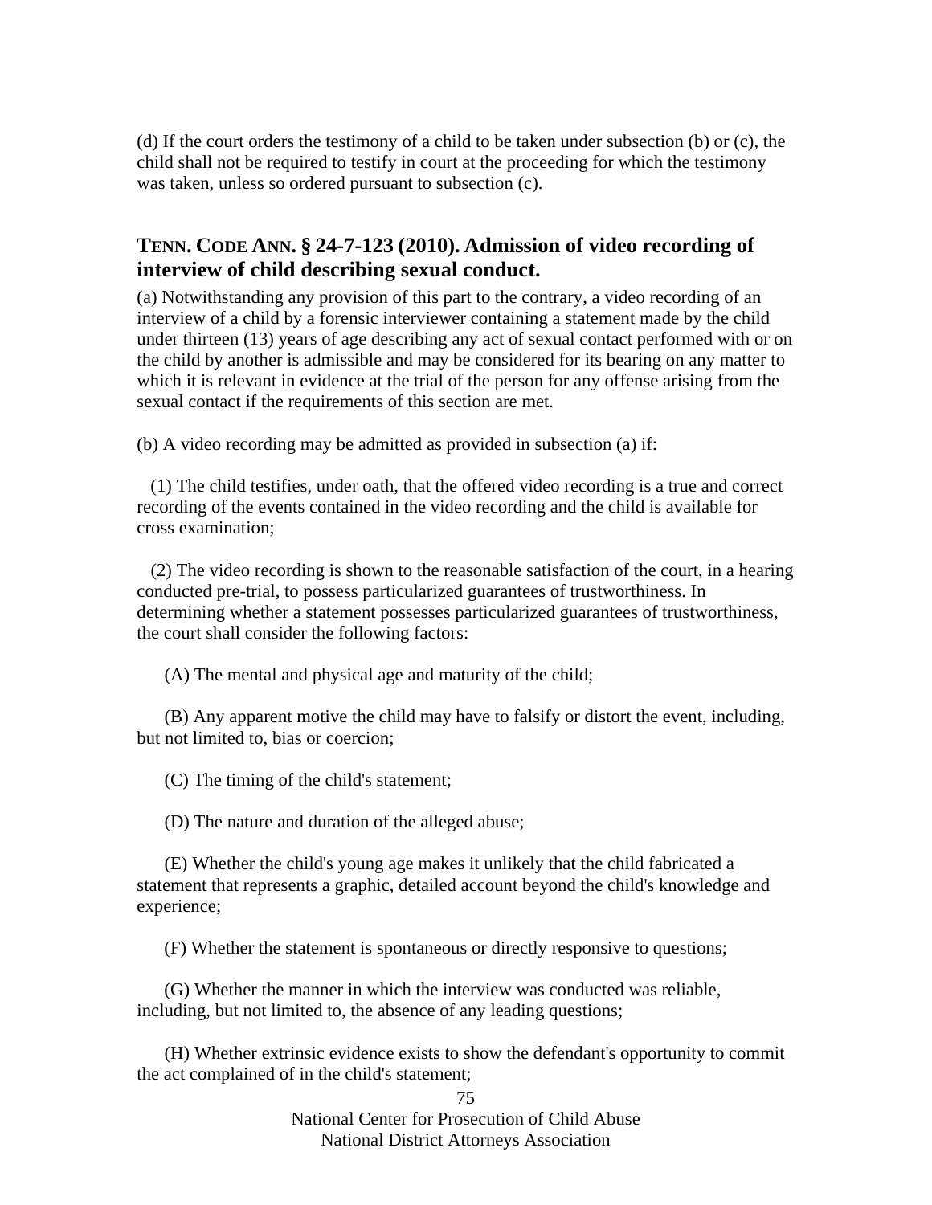(d) If the court orders the testimony of a child to be taken under subsection (b) or (c), the child shall not be required to testify in court at the proceeding for which the testimony was taken, unless so ordered pursuant to subsection (c).

### TENN. CODE ANN. § 24-7-123 (2010). Admission of video recording of interview of child describing sexual conduct.

(a) Notwithstanding any provision of this part to the contrary, a video recording of an interview of a child by a forensic interviewer containing a statement made by the child under thirteen (13) years of age describing any act of sexual contact performed with or on the child by another is admissible and may be considered for its bearing on any matter to which it is relevant in evidence at the trial of the person for any offense arising from the sexual contact if the requirements of this section are met.

(b) A video recording may be admitted as provided in subsection (a) if:

(1) The child testifies, under oath, that the offered video recording is a true and correct recording of the events contained in the video recording and the child is available for cross examination;

(2) The video recording is shown to the reasonable satisfaction of the court, in a hearing conducted pre-trial, to possess particularized guarantees of trustworthiness. In determining whether a statement possesses particularized guarantees of trustworthiness, the court shall consider the following factors:

(A) The mental and physical age and maturity of the child;

(B) Any apparent motive the child may have to falsify or distort the event, including, but not limited to, bias or coercion;

(C) The timing of the child's statement;

(D) The nature and duration of the alleged abuse;

(E) Whether the child's young age makes it unlikely that the child fabricated a statement that represents a graphic, detailed account beyond the child's knowledge and experience;

(F) Whether the statement is spontaneous or directly responsive to questions;

(G) Whether the manner in which the interview was conducted was reliable, including, but not limited to, the absence of any leading questions;

(H) Whether extrinsic evidence exists to show the defendant's opportunity to commit the act complained of in the child's statement;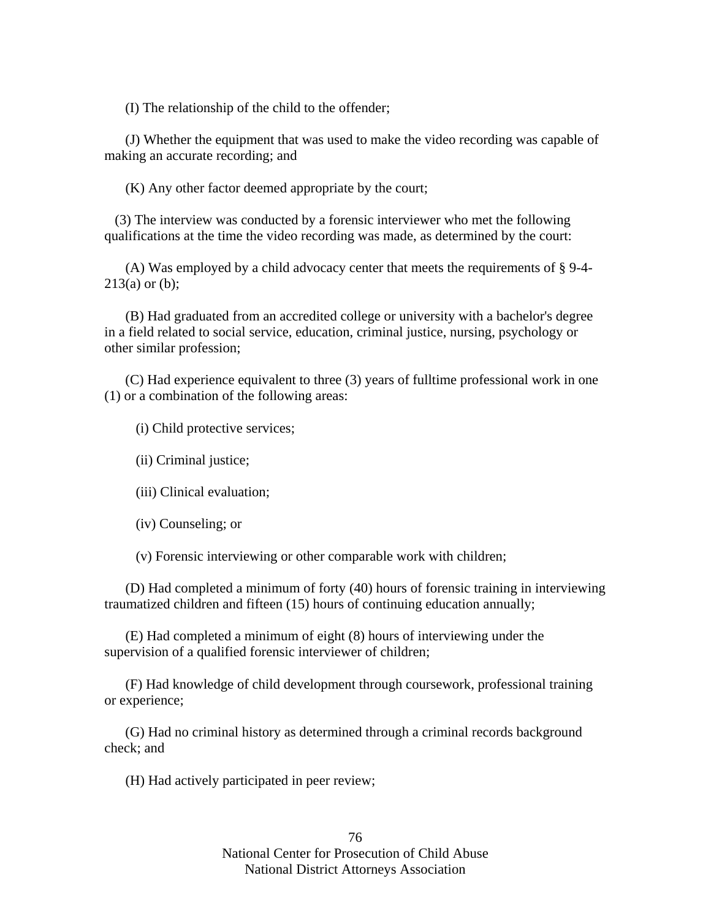(I) The relationship of the child to the offender;

(J) Whether the equipment that was used to make the video recording was capable of making an accurate recording; and

(K) Any other factor deemed appropriate by the court;

(3) The interview was conducted by a forensic interviewer who met the following qualifications at the time the video recording was made, as determined by the court:

(A) Was employed by a child advocacy center that meets the requirements of § 9-4-213(a) or (b);

(B) Had graduated from an accredited college or university with a bachelor's degree in a field related to social service, education, criminal justice, nursing, psychology or other similar profession;

(C) Had experience equivalent to three (3) years of fulltime professional work in one (1) or a combination of the following areas:

(i) Child protective services;

(ii) Criminal justice;

(iii) Clinical evaluation;

(iv) Counseling; or

(v) Forensic interviewing or other comparable work with children;

(D) Had completed a minimum of forty (40) hours of forensic training in interviewing traumatized children and fifteen (15) hours of continuing education annually;

(E) Had completed a minimum of eight (8) hours of interviewing under the supervision of a qualified forensic interviewer of children;

(F) Had knowledge of child development through coursework, professional training or experience;

(G) Had no criminal history as determined through a criminal records background check; and

(H) Had actively participated in peer review;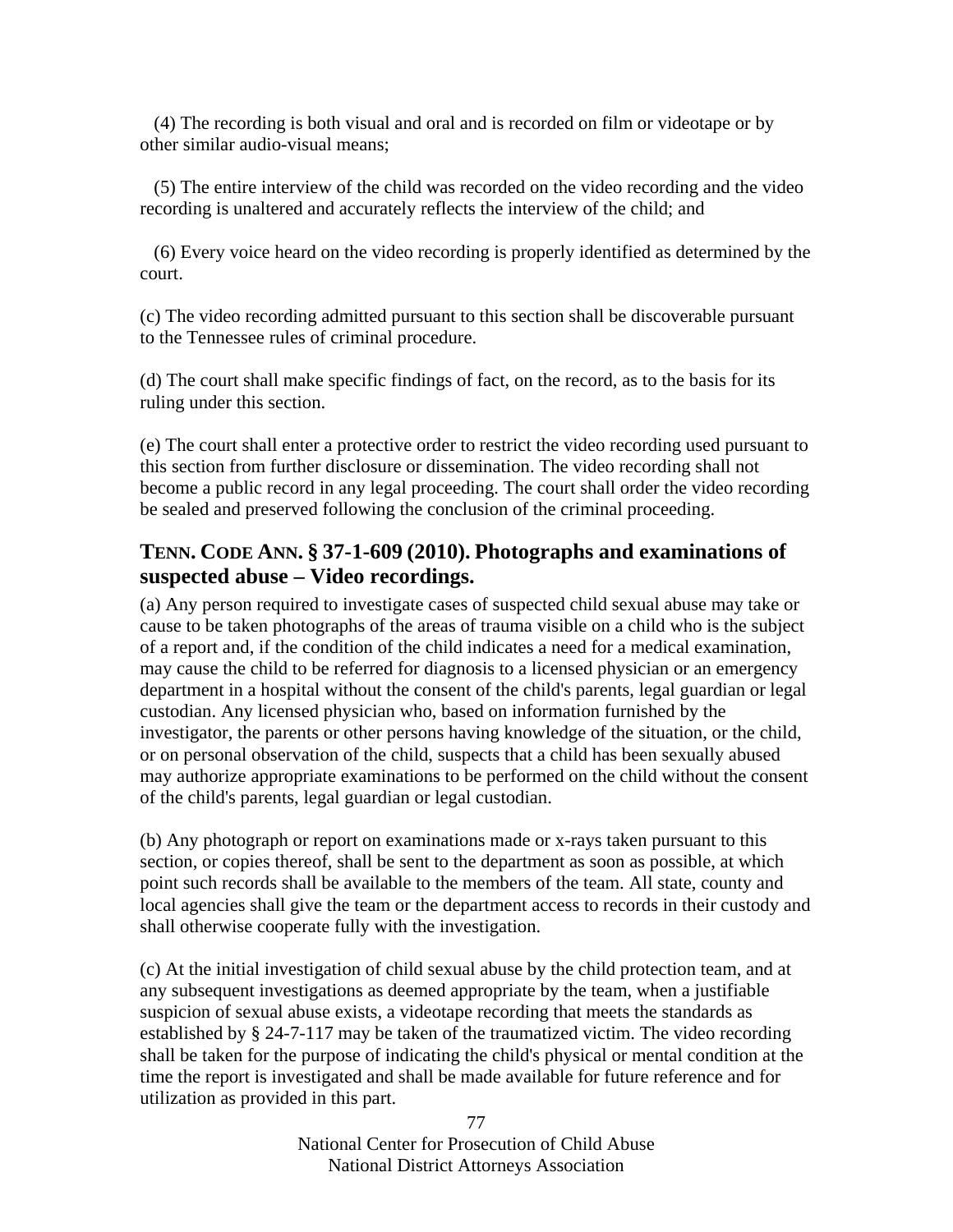(4) The recording is both visual and oral and is recorded on film or videotape or by other similar audio-visual means;

(5) The entire interview of the child was recorded on the video recording and the video recording is unaltered and accurately reflects the interview of the child; and

(6) Every voice heard on the video recording is properly identified as determined by the court.

(c) The video recording admitted pursuant to this section shall be discoverable pursuant to the Tennessee rules of criminal procedure.

(d) The court shall make specific findings of fact, on the record, as to the basis for its ruling under this section.

(e) The court shall enter a protective order to restrict the video recording used pursuant to this section from further disclosure or dissemination. The video recording shall not become a public record in any legal proceeding. The court shall order the video recording be sealed and preserved following the conclusion of the criminal proceeding.

## TENN. CODE ANN. § 37-1-609 (2010). Photographs and examinations of suspected abuse – Video recordings.

(a) Any person required to investigate cases of suspected child sexual abuse may take or cause to be taken photographs of the areas of trauma visible on a child who is the subject of a report and, if the condition of the child indicates a need for a medical examination, may cause the child to be referred for diagnosis to a licensed physician or an emergency department in a hospital without the consent of the child's parents, legal guardian or legal custodian. Any licensed physician who, based on information furnished by the investigator, the parents or other persons having knowledge of the situation, or the child, or on personal observation of the child, suspects that a child has been sexually abused may authorize appropriate examinations to be performed on the child without the consent of the child's parents, legal guardian or legal custodian.

(b) Any photograph or report on examinations made or x-rays taken pursuant to this section, or copies thereof, shall be sent to the department as soon as possible, at which point such records shall be available to the members of the team. All state, county and local agencies shall give the team or the department access to records in their custody and shall otherwise cooperate fully with the investigation.

(c) At the initial investigation of child sexual abuse by the child protection team, and at any subsequent investigations as deemed appropriate by the team, when a justifiable suspicion of sexual abuse exists, a videotape recording that meets the standards as established by § 24-7-117 may be taken of the traumatized victim. The video recording shall be taken for the purpose of indicating the child's physical or mental condition at the time the report is investigated and shall be made available for future reference and for utilization as provided in this part.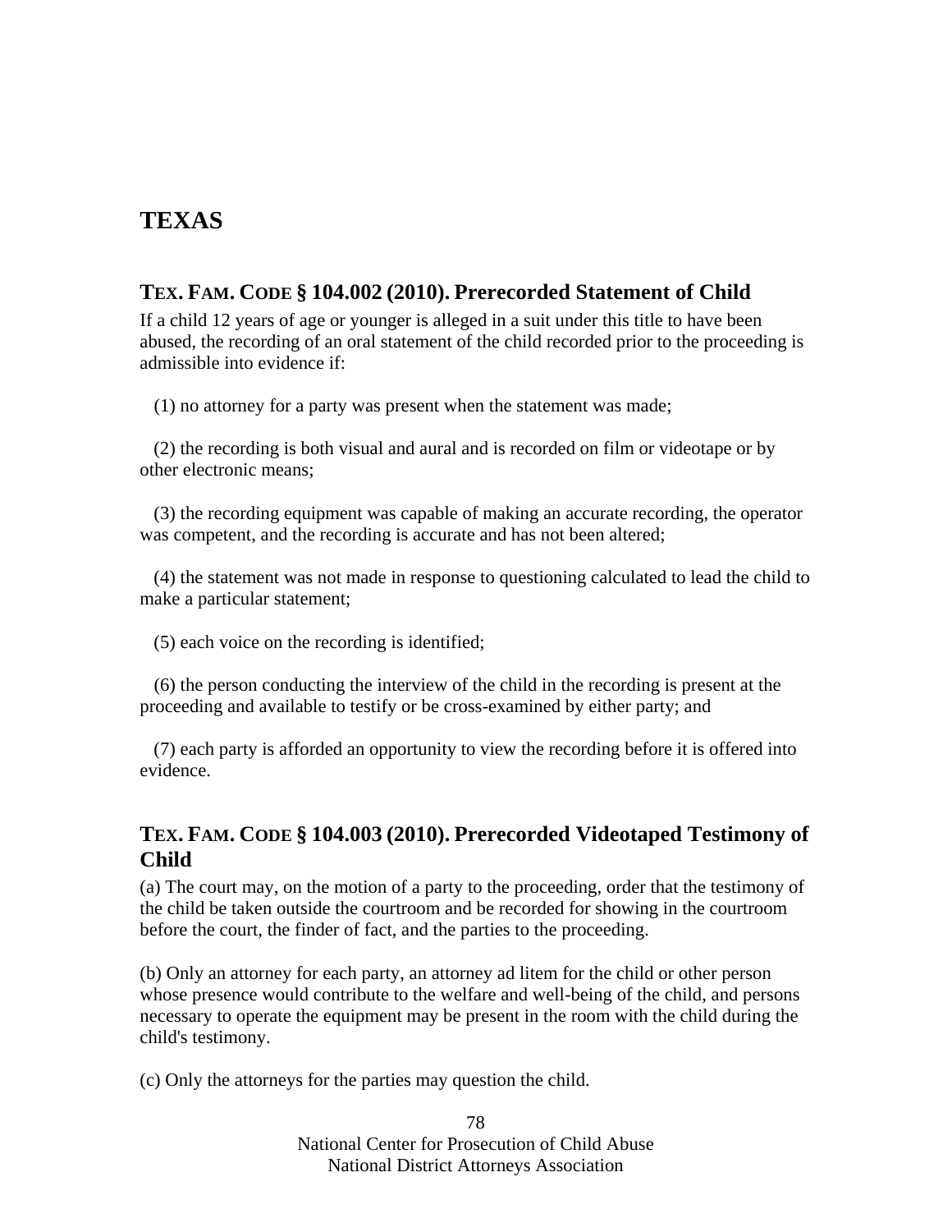# TEXAS

## TEX. FAM. CODE § 104.002 (2010). Prerecorded Statement of Child

If a child 12 years of age or younger is alleged in a suit under this title to have been abused, the recording of an oral statement of the child recorded prior to the proceeding is admissible into evidence if:

(1) no attorney for a party was present when the statement was made;

(2) the recording is both visual and aural and is recorded on film or videotape or by other electronic means;

(3) the recording equipment was capable of making an accurate recording, the operator was competent, and the recording is accurate and has not been altered;

(4) the statement was not made in response to questioning calculated to lead the child to make a particular statement;

(5) each voice on the recording is identified;

(6) the person conducting the interview of the child in the recording is present at the proceeding and available to testify or be cross-examined by either party; and

(7) each party is afforded an opportunity to view the recording before it is offered into evidence.

## TEX. FAM. CODE § 104.003 (2010). Prerecorded Videotaped Testimony of Child

(a) The court may, on the motion of a party to the proceeding, order that the testimony of the child be taken outside the courtroom and be recorded for showing in the courtroom before the court, the finder of fact, and the parties to the proceeding.

(b) Only an attorney for each party, an attorney ad litem for the child or other person whose presence would contribute to the welfare and well-being of the child, and persons necessary to operate the equipment may be present in the room with the child during the child's testimony.

(c) Only the attorneys for the parties may question the child.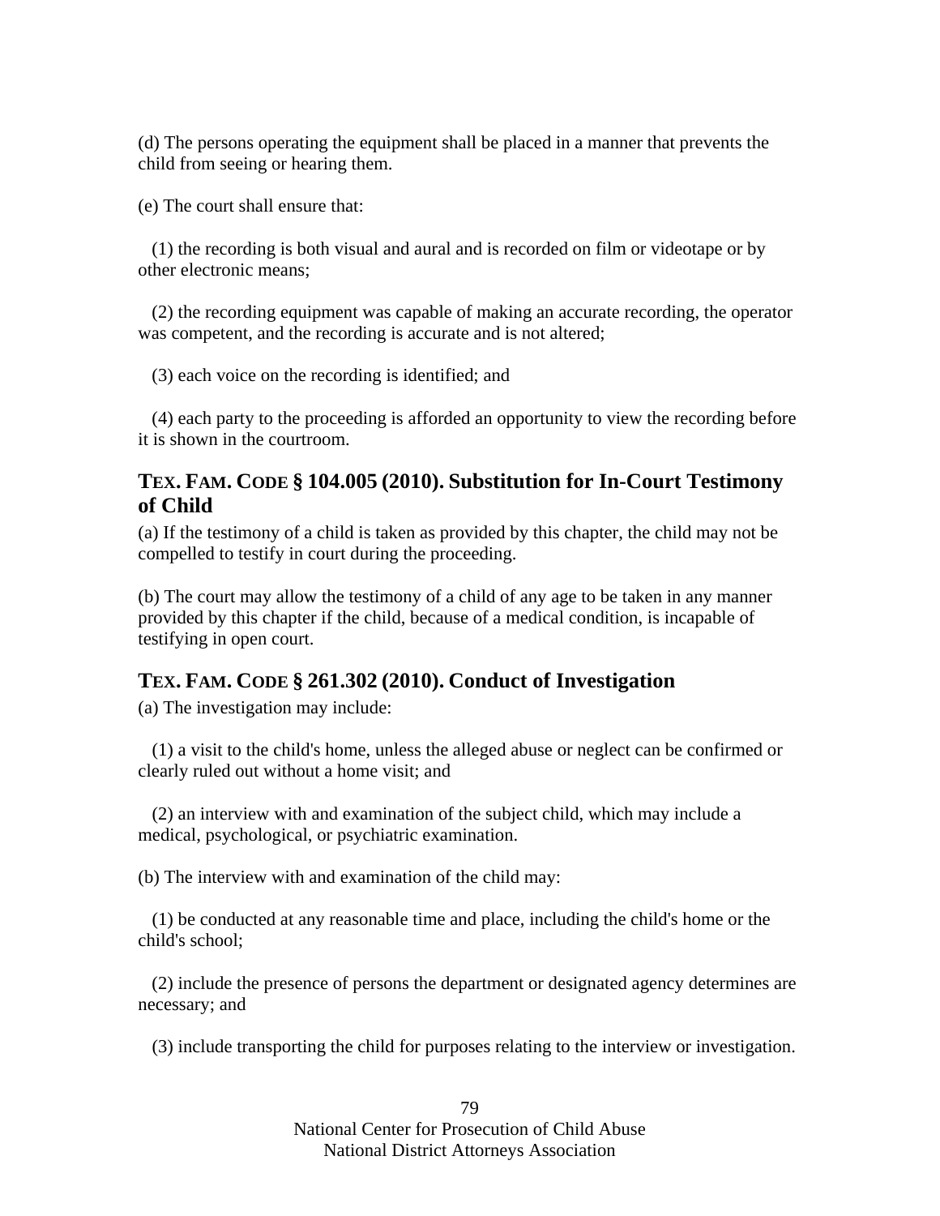(d) The persons operating the equipment shall be placed in a manner that prevents the child from seeing or hearing them.

(e) The court shall ensure that:

(1) the recording is both visual and aural and is recorded on film or videotape or by other electronic means;

(2) the recording equipment was capable of making an accurate recording, the operator was competent, and the recording is accurate and is not altered;

(3) each voice on the recording is identified; and

(4) each party to the proceeding is afforded an opportunity to view the recording before it is shown in the courtroom.

## TEX. FAM. CODE § 104.005 (2010). Substitution for In-Court Testimony of Child

(a) If the testimony of a child is taken as provided by this chapter, the child may not be compelled to testify in court during the proceeding.

(b) The court may allow the testimony of a child of any age to be taken in any manner provided by this chapter if the child, because of a medical condition, is incapable of testifying in open court.

## TEX. FAM. CODE § 261.302 (2010). Conduct of Investigation

(a) The investigation may include:

(1) a visit to the child's home, unless the alleged abuse or neglect can be confirmed or clearly ruled out without a home visit; and

(2) an interview with and examination of the subject child, which may include a medical, psychological, or psychiatric examination.

(b) The interview with and examination of the child may:

(1) be conducted at any reasonable time and place, including the child's home or the child's school;

(2) include the presence of persons the department or designated agency determines are necessary; and

(3) include transporting the child for purposes relating to the interview or investigation.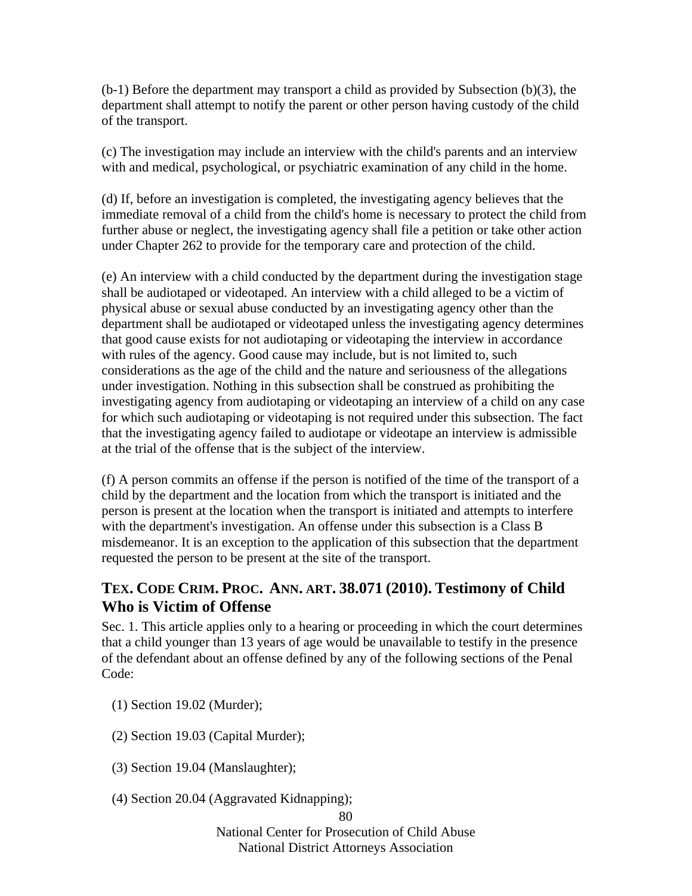(b-1) Before the department may transport a child as provided by Subsection (b)(3), the department shall attempt to notify the parent or other person having custody of the child of the transport.

(c) The investigation may include an interview with the child's parents and an interview with and medical, psychological, or psychiatric examination of any child in the home.

(d) If, before an investigation is completed, the investigating agency believes that the immediate removal of a child from the child's home is necessary to protect the child from further abuse or neglect, the investigating agency shall file a petition or take other action under Chapter 262 to provide for the temporary care and protection of the child.

(e) An interview with a child conducted by the department during the investigation stage shall be audiotaped or videotaped. An interview with a child alleged to be a victim of physical abuse or sexual abuse conducted by an investigating agency other than the department shall be audiotaped or videotaped unless the investigating agency determines that good cause exists for not audiotaping or videotaping the interview in accordance with rules of the agency. Good cause may include, but is not limited to, such considerations as the age of the child and the nature and seriousness of the allegations under investigation. Nothing in this subsection shall be construed as prohibiting the investigating agency from audiotaping or videotaping an interview of a child on any case for which such audiotaping or videotaping is not required under this subsection. The fact that the investigating agency failed to audiotape or videotape an interview is admissible at the trial of the offense that is the subject of the interview.

(f) A person commits an offense if the person is notified of the time of the transport of a child by the department and the location from which the transport is initiated and the person is present at the location when the transport is initiated and attempts to interfere with the department's investigation. An offense under this subsection is a Class B misdemeanor. It is an exception to the application of this subsection that the department requested the person to be present at the site of the transport.

## TEX. CODE CRIM. PROC. ANN. ART. 38.071 (2010). Testimony of Child Who is Victim of Offense

Sec. 1. This article applies only to a hearing or proceeding in which the court determines that a child younger than 13 years of age would be unavailable to testify in the presence of the defendant about an offense defined by any of the following sections of the Penal Code:

(1) Section 19.02 (Murder);

(2) Section 19.03 (Capital Murder);

(3) Section 19.04 (Manslaughter);

(4) Section 20.04 (Aggravated Kidnapping);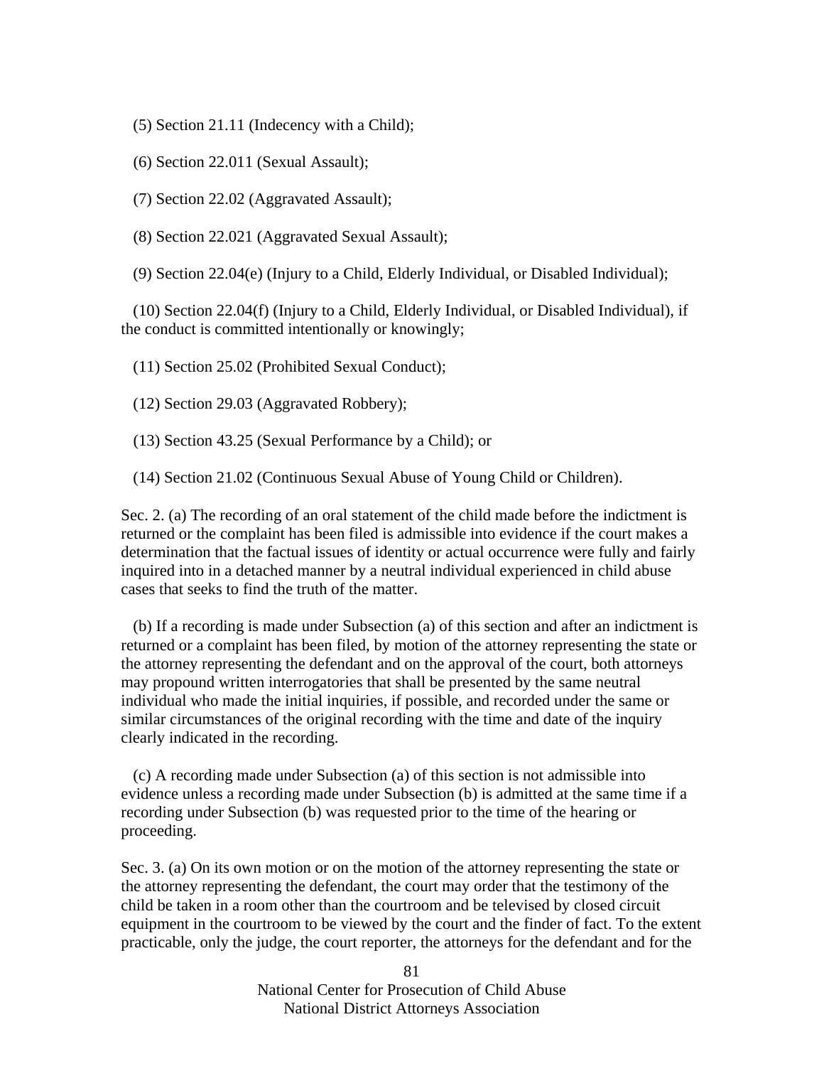(5) Section 21.11 (Indecency with a Child);

(6) Section 22.011 (Sexual Assault);

(7) Section 22.02 (Aggravated Assault);

(8) Section 22.021 (Aggravated Sexual Assault);

(9) Section 22.04(e) (Injury to a Child, Elderly Individual, or Disabled Individual);

(10) Section 22.04(f) (Injury to a Child, Elderly Individual, or Disabled Individual), if the conduct is committed intentionally or knowingly;

(11) Section 25.02 (Prohibited Sexual Conduct);

(12) Section 29.03 (Aggravated Robbery);

(13) Section 43.25 (Sexual Performance by a Child); or

(14) Section 21.02 (Continuous Sexual Abuse of Young Child or Children).

Sec. 2. (a) The recording of an oral statement of the child made before the indictment is returned or the complaint has been filed is admissible into evidence if the court makes a determination that the factual issues of identity or actual occurrence were fully and fairly inquired into in a detached manner by a neutral individual experienced in child abuse cases that seeks to find the truth of the matter.

(b) If a recording is made under Subsection (a) of this section and after an indictment is returned or a complaint has been filed, by motion of the attorney representing the state or the attorney representing the defendant and on the approval of the court, both attorneys may propound written interrogatories that shall be presented by the same neutral individual who made the initial inquiries, if possible, and recorded under the same or similar circumstances of the original recording with the time and date of the inquiry clearly indicated in the recording.

(c) A recording made under Subsection (a) of this section is not admissible into evidence unless a recording made under Subsection (b) is admitted at the same time if a recording under Subsection (b) was requested prior to the time of the hearing or proceeding.

Sec. 3. (a) On its own motion or on the motion of the attorney representing the state or the attorney representing the defendant, the court may order that the testimony of the child be taken in a room other than the courtroom and be televised by closed circuit equipment in the courtroom to be viewed by the court and the finder of fact. To the extent practicable, only the judge, the court reporter, the attorneys for the defendant and for the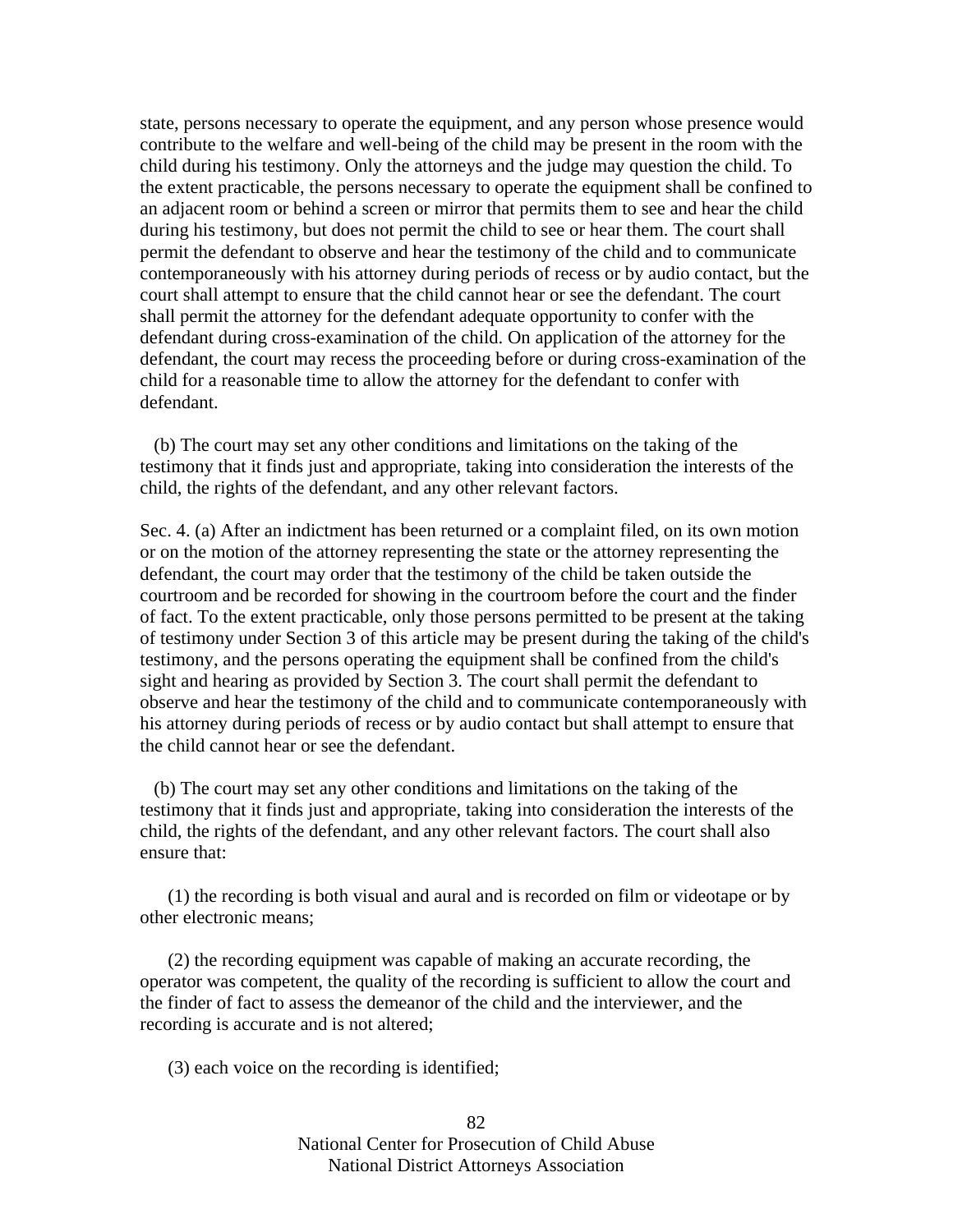state, persons necessary to operate the equipment, and any person whose presence would contribute to the welfare and well-being of the child may be present in the room with the child during his testimony. Only the attorneys and the judge may question the child. To the extent practicable, the persons necessary to operate the equipment shall be confined to an adjacent room or behind a screen or mirror that permits them to see and hear the child during his testimony, but does not permit the child to see or hear them. The court shall permit the defendant to observe and hear the testimony of the child and to communicate contemporaneously with his attorney during periods of recess or by audio contact, but the court shall attempt to ensure that the child cannot hear or see the defendant. The court shall permit the attorney for the defendant adequate opportunity to confer with the defendant during cross-examination of the child. On application of the attorney for the defendant, the court may recess the proceeding before or during cross-examination of the child for a reasonable time to allow the attorney for the defendant to confer with defendant.

(b) The court may set any other conditions and limitations on the taking of the testimony that it finds just and appropriate, taking into consideration the interests of the child, the rights of the defendant, and any other relevant factors.

Sec. 4. (a) After an indictment has been returned or a complaint filed, on its own motion or on the motion of the attorney representing the state or the attorney representing the defendant, the court may order that the testimony of the child be taken outside the courtroom and be recorded for showing in the courtroom before the court and the finder of fact. To the extent practicable, only those persons permitted to be present at the taking of testimony under Section 3 of this article may be present during the taking of the child's testimony, and the persons operating the equipment shall be confined from the child's sight and hearing as provided by Section 3. The court shall permit the defendant to observe and hear the testimony of the child and to communicate contemporaneously with his attorney during periods of recess or by audio contact but shall attempt to ensure that the child cannot hear or see the defendant.

(b) The court may set any other conditions and limitations on the taking of the testimony that it finds just and appropriate, taking into consideration the interests of the child, the rights of the defendant, and any other relevant factors. The court shall also ensure that:

(1) the recording is both visual and aural and is recorded on film or videotape or by other electronic means;

(2) the recording equipment was capable of making an accurate recording, the operator was competent, the quality of the recording is sufficient to allow the court and the finder of fact to assess the demeanor of the child and the interviewer, and the recording is accurate and is not altered;

(3) each voice on the recording is identified;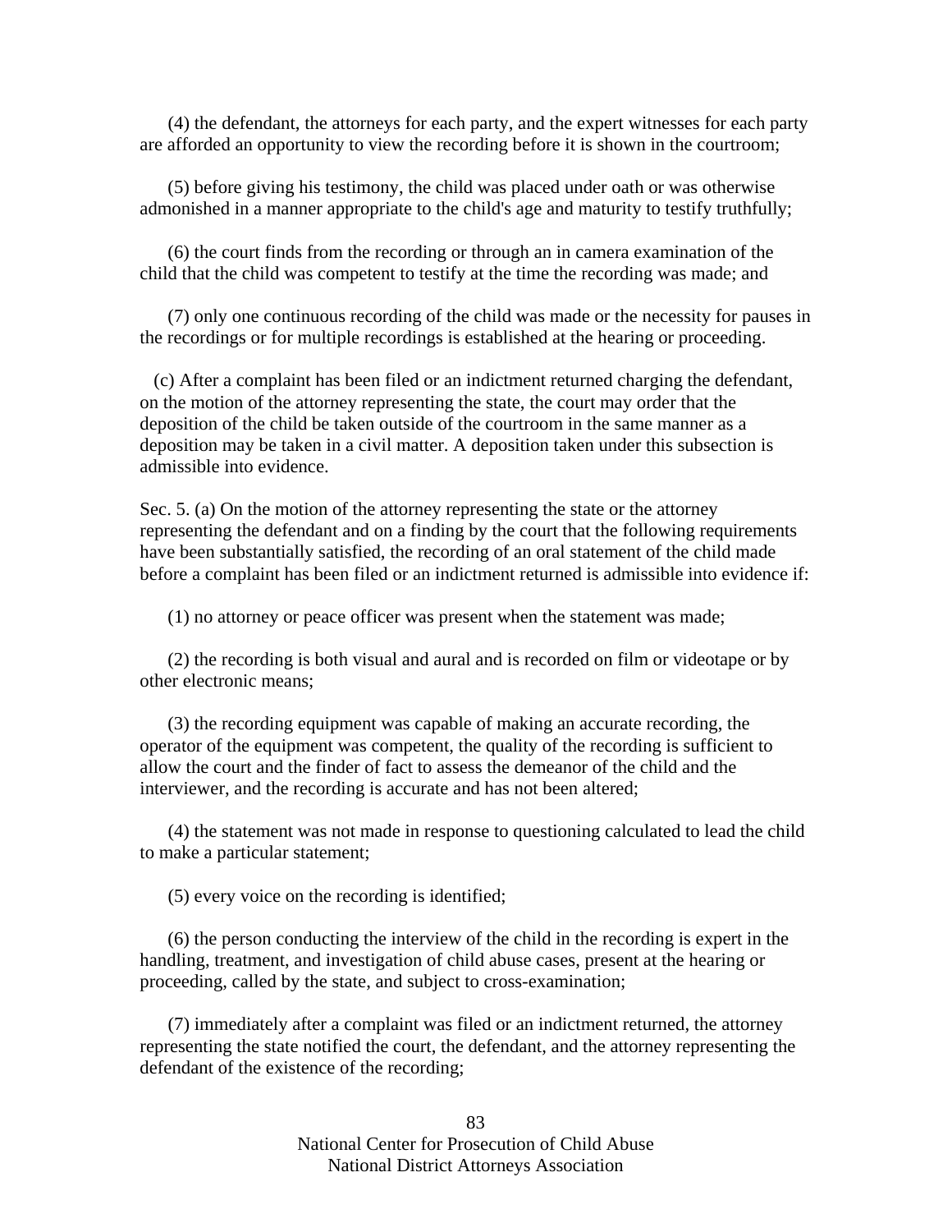(4) the defendant, the attorneys for each party, and the expert witnesses for each party are afforded an opportunity to view the recording before it is shown in the courtroom;

(5) before giving his testimony, the child was placed under oath or was otherwise admonished in a manner appropriate to the child's age and maturity to testify truthfully;

(6) the court finds from the recording or through an in camera examination of the child that the child was competent to testify at the time the recording was made; and

(7) only one continuous recording of the child was made or the necessity for pauses in the recordings or for multiple recordings is established at the hearing or proceeding.

(c) After a complaint has been filed or an indictment returned charging the defendant, on the motion of the attorney representing the state, the court may order that the deposition of the child be taken outside of the courtroom in the same manner as a deposition may be taken in a civil matter. A deposition taken under this subsection is admissible into evidence.

Sec. 5. (a) On the motion of the attorney representing the state or the attorney representing the defendant and on a finding by the court that the following requirements have been substantially satisfied, the recording of an oral statement of the child made before a complaint has been filed or an indictment returned is admissible into evidence if:

(1) no attorney or peace officer was present when the statement was made;

(2) the recording is both visual and aural and is recorded on film or videotape or by other electronic means;

(3) the recording equipment was capable of making an accurate recording, the operator of the equipment was competent, the quality of the recording is sufficient to allow the court and the finder of fact to assess the demeanor of the child and the interviewer, and the recording is accurate and has not been altered;

(4) the statement was not made in response to questioning calculated to lead the child to make a particular statement;

(5) every voice on the recording is identified;

(6) the person conducting the interview of the child in the recording is expert in the handling, treatment, and investigation of child abuse cases, present at the hearing or proceeding, called by the state, and subject to cross-examination;

(7) immediately after a complaint was filed or an indictment returned, the attorney representing the state notified the court, the defendant, and the attorney representing the defendant of the existence of the recording;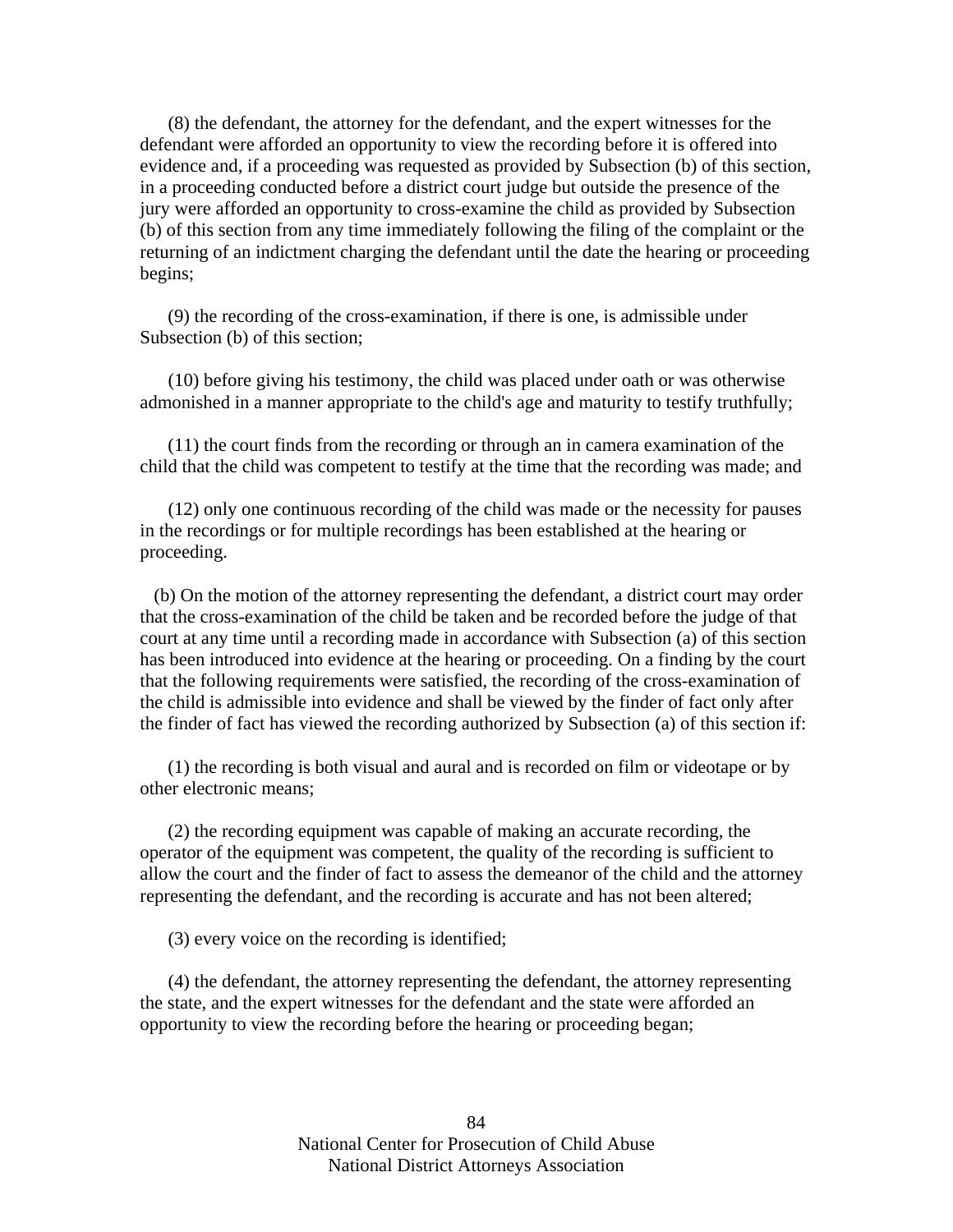(8) the defendant, the attorney for the defendant, and the expert witnesses for the defendant were afforded an opportunity to view the recording before it is offered into evidence and, if a proceeding was requested as provided by Subsection (b) of this section, in a proceeding conducted before a district court judge but outside the presence of the jury were afforded an opportunity to cross-examine the child as provided by Subsection (b) of this section from any time immediately following the filing of the complaint or the returning of an indictment charging the defendant until the date the hearing or proceeding begins;

(9) the recording of the cross-examination, if there is one, is admissible under Subsection (b) of this section;

(10) before giving his testimony, the child was placed under oath or was otherwise admonished in a manner appropriate to the child's age and maturity to testify truthfully;

(11) the court finds from the recording or through an in camera examination of the child that the child was competent to testify at the time that the recording was made; and

(12) only one continuous recording of the child was made or the necessity for pauses in the recordings or for multiple recordings has been established at the hearing or proceeding.

(b) On the motion of the attorney representing the defendant, a district court may order that the cross-examination of the child be taken and be recorded before the judge of that court at any time until a recording made in accordance with Subsection (a) of this section has been introduced into evidence at the hearing or proceeding. On a finding by the court that the following requirements were satisfied, the recording of the cross-examination of the child is admissible into evidence and shall be viewed by the finder of fact only after the finder of fact has viewed the recording authorized by Subsection (a) of this section if:

(1) the recording is both visual and aural and is recorded on film or videotape or by other electronic means;

(2) the recording equipment was capable of making an accurate recording, the operator of the equipment was competent, the quality of the recording is sufficient to allow the court and the finder of fact to assess the demeanor of the child and the attorney representing the defendant, and the recording is accurate and has not been altered;

(3) every voice on the recording is identified;

(4) the defendant, the attorney representing the defendant, the attorney representing the state, and the expert witnesses for the defendant and the state were afforded an opportunity to view the recording before the hearing or proceeding began;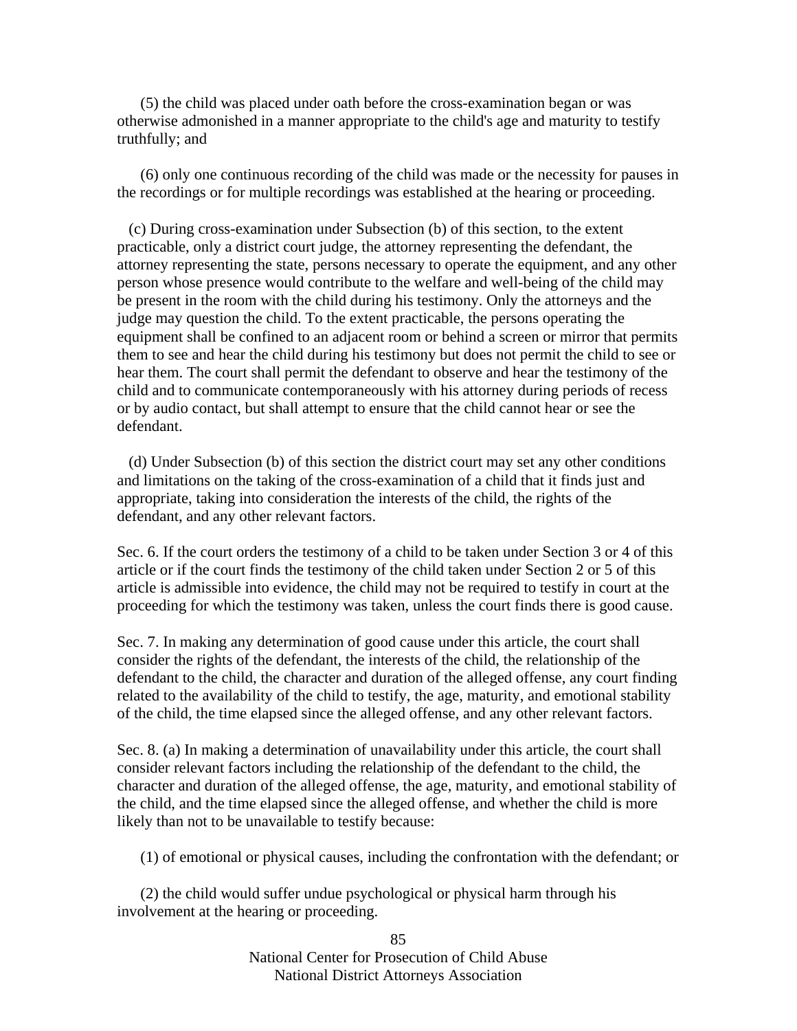(5) the child was placed under oath before the cross-examination began or was otherwise admonished in a manner appropriate to the child's age and maturity to testify truthfully; and

(6) only one continuous recording of the child was made or the necessity for pauses in the recordings or for multiple recordings was established at the hearing or proceeding.

(c) During cross-examination under Subsection (b) of this section, to the extent practicable, only a district court judge, the attorney representing the defendant, the attorney representing the state, persons necessary to operate the equipment, and any other person whose presence would contribute to the welfare and well-being of the child may be present in the room with the child during his testimony. Only the attorneys and the judge may question the child. To the extent practicable, the persons operating the equipment shall be confined to an adjacent room or behind a screen or mirror that permits them to see and hear the child during his testimony but does not permit the child to see or hear them. The court shall permit the defendant to observe and hear the testimony of the child and to communicate contemporaneously with his attorney during periods of recess or by audio contact, but shall attempt to ensure that the child cannot hear or see the defendant.

(d) Under Subsection (b) of this section the district court may set any other conditions and limitations on the taking of the cross-examination of a child that it finds just and appropriate, taking into consideration the interests of the child, the rights of the defendant, and any other relevant factors.

Sec. 6. If the court orders the testimony of a child to be taken under Section 3 or 4 of this article or if the court finds the testimony of the child taken under Section 2 or 5 of this article is admissible into evidence, the child may not be required to testify in court at the proceeding for which the testimony was taken, unless the court finds there is good cause.

Sec. 7. In making any determination of good cause under this article, the court shall consider the rights of the defendant, the interests of the child, the relationship of the defendant to the child, the character and duration of the alleged offense, any court finding related to the availability of the child to testify, the age, maturity, and emotional stability of the child, the time elapsed since the alleged offense, and any other relevant factors.

Sec. 8. (a) In making a determination of unavailability under this article, the court shall consider relevant factors including the relationship of the defendant to the child, the character and duration of the alleged offense, the age, maturity, and emotional stability of the child, and the time elapsed since the alleged offense, and whether the child is more likely than not to be unavailable to testify because:

(1) of emotional or physical causes, including the confrontation with the defendant; or

(2) the child would suffer undue psychological or physical harm through his involvement at the hearing or proceeding.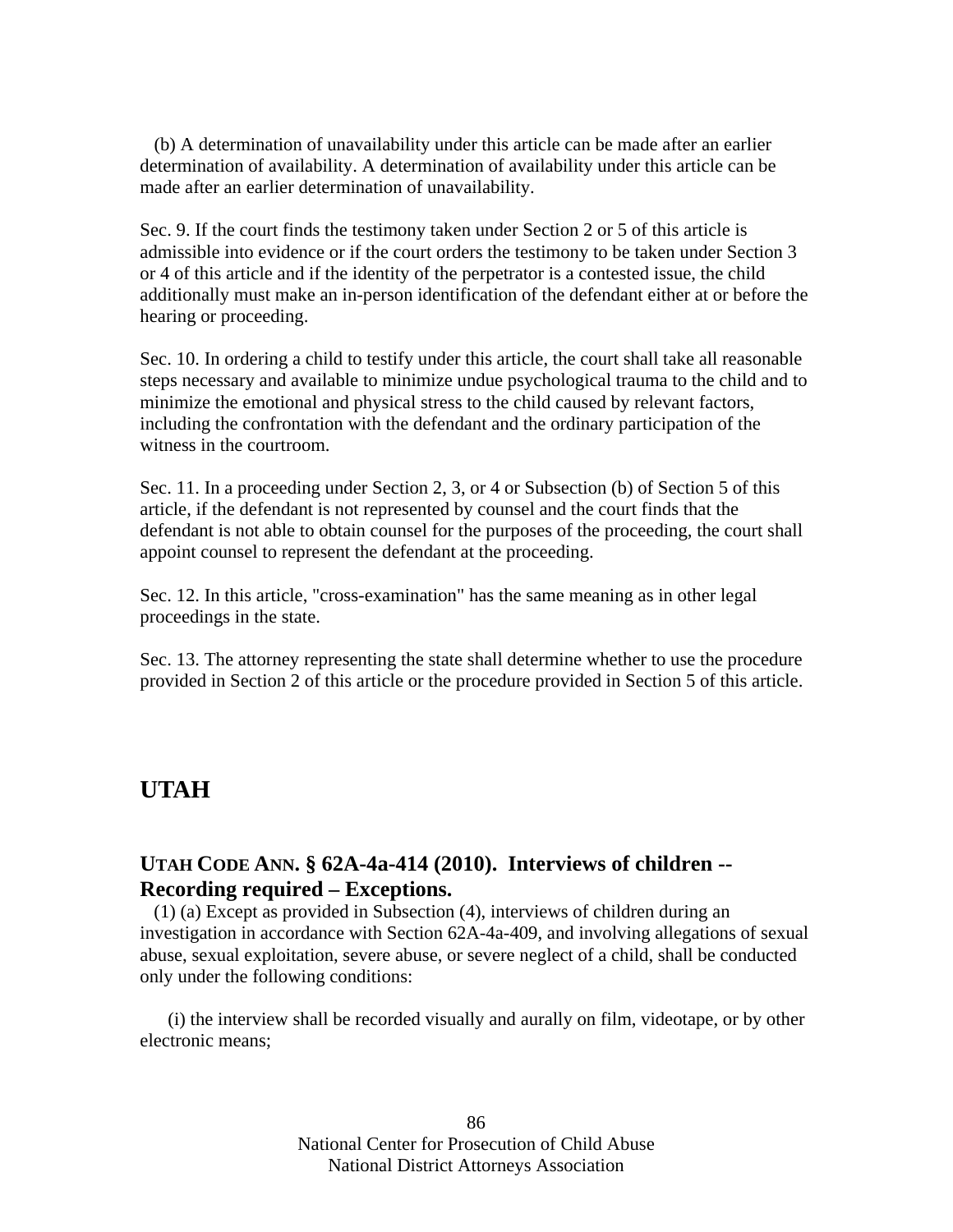(b) A determination of unavailability under this article can be made after an earlier determination of availability. A determination of availability under this article can be made after an earlier determination of unavailability.

Sec. 9. If the court finds the testimony taken under Section 2 or 5 of this article is admissible into evidence or if the court orders the testimony to be taken under Section 3 or 4 of this article and if the identity of the perpetrator is a contested issue, the child additionally must make an in-person identification of the defendant either at or before the hearing or proceeding.

Sec. 10. In ordering a child to testify under this article, the court shall take all reasonable steps necessary and available to minimize undue psychological trauma to the child and to minimize the emotional and physical stress to the child caused by relevant factors, including the confrontation with the defendant and the ordinary participation of the witness in the courtroom.

Sec. 11. In a proceeding under Section 2, 3, or 4 or Subsection (b) of Section 5 of this article, if the defendant is not represented by counsel and the court finds that the defendant is not able to obtain counsel for the purposes of the proceeding, the court shall appoint counsel to represent the defendant at the proceeding.

Sec. 12. In this article, "cross-examination" has the same meaning as in other legal proceedings in the state.

Sec. 13. The attorney representing the state shall determine whether to use the procedure provided in Section 2 of this article or the procedure provided in Section 5 of this article.

## UTAH

### UTAH CODE ANN. § 62A-4a-414 (2010). Interviews of children -- Recording required – Exceptions.

(1) (a) Except as provided in Subsection (4), interviews of children during an investigation in accordance with Section 62A-4a-409, and involving allegations of sexual abuse, sexual exploitation, severe abuse, or severe neglect of a child, shall be conducted only under the following conditions:

(i) the interview shall be recorded visually and aurally on film, videotape, or by other electronic means;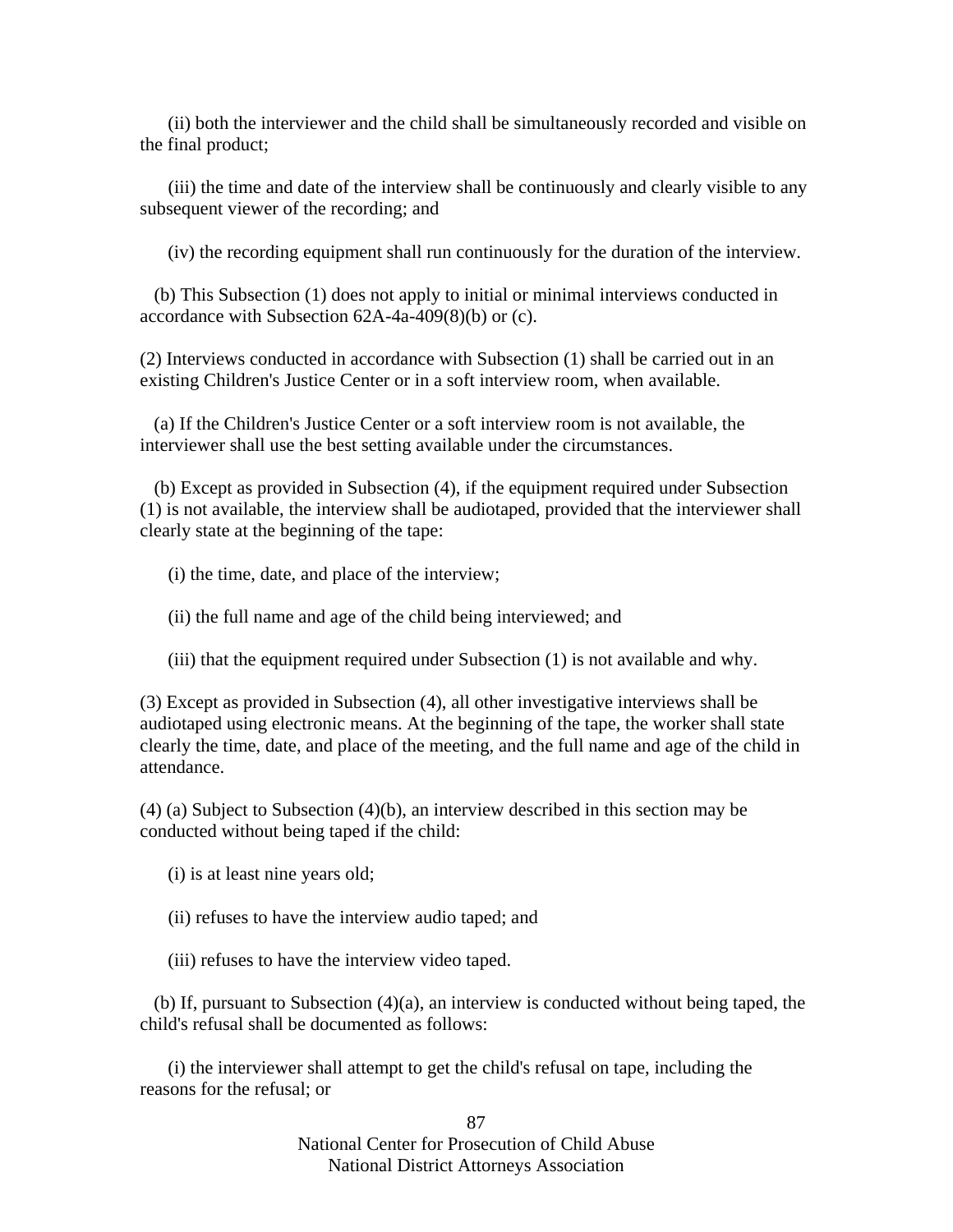(ii) both the interviewer and the child shall be simultaneously recorded and visible on the final product;

(iii) the time and date of the interview shall be continuously and clearly visible to any subsequent viewer of the recording; and

(iv) the recording equipment shall run continuously for the duration of the interview.

(b) This Subsection (1) does not apply to initial or minimal interviews conducted in accordance with Subsection 62A-4a-409(8)(b) or (c).

(2) Interviews conducted in accordance with Subsection (1) shall be carried out in an existing Children's Justice Center or in a soft interview room, when available.

(a) If the Children's Justice Center or a soft interview room is not available, the interviewer shall use the best setting available under the circumstances.

(b) Except as provided in Subsection (4), if the equipment required under Subsection (1) is not available, the interview shall be audiotaped, provided that the interviewer shall clearly state at the beginning of the tape:

(i) the time, date, and place of the interview;

(ii) the full name and age of the child being interviewed; and

(iii) that the equipment required under Subsection (1) is not available and why.

(3) Except as provided in Subsection (4), all other investigative interviews shall be audiotaped using electronic means. At the beginning of the tape, the worker shall state clearly the time, date, and place of the meeting, and the full name and age of the child in attendance.

(4) (a) Subject to Subsection (4)(b), an interview described in this section may be conducted without being taped if the child:

(i) is at least nine years old;

(ii) refuses to have the interview audio taped; and

(iii) refuses to have the interview video taped.

(b) If, pursuant to Subsection (4)(a), an interview is conducted without being taped, the child's refusal shall be documented as follows:

(i) the interviewer shall attempt to get the child's refusal on tape, including the reasons for the refusal; or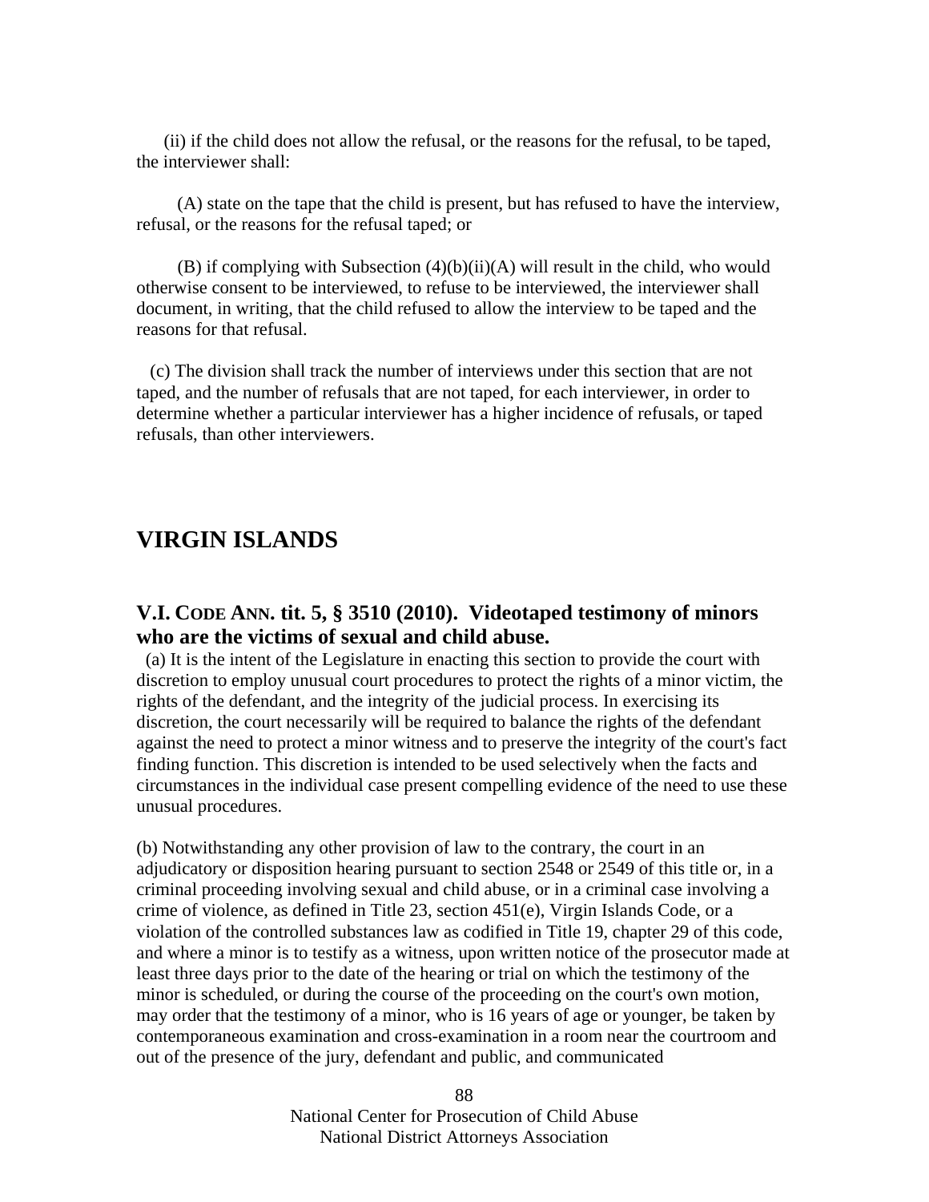(ii) if the child does not allow the refusal, or the reasons for the refusal, to be taped, the interviewer shall:

(A) state on the tape that the child is present, but has refused to have the interview, refusal, or the reasons for the refusal taped; or

(B) if complying with Subsection (4)(b)(ii)(A) will result in the child, who would otherwise consent to be interviewed, to refuse to be interviewed, the interviewer shall document, in writing, that the child refused to allow the interview to be taped and the reasons for that refusal.

(c) The division shall track the number of interviews under this section that are not taped, and the number of refusals that are not taped, for each interviewer, in order to determine whether a particular interviewer has a higher incidence of refusals, or taped refusals, than other interviewers.

# VIRGIN ISLANDS

## V.I. CODE ANN. tit. 5, § 3510 (2010). Videotaped testimony of minors who are the victims of sexual and child abuse.

(a) It is the intent of the Legislature in enacting this section to provide the court with discretion to employ unusual court procedures to protect the rights of a minor victim, the rights of the defendant, and the integrity of the judicial process. In exercising its discretion, the court necessarily will be required to balance the rights of the defendant against the need to protect a minor witness and to preserve the integrity of the court's fact finding function. This discretion is intended to be used selectively when the facts and circumstances in the individual case present compelling evidence of the need to use these unusual procedures.

(b) Notwithstanding any other provision of law to the contrary, the court in an adjudicatory or disposition hearing pursuant to section 2548 or 2549 of this title or, in a criminal proceeding involving sexual and child abuse, or in a criminal case involving a crime of violence, as defined in Title 23, section 451(e), Virgin Islands Code, or a violation of the controlled substances law as codified in Title 19, chapter 29 of this code, and where a minor is to testify as a witness, upon written notice of the prosecutor made at least three days prior to the date of the hearing or trial on which the testimony of the minor is scheduled, or during the course of the proceeding on the court's own motion, may order that the testimony of a minor, who is 16 years of age or younger, be taken by contemporaneous examination and cross-examination in a room near the courtroom and out of the presence of the jury, defendant and public, and communicated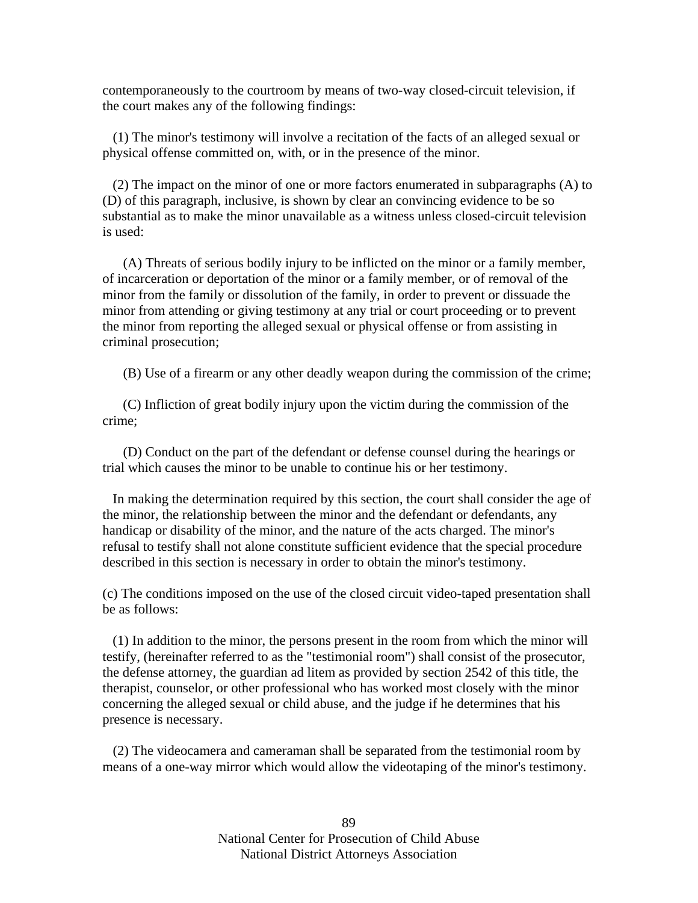contemporaneously to the courtroom by means of two-way closed-circuit television, if the court makes any of the following findings:

(1) The minor's testimony will involve a recitation of the facts of an alleged sexual or physical offense committed on, with, or in the presence of the minor.

(2) The impact on the minor of one or more factors enumerated in subparagraphs (A) to (D) of this paragraph, inclusive, is shown by clear an convincing evidence to be so substantial as to make the minor unavailable as a witness unless closed-circuit television is used:

(A) Threats of serious bodily injury to be inflicted on the minor or a family member, of incarceration or deportation of the minor or a family member, or of removal of the minor from the family or dissolution of the family, in order to prevent or dissuade the minor from attending or giving testimony at any trial or court proceeding or to prevent the minor from reporting the alleged sexual or physical offense or from assisting in criminal prosecution;

(B) Use of a firearm or any other deadly weapon during the commission of the crime;

(C) Infliction of great bodily injury upon the victim during the commission of the crime;

(D) Conduct on the part of the defendant or defense counsel during the hearings or trial which causes the minor to be unable to continue his or her testimony.

In making the determination required by this section, the court shall consider the age of the minor, the relationship between the minor and the defendant or defendants, any handicap or disability of the minor, and the nature of the acts charged. The minor's refusal to testify shall not alone constitute sufficient evidence that the special procedure described in this section is necessary in order to obtain the minor's testimony.

(c) The conditions imposed on the use of the closed circuit video-taped presentation shall be as follows:

(1) In addition to the minor, the persons present in the room from which the minor will testify, (hereinafter referred to as the "testimonial room") shall consist of the prosecutor, the defense attorney, the guardian ad litem as provided by section 2542 of this title, the therapist, counselor, or other professional who has worked most closely with the minor concerning the alleged sexual or child abuse, and the judge if he determines that his presence is necessary.

(2) The videocamera and cameraman shall be separated from the testimonial room by means of a one-way mirror which would allow the videotaping of the minor's testimony.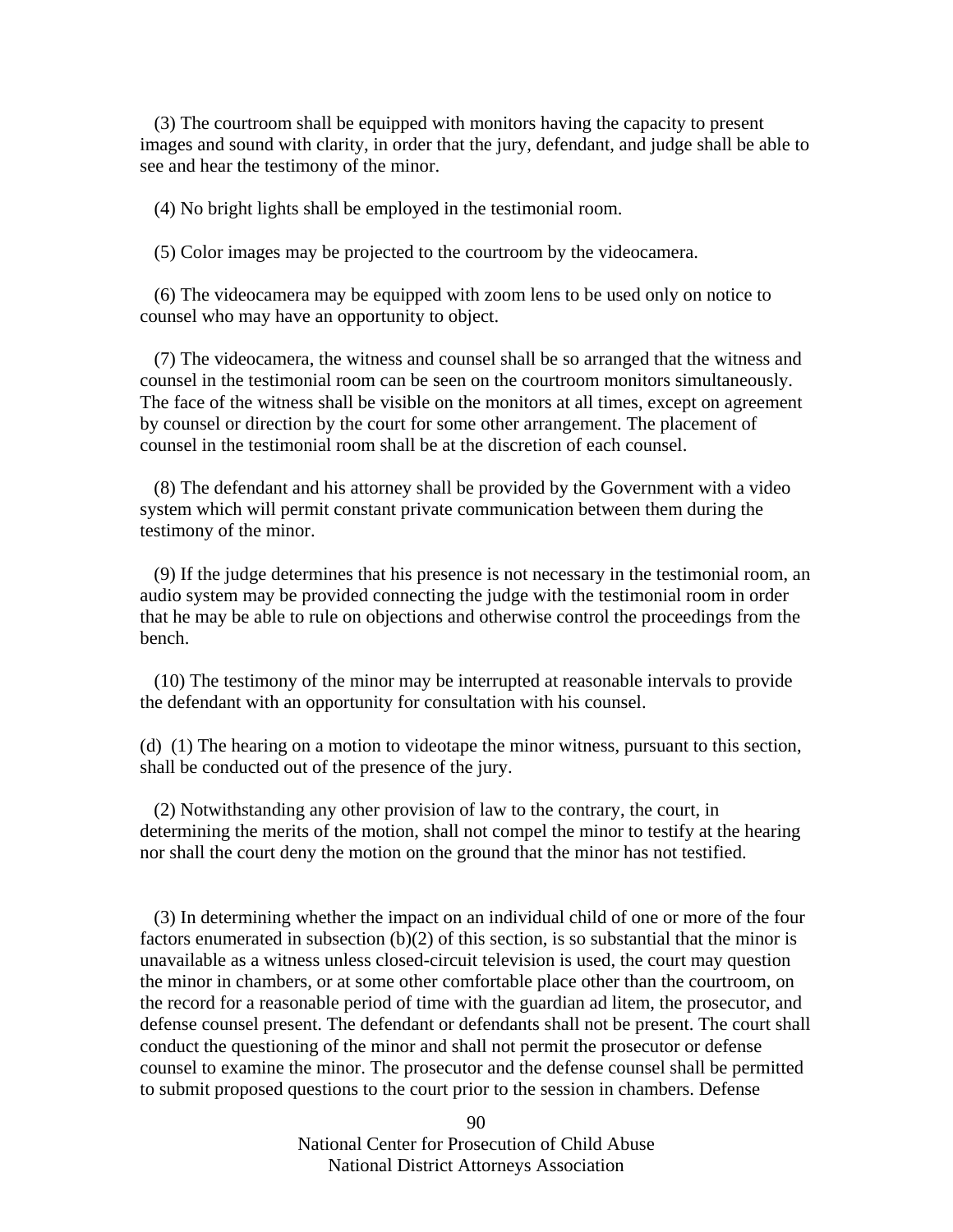(3) The courtroom shall be equipped with monitors having the capacity to present images and sound with clarity, in order that the jury, defendant, and judge shall be able to see and hear the testimony of the minor.

(4) No bright lights shall be employed in the testimonial room.

(5) Color images may be projected to the courtroom by the videocamera.

(6) The videocamera may be equipped with zoom lens to be used only on notice to counsel who may have an opportunity to object.

(7) The videocamera, the witness and counsel shall be so arranged that the witness and counsel in the testimonial room can be seen on the courtroom monitors simultaneously. The face of the witness shall be visible on the monitors at all times, except on agreement by counsel or direction by the court for some other arrangement. The placement of counsel in the testimonial room shall be at the discretion of each counsel.

(8) The defendant and his attorney shall be provided by the Government with a video system which will permit constant private communication between them during the testimony of the minor.

(9) If the judge determines that his presence is not necessary in the testimonial room, an audio system may be provided connecting the judge with the testimonial room in order that he may be able to rule on objections and otherwise control the proceedings from the bench.

(10) The testimony of the minor may be interrupted at reasonable intervals to provide the defendant with an opportunity for consultation with his counsel.

(d) (1) The hearing on a motion to videotape the minor witness, pursuant to this section, shall be conducted out of the presence of the jury.

(2) Notwithstanding any other provision of law to the contrary, the court, in determining the merits of the motion, shall not compel the minor to testify at the hearing nor shall the court deny the motion on the ground that the minor has not testified.

(3) In determining whether the impact on an individual child of one or more of the four factors enumerated in subsection (b)(2) of this section, is so substantial that the minor is unavailable as a witness unless closed-circuit television is used, the court may question the minor in chambers, or at some other comfortable place other than the courtroom, on the record for a reasonable period of time with the guardian ad litem, the prosecutor, and defense counsel present. The defendant or defendants shall not be present. The court shall conduct the questioning of the minor and shall not permit the prosecutor or defense counsel to examine the minor. The prosecutor and the defense counsel shall be permitted to submit proposed questions to the court prior to the session in chambers. Defense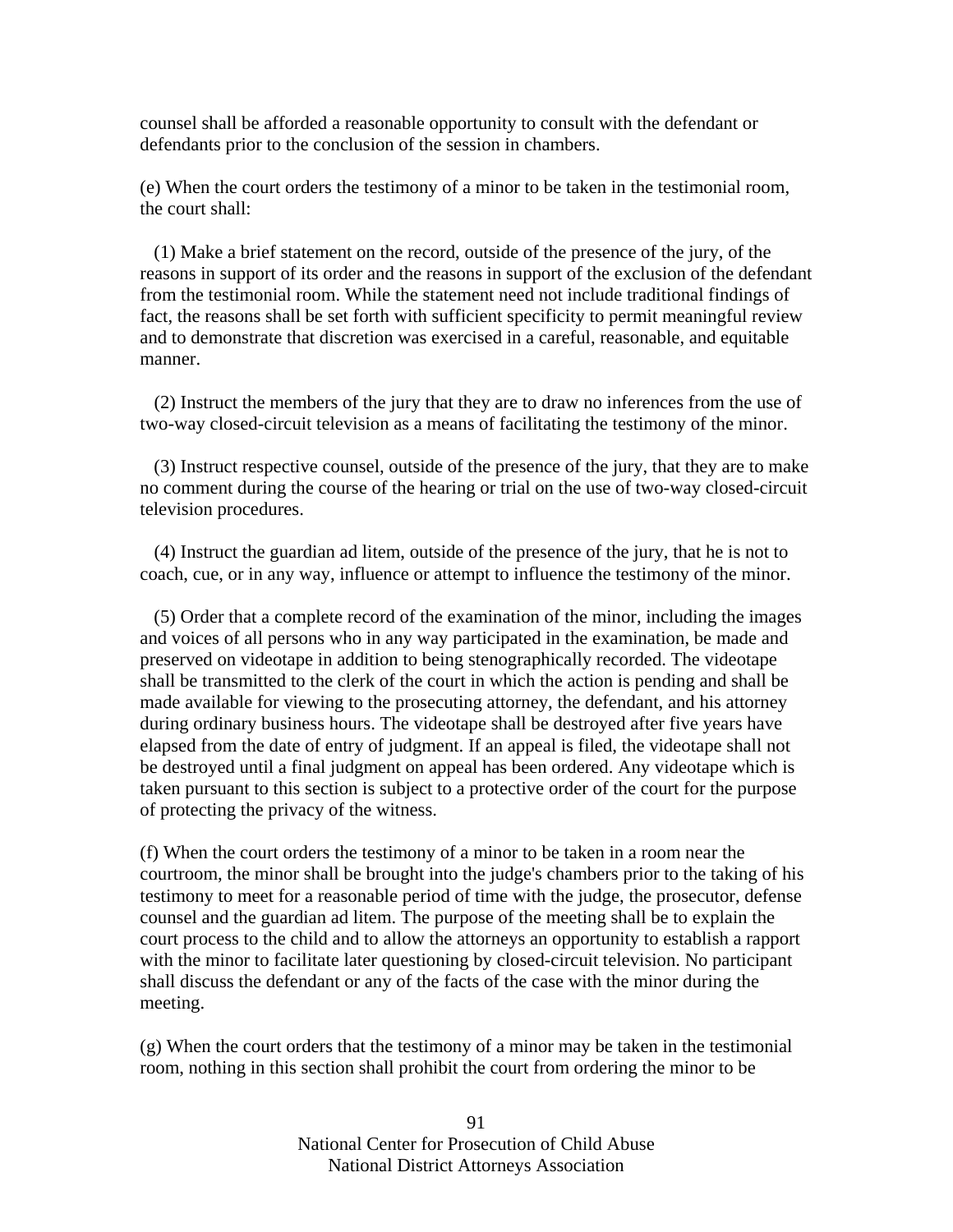counsel shall be afforded a reasonable opportunity to consult with the defendant or defendants prior to the conclusion of the session in chambers.

(e) When the court orders the testimony of a minor to be taken in the testimonial room, the court shall:

(1) Make a brief statement on the record, outside of the presence of the jury, of the reasons in support of its order and the reasons in support of the exclusion of the defendant from the testimonial room. While the statement need not include traditional findings of fact, the reasons shall be set forth with sufficient specificity to permit meaningful review and to demonstrate that discretion was exercised in a careful, reasonable, and equitable manner.

(2) Instruct the members of the jury that they are to draw no inferences from the use of two-way closed-circuit television as a means of facilitating the testimony of the minor.

(3) Instruct respective counsel, outside of the presence of the jury, that they are to make no comment during the course of the hearing or trial on the use of two-way closed-circuit television procedures.

(4) Instruct the guardian ad litem, outside of the presence of the jury, that he is not to coach, cue, or in any way, influence or attempt to influence the testimony of the minor.

(5) Order that a complete record of the examination of the minor, including the images and voices of all persons who in any way participated in the examination, be made and preserved on videotape in addition to being stenographically recorded. The videotape shall be transmitted to the clerk of the court in which the action is pending and shall be made available for viewing to the prosecuting attorney, the defendant, and his attorney during ordinary business hours. The videotape shall be destroyed after five years have elapsed from the date of entry of judgment. If an appeal is filed, the videotape shall not be destroyed until a final judgment on appeal has been ordered. Any videotape which is taken pursuant to this section is subject to a protective order of the court for the purpose of protecting the privacy of the witness.

(f) When the court orders the testimony of a minor to be taken in a room near the courtroom, the minor shall be brought into the judge's chambers prior to the taking of his testimony to meet for a reasonable period of time with the judge, the prosecutor, defense counsel and the guardian ad litem. The purpose of the meeting shall be to explain the court process to the child and to allow the attorneys an opportunity to establish a rapport with the minor to facilitate later questioning by closed-circuit television. No participant shall discuss the defendant or any of the facts of the case with the minor during the meeting.

(g) When the court orders that the testimony of a minor may be taken in the testimonial room, nothing in this section shall prohibit the court from ordering the minor to be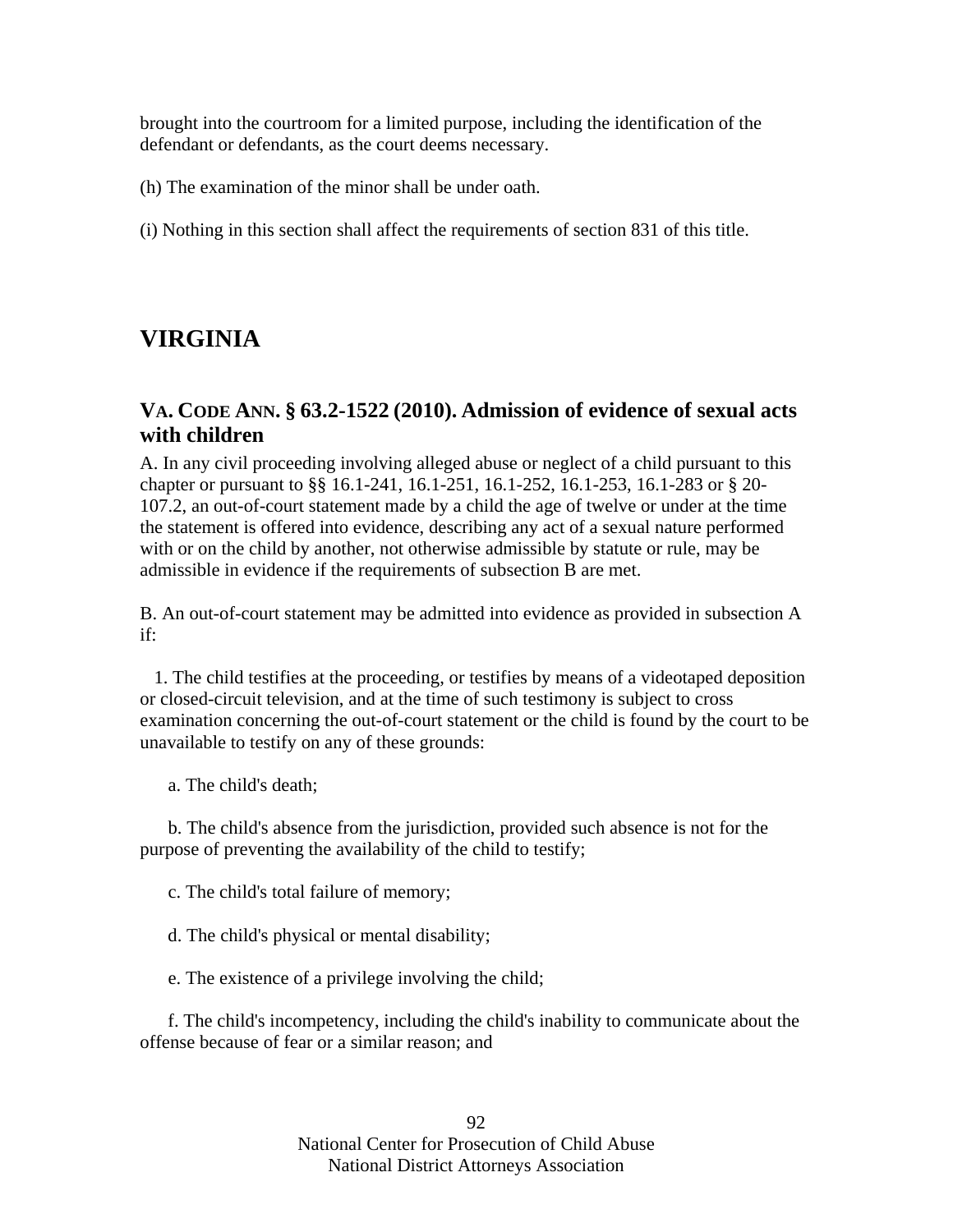brought into the courtroom for a limited purpose, including the identification of the defendant or defendants, as the court deems necessary.

(h) The examination of the minor shall be under oath.

(i) Nothing in this section shall affect the requirements of section 831 of this title.

# VIRGINIA

## VA. CODE ANN. § 63.2-1522 (2010). Admission of evidence of sexual acts with children

A. In any civil proceeding involving alleged abuse or neglect of a child pursuant to this chapter or pursuant to §§ 16.1-241, 16.1-251, 16.1-252, 16.1-253, 16.1-283 or § 20-107.2, an out-of-court statement made by a child the age of twelve or under at the time the statement is offered into evidence, describing any act of a sexual nature performed with or on the child by another, not otherwise admissible by statute or rule, may be admissible in evidence if the requirements of subsection B are met.

B. An out-of-court statement may be admitted into evidence as provided in subsection A if:

1. The child testifies at the proceeding, or testifies by means of a videotaped deposition or closed-circuit television, and at the time of such testimony is subject to cross examination concerning the out-of-court statement or the child is found by the court to be unavailable to testify on any of these grounds:

a. The child's death;

b. The child's absence from the jurisdiction, provided such absence is not for the purpose of preventing the availability of the child to testify;

c. The child's total failure of memory;

d. The child's physical or mental disability;

e. The existence of a privilege involving the child;

f. The child's incompetency, including the child's inability to communicate about the offense because of fear or a similar reason; and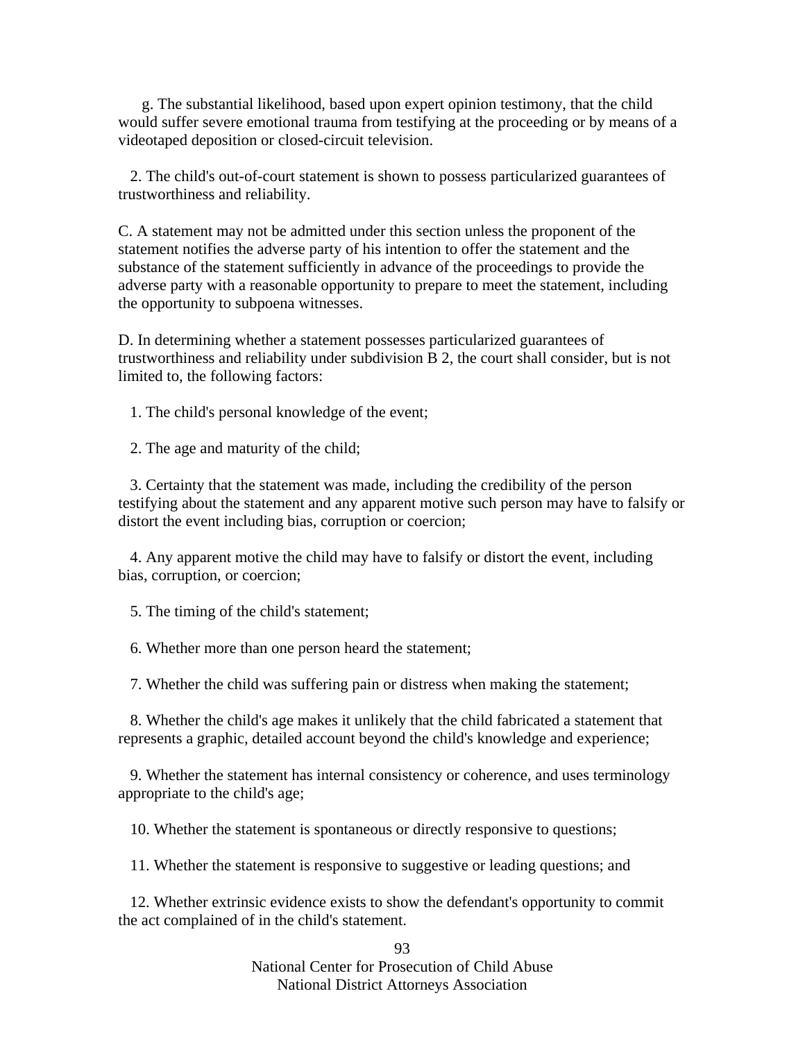g. The substantial likelihood, based upon expert opinion testimony, that the child would suffer severe emotional trauma from testifying at the proceeding or by means of a videotaped deposition or closed-circuit television.

2. The child's out-of-court statement is shown to possess particularized guarantees of trustworthiness and reliability.

C. A statement may not be admitted under this section unless the proponent of the statement notifies the adverse party of his intention to offer the statement and the substance of the statement sufficiently in advance of the proceedings to provide the adverse party with a reasonable opportunity to prepare to meet the statement, including the opportunity to subpoena witnesses.

D. In determining whether a statement possesses particularized guarantees of trustworthiness and reliability under subdivision B 2, the court shall consider, but is not limited to, the following factors:

1. The child's personal knowledge of the event;

2. The age and maturity of the child;

3. Certainty that the statement was made, including the credibility of the person testifying about the statement and any apparent motive such person may have to falsify or distort the event including bias, corruption or coercion;

4. Any apparent motive the child may have to falsify or distort the event, including bias, corruption, or coercion;

5. The timing of the child's statement;

6. Whether more than one person heard the statement;

7. Whether the child was suffering pain or distress when making the statement;

8. Whether the child's age makes it unlikely that the child fabricated a statement that represents a graphic, detailed account beyond the child's knowledge and experience;

9. Whether the statement has internal consistency or coherence, and uses terminology appropriate to the child's age;

10. Whether the statement is spontaneous or directly responsive to questions;

11. Whether the statement is responsive to suggestive or leading questions; and

12. Whether extrinsic evidence exists to show the defendant's opportunity to commit the act complained of in the child's statement.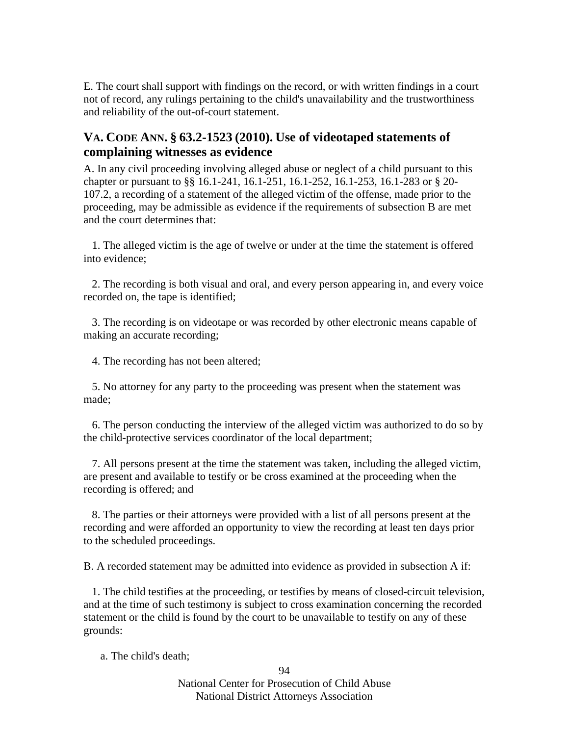E. The court shall support with findings on the record, or with written findings in a court not of record, any rulings pertaining to the child's unavailability and the trustworthiness and reliability of the out-of-court statement.

### VA. CODE ANN. § 63.2-1523 (2010). Use of videotaped statements of complaining witnesses as evidence

A. In any civil proceeding involving alleged abuse or neglect of a child pursuant to this chapter or pursuant to §§ 16.1-241, 16.1-251, 16.1-252, 16.1-253, 16.1-283 or § 20-107.2, a recording of a statement of the alleged victim of the offense, made prior to the proceeding, may be admissible as evidence if the requirements of subsection B are met and the court determines that:

1. The alleged victim is the age of twelve or under at the time the statement is offered into evidence;

2. The recording is both visual and oral, and every person appearing in, and every voice recorded on, the tape is identified;

3. The recording is on videotape or was recorded by other electronic means capable of making an accurate recording;

4. The recording has not been altered;

5. No attorney for any party to the proceeding was present when the statement was made;

6. The person conducting the interview of the alleged victim was authorized to do so by the child-protective services coordinator of the local department;

7. All persons present at the time the statement was taken, including the alleged victim, are present and available to testify or be cross examined at the proceeding when the recording is offered; and

8. The parties or their attorneys were provided with a list of all persons present at the recording and were afforded an opportunity to view the recording at least ten days prior to the scheduled proceedings.

B. A recorded statement may be admitted into evidence as provided in subsection A if:

1. The child testifies at the proceeding, or testifies by means of closed-circuit television, and at the time of such testimony is subject to cross examination concerning the recorded statement or the child is found by the court to be unavailable to testify on any of these grounds:

a. The child's death;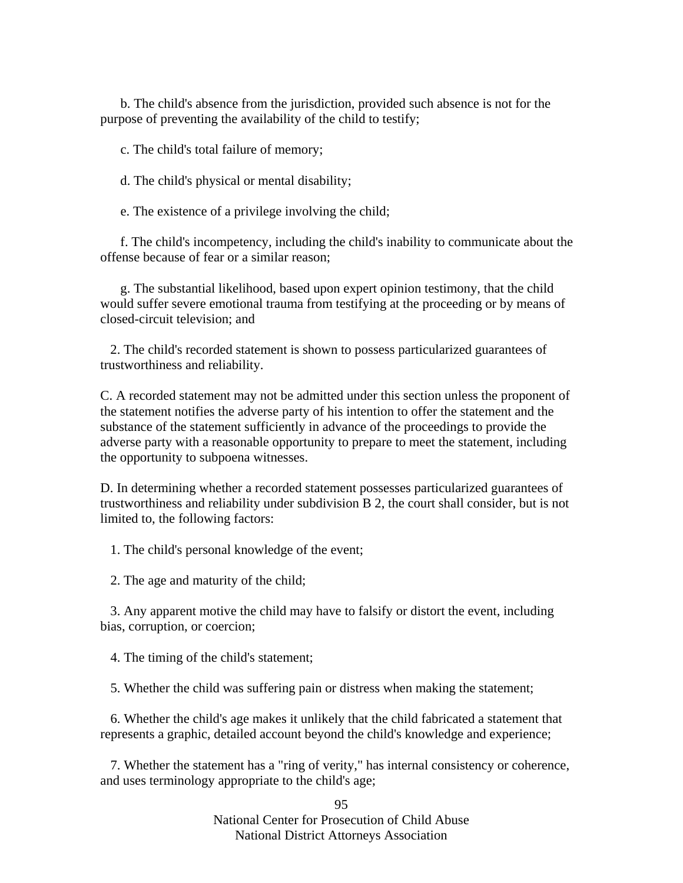b. The child's absence from the jurisdiction, provided such absence is not for the purpose of preventing the availability of the child to testify;

c. The child's total failure of memory;

d. The child's physical or mental disability;

e. The existence of a privilege involving the child;

f. The child's incompetency, including the child's inability to communicate about the offense because of fear or a similar reason;

g. The substantial likelihood, based upon expert opinion testimony, that the child would suffer severe emotional trauma from testifying at the proceeding or by means of closed-circuit television; and

2. The child's recorded statement is shown to possess particularized guarantees of trustworthiness and reliability.

C. A recorded statement may not be admitted under this section unless the proponent of the statement notifies the adverse party of his intention to offer the statement and the substance of the statement sufficiently in advance of the proceedings to provide the adverse party with a reasonable opportunity to prepare to meet the statement, including the opportunity to subpoena witnesses.

D. In determining whether a recorded statement possesses particularized guarantees of trustworthiness and reliability under subdivision B 2, the court shall consider, but is not limited to, the following factors:

1. The child's personal knowledge of the event;

2. The age and maturity of the child;

3. Any apparent motive the child may have to falsify or distort the event, including bias, corruption, or coercion;

4. The timing of the child's statement;

5. Whether the child was suffering pain or distress when making the statement;

6. Whether the child's age makes it unlikely that the child fabricated a statement that represents a graphic, detailed account beyond the child's knowledge and experience;

7. Whether the statement has a "ring of verity," has internal consistency or coherence, and uses terminology appropriate to the child's age;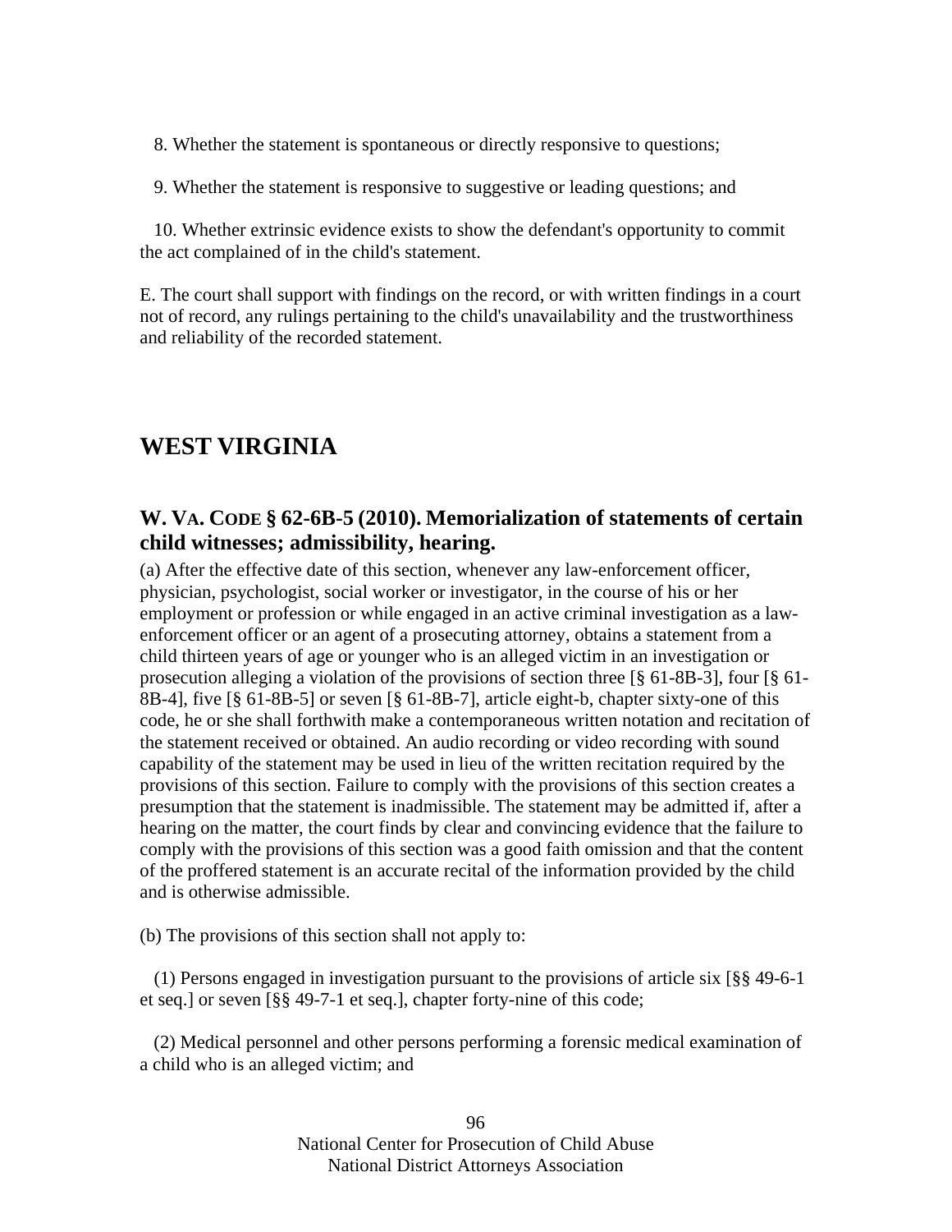8. Whether the statement is spontaneous or directly responsive to questions;

9. Whether the statement is responsive to suggestive or leading questions; and

10. Whether extrinsic evidence exists to show the defendant's opportunity to commit the act complained of in the child's statement.

E. The court shall support with findings on the record, or with written findings in a court not of record, any rulings pertaining to the child's unavailability and the trustworthiness and reliability of the recorded statement.

## WEST VIRGINIA

### W. VA. CODE § 62-6B-5 (2010). Memorialization of statements of certain child witnesses; admissibility, hearing.

(a) After the effective date of this section, whenever any law-enforcement officer, physician, psychologist, social worker or investigator, in the course of his or her employment or profession or while engaged in an active criminal investigation as a law-enforcement officer or an agent of a prosecuting attorney, obtains a statement from a child thirteen years of age or younger who is an alleged victim in an investigation or prosecution alleging a violation of the provisions of section three [§ 61-8B-3], four [§ 61-8B-4], five [§ 61-8B-5] or seven [§ 61-8B-7], article eight-b, chapter sixty-one of this code, he or she shall forthwith make a contemporaneous written notation and recitation of the statement received or obtained. An audio recording or video recording with sound capability of the statement may be used in lieu of the written recitation required by the provisions of this section. Failure to comply with the provisions of this section creates a presumption that the statement is inadmissible. The statement may be admitted if, after a hearing on the matter, the court finds by clear and convincing evidence that the failure to comply with the provisions of this section was a good faith omission and that the content of the proffered statement is an accurate recital of the information provided by the child and is otherwise admissible.

(b) The provisions of this section shall not apply to:

(1) Persons engaged in investigation pursuant to the provisions of article six [§§ 49-6-1 et seq.] or seven [§§ 49-7-1 et seq.], chapter forty-nine of this code;

(2) Medical personnel and other persons performing a forensic medical examination of a child who is an alleged victim; and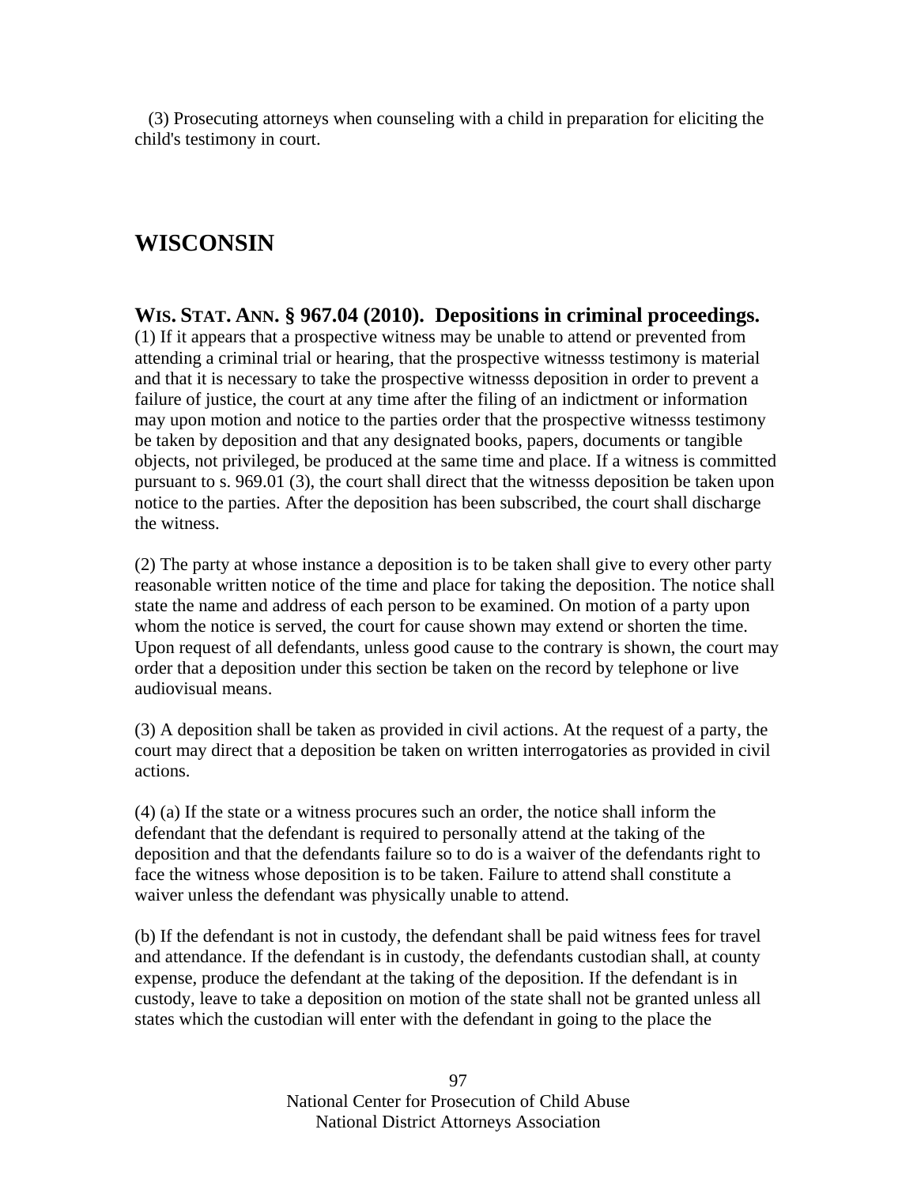(3) Prosecuting attorneys when counseling with a child in preparation for eliciting the child's testimony in court.

## WISCONSIN

### WIS. STAT. ANN. § 967.04 (2010). Depositions in criminal proceedings.

(1) If it appears that a prospective witness may be unable to attend or prevented from attending a criminal trial or hearing, that the prospective witnesss testimony is material and that it is necessary to take the prospective witnesss deposition in order to prevent a failure of justice, the court at any time after the filing of an indictment or information may upon motion and notice to the parties order that the prospective witnesss testimony be taken by deposition and that any designated books, papers, documents or tangible objects, not privileged, be produced at the same time and place. If a witness is committed pursuant to s. 969.01 (3), the court shall direct that the witnesss deposition be taken upon notice to the parties. After the deposition has been subscribed, the court shall discharge the witness.

(2) The party at whose instance a deposition is to be taken shall give to every other party reasonable written notice of the time and place for taking the deposition. The notice shall state the name and address of each person to be examined. On motion of a party upon whom the notice is served, the court for cause shown may extend or shorten the time. Upon request of all defendants, unless good cause to the contrary is shown, the court may order that a deposition under this section be taken on the record by telephone or live audiovisual means.

(3) A deposition shall be taken as provided in civil actions. At the request of a party, the court may direct that a deposition be taken on written interrogatories as provided in civil actions.

(4) (a) If the state or a witness procures such an order, the notice shall inform the defendant that the defendant is required to personally attend at the taking of the deposition and that the defendants failure so to do is a waiver of the defendants right to face the witness whose deposition is to be taken. Failure to attend shall constitute a waiver unless the defendant was physically unable to attend.

(b) If the defendant is not in custody, the defendant shall be paid witness fees for travel and attendance. If the defendant is in custody, the defendants custodian shall, at county expense, produce the defendant at the taking of the deposition. If the defendant is in custody, leave to take a deposition on motion of the state shall not be granted unless all states which the custodian will enter with the defendant in going to the place the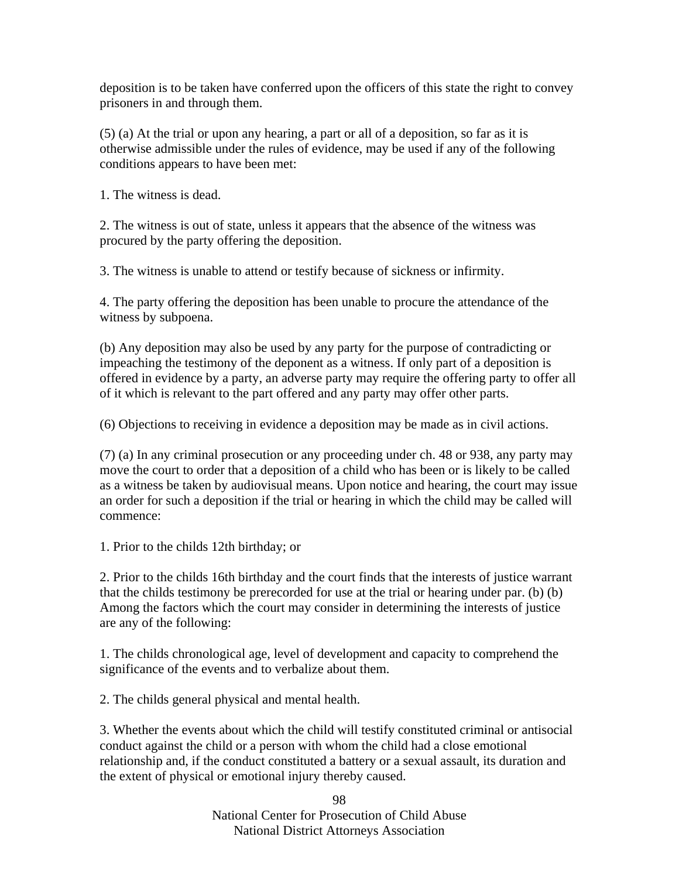deposition is to be taken have conferred upon the officers of this state the right to convey prisoners in and through them.

(5) (a) At the trial or upon any hearing, a part or all of a deposition, so far as it is otherwise admissible under the rules of evidence, may be used if any of the following conditions appears to have been met:

1. The witness is dead.

2. The witness is out of state, unless it appears that the absence of the witness was procured by the party offering the deposition.

3. The witness is unable to attend or testify because of sickness or infirmity.

4. The party offering the deposition has been unable to procure the attendance of the witness by subpoena.

(b) Any deposition may also be used by any party for the purpose of contradicting or impeaching the testimony of the deponent as a witness. If only part of a deposition is offered in evidence by a party, an adverse party may require the offering party to offer all of it which is relevant to the part offered and any party may offer other parts.

(6) Objections to receiving in evidence a deposition may be made as in civil actions.

(7) (a) In any criminal prosecution or any proceeding under ch. 48 or 938, any party may move the court to order that a deposition of a child who has been or is likely to be called as a witness be taken by audiovisual means. Upon notice and hearing, the court may issue an order for such a deposition if the trial or hearing in which the child may be called will commence:

1. Prior to the childs 12th birthday; or

2. Prior to the childs 16th birthday and the court finds that the interests of justice warrant that the childs testimony be prerecorded for use at the trial or hearing under par. (b) (b) Among the factors which the court may consider in determining the interests of justice are any of the following:

1. The childs chronological age, level of development and capacity to comprehend the significance of the events and to verbalize about them.

2. The childs general physical and mental health.

3. Whether the events about which the child will testify constituted criminal or antisocial conduct against the child or a person with whom the child had a close emotional relationship and, if the conduct constituted a battery or a sexual assault, its duration and the extent of physical or emotional injury thereby caused.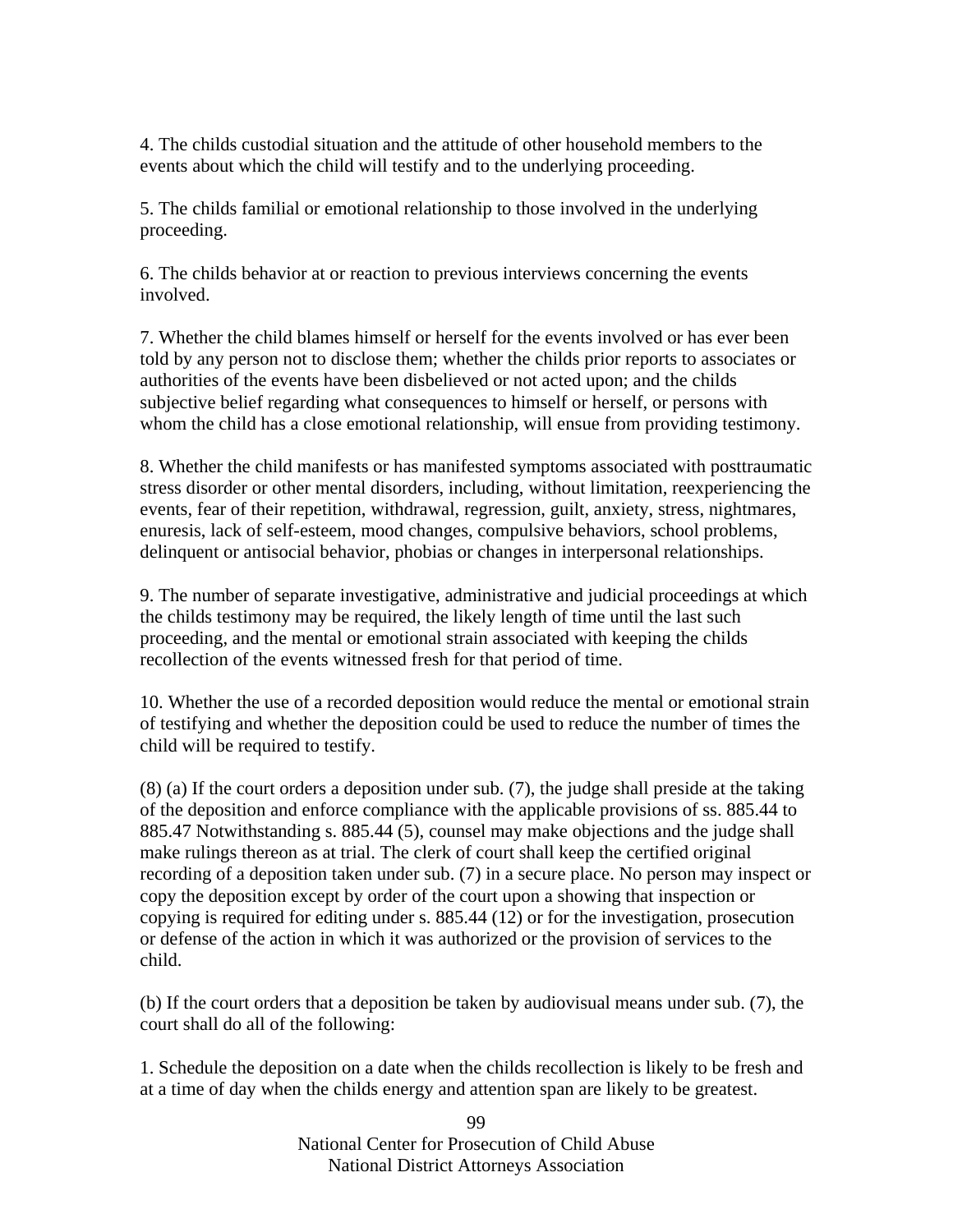4. The childs custodial situation and the attitude of other household members to the events about which the child will testify and to the underlying proceeding.

5. The childs familial or emotional relationship to those involved in the underlying proceeding.

6. The childs behavior at or reaction to previous interviews concerning the events involved.

7. Whether the child blames himself or herself for the events involved or has ever been told by any person not to disclose them; whether the childs prior reports to associates or authorities of the events have been disbelieved or not acted upon; and the childs subjective belief regarding what consequences to himself or herself, or persons with whom the child has a close emotional relationship, will ensue from providing testimony.

8. Whether the child manifests or has manifested symptoms associated with posttraumatic stress disorder or other mental disorders, including, without limitation, reexperiencing the events, fear of their repetition, withdrawal, regression, guilt, anxiety, stress, nightmares, enuresis, lack of self-esteem, mood changes, compulsive behaviors, school problems, delinquent or antisocial behavior, phobias or changes in interpersonal relationships.

9. The number of separate investigative, administrative and judicial proceedings at which the childs testimony may be required, the likely length of time until the last such proceeding, and the mental or emotional strain associated with keeping the childs recollection of the events witnessed fresh for that period of time.

10. Whether the use of a recorded deposition would reduce the mental or emotional strain of testifying and whether the deposition could be used to reduce the number of times the child will be required to testify.

(8) (a) If the court orders a deposition under sub. (7), the judge shall preside at the taking of the deposition and enforce compliance with the applicable provisions of ss. 885.44 to 885.47 Notwithstanding s. 885.44 (5), counsel may make objections and the judge shall make rulings thereon as at trial. The clerk of court shall keep the certified original recording of a deposition taken under sub. (7) in a secure place. No person may inspect or copy the deposition except by order of the court upon a showing that inspection or copying is required for editing under s. 885.44 (12) or for the investigation, prosecution or defense of the action in which it was authorized or the provision of services to the child.

(b) If the court orders that a deposition be taken by audiovisual means under sub. (7), the court shall do all of the following:

1. Schedule the deposition on a date when the childs recollection is likely to be fresh and at a time of day when the childs energy and attention span are likely to be greatest.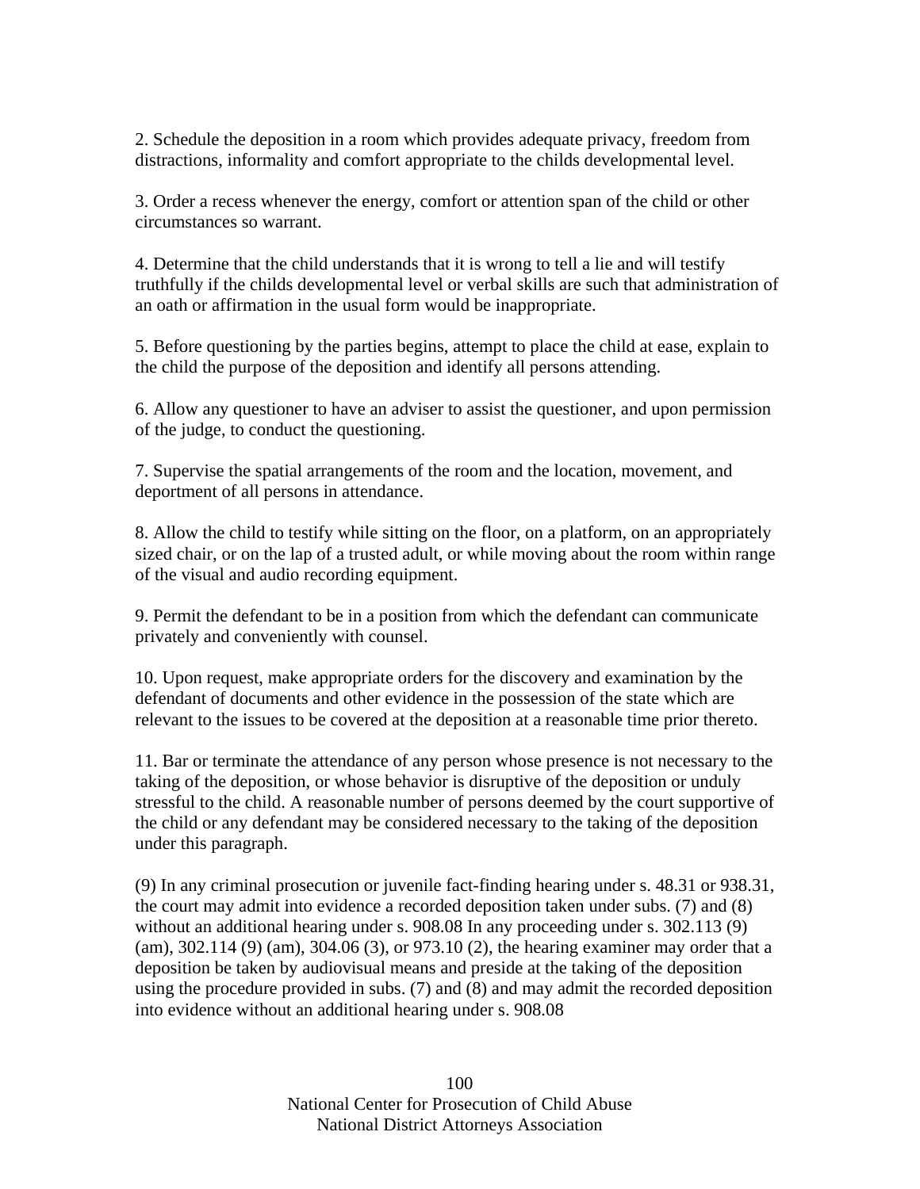2. Schedule the deposition in a room which provides adequate privacy, freedom from distractions, informality and comfort appropriate to the childs developmental level.

3. Order a recess whenever the energy, comfort or attention span of the child or other circumstances so warrant.

4. Determine that the child understands that it is wrong to tell a lie and will testify truthfully if the childs developmental level or verbal skills are such that administration of an oath or affirmation in the usual form would be inappropriate.

5. Before questioning by the parties begins, attempt to place the child at ease, explain to the child the purpose of the deposition and identify all persons attending.

6. Allow any questioner to have an adviser to assist the questioner, and upon permission of the judge, to conduct the questioning.

7. Supervise the spatial arrangements of the room and the location, movement, and deportment of all persons in attendance.

8. Allow the child to testify while sitting on the floor, on a platform, on an appropriately sized chair, or on the lap of a trusted adult, or while moving about the room within range of the visual and audio recording equipment.

9. Permit the defendant to be in a position from which the defendant can communicate privately and conveniently with counsel.

10. Upon request, make appropriate orders for the discovery and examination by the defendant of documents and other evidence in the possession of the state which are relevant to the issues to be covered at the deposition at a reasonable time prior thereto.

11. Bar or terminate the attendance of any person whose presence is not necessary to the taking of the deposition, or whose behavior is disruptive of the deposition or unduly stressful to the child. A reasonable number of persons deemed by the court supportive of the child or any defendant may be considered necessary to the taking of the deposition under this paragraph.

(9) In any criminal prosecution or juvenile fact-finding hearing under s. 48.31 or 938.31, the court may admit into evidence a recorded deposition taken under subs. (7) and (8) without an additional hearing under s. 908.08 In any proceeding under s. 302.113 (9) (am), 302.114 (9) (am), 304.06 (3), or 973.10 (2), the hearing examiner may order that a deposition be taken by audiovisual means and preside at the taking of the deposition using the procedure provided in subs. (7) and (8) and may admit the recorded deposition into evidence without an additional hearing under s. 908.08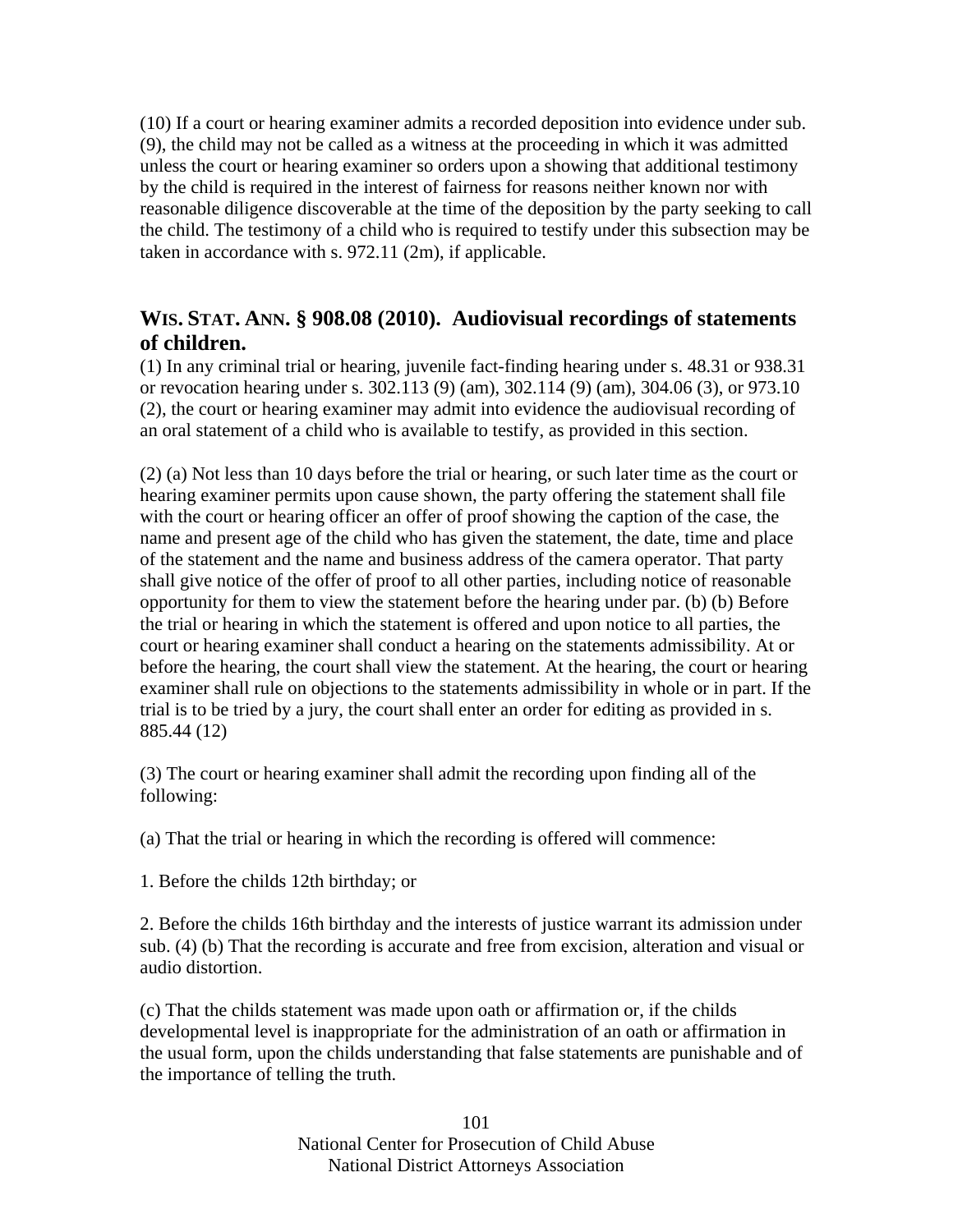(10) If a court or hearing examiner admits a recorded deposition into evidence under sub. (9), the child may not be called as a witness at the proceeding in which it was admitted unless the court or hearing examiner so orders upon a showing that additional testimony by the child is required in the interest of fairness for reasons neither known nor with reasonable diligence discoverable at the time of the deposition by the party seeking to call the child. The testimony of a child who is required to testify under this subsection may be taken in accordance with s. 972.11 (2m), if applicable.

## WIS. STAT. ANN. § 908.08 (2010). Audiovisual recordings of statements of children.

(1) In any criminal trial or hearing, juvenile fact-finding hearing under s. 48.31 or 938.31 or revocation hearing under s. 302.113 (9) (am), 302.114 (9) (am), 304.06 (3), or 973.10 (2), the court or hearing examiner may admit into evidence the audiovisual recording of an oral statement of a child who is available to testify, as provided in this section.

(2) (a) Not less than 10 days before the trial or hearing, or such later time as the court or hearing examiner permits upon cause shown, the party offering the statement shall file with the court or hearing officer an offer of proof showing the caption of the case, the name and present age of the child who has given the statement, the date, time and place of the statement and the name and business address of the camera operator. That party shall give notice of the offer of proof to all other parties, including notice of reasonable opportunity for them to view the statement before the hearing under par. (b) (b) Before the trial or hearing in which the statement is offered and upon notice to all parties, the court or hearing examiner shall conduct a hearing on the statements admissibility. At or before the hearing, the court shall view the statement. At the hearing, the court or hearing examiner shall rule on objections to the statements admissibility in whole or in part. If the trial is to be tried by a jury, the court shall enter an order for editing as provided in s. 885.44 (12)

(3) The court or hearing examiner shall admit the recording upon finding all of the following:

(a) That the trial or hearing in which the recording is offered will commence:

1. Before the childs 12th birthday; or

2. Before the childs 16th birthday and the interests of justice warrant its admission under sub. (4) (b) That the recording is accurate and free from excision, alteration and visual or audio distortion.

(c) That the childs statement was made upon oath or affirmation or, if the childs developmental level is inappropriate for the administration of an oath or affirmation in the usual form, upon the childs understanding that false statements are punishable and of the importance of telling the truth.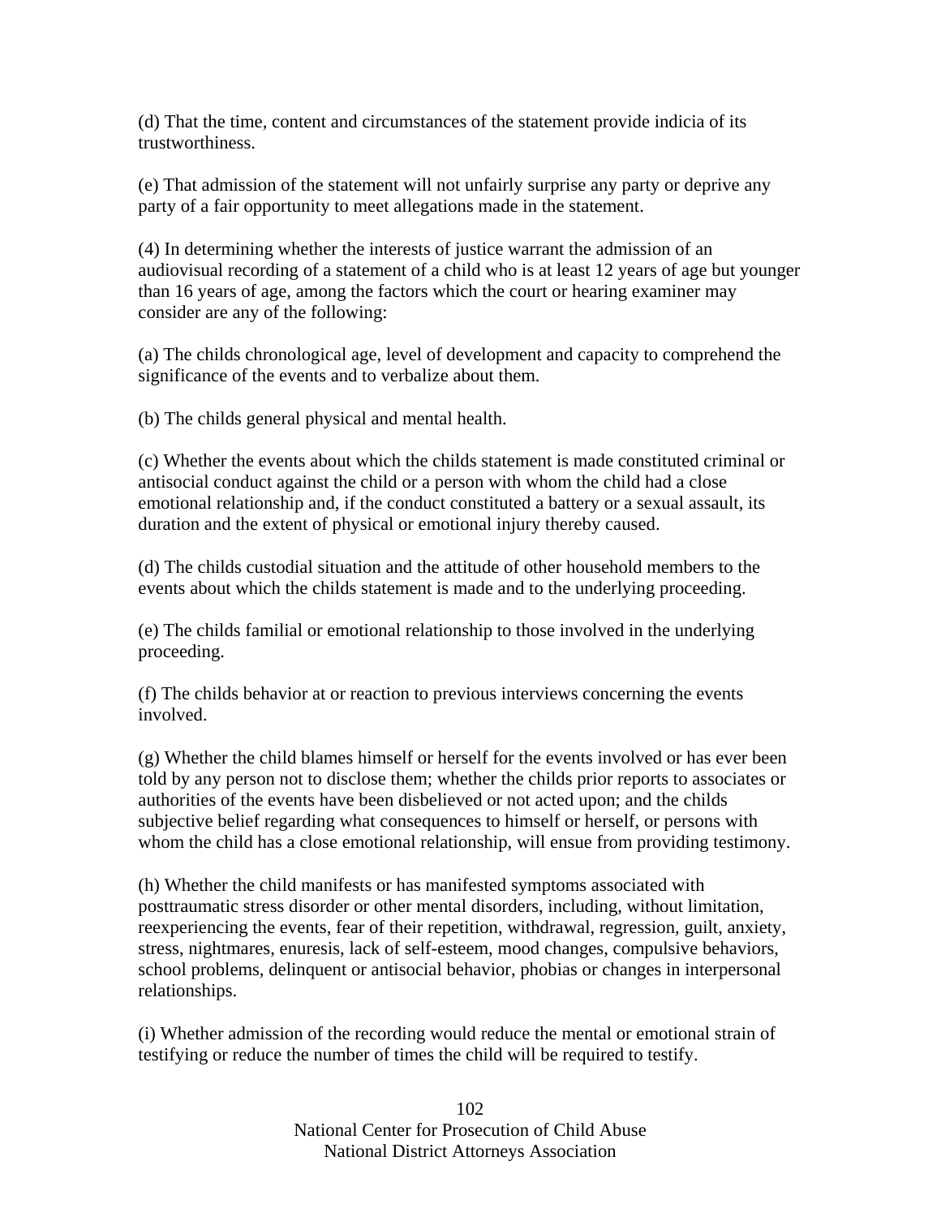(d) That the time, content and circumstances of the statement provide indicia of its trustworthiness.

(e) That admission of the statement will not unfairly surprise any party or deprive any party of a fair opportunity to meet allegations made in the statement.

(4) In determining whether the interests of justice warrant the admission of an audiovisual recording of a statement of a child who is at least 12 years of age but younger than 16 years of age, among the factors which the court or hearing examiner may consider are any of the following:

(a) The childs chronological age, level of development and capacity to comprehend the significance of the events and to verbalize about them.

(b) The childs general physical and mental health.

(c) Whether the events about which the childs statement is made constituted criminal or antisocial conduct against the child or a person with whom the child had a close emotional relationship and, if the conduct constituted a battery or a sexual assault, its duration and the extent of physical or emotional injury thereby caused.

(d) The childs custodial situation and the attitude of other household members to the events about which the childs statement is made and to the underlying proceeding.

(e) The childs familial or emotional relationship to those involved in the underlying proceeding.

(f) The childs behavior at or reaction to previous interviews concerning the events involved.

(g) Whether the child blames himself or herself for the events involved or has ever been told by any person not to disclose them; whether the childs prior reports to associates or authorities of the events have been disbelieved or not acted upon; and the childs subjective belief regarding what consequences to himself or herself, or persons with whom the child has a close emotional relationship, will ensue from providing testimony.

(h) Whether the child manifests or has manifested symptoms associated with posttraumatic stress disorder or other mental disorders, including, without limitation, reexperiencing the events, fear of their repetition, withdrawal, regression, guilt, anxiety, stress, nightmares, enuresis, lack of self-esteem, mood changes, compulsive behaviors, school problems, delinquent or antisocial behavior, phobias or changes in interpersonal relationships.

(i) Whether admission of the recording would reduce the mental or emotional strain of testifying or reduce the number of times the child will be required to testify.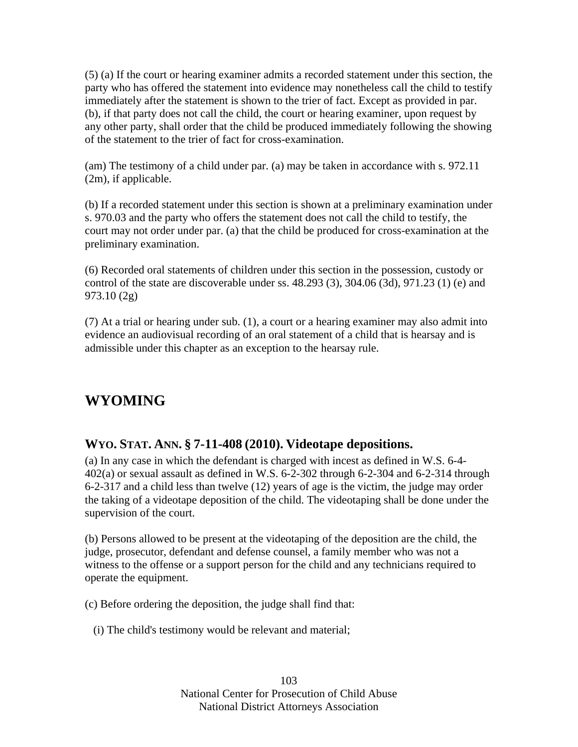(5) (a) If the court or hearing examiner admits a recorded statement under this section, the party who has offered the statement into evidence may nonetheless call the child to testify immediately after the statement is shown to the trier of fact. Except as provided in par. (b), if that party does not call the child, the court or hearing examiner, upon request by any other party, shall order that the child be produced immediately following the showing of the statement to the trier of fact for cross-examination.

(am) The testimony of a child under par. (a) may be taken in accordance with s. 972.11 (2m), if applicable.

(b) If a recorded statement under this section is shown at a preliminary examination under s. 970.03 and the party who offers the statement does not call the child to testify, the court may not order under par. (a) that the child be produced for cross-examination at the preliminary examination.

(6) Recorded oral statements of children under this section in the possession, custody or control of the state are discoverable under ss. 48.293 (3), 304.06 (3d), 971.23 (1) (e) and 973.10 (2g)

(7) At a trial or hearing under sub. (1), a court or a hearing examiner may also admit into evidence an audiovisual recording of an oral statement of a child that is hearsay and is admissible under this chapter as an exception to the hearsay rule.

## WYOMING

### WYO. STAT. ANN. § 7-11-408 (2010). Videotape depositions.

(a) In any case in which the defendant is charged with incest as defined in W.S. 6-4-402(a) or sexual assault as defined in W.S. 6-2-302 through 6-2-304 and 6-2-314 through 6-2-317 and a child less than twelve (12) years of age is the victim, the judge may order the taking of a videotape deposition of the child. The videotaping shall be done under the supervision of the court.

(b) Persons allowed to be present at the videotaping of the deposition are the child, the judge, prosecutor, defendant and defense counsel, a family member who was not a witness to the offense or a support person for the child and any technicians required to operate the equipment.

(c) Before ordering the deposition, the judge shall find that:

(i) The child's testimony would be relevant and material;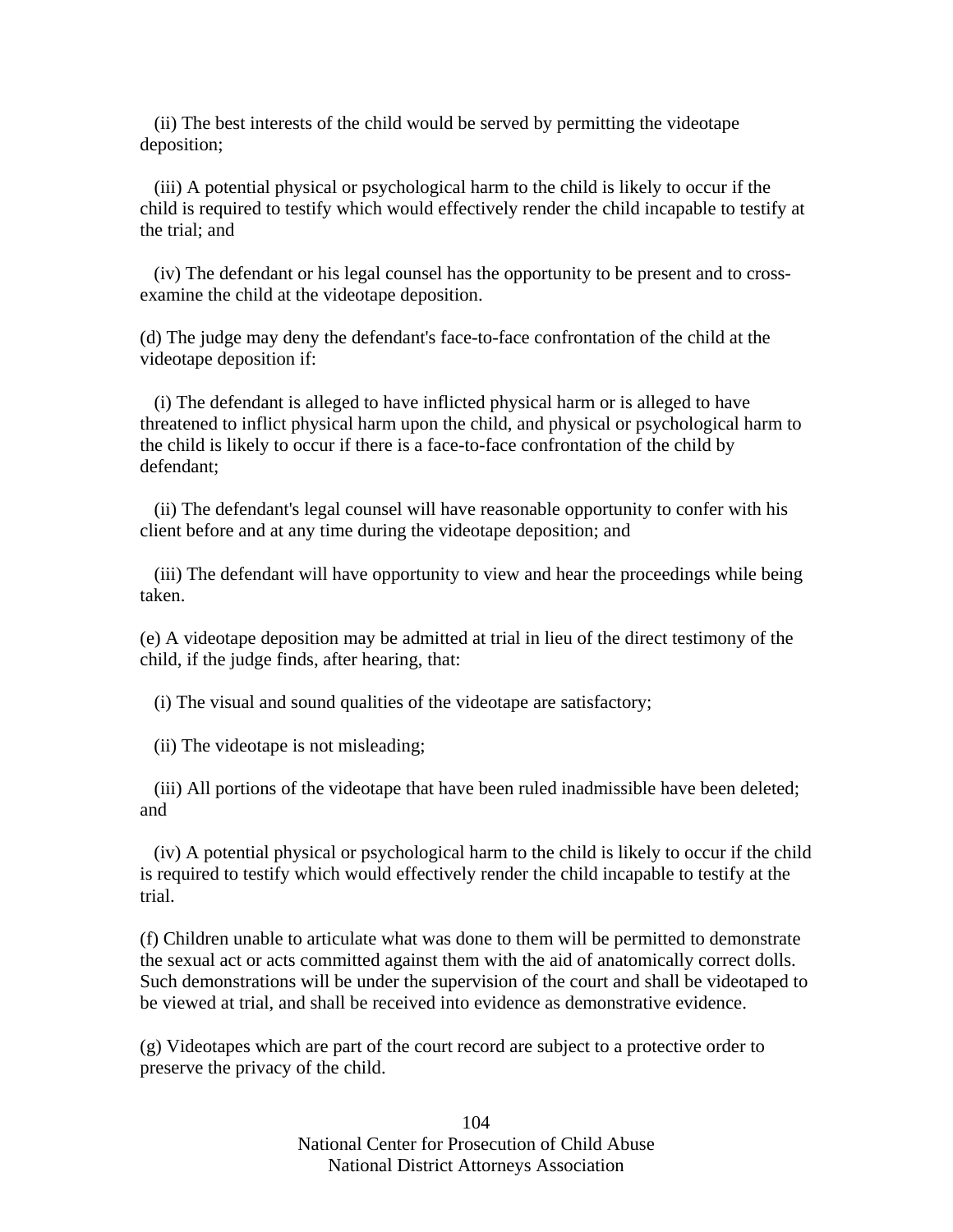(ii) The best interests of the child would be served by permitting the videotape deposition;

(iii) A potential physical or psychological harm to the child is likely to occur if the child is required to testify which would effectively render the child incapable to testify at the trial; and

(iv) The defendant or his legal counsel has the opportunity to be present and to cross-examine the child at the videotape deposition.

(d) The judge may deny the defendant's face-to-face confrontation of the child at the videotape deposition if:

(i) The defendant is alleged to have inflicted physical harm or is alleged to have threatened to inflict physical harm upon the child, and physical or psychological harm to the child is likely to occur if there is a face-to-face confrontation of the child by defendant;

(ii) The defendant's legal counsel will have reasonable opportunity to confer with his client before and at any time during the videotape deposition; and

(iii) The defendant will have opportunity to view and hear the proceedings while being taken.

(e) A videotape deposition may be admitted at trial in lieu of the direct testimony of the child, if the judge finds, after hearing, that:

(i) The visual and sound qualities of the videotape are satisfactory;

(ii) The videotape is not misleading;

(iii) All portions of the videotape that have been ruled inadmissible have been deleted; and

(iv) A potential physical or psychological harm to the child is likely to occur if the child is required to testify which would effectively render the child incapable to testify at the trial.

(f) Children unable to articulate what was done to them will be permitted to demonstrate the sexual act or acts committed against them with the aid of anatomically correct dolls. Such demonstrations will be under the supervision of the court and shall be videotaped to be viewed at trial, and shall be received into evidence as demonstrative evidence.

(g) Videotapes which are part of the court record are subject to a protective order to preserve the privacy of the child.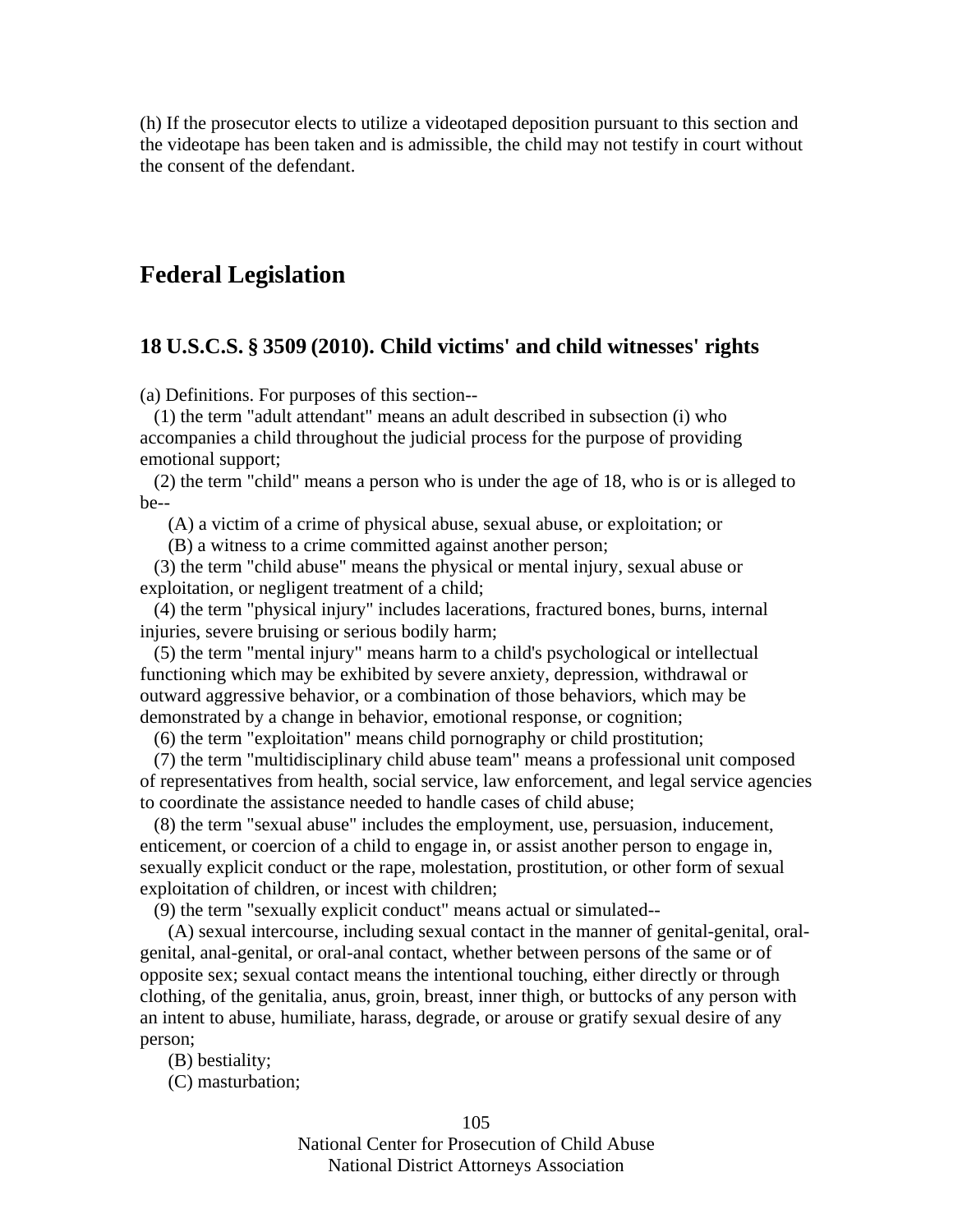(h) If the prosecutor elects to utilize a videotaped deposition pursuant to this section and the videotape has been taken and is admissible, the child may not testify in court without the consent of the defendant.

## Federal Legislation

### 18 U.S.C.S. § 3509 (2010). Child victims' and child witnesses' rights

(a) Definitions. For purposes of this section--

(1) the term "adult attendant" means an adult described in subsection (i) who accompanies a child throughout the judicial process for the purpose of providing emotional support;

(2) the term "child" means a person who is under the age of 18, who is or is alleged to be--

(A) a victim of a crime of physical abuse, sexual abuse, or exploitation; or

(B) a witness to a crime committed against another person;

(3) the term "child abuse" means the physical or mental injury, sexual abuse or exploitation, or negligent treatment of a child;

(4) the term "physical injury" includes lacerations, fractured bones, burns, internal injuries, severe bruising or serious bodily harm;

(5) the term "mental injury" means harm to a child's psychological or intellectual functioning which may be exhibited by severe anxiety, depression, withdrawal or outward aggressive behavior, or a combination of those behaviors, which may be demonstrated by a change in behavior, emotional response, or cognition;

(6) the term "exploitation" means child pornography or child prostitution;

(7) the term "multidisciplinary child abuse team" means a professional unit composed of representatives from health, social service, law enforcement, and legal service agencies to coordinate the assistance needed to handle cases of child abuse;

(8) the term "sexual abuse" includes the employment, use, persuasion, inducement, enticement, or coercion of a child to engage in, or assist another person to engage in, sexually explicit conduct or the rape, molestation, prostitution, or other form of sexual exploitation of children, or incest with children;

(9) the term "sexually explicit conduct" means actual or simulated--

(A) sexual intercourse, including sexual contact in the manner of genital-genital, oral-genital, anal-genital, or oral-anal contact, whether between persons of the same or of opposite sex; sexual contact means the intentional touching, either directly or through clothing, of the genitalia, anus, groin, breast, inner thigh, or buttocks of any person with an intent to abuse, humiliate, harass, degrade, or arouse or gratify sexual desire of any person;

(B) bestiality;

(C) masturbation;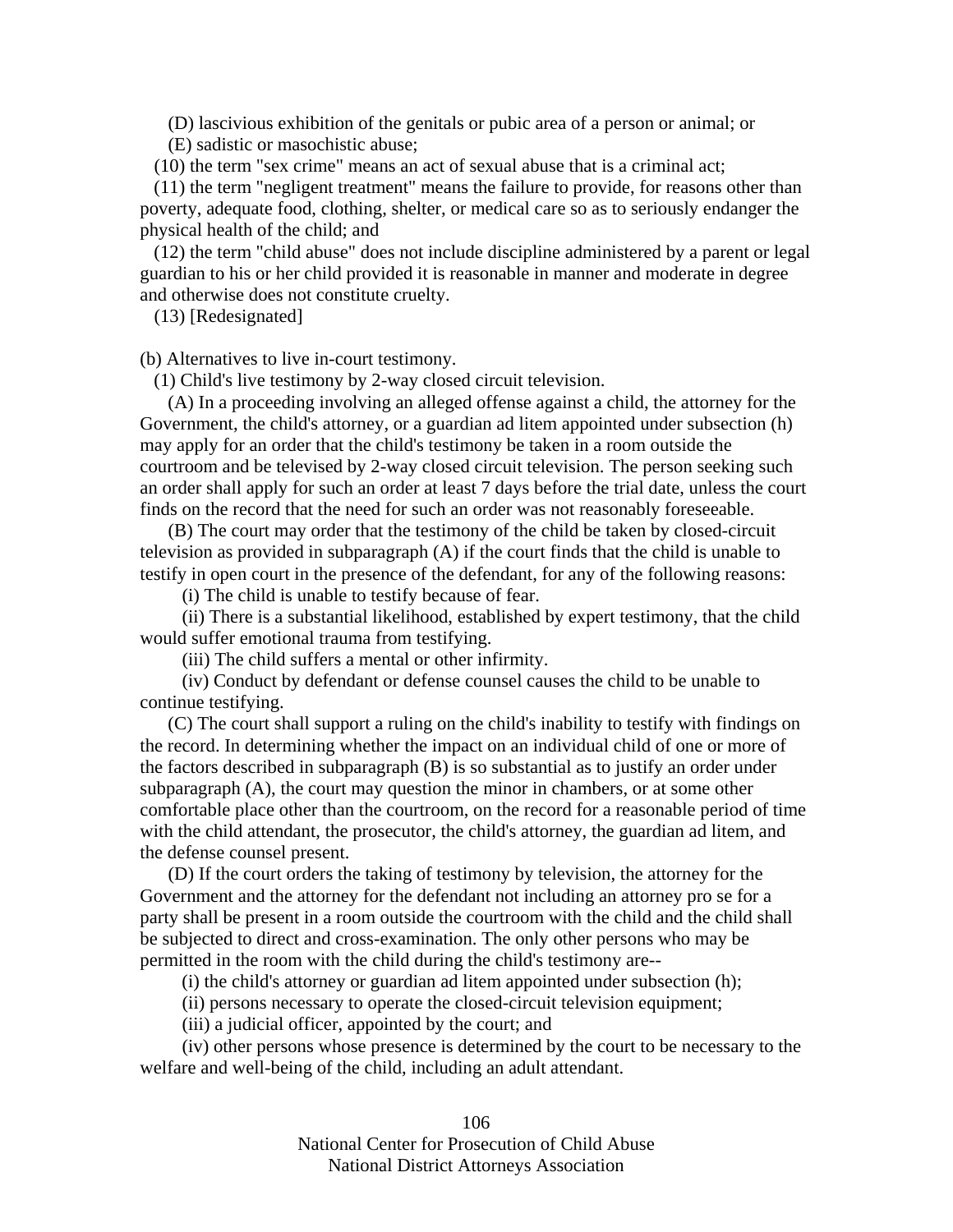(D) lascivious exhibition of the genitals or pubic area of a person or animal; or

(E) sadistic or masochistic abuse;

(10) the term "sex crime" means an act of sexual abuse that is a criminal act;

(11) the term "negligent treatment" means the failure to provide, for reasons other than poverty, adequate food, clothing, shelter, or medical care so as to seriously endanger the physical health of the child; and

(12) the term "child abuse" does not include discipline administered by a parent or legal guardian to his or her child provided it is reasonable in manner and moderate in degree and otherwise does not constitute cruelty.

(13) [Redesignated]

(b) Alternatives to live in-court testimony.

(1) Child's live testimony by 2-way closed circuit television.

(A) In a proceeding involving an alleged offense against a child, the attorney for the Government, the child's attorney, or a guardian ad litem appointed under subsection (h) may apply for an order that the child's testimony be taken in a room outside the courtroom and be televised by 2-way closed circuit television. The person seeking such an order shall apply for such an order at least 7 days before the trial date, unless the court finds on the record that the need for such an order was not reasonably foreseeable.

(B) The court may order that the testimony of the child be taken by closed-circuit television as provided in subparagraph (A) if the court finds that the child is unable to testify in open court in the presence of the defendant, for any of the following reasons:

(i) The child is unable to testify because of fear.

(ii) There is a substantial likelihood, established by expert testimony, that the child would suffer emotional trauma from testifying.

(iii) The child suffers a mental or other infirmity.

(iv) Conduct by defendant or defense counsel causes the child to be unable to continue testifying.

(C) The court shall support a ruling on the child's inability to testify with findings on the record. In determining whether the impact on an individual child of one or more of the factors described in subparagraph (B) is so substantial as to justify an order under subparagraph (A), the court may question the minor in chambers, or at some other comfortable place other than the courtroom, on the record for a reasonable period of time with the child attendant, the prosecutor, the child's attorney, the guardian ad litem, and the defense counsel present.

(D) If the court orders the taking of testimony by television, the attorney for the Government and the attorney for the defendant not including an attorney pro se for a party shall be present in a room outside the courtroom with the child and the child shall be subjected to direct and cross-examination. The only other persons who may be permitted in the room with the child during the child's testimony are--

(i) the child's attorney or guardian ad litem appointed under subsection (h);

(ii) persons necessary to operate the closed-circuit television equipment;

(iii) a judicial officer, appointed by the court; and

(iv) other persons whose presence is determined by the court to be necessary to the welfare and well-being of the child, including an adult attendant.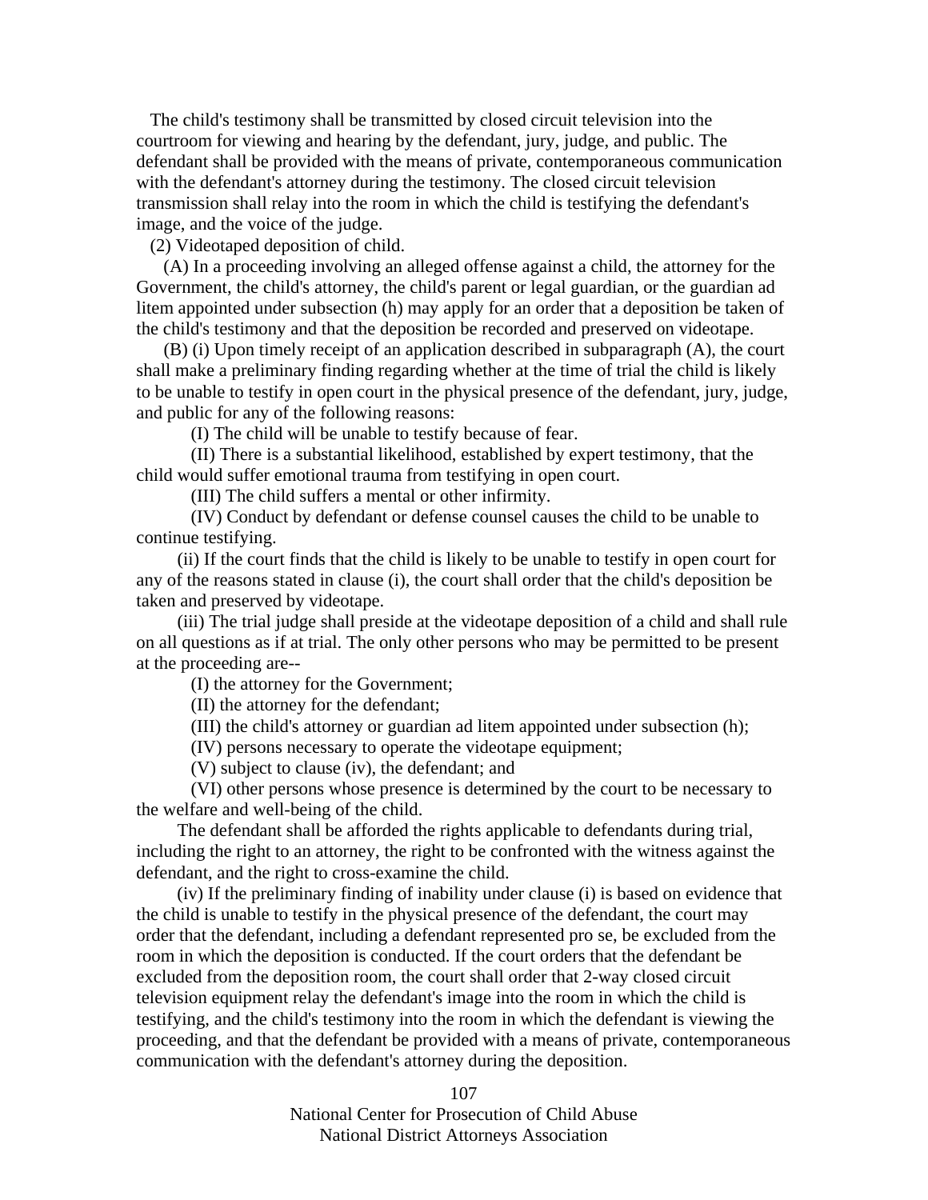The child's testimony shall be transmitted by closed circuit television into the courtroom for viewing and hearing by the defendant, jury, judge, and public. The defendant shall be provided with the means of private, contemporaneous communication with the defendant's attorney during the testimony. The closed circuit television transmission shall relay into the room in which the child is testifying the defendant's image, and the voice of the judge.

(2) Videotaped deposition of child.

(A) In a proceeding involving an alleged offense against a child, the attorney for the Government, the child's attorney, the child's parent or legal guardian, or the guardian ad litem appointed under subsection (h) may apply for an order that a deposition be taken of the child's testimony and that the deposition be recorded and preserved on videotape.

(B) (i) Upon timely receipt of an application described in subparagraph (A), the court shall make a preliminary finding regarding whether at the time of trial the child is likely to be unable to testify in open court in the physical presence of the defendant, jury, judge, and public for any of the following reasons:

(I) The child will be unable to testify because of fear.

(II) There is a substantial likelihood, established by expert testimony, that the child would suffer emotional trauma from testifying in open court.

(III) The child suffers a mental or other infirmity.

(IV) Conduct by defendant or defense counsel causes the child to be unable to continue testifying.

(ii) If the court finds that the child is likely to be unable to testify in open court for any of the reasons stated in clause (i), the court shall order that the child's deposition be taken and preserved by videotape.

(iii) The trial judge shall preside at the videotape deposition of a child and shall rule on all questions as if at trial. The only other persons who may be permitted to be present at the proceeding are--

(I) the attorney for the Government;

(II) the attorney for the defendant;

(III) the child's attorney or guardian ad litem appointed under subsection (h);

(IV) persons necessary to operate the videotape equipment;

(V) subject to clause (iv), the defendant; and

(VI) other persons whose presence is determined by the court to be necessary to the welfare and well-being of the child.

The defendant shall be afforded the rights applicable to defendants during trial, including the right to an attorney, the right to be confronted with the witness against the defendant, and the right to cross-examine the child.

(iv) If the preliminary finding of inability under clause (i) is based on evidence that the child is unable to testify in the physical presence of the defendant, the court may order that the defendant, including a defendant represented pro se, be excluded from the room in which the deposition is conducted. If the court orders that the defendant be excluded from the deposition room, the court shall order that 2-way closed circuit television equipment relay the defendant's image into the room in which the child is testifying, and the child's testimony into the room in which the defendant is viewing the proceeding, and that the defendant be provided with a means of private, contemporaneous communication with the defendant's attorney during the deposition.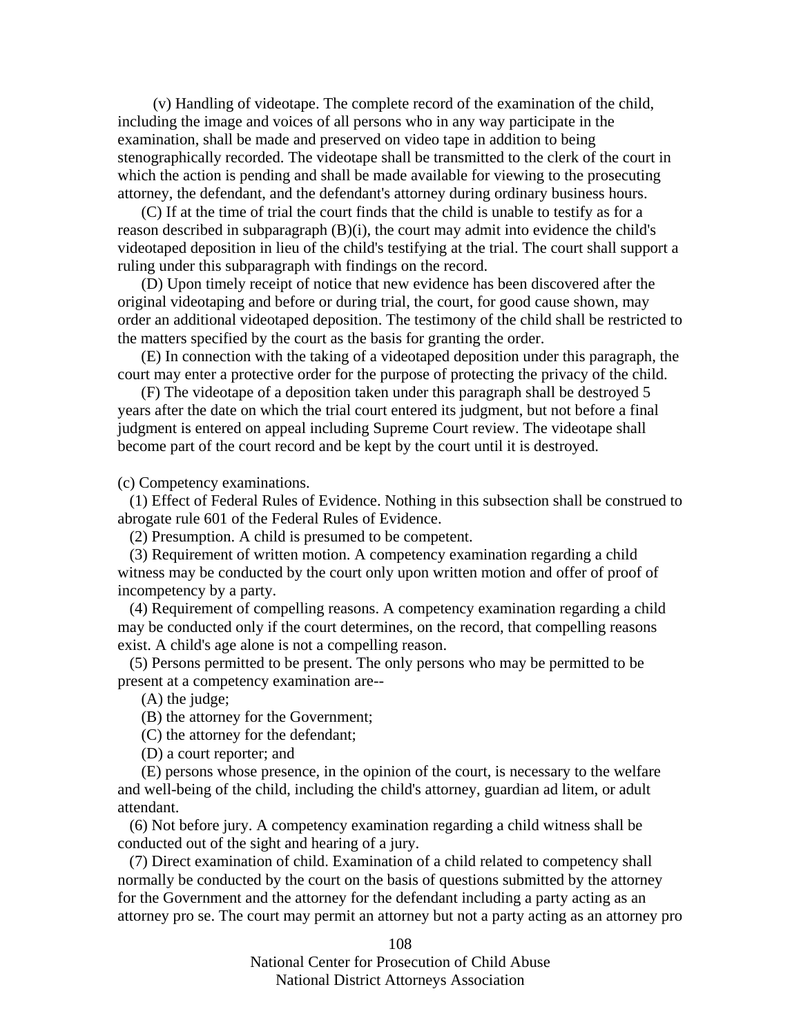(v) Handling of videotape. The complete record of the examination of the child, including the image and voices of all persons who in any way participate in the examination, shall be made and preserved on video tape in addition to being stenographically recorded. The videotape shall be transmitted to the clerk of the court in which the action is pending and shall be made available for viewing to the prosecuting attorney, the defendant, and the defendant's attorney during ordinary business hours.

(C) If at the time of trial the court finds that the child is unable to testify as for a reason described in subparagraph (B)(i), the court may admit into evidence the child's videotaped deposition in lieu of the child's testifying at the trial. The court shall support a ruling under this subparagraph with findings on the record.

(D) Upon timely receipt of notice that new evidence has been discovered after the original videotaping and before or during trial, the court, for good cause shown, may order an additional videotaped deposition. The testimony of the child shall be restricted to the matters specified by the court as the basis for granting the order.

(E) In connection with the taking of a videotaped deposition under this paragraph, the court may enter a protective order for the purpose of protecting the privacy of the child.

(F) The videotape of a deposition taken under this paragraph shall be destroyed 5 years after the date on which the trial court entered its judgment, but not before a final judgment is entered on appeal including Supreme Court review. The videotape shall become part of the court record and be kept by the court until it is destroyed.

(c) Competency examinations.

(1) Effect of Federal Rules of Evidence. Nothing in this subsection shall be construed to abrogate rule 601 of the Federal Rules of Evidence.

(2) Presumption. A child is presumed to be competent.

(3) Requirement of written motion. A competency examination regarding a child witness may be conducted by the court only upon written motion and offer of proof of incompetency by a party.

(4) Requirement of compelling reasons. A competency examination regarding a child may be conducted only if the court determines, on the record, that compelling reasons exist. A child's age alone is not a compelling reason.

(5) Persons permitted to be present. The only persons who may be permitted to be present at a competency examination are--

(A) the judge;

(B) the attorney for the Government;

(C) the attorney for the defendant;

(D) a court reporter; and

(E) persons whose presence, in the opinion of the court, is necessary to the welfare and well-being of the child, including the child's attorney, guardian ad litem, or adult attendant.

(6) Not before jury. A competency examination regarding a child witness shall be conducted out of the sight and hearing of a jury.

(7) Direct examination of child. Examination of a child related to competency shall normally be conducted by the court on the basis of questions submitted by the attorney for the Government and the attorney for the defendant including a party acting as an attorney pro se. The court may permit an attorney but not a party acting as an attorney pro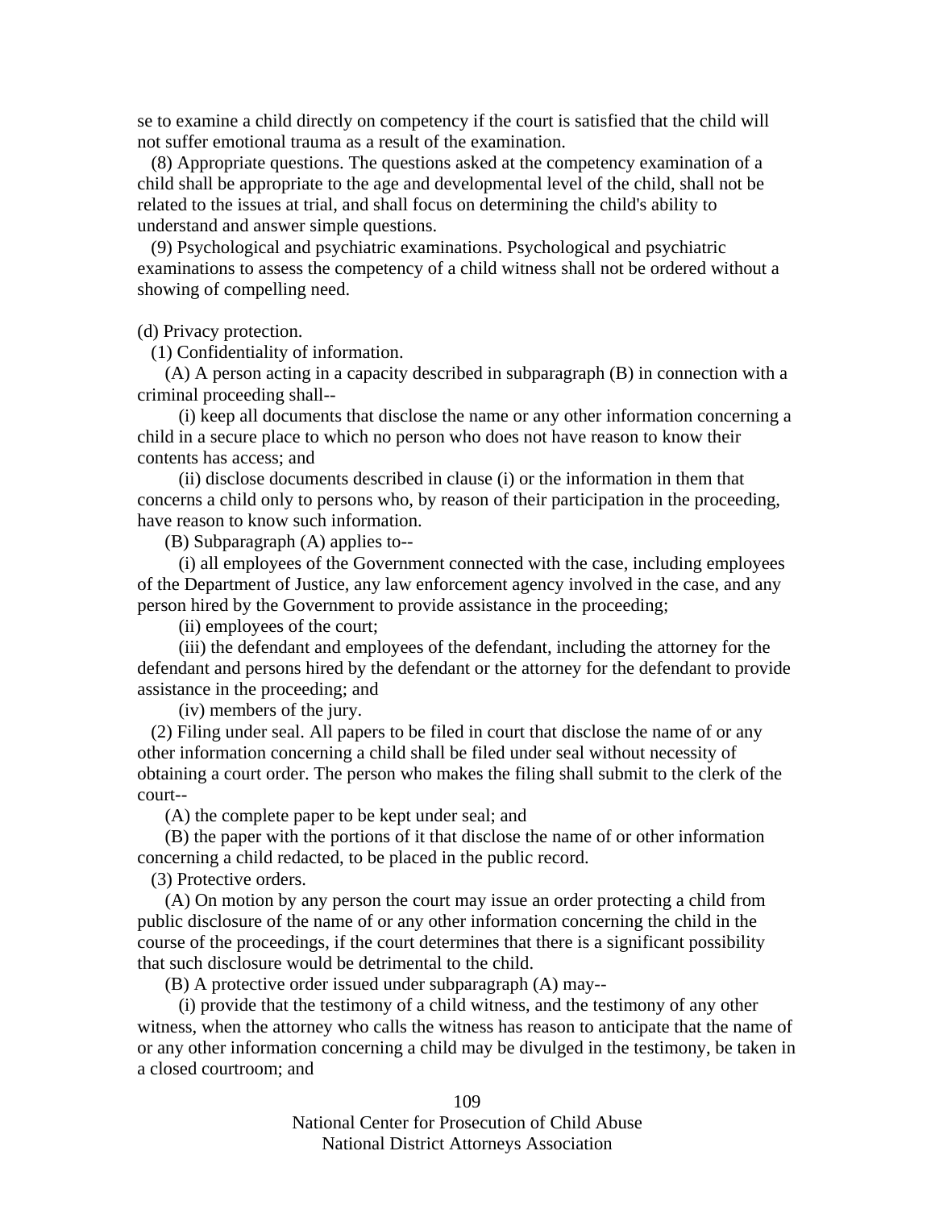se to examine a child directly on competency if the court is satisfied that the child will not suffer emotional trauma as a result of the examination.

(8) Appropriate questions. The questions asked at the competency examination of a child shall be appropriate to the age and developmental level of the child, shall not be related to the issues at trial, and shall focus on determining the child's ability to understand and answer simple questions.

(9) Psychological and psychiatric examinations. Psychological and psychiatric examinations to assess the competency of a child witness shall not be ordered without a showing of compelling need.

(d) Privacy protection.

(1) Confidentiality of information.

(A) A person acting in a capacity described in subparagraph (B) in connection with a criminal proceeding shall--

(i) keep all documents that disclose the name or any other information concerning a child in a secure place to which no person who does not have reason to know their contents has access; and

(ii) disclose documents described in clause (i) or the information in them that concerns a child only to persons who, by reason of their participation in the proceeding, have reason to know such information.

(B) Subparagraph (A) applies to--

(i) all employees of the Government connected with the case, including employees of the Department of Justice, any law enforcement agency involved in the case, and any person hired by the Government to provide assistance in the proceeding;

(ii) employees of the court;

(iii) the defendant and employees of the defendant, including the attorney for the defendant and persons hired by the defendant or the attorney for the defendant to provide assistance in the proceeding; and

(iv) members of the jury.

(2) Filing under seal. All papers to be filed in court that disclose the name of or any other information concerning a child shall be filed under seal without necessity of obtaining a court order. The person who makes the filing shall submit to the clerk of the court--

(A) the complete paper to be kept under seal; and

(B) the paper with the portions of it that disclose the name of or other information concerning a child redacted, to be placed in the public record.

(3) Protective orders.

(A) On motion by any person the court may issue an order protecting a child from public disclosure of the name of or any other information concerning the child in the course of the proceedings, if the court determines that there is a significant possibility that such disclosure would be detrimental to the child.

(B) A protective order issued under subparagraph (A) may--

(i) provide that the testimony of a child witness, and the testimony of any other witness, when the attorney who calls the witness has reason to anticipate that the name of or any other information concerning a child may be divulged in the testimony, be taken in a closed courtroom; and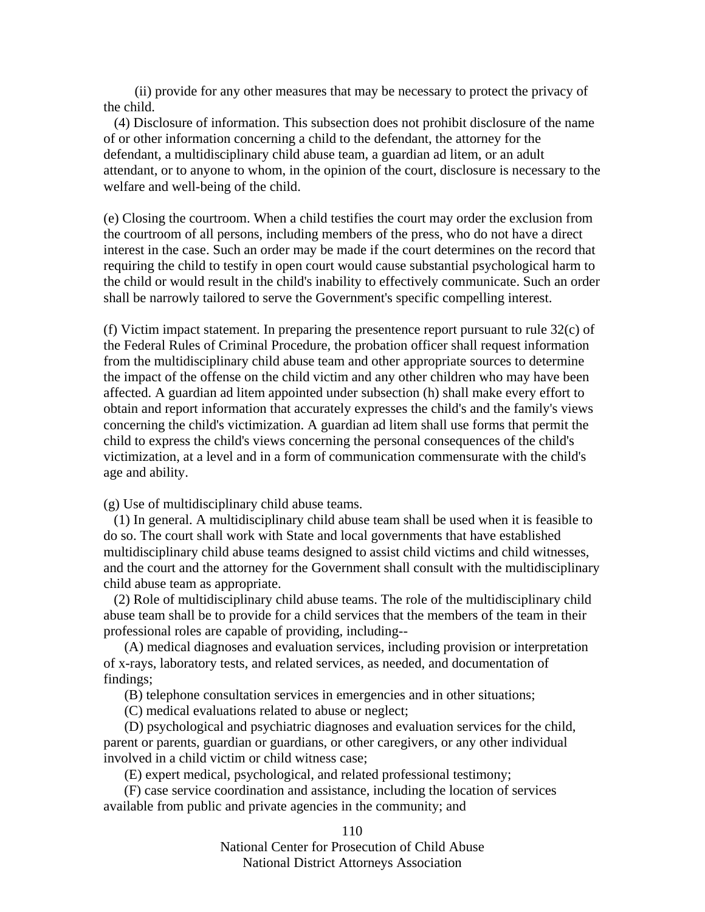(ii) provide for any other measures that may be necessary to protect the privacy of the child.

(4) Disclosure of information. This subsection does not prohibit disclosure of the name of or other information concerning a child to the defendant, the attorney for the defendant, a multidisciplinary child abuse team, a guardian ad litem, or an adult attendant, or to anyone to whom, in the opinion of the court, disclosure is necessary to the welfare and well-being of the child.

(e) Closing the courtroom. When a child testifies the court may order the exclusion from the courtroom of all persons, including members of the press, who do not have a direct interest in the case. Such an order may be made if the court determines on the record that requiring the child to testify in open court would cause substantial psychological harm to the child or would result in the child's inability to effectively communicate. Such an order shall be narrowly tailored to serve the Government's specific compelling interest.

(f) Victim impact statement. In preparing the presentence report pursuant to rule 32(c) of the Federal Rules of Criminal Procedure, the probation officer shall request information from the multidisciplinary child abuse team and other appropriate sources to determine the impact of the offense on the child victim and any other children who may have been affected. A guardian ad litem appointed under subsection (h) shall make every effort to obtain and report information that accurately expresses the child's and the family's views concerning the child's victimization. A guardian ad litem shall use forms that permit the child to express the child's views concerning the personal consequences of the child's victimization, at a level and in a form of communication commensurate with the child's age and ability.

(g) Use of multidisciplinary child abuse teams.

(1) In general. A multidisciplinary child abuse team shall be used when it is feasible to do so. The court shall work with State and local governments that have established multidisciplinary child abuse teams designed to assist child victims and child witnesses, and the court and the attorney for the Government shall consult with the multidisciplinary child abuse team as appropriate.

(2) Role of multidisciplinary child abuse teams. The role of the multidisciplinary child abuse team shall be to provide for a child services that the members of the team in their professional roles are capable of providing, including--

(A) medical diagnoses and evaluation services, including provision or interpretation of x-rays, laboratory tests, and related services, as needed, and documentation of findings;

(B) telephone consultation services in emergencies and in other situations;

(C) medical evaluations related to abuse or neglect;

(D) psychological and psychiatric diagnoses and evaluation services for the child, parent or parents, guardian or guardians, or other caregivers, or any other individual involved in a child victim or child witness case;

(E) expert medical, psychological, and related professional testimony;

(F) case service coordination and assistance, including the location of services available from public and private agencies in the community; and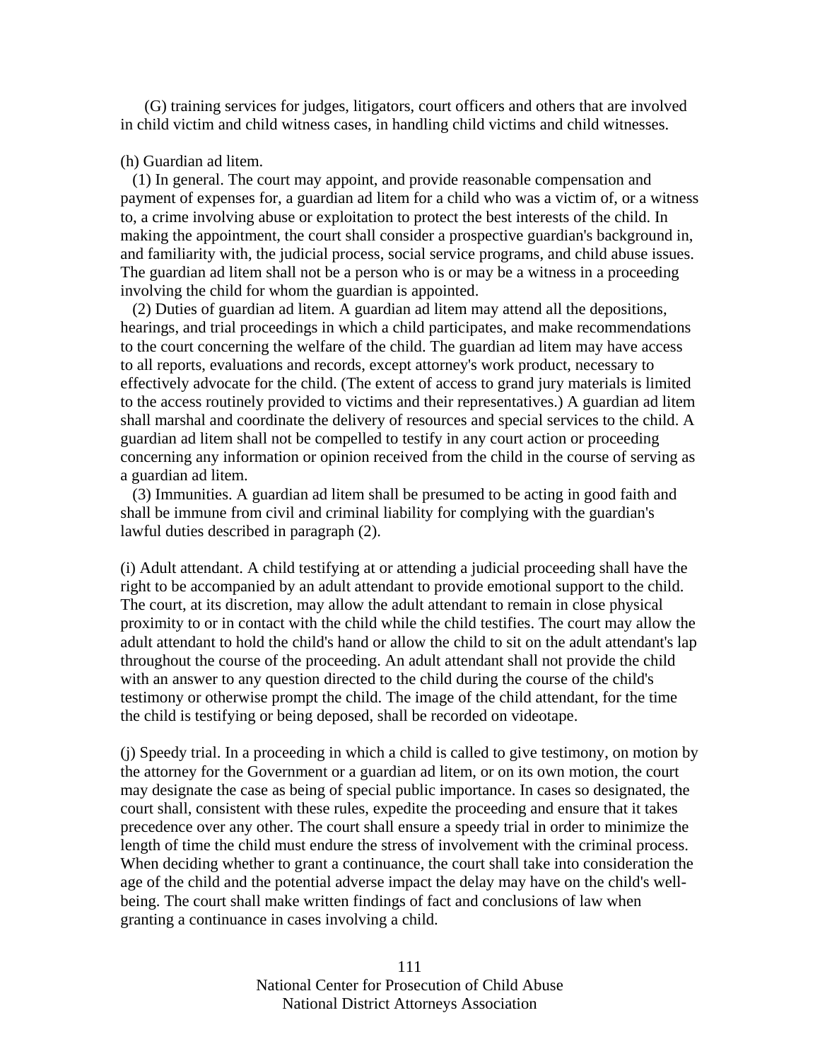(G) training services for judges, litigators, court officers and others that are involved in child victim and child witness cases, in handling child victims and child witnesses.

(h) Guardian ad litem.

(1) In general. The court may appoint, and provide reasonable compensation and payment of expenses for, a guardian ad litem for a child who was a victim of, or a witness to, a crime involving abuse or exploitation to protect the best interests of the child. In making the appointment, the court shall consider a prospective guardian's background in, and familiarity with, the judicial process, social service programs, and child abuse issues. The guardian ad litem shall not be a person who is or may be a witness in a proceeding involving the child for whom the guardian is appointed.

(2) Duties of guardian ad litem. A guardian ad litem may attend all the depositions, hearings, and trial proceedings in which a child participates, and make recommendations to the court concerning the welfare of the child. The guardian ad litem may have access to all reports, evaluations and records, except attorney's work product, necessary to effectively advocate for the child. (The extent of access to grand jury materials is limited to the access routinely provided to victims and their representatives.) A guardian ad litem shall marshal and coordinate the delivery of resources and special services to the child. A guardian ad litem shall not be compelled to testify in any court action or proceeding concerning any information or opinion received from the child in the course of serving as a guardian ad litem.

(3) Immunities. A guardian ad litem shall be presumed to be acting in good faith and shall be immune from civil and criminal liability for complying with the guardian's lawful duties described in paragraph (2).

(i) Adult attendant. A child testifying at or attending a judicial proceeding shall have the right to be accompanied by an adult attendant to provide emotional support to the child. The court, at its discretion, may allow the adult attendant to remain in close physical proximity to or in contact with the child while the child testifies. The court may allow the adult attendant to hold the child's hand or allow the child to sit on the adult attendant's lap throughout the course of the proceeding. An adult attendant shall not provide the child with an answer to any question directed to the child during the course of the child's testimony or otherwise prompt the child. The image of the child attendant, for the time the child is testifying or being deposed, shall be recorded on videotape.

(j) Speedy trial. In a proceeding in which a child is called to give testimony, on motion by the attorney for the Government or a guardian ad litem, or on its own motion, the court may designate the case as being of special public importance. In cases so designated, the court shall, consistent with these rules, expedite the proceeding and ensure that it takes precedence over any other. The court shall ensure a speedy trial in order to minimize the length of time the child must endure the stress of involvement with the criminal process. When deciding whether to grant a continuance, the court shall take into consideration the age of the child and the potential adverse impact the delay may have on the child's well-being. The court shall make written findings of fact and conclusions of law when granting a continuance in cases involving a child.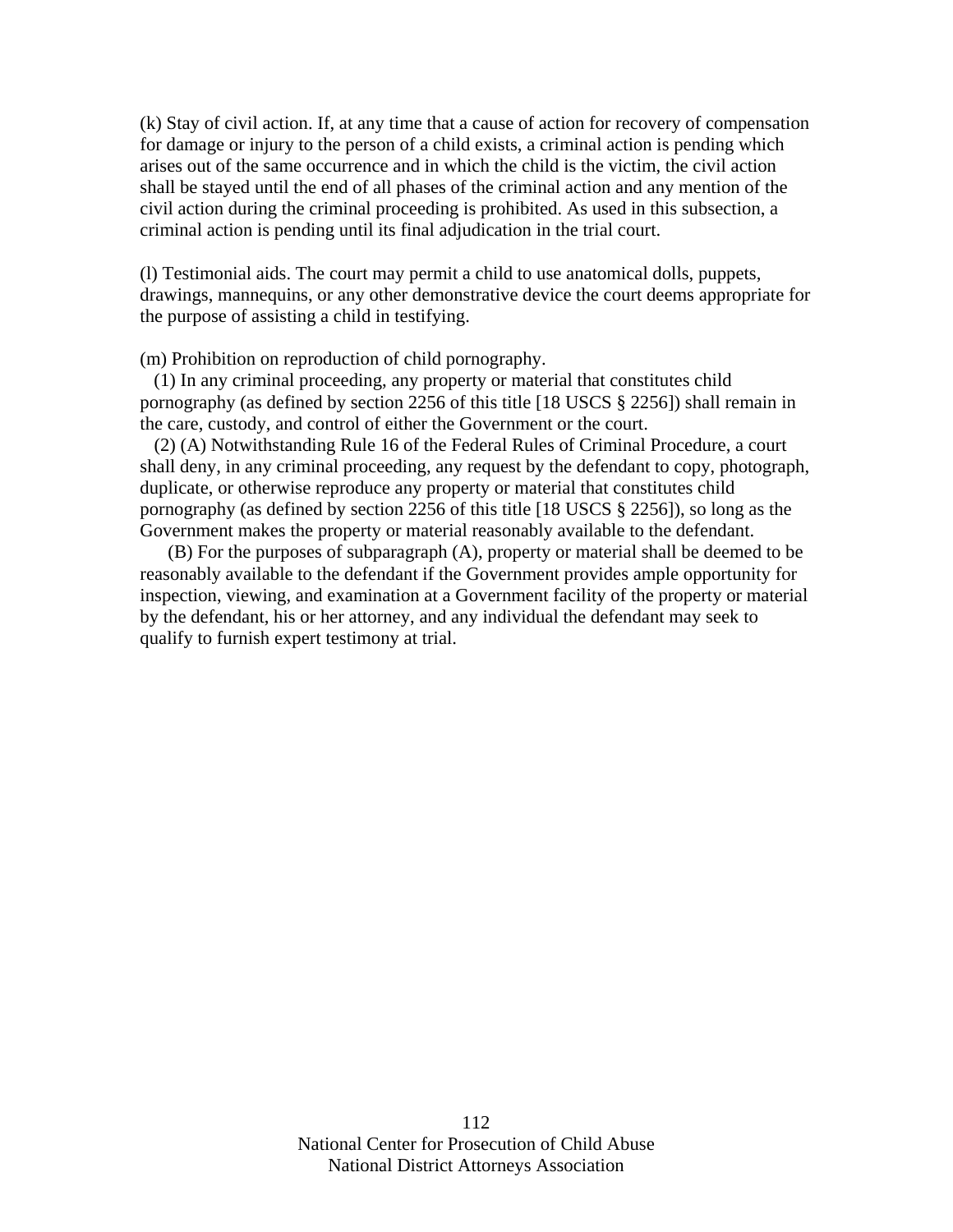(k) Stay of civil action. If, at any time that a cause of action for recovery of compensation for damage or injury to the person of a child exists, a criminal action is pending which arises out of the same occurrence and in which the child is the victim, the civil action shall be stayed until the end of all phases of the criminal action and any mention of the civil action during the criminal proceeding is prohibited. As used in this subsection, a criminal action is pending until its final adjudication in the trial court.

(l) Testimonial aids. The court may permit a child to use anatomical dolls, puppets, drawings, mannequins, or any other demonstrative device the court deems appropriate for the purpose of assisting a child in testifying.

(m) Prohibition on reproduction of child pornography.

(1) In any criminal proceeding, any property or material that constitutes child pornography (as defined by section 2256 of this title [18 USCS § 2256]) shall remain in the care, custody, and control of either the Government or the court.

(2) (A) Notwithstanding Rule 16 of the Federal Rules of Criminal Procedure, a court shall deny, in any criminal proceeding, any request by the defendant to copy, photograph, duplicate, or otherwise reproduce any property or material that constitutes child pornography (as defined by section 2256 of this title [18 USCS § 2256]), so long as the Government makes the property or material reasonably available to the defendant.

(B) For the purposes of subparagraph (A), property or material shall be deemed to be reasonably available to the defendant if the Government provides ample opportunity for inspection, viewing, and examination at a Government facility of the property or material by the defendant, his or her attorney, and any individual the defendant may seek to qualify to furnish expert testimony at trial.